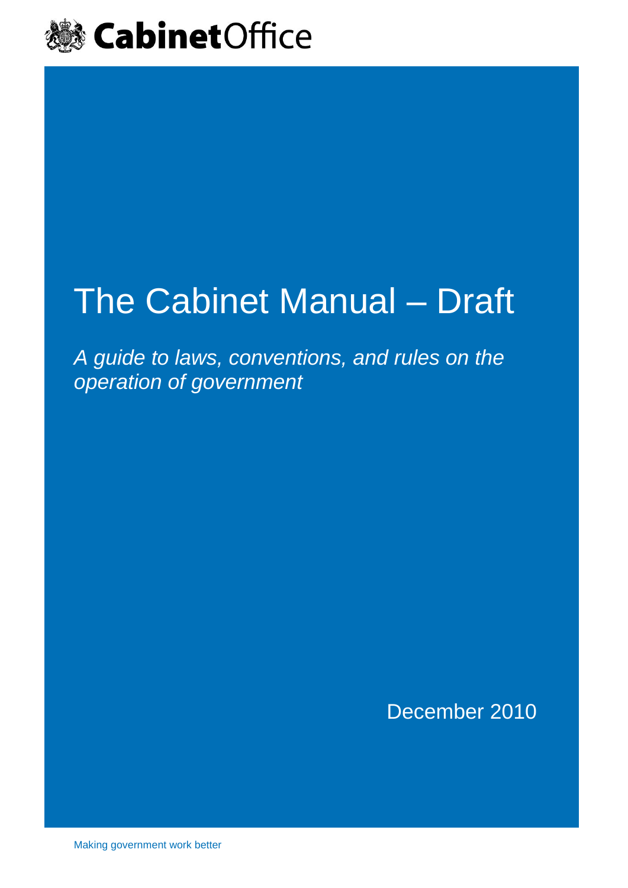Cabinet Office

# The Cabinet Manual – Draft

*A guide to laws, conventions, and rules on the operation of government*

December 2010

Making government work better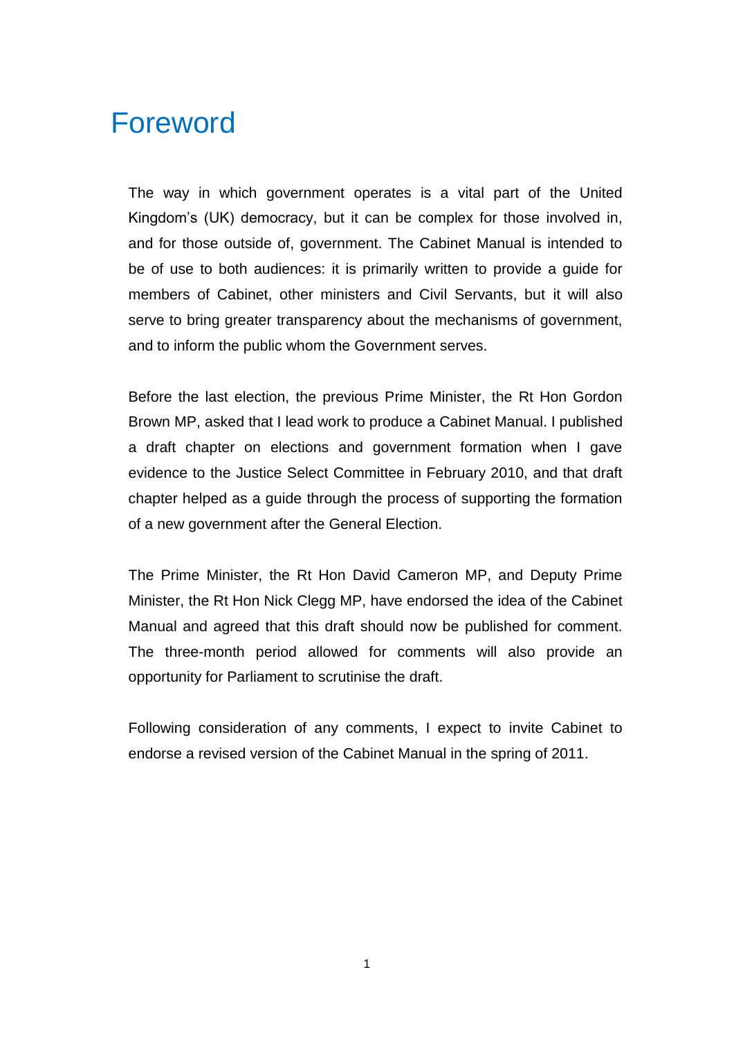# Foreword

The way in which government operates is a vital part of the United Kingdom's (UK) democracy, but it can be complex for those involved in, and for those outside of, government. The Cabinet Manual is intended to be of use to both audiences: it is primarily written to provide a guide for members of Cabinet, other ministers and Civil Servants, but it will also serve to bring greater transparency about the mechanisms of government, and to inform the public whom the Government serves.

Before the last election, the previous Prime Minister, the Rt Hon Gordon Brown MP, asked that I lead work to produce a Cabinet Manual. I published a draft chapter on elections and government formation when I gave evidence to the Justice Select Committee in February 2010, and that draft chapter helped as a guide through the process of supporting the formation of a new government after the General Election.

The Prime Minister, the Rt Hon David Cameron MP, and Deputy Prime Minister, the Rt Hon Nick Clegg MP, have endorsed the idea of the Cabinet Manual and agreed that this draft should now be published for comment. The three-month period allowed for comments will also provide an opportunity for Parliament to scrutinise the draft.

Following consideration of any comments, I expect to invite Cabinet to endorse a revised version of the Cabinet Manual in the spring of 2011.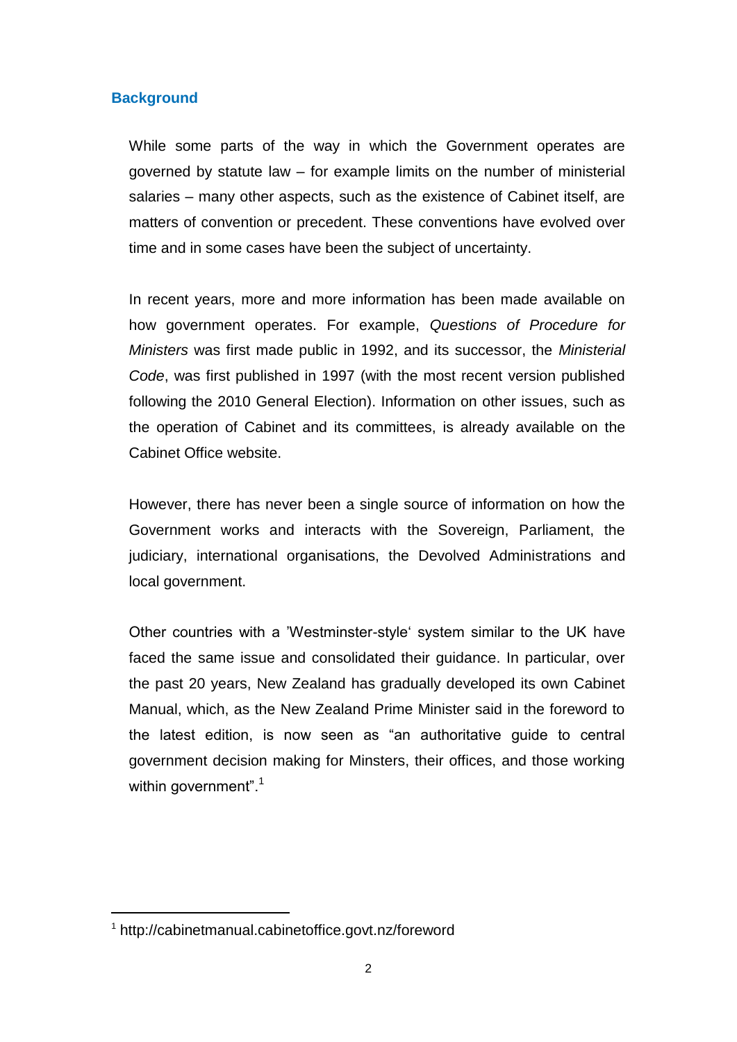## Background

While some parts of the way in which the Government operates are governed by statute law – for example limits on the number of ministerial salaries – many other aspects, such as the existence of Cabinet itself, are matters of convention or precedent. These conventions have evolved over time and in some cases have been the subject of uncertainty.

In recent years, more and more information has been made available on how government operates. For example, *Questions of Procedure for Ministers* was first made public in 1992, and its successor, the *Ministerial Code*, was first published in 1997 (with the most recent version published following the 2010 General Election). Information on other issues, such as the operation of Cabinet and its committees, is already available on the Cabinet Office website.

However, there has never been a single source of information on how the Government works and interacts with the Sovereign, Parliament, the judiciary, international organisations, the Devolved Administrations and local government.

Other countries with a 'Westminster-style' system similar to the UK have faced the same issue and consolidated their guidance. In particular, over the past 20 years, New Zealand has gradually developed its own Cabinet Manual, which, as the New Zealand Prime Minister said in the foreword to the latest edition, is now seen as "an authoritative guide to central government decision making for Minsters, their offices, and those working within government".[1]

[1] http://cabinetmanual.cabinetoffice.govt.nz/foreword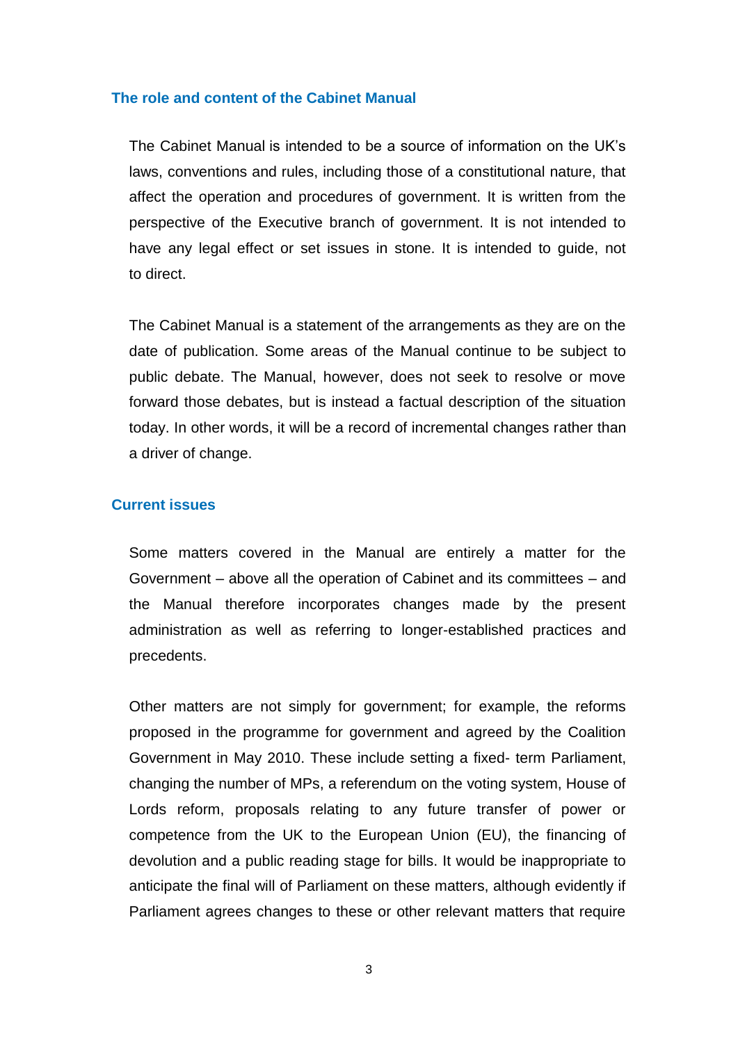## The role and content of the Cabinet Manual

The Cabinet Manual is intended to be a source of information on the UK's laws, conventions and rules, including those of a constitutional nature, that affect the operation and procedures of government. It is written from the perspective of the Executive branch of government. It is not intended to have any legal effect or set issues in stone. It is intended to guide, not to direct.

The Cabinet Manual is a statement of the arrangements as they are on the date of publication. Some areas of the Manual continue to be subject to public debate. The Manual, however, does not seek to resolve or move forward those debates, but is instead a factual description of the situation today. In other words, it will be a record of incremental changes rather than a driver of change.

## Current issues

Some matters covered in the Manual are entirely a matter for the Government – above all the operation of Cabinet and its committees – and the Manual therefore incorporates changes made by the present administration as well as referring to longer-established practices and precedents.

Other matters are not simply for government; for example, the reforms proposed in the programme for government and agreed by the Coalition Government in May 2010. These include setting a fixed- term Parliament, changing the number of MPs, a referendum on the voting system, House of Lords reform, proposals relating to any future transfer of power or competence from the UK to the European Union (EU), the financing of devolution and a public reading stage for bills. It would be inappropriate to anticipate the final will of Parliament on these matters, although evidently if Parliament agrees changes to these or other relevant matters that require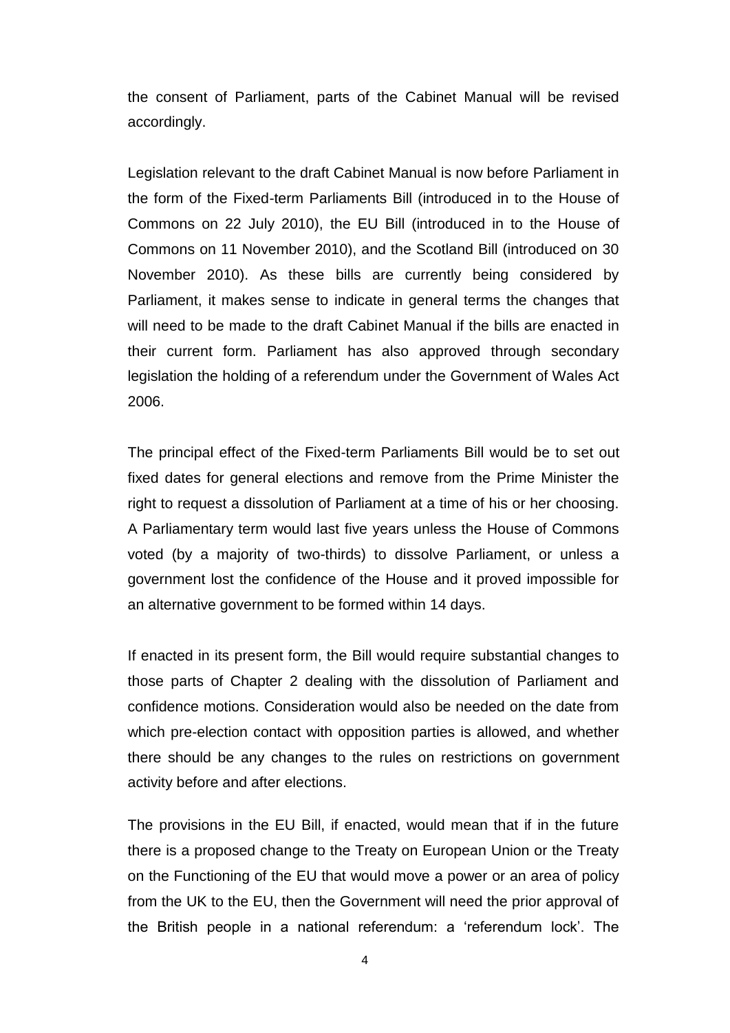the consent of Parliament, parts of the Cabinet Manual will be revised accordingly.

Legislation relevant to the draft Cabinet Manual is now before Parliament in the form of the Fixed-term Parliaments Bill (introduced in to the House of Commons on 22 July 2010), the EU Bill (introduced in to the House of Commons on 11 November 2010), and the Scotland Bill (introduced on 30 November 2010). As these bills are currently being considered by Parliament, it makes sense to indicate in general terms the changes that will need to be made to the draft Cabinet Manual if the bills are enacted in their current form. Parliament has also approved through secondary legislation the holding of a referendum under the Government of Wales Act 2006.

The principal effect of the Fixed-term Parliaments Bill would be to set out fixed dates for general elections and remove from the Prime Minister the right to request a dissolution of Parliament at a time of his or her choosing. A Parliamentary term would last five years unless the House of Commons voted (by a majority of two-thirds) to dissolve Parliament, or unless a government lost the confidence of the House and it proved impossible for an alternative government to be formed within 14 days.

If enacted in its present form, the Bill would require substantial changes to those parts of Chapter 2 dealing with the dissolution of Parliament and confidence motions. Consideration would also be needed on the date from which pre-election contact with opposition parties is allowed, and whether there should be any changes to the rules on restrictions on government activity before and after elections.

The provisions in the EU Bill, if enacted, would mean that if in the future there is a proposed change to the Treaty on European Union or the Treaty on the Functioning of the EU that would move a power or an area of policy from the UK to the EU, then the Government will need the prior approval of the British people in a national referendum: a 'referendum lock'. The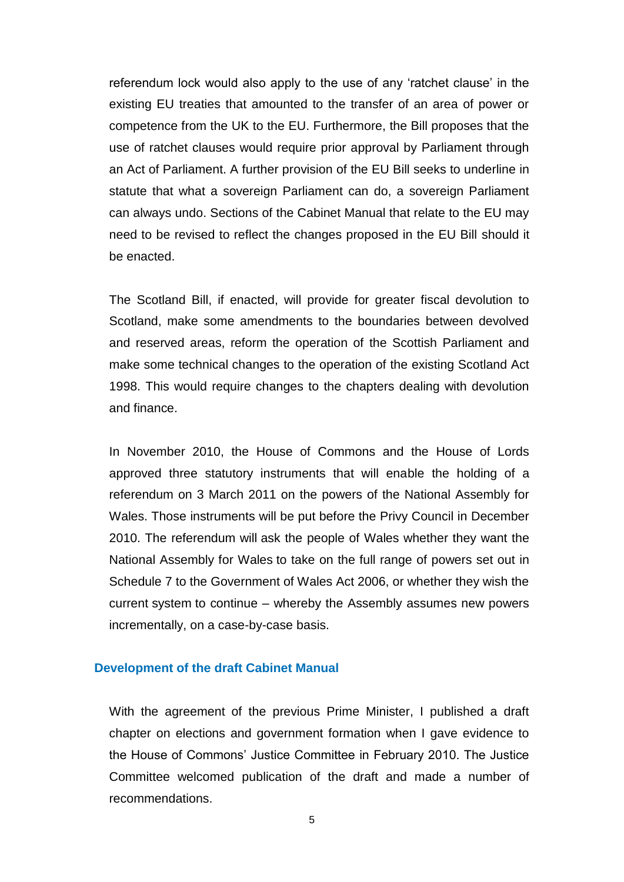referendum lock would also apply to the use of any 'ratchet clause' in the existing EU treaties that amounted to the transfer of an area of power or competence from the UK to the EU. Furthermore, the Bill proposes that the use of ratchet clauses would require prior approval by Parliament through an Act of Parliament. A further provision of the EU Bill seeks to underline in statute that what a sovereign Parliament can do, a sovereign Parliament can always undo. Sections of the Cabinet Manual that relate to the EU may need to be revised to reflect the changes proposed in the EU Bill should it be enacted.

The Scotland Bill, if enacted, will provide for greater fiscal devolution to Scotland, make some amendments to the boundaries between devolved and reserved areas, reform the operation of the Scottish Parliament and make some technical changes to the operation of the existing Scotland Act 1998. This would require changes to the chapters dealing with devolution and finance.

In November 2010, the House of Commons and the House of Lords approved three statutory instruments that will enable the holding of a referendum on 3 March 2011 on the powers of the National Assembly for Wales. Those instruments will be put before the Privy Council in December 2010. The referendum will ask the people of Wales whether they want the National Assembly for Wales to take on the full range of powers set out in Schedule 7 to the Government of Wales Act 2006, or whether they wish the current system to continue – whereby the Assembly assumes new powers incrementally, on a case-by-case basis.

## Development of the draft Cabinet Manual

With the agreement of the previous Prime Minister, I published a draft chapter on elections and government formation when I gave evidence to the House of Commons' Justice Committee in February 2010. The Justice Committee welcomed publication of the draft and made a number of recommendations.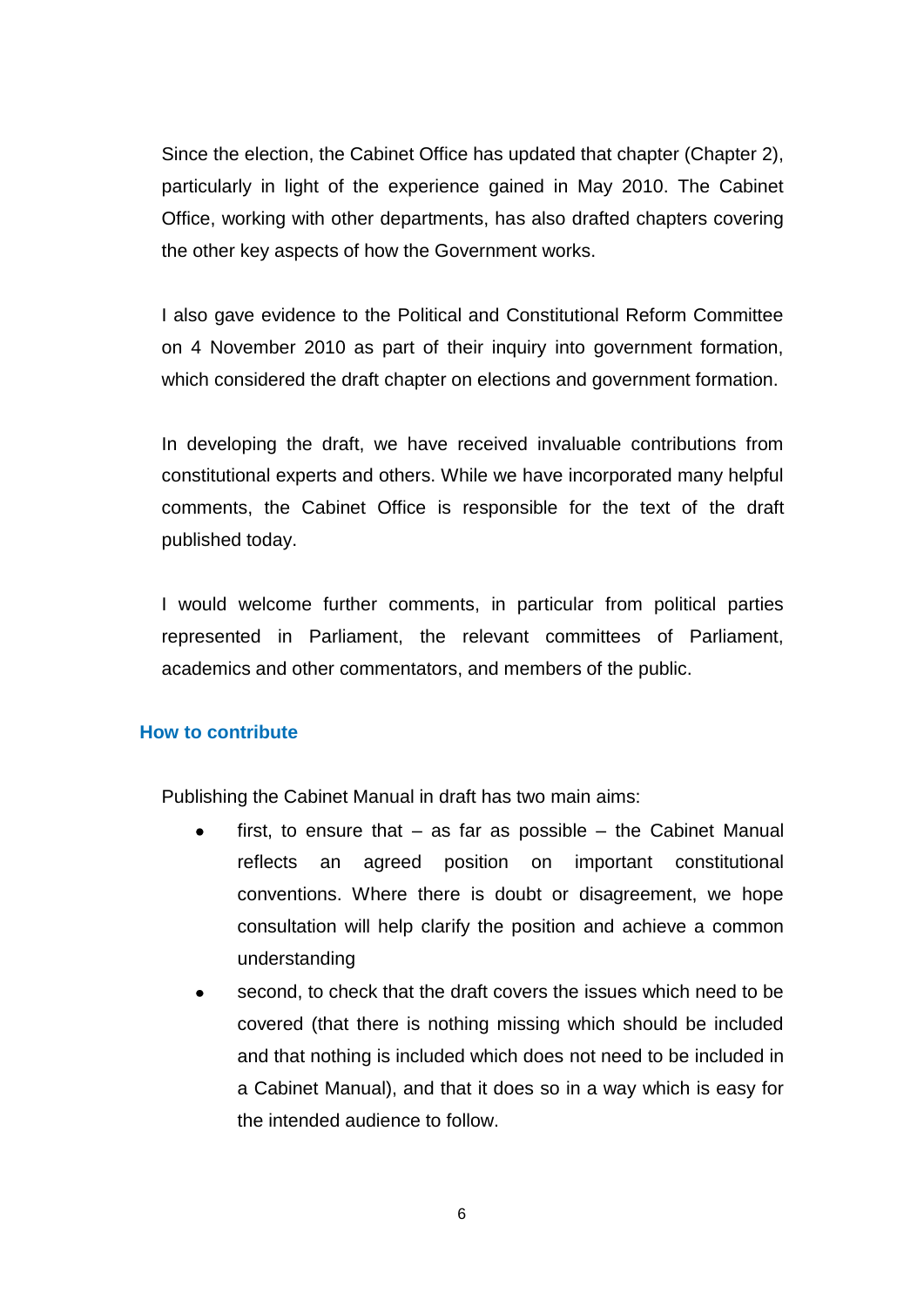Since the election, the Cabinet Office has updated that chapter (Chapter 2), particularly in light of the experience gained in May 2010. The Cabinet Office, working with other departments, has also drafted chapters covering the other key aspects of how the Government works.

I also gave evidence to the Political and Constitutional Reform Committee on 4 November 2010 as part of their inquiry into government formation, which considered the draft chapter on elections and government formation.

In developing the draft, we have received invaluable contributions from constitutional experts and others. While we have incorporated many helpful comments, the Cabinet Office is responsible for the text of the draft published today.

I would welcome further comments, in particular from political parties represented in Parliament, the relevant committees of Parliament, academics and other commentators, and members of the public.

### How to contribute

Publishing the Cabinet Manual in draft has two main aims:

- first, to ensure that – as far as possible – the Cabinet Manual reflects an agreed position on important constitutional conventions. Where there is doubt or disagreement, we hope consultation will help clarify the position and achieve a common understanding
- second, to check that the draft covers the issues which need to be covered (that there is nothing missing which should be included and that nothing is included which does not need to be included in a Cabinet Manual), and that it does so in a way which is easy for the intended audience to follow.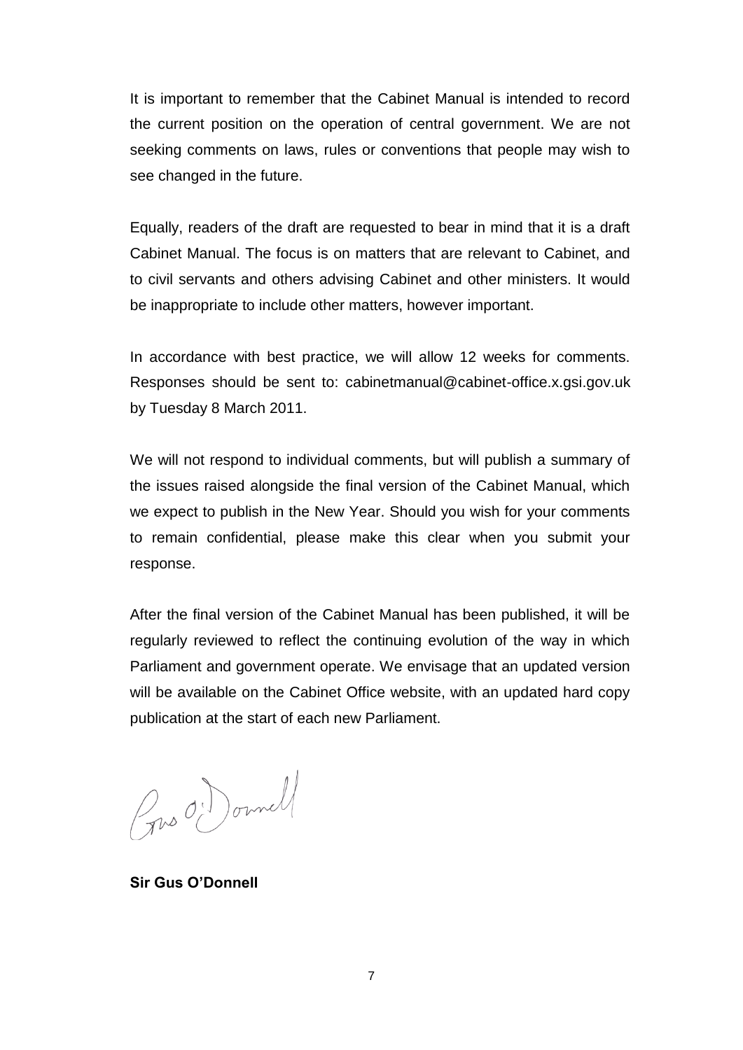It is important to remember that the Cabinet Manual is intended to record the current position on the operation of central government. We are not seeking comments on laws, rules or conventions that people may wish to see changed in the future.

Equally, readers of the draft are requested to bear in mind that it is a draft Cabinet Manual. The focus is on matters that are relevant to Cabinet, and to civil servants and others advising Cabinet and other ministers. It would be inappropriate to include other matters, however important.

In accordance with best practice, we will allow 12 weeks for comments. Responses should be sent to: cabinetmanual@cabinet-office.x.gsi.gov.uk by Tuesday 8 March 2011.

We will not respond to individual comments, but will publish a summary of the issues raised alongside the final version of the Cabinet Manual, which we expect to publish in the New Year. Should you wish for your comments to remain confidential, please make this clear when you submit your response.

After the final version of the Cabinet Manual has been published, it will be regularly reviewed to reflect the continuing evolution of the way in which Parliament and government operate. We envisage that an updated version will be available on the Cabinet Office website, with an updated hard copy publication at the start of each new Parliament.

Gus O'Donnell

**Sir Gus O'Donnell**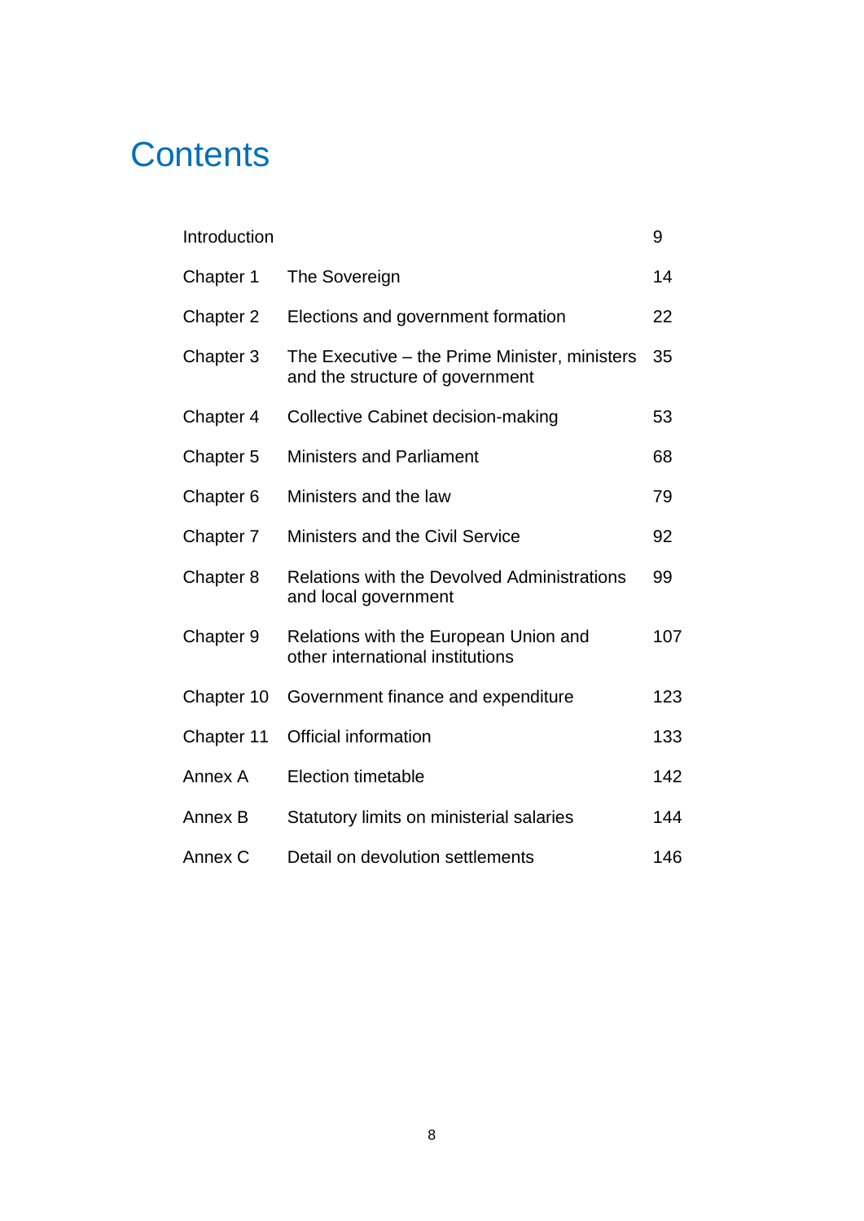# Contents

| | | |
|---|---|---|
| Introduction | | 9 |
| Chapter 1 | The Sovereign | 14 |
| Chapter 2 | Elections and government formation | 22 |
| Chapter 3 | The Executive – the Prime Minister, ministers and the structure of government | 35 |
| Chapter 4 | Collective Cabinet decision-making | 53 |
| Chapter 5 | Ministers and Parliament | 68 |
| Chapter 6 | Ministers and the law | 79 |
| Chapter 7 | Ministers and the Civil Service | 92 |
| Chapter 8 | Relations with the Devolved Administrations and local government | 99 |
| Chapter 9 | Relations with the European Union and other international institutions | 107 |
| Chapter 10 | Government finance and expenditure | 123 |
| Chapter 11 | Official information | 133 |
| Annex A | Election timetable | 142 |
| Annex B | Statutory limits on ministerial salaries | 144 |
| Annex C | Detail on devolution settlements | 146 |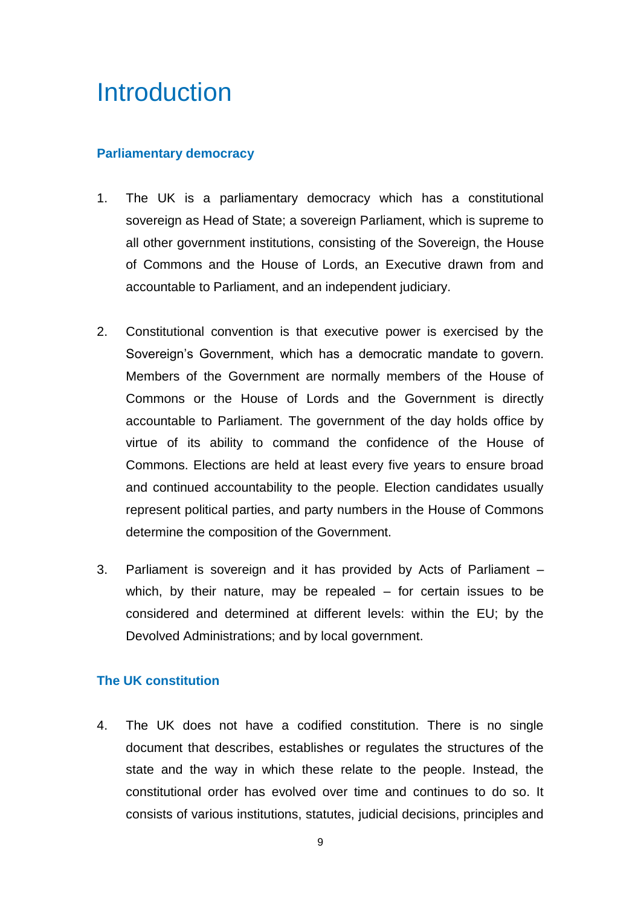# Introduction

### Parliamentary democracy

1. The UK is a parliamentary democracy which has a constitutional sovereign as Head of State; a sovereign Parliament, which is supreme to all other government institutions, consisting of the Sovereign, the House of Commons and the House of Lords, an Executive drawn from and accountable to Parliament, and an independent judiciary.

2. Constitutional convention is that executive power is exercised by the Sovereign's Government, which has a democratic mandate to govern. Members of the Government are normally members of the House of Commons or the House of Lords and the Government is directly accountable to Parliament. The government of the day holds office by virtue of its ability to command the confidence of the House of Commons. Elections are held at least every five years to ensure broad and continued accountability to the people. Election candidates usually represent political parties, and party numbers in the House of Commons determine the composition of the Government.

3. Parliament is sovereign and it has provided by Acts of Parliament – which, by their nature, may be repealed – for certain issues to be considered and determined at different levels: within the EU; by the Devolved Administrations; and by local government.

### The UK constitution

4. The UK does not have a codified constitution. There is no single document that describes, establishes or regulates the structures of the state and the way in which these relate to the people. Instead, the constitutional order has evolved over time and continues to do so. It consists of various institutions, statutes, judicial decisions, principles and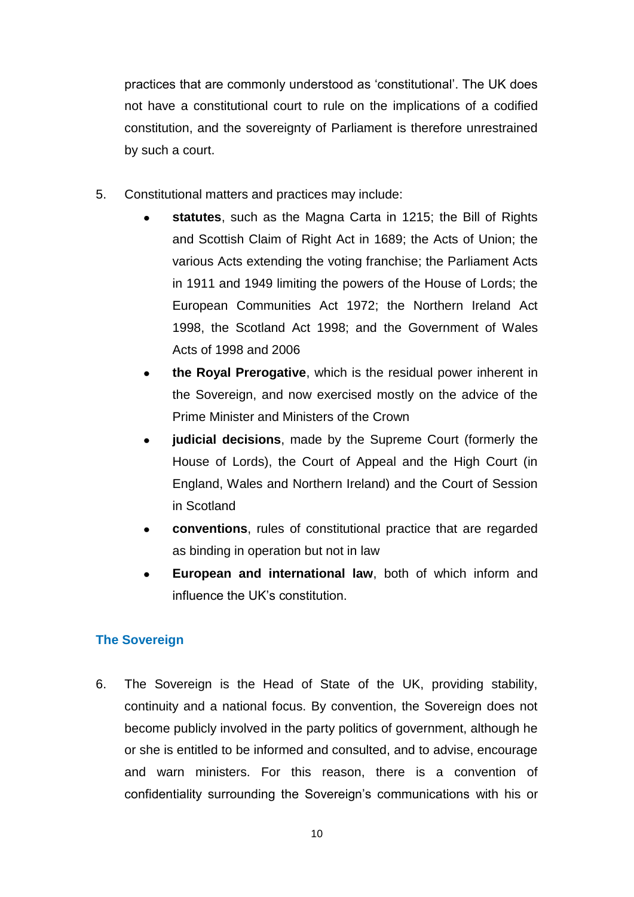practices that are commonly understood as 'constitutional'. The UK does not have a constitutional court to rule on the implications of a codified constitution, and the sovereignty of Parliament is therefore unrestrained by such a court.

5. Constitutional matters and practices may include:
   - **statutes**, such as the Magna Carta in 1215; the Bill of Rights and Scottish Claim of Right Act in 1689; the Acts of Union; the various Acts extending the voting franchise; the Parliament Acts in 1911 and 1949 limiting the powers of the House of Lords; the European Communities Act 1972; the Northern Ireland Act 1998, the Scotland Act 1998; and the Government of Wales Acts of 1998 and 2006
   - **the Royal Prerogative**, which is the residual power inherent in the Sovereign, and now exercised mostly on the advice of the Prime Minister and Ministers of the Crown
   - **judicial decisions**, made by the Supreme Court (formerly the House of Lords), the Court of Appeal and the High Court (in England, Wales and Northern Ireland) and the Court of Session in Scotland
   - **conventions**, rules of constitutional practice that are regarded as binding in operation but not in law
   - **European and international law**, both of which inform and influence the UK's constitution.

## The Sovereign

6. The Sovereign is the Head of State of the UK, providing stability, continuity and a national focus. By convention, the Sovereign does not become publicly involved in the party politics of government, although he or she is entitled to be informed and consulted, and to advise, encourage and warn ministers. For this reason, there is a convention of confidentiality surrounding the Sovereign's communications with his or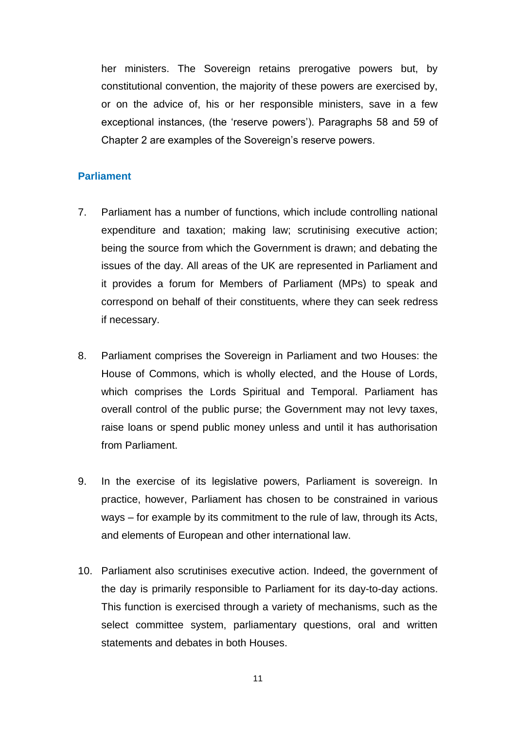her ministers. The Sovereign retains prerogative powers but, by constitutional convention, the majority of these powers are exercised by, or on the advice of, his or her responsible ministers, save in a few exceptional instances, (the 'reserve powers'). Paragraphs 58 and 59 of Chapter 2 are examples of the Sovereign's reserve powers.

## Parliament

7. Parliament has a number of functions, which include controlling national expenditure and taxation; making law; scrutinising executive action; being the source from which the Government is drawn; and debating the issues of the day. All areas of the UK are represented in Parliament and it provides a forum for Members of Parliament (MPs) to speak and correspond on behalf of their constituents, where they can seek redress if necessary.

8. Parliament comprises the Sovereign in Parliament and two Houses: the House of Commons, which is wholly elected, and the House of Lords, which comprises the Lords Spiritual and Temporal. Parliament has overall control of the public purse; the Government may not levy taxes, raise loans or spend public money unless and until it has authorisation from Parliament.

9. In the exercise of its legislative powers, Parliament is sovereign. In practice, however, Parliament has chosen to be constrained in various ways – for example by its commitment to the rule of law, through its Acts, and elements of European and other international law.

10. Parliament also scrutinises executive action. Indeed, the government of the day is primarily responsible to Parliament for its day-to-day actions. This function is exercised through a variety of mechanisms, such as the select committee system, parliamentary questions, oral and written statements and debates in both Houses.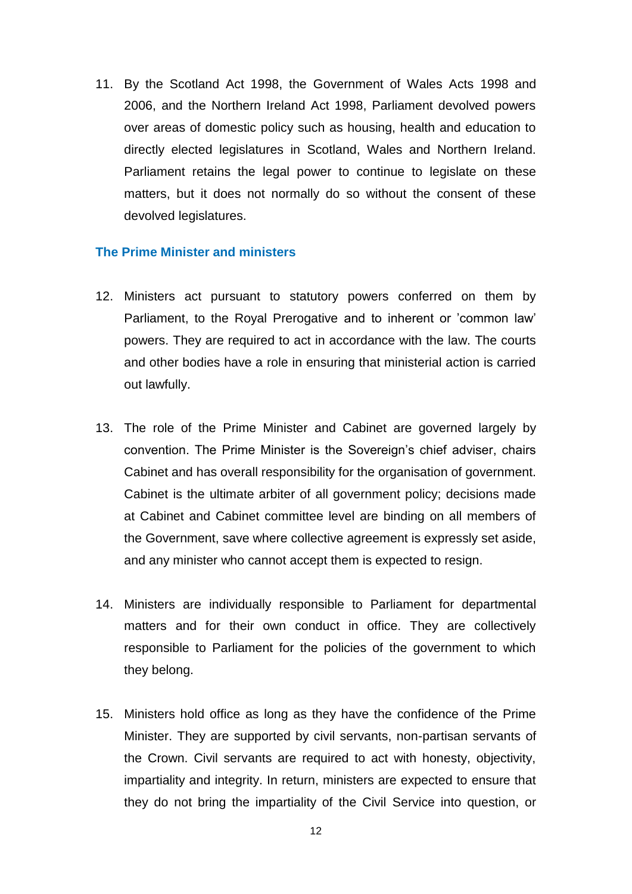11. By the Scotland Act 1998, the Government of Wales Acts 1998 and 2006, and the Northern Ireland Act 1998, Parliament devolved powers over areas of domestic policy such as housing, health and education to directly elected legislatures in Scotland, Wales and Northern Ireland. Parliament retains the legal power to continue to legislate on these matters, but it does not normally do so without the consent of these devolved legislatures.

### The Prime Minister and ministers

12. Ministers act pursuant to statutory powers conferred on them by Parliament, to the Royal Prerogative and to inherent or 'common law' powers. They are required to act in accordance with the law. The courts and other bodies have a role in ensuring that ministerial action is carried out lawfully.

13. The role of the Prime Minister and Cabinet are governed largely by convention. The Prime Minister is the Sovereign's chief adviser, chairs Cabinet and has overall responsibility for the organisation of government. Cabinet is the ultimate arbiter of all government policy; decisions made at Cabinet and Cabinet committee level are binding on all members of the Government, save where collective agreement is expressly set aside, and any minister who cannot accept them is expected to resign.

14. Ministers are individually responsible to Parliament for departmental matters and for their own conduct in office. They are collectively responsible to Parliament for the policies of the government to which they belong.

15. Ministers hold office as long as they have the confidence of the Prime Minister. They are supported by civil servants, non-partisan servants of the Crown. Civil servants are required to act with honesty, objectivity, impartiality and integrity. In return, ministers are expected to ensure that they do not bring the impartiality of the Civil Service into question, or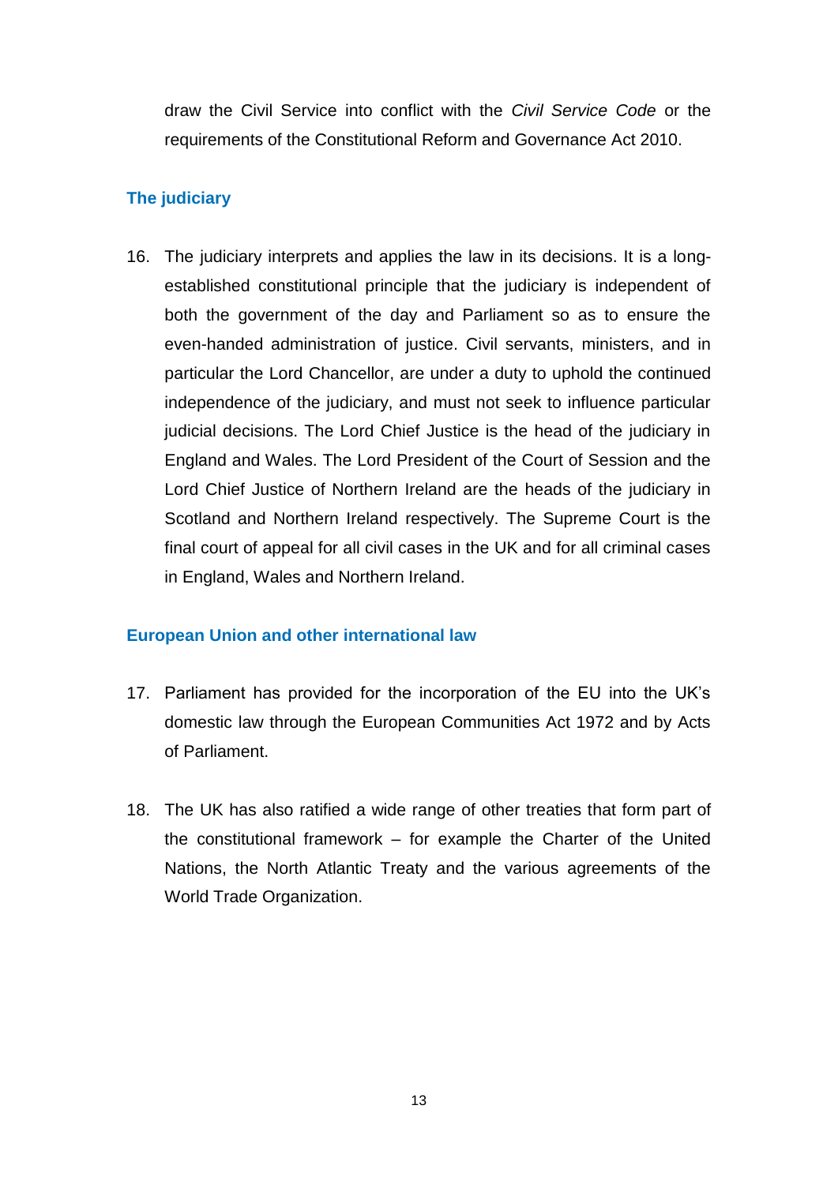draw the Civil Service into conflict with the *Civil Service Code* or the requirements of the Constitutional Reform and Governance Act 2010.

## The judiciary

16. The judiciary interprets and applies the law in its decisions. It is a long-established constitutional principle that the judiciary is independent of both the government of the day and Parliament so as to ensure the even-handed administration of justice. Civil servants, ministers, and in particular the Lord Chancellor, are under a duty to uphold the continued independence of the judiciary, and must not seek to influence particular judicial decisions. The Lord Chief Justice is the head of the judiciary in England and Wales. The Lord President of the Court of Session and the Lord Chief Justice of Northern Ireland are the heads of the judiciary in Scotland and Northern Ireland respectively. The Supreme Court is the final court of appeal for all civil cases in the UK and for all criminal cases in England, Wales and Northern Ireland.

## European Union and other international law

17. Parliament has provided for the incorporation of the EU into the UK's domestic law through the European Communities Act 1972 and by Acts of Parliament.

18. The UK has also ratified a wide range of other treaties that form part of the constitutional framework – for example the Charter of the United Nations, the North Atlantic Treaty and the various agreements of the World Trade Organization.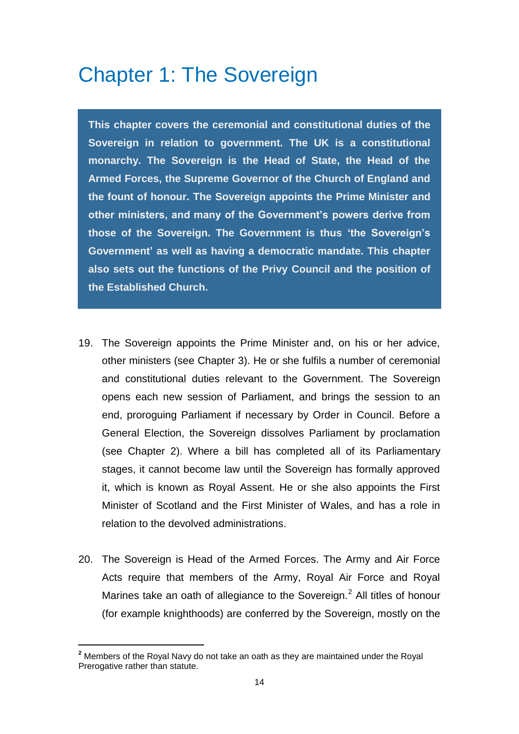# Chapter 1: The Sovereign

**This chapter covers the ceremonial and constitutional duties of the Sovereign in relation to government. The UK is a constitutional monarchy. The Sovereign is the Head of State, the Head of the Armed Forces, the Supreme Governor of the Church of England and the fount of honour. The Sovereign appoints the Prime Minister and other ministers, and many of the Government's powers derive from those of the Sovereign. The Government is thus 'the Sovereign's Government' as well as having a democratic mandate. This chapter also sets out the functions of the Privy Council and the position of the Established Church.**

19. The Sovereign appoints the Prime Minister and, on his or her advice, other ministers (see Chapter 3). He or she fulfils a number of ceremonial and constitutional duties relevant to the Government. The Sovereign opens each new session of Parliament, and brings the session to an end, proroguing Parliament if necessary by Order in Council. Before a General Election, the Sovereign dissolves Parliament by proclamation (see Chapter 2). Where a bill has completed all of its Parliamentary stages, it cannot become law until the Sovereign has formally approved it, which is known as Royal Assent. He or she also appoints the First Minister of Scotland and the First Minister of Wales, and has a role in relation to the devolved administrations.

20. The Sovereign is Head of the Armed Forces. The Army and Air Force Acts require that members of the Army, Royal Air Force and Royal Marines take an oath of allegiance to the Sovereign.[2] All titles of honour (for example knighthoods) are conferred by the Sovereign, mostly on the

[2] Members of the Royal Navy do not take an oath as they are maintained under the Royal Prerogative rather than statute.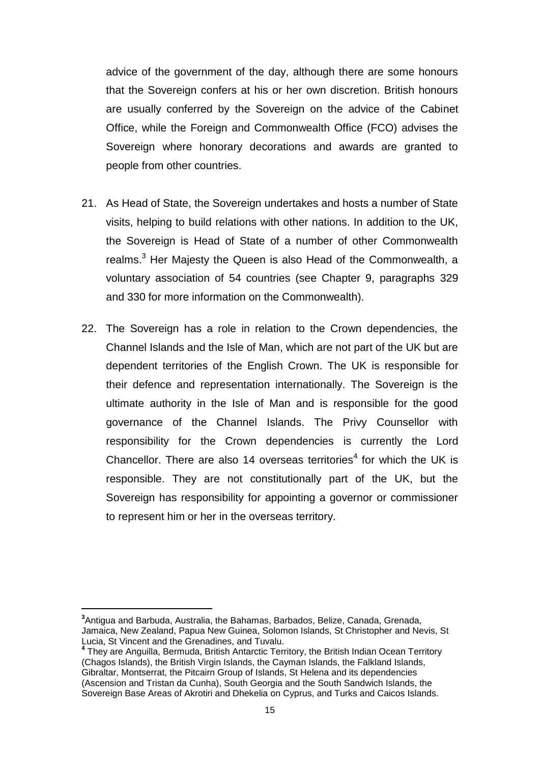advice of the government of the day, although there are some honours that the Sovereign confers at his or her own discretion. British honours are usually conferred by the Sovereign on the advice of the Cabinet Office, while the Foreign and Commonwealth Office (FCO) advises the Sovereign where honorary decorations and awards are granted to people from other countries.

21. As Head of State, the Sovereign undertakes and hosts a number of State visits, helping to build relations with other nations. In addition to the UK, the Sovereign is Head of State of a number of other Commonwealth realms.[3] Her Majesty the Queen is also Head of the Commonwealth, a voluntary association of 54 countries (see Chapter 9, paragraphs 329 and 330 for more information on the Commonwealth).

22. The Sovereign has a role in relation to the Crown dependencies, the Channel Islands and the Isle of Man, which are not part of the UK but are dependent territories of the English Crown. The UK is responsible for their defence and representation internationally. The Sovereign is the ultimate authority in the Isle of Man and is responsible for the good governance of the Channel Islands. The Privy Counsellor with responsibility for the Crown dependencies is currently the Lord Chancellor. There are also 14 overseas territories[4] for which the UK is responsible. They are not constitutionally part of the UK, but the Sovereign has responsibility for appointing a governor or commissioner to represent him or her in the overseas territory.

---

[3] Antigua and Barbuda, Australia, the Bahamas, Barbados, Belize, Canada, Grenada, Jamaica, New Zealand, Papua New Guinea, Solomon Islands, St Christopher and Nevis, St Lucia, St Vincent and the Grenadines, and Tuvalu.

[4] They are Anguilla, Bermuda, British Antarctic Territory, the British Indian Ocean Territory (Chagos Islands), the British Virgin Islands, the Cayman Islands, the Falkland Islands, Gibraltar, Montserrat, the Pitcairn Group of Islands, St Helena and its dependencies (Ascension and Tristan da Cunha), South Georgia and the South Sandwich Islands, the Sovereign Base Areas of Akrotiri and Dhekelia on Cyprus, and Turks and Caicos Islands.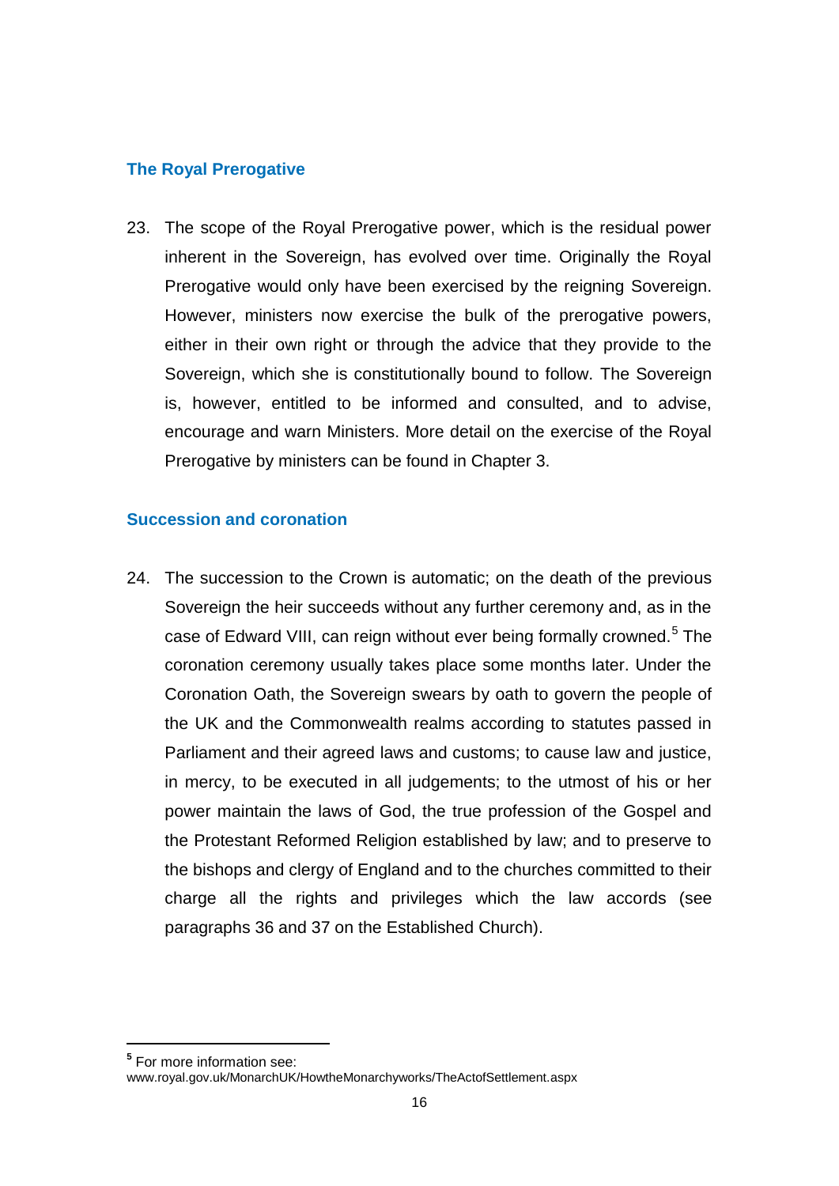## The Royal Prerogative

23. The scope of the Royal Prerogative power, which is the residual power inherent in the Sovereign, has evolved over time. Originally the Royal Prerogative would only have been exercised by the reigning Sovereign. However, ministers now exercise the bulk of the prerogative powers, either in their own right or through the advice that they provide to the Sovereign, which she is constitutionally bound to follow. The Sovereign is, however, entitled to be informed and consulted, and to advise, encourage and warn Ministers. More detail on the exercise of the Royal Prerogative by ministers can be found in Chapter 3.

## Succession and coronation

24. The succession to the Crown is automatic; on the death of the previous Sovereign the heir succeeds without any further ceremony and, as in the case of Edward VIII, can reign without ever being formally crowned.[5] The coronation ceremony usually takes place some months later. Under the Coronation Oath, the Sovereign swears by oath to govern the people of the UK and the Commonwealth realms according to statutes passed in Parliament and their agreed laws and customs; to cause law and justice, in mercy, to be executed in all judgements; to the utmost of his or her power maintain the laws of God, the true profession of the Gospel and the Protestant Reformed Religion established by law; and to preserve to the bishops and clergy of England and to the churches committed to their charge all the rights and privileges which the law accords (see paragraphs 36 and 37 on the Established Church).

---

[5] For more information see: www.royal.gov.uk/MonarchUK/HowtheMonarchyworks/TheActofSettlement.aspx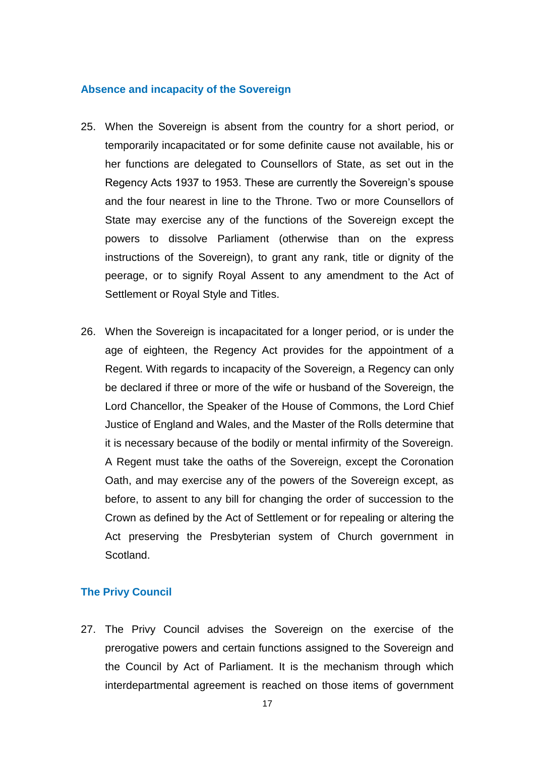### Absence and incapacity of the Sovereign

25. When the Sovereign is absent from the country for a short period, or temporarily incapacitated or for some definite cause not available, his or her functions are delegated to Counsellors of State, as set out in the Regency Acts 1937 to 1953. These are currently the Sovereign's spouse and the four nearest in line to the Throne. Two or more Counsellors of State may exercise any of the functions of the Sovereign except the powers to dissolve Parliament (otherwise than on the express instructions of the Sovereign), to grant any rank, title or dignity of the peerage, or to signify Royal Assent to any amendment to the Act of Settlement or Royal Style and Titles.

26. When the Sovereign is incapacitated for a longer period, or is under the age of eighteen, the Regency Act provides for the appointment of a Regent. With regards to incapacity of the Sovereign, a Regency can only be declared if three or more of the wife or husband of the Sovereign, the Lord Chancellor, the Speaker of the House of Commons, the Lord Chief Justice of England and Wales, and the Master of the Rolls determine that it is necessary because of the bodily or mental infirmity of the Sovereign. A Regent must take the oaths of the Sovereign, except the Coronation Oath, and may exercise any of the powers of the Sovereign except, as before, to assent to any bill for changing the order of succession to the Crown as defined by the Act of Settlement or for repealing or altering the Act preserving the Presbyterian system of Church government in Scotland.

### The Privy Council

27. The Privy Council advises the Sovereign on the exercise of the prerogative powers and certain functions assigned to the Sovereign and the Council by Act of Parliament. It is the mechanism through which interdepartmental agreement is reached on those items of government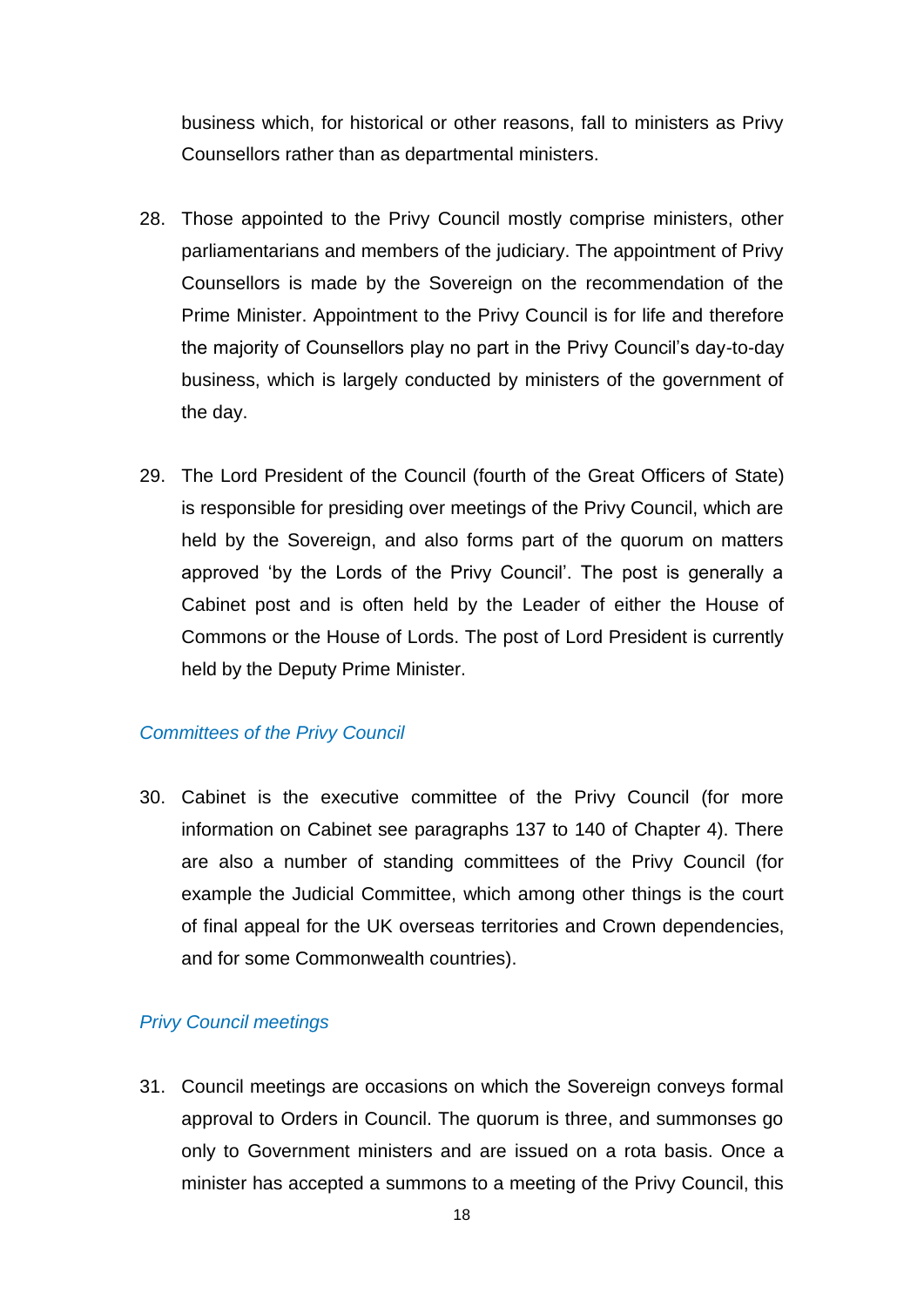business which, for historical or other reasons, fall to ministers as Privy Counsellors rather than as departmental ministers.

28. Those appointed to the Privy Council mostly comprise ministers, other parliamentarians and members of the judiciary. The appointment of Privy Counsellors is made by the Sovereign on the recommendation of the Prime Minister. Appointment to the Privy Council is for life and therefore the majority of Counsellors play no part in the Privy Council's day-to-day business, which is largely conducted by ministers of the government of the day.

29. The Lord President of the Council (fourth of the Great Officers of State) is responsible for presiding over meetings of the Privy Council, which are held by the Sovereign, and also forms part of the quorum on matters approved 'by the Lords of the Privy Council'. The post is generally a Cabinet post and is often held by the Leader of either the House of Commons or the House of Lords. The post of Lord President is currently held by the Deputy Prime Minister.

*Committees of the Privy Council*

30. Cabinet is the executive committee of the Privy Council (for more information on Cabinet see paragraphs 137 to 140 of Chapter 4). There are also a number of standing committees of the Privy Council (for example the Judicial Committee, which among other things is the court of final appeal for the UK overseas territories and Crown dependencies, and for some Commonwealth countries).

*Privy Council meetings*

31. Council meetings are occasions on which the Sovereign conveys formal approval to Orders in Council. The quorum is three, and summonses go only to Government ministers and are issued on a rota basis. Once a minister has accepted a summons to a meeting of the Privy Council, this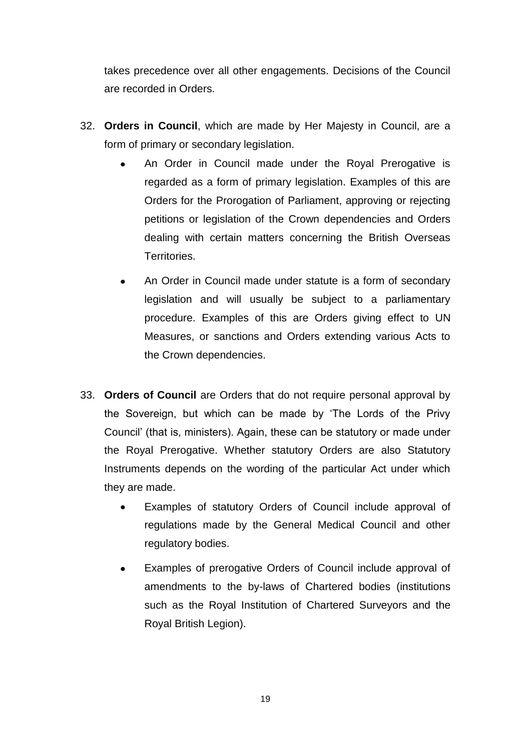takes precedence over all other engagements. Decisions of the Council are recorded in Orders.

32. **Orders in Council**, which are made by Her Majesty in Council, are a form of primary or secondary legislation.

    - An Order in Council made under the Royal Prerogative is regarded as a form of primary legislation. Examples of this are Orders for the Prorogation of Parliament, approving or rejecting petitions or legislation of the Crown dependencies and Orders dealing with certain matters concerning the British Overseas Territories.

    - An Order in Council made under statute is a form of secondary legislation and will usually be subject to a parliamentary procedure. Examples of this are Orders giving effect to UN Measures, or sanctions and Orders extending various Acts to the Crown dependencies.

33. **Orders of Council** are Orders that do not require personal approval by the Sovereign, but which can be made by 'The Lords of the Privy Council' (that is, ministers). Again, these can be statutory or made under the Royal Prerogative. Whether statutory Orders are also Statutory Instruments depends on the wording of the particular Act under which they are made.

    - Examples of statutory Orders of Council include approval of regulations made by the General Medical Council and other regulatory bodies.

    - Examples of prerogative Orders of Council include approval of amendments to the by-laws of Chartered bodies (institutions such as the Royal Institution of Chartered Surveyors and the Royal British Legion).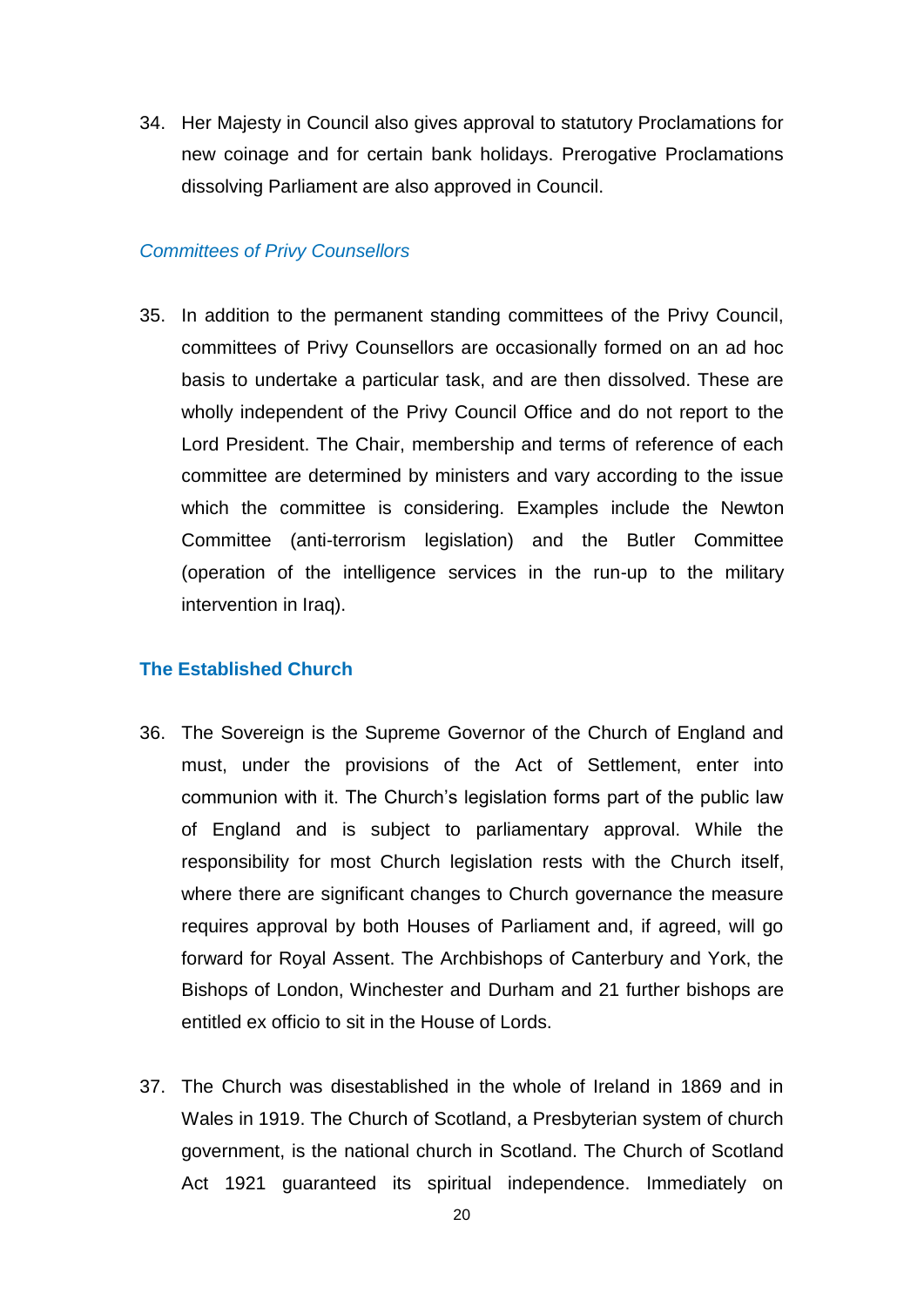34. Her Majesty in Council also gives approval to statutory Proclamations for new coinage and for certain bank holidays. Prerogative Proclamations dissolving Parliament are also approved in Council.

### *Committees of Privy Counsellors*

35. In addition to the permanent standing committees of the Privy Council, committees of Privy Counsellors are occasionally formed on an ad hoc basis to undertake a particular task, and are then dissolved. These are wholly independent of the Privy Council Office and do not report to the Lord President. The Chair, membership and terms of reference of each committee are determined by ministers and vary according to the issue which the committee is considering. Examples include the Newton Committee (anti-terrorism legislation) and the Butler Committee (operation of the intelligence services in the run-up to the military intervention in Iraq).

## The Established Church

36. The Sovereign is the Supreme Governor of the Church of England and must, under the provisions of the Act of Settlement, enter into communion with it. The Church's legislation forms part of the public law of England and is subject to parliamentary approval. While the responsibility for most Church legislation rests with the Church itself, where there are significant changes to Church governance the measure requires approval by both Houses of Parliament and, if agreed, will go forward for Royal Assent. The Archbishops of Canterbury and York, the Bishops of London, Winchester and Durham and 21 further bishops are entitled ex officio to sit in the House of Lords.

37. The Church was disestablished in the whole of Ireland in 1869 and in Wales in 1919. The Church of Scotland, a Presbyterian system of church government, is the national church in Scotland. The Church of Scotland Act 1921 guaranteed its spiritual independence. Immediately on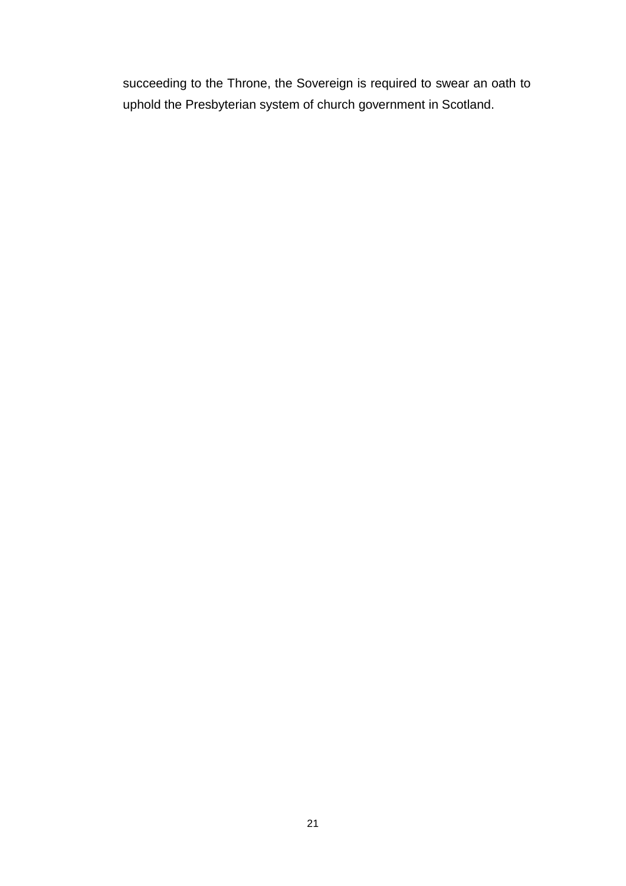succeeding to the Throne, the Sovereign is required to swear an oath to uphold the Presbyterian system of church government in Scotland.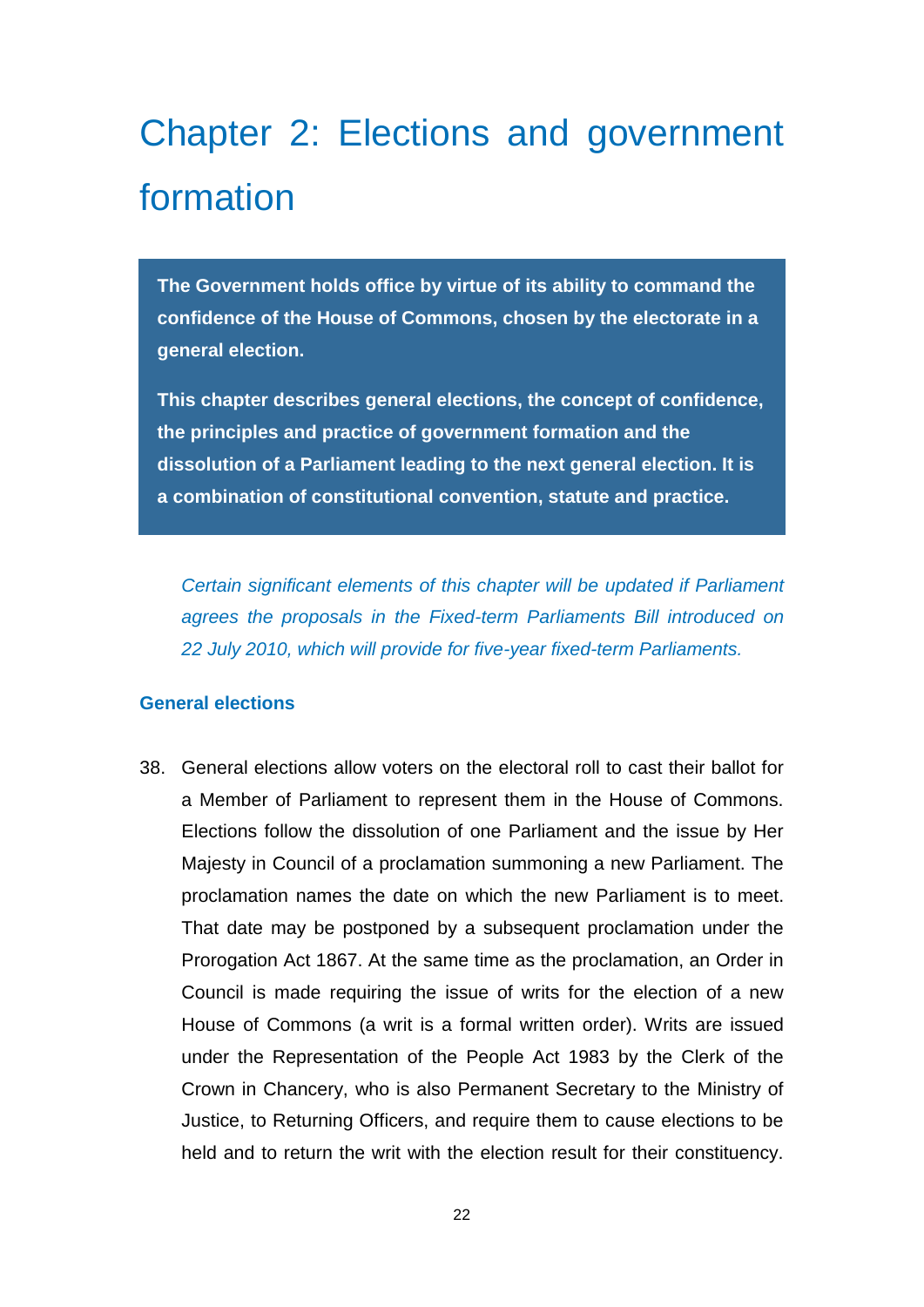# Chapter 2: Elections and government formation

**The Government holds office by virtue of its ability to command the confidence of the House of Commons, chosen by the electorate in a general election.**

**This chapter describes general elections, the concept of confidence, the principles and practice of government formation and the dissolution of a Parliament leading to the next general election. It is a combination of constitutional convention, statute and practice.**

*Certain significant elements of this chapter will be updated if Parliament agrees the proposals in the Fixed-term Parliaments Bill introduced on 22 July 2010, which will provide for five-year fixed-term Parliaments.*

### General elections

38. General elections allow voters on the electoral roll to cast their ballot for a Member of Parliament to represent them in the House of Commons. Elections follow the dissolution of one Parliament and the issue by Her Majesty in Council of a proclamation summoning a new Parliament. The proclamation names the date on which the new Parliament is to meet. That date may be postponed by a subsequent proclamation under the Prorogation Act 1867. At the same time as the proclamation, an Order in Council is made requiring the issue of writs for the election of a new House of Commons (a writ is a formal written order). Writs are issued under the Representation of the People Act 1983 by the Clerk of the Crown in Chancery, who is also Permanent Secretary to the Ministry of Justice, to Returning Officers, and require them to cause elections to be held and to return the writ with the election result for their constituency.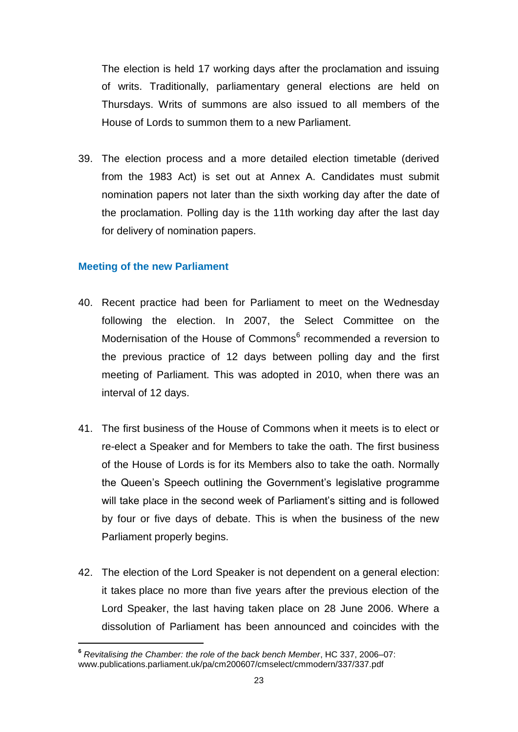The election is held 17 working days after the proclamation and issuing of writs. Traditionally, parliamentary general elections are held on Thursdays. Writs of summons are also issued to all members of the House of Lords to summon them to a new Parliament.

39. The election process and a more detailed election timetable (derived from the 1983 Act) is set out at Annex A. Candidates must submit nomination papers not later than the sixth working day after the date of the proclamation. Polling day is the 11th working day after the last day for delivery of nomination papers.

### Meeting of the new Parliament

40. Recent practice had been for Parliament to meet on the Wednesday following the election. In 2007, the Select Committee on the Modernisation of the House of Commons[6] recommended a reversion to the previous practice of 12 days between polling day and the first meeting of Parliament. This was adopted in 2010, when there was an interval of 12 days.

41. The first business of the House of Commons when it meets is to elect or re-elect a Speaker and for Members to take the oath. The first business of the House of Lords is for its Members also to take the oath. Normally the Queen's Speech outlining the Government's legislative programme will take place in the second week of Parliament's sitting and is followed by four or five days of debate. This is when the business of the new Parliament properly begins.

42. The election of the Lord Speaker is not dependent on a general election: it takes place no more than five years after the previous election of the Lord Speaker, the last having taken place on 28 June 2006. Where a dissolution of Parliament has been announced and coincides with the

[6] *Revitalising the Chamber: the role of the back bench Member*, HC 337, 2006–07: www.publications.parliament.uk/pa/cm200607/cmselect/cmmodern/337/337.pdf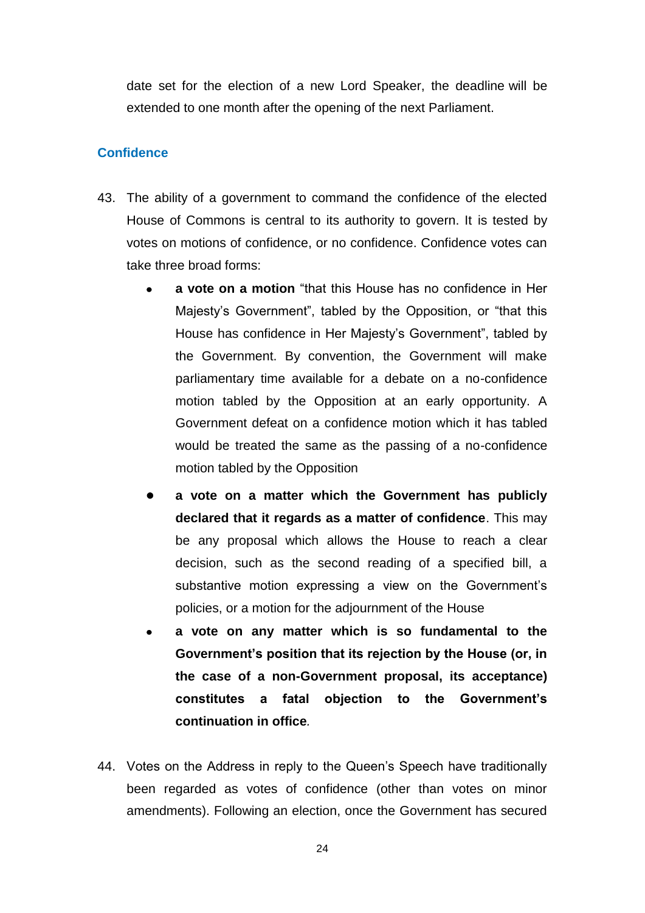date set for the election of a new Lord Speaker, the deadline will be extended to one month after the opening of the next Parliament.

## Confidence

43. The ability of a government to command the confidence of the elected House of Commons is central to its authority to govern. It is tested by votes on motions of confidence, or no confidence. Confidence votes can take three broad forms:

    - **a vote on a motion** "that this House has no confidence in Her Majesty's Government", tabled by the Opposition, or "that this House has confidence in Her Majesty's Government", tabled by the Government. By convention, the Government will make parliamentary time available for a debate on a no-confidence motion tabled by the Opposition at an early opportunity. A Government defeat on a confidence motion which it has tabled would be treated the same as the passing of a no-confidence motion tabled by the Opposition
    - **a vote on a matter which the Government has publicly declared that it regards as a matter of confidence**. This may be any proposal which allows the House to reach a clear decision, such as the second reading of a specified bill, a substantive motion expressing a view on the Government's policies, or a motion for the adjournment of the House
    - **a vote on any matter which is so fundamental to the Government's position that its rejection by the House (or, in the case of a non-Government proposal, its acceptance) constitutes a fatal objection to the Government's continuation in office**.

44. Votes on the Address in reply to the Queen's Speech have traditionally been regarded as votes of confidence (other than votes on minor amendments). Following an election, once the Government has secured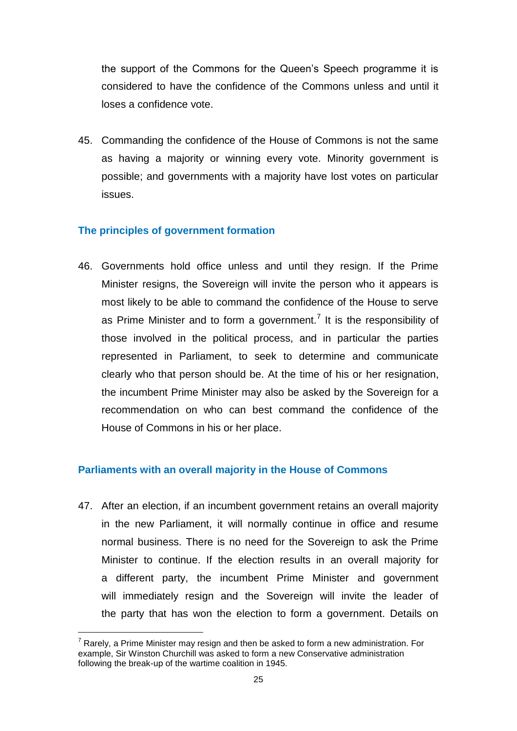the support of the Commons for the Queen's Speech programme it is considered to have the confidence of the Commons unless and until it loses a confidence vote.

45. Commanding the confidence of the House of Commons is not the same as having a majority or winning every vote. Minority government is possible; and governments with a majority have lost votes on particular issues.

### The principles of government formation

46. Governments hold office unless and until they resign. If the Prime Minister resigns, the Sovereign will invite the person who it appears is most likely to be able to command the confidence of the House to serve as Prime Minister and to form a government.[7] It is the responsibility of those involved in the political process, and in particular the parties represented in Parliament, to seek to determine and communicate clearly who that person should be. At the time of his or her resignation, the incumbent Prime Minister may also be asked by the Sovereign for a recommendation on who can best command the confidence of the House of Commons in his or her place.

### Parliaments with an overall majority in the House of Commons

47. After an election, if an incumbent government retains an overall majority in the new Parliament, it will normally continue in office and resume normal business. There is no need for the Sovereign to ask the Prime Minister to continue. If the election results in an overall majority for a different party, the incumbent Prime Minister and government will immediately resign and the Sovereign will invite the leader of the party that has won the election to form a government. Details on

[7] Rarely, a Prime Minister may resign and then be asked to form a new administration. For example, Sir Winston Churchill was asked to form a new Conservative administration following the break-up of the wartime coalition in 1945.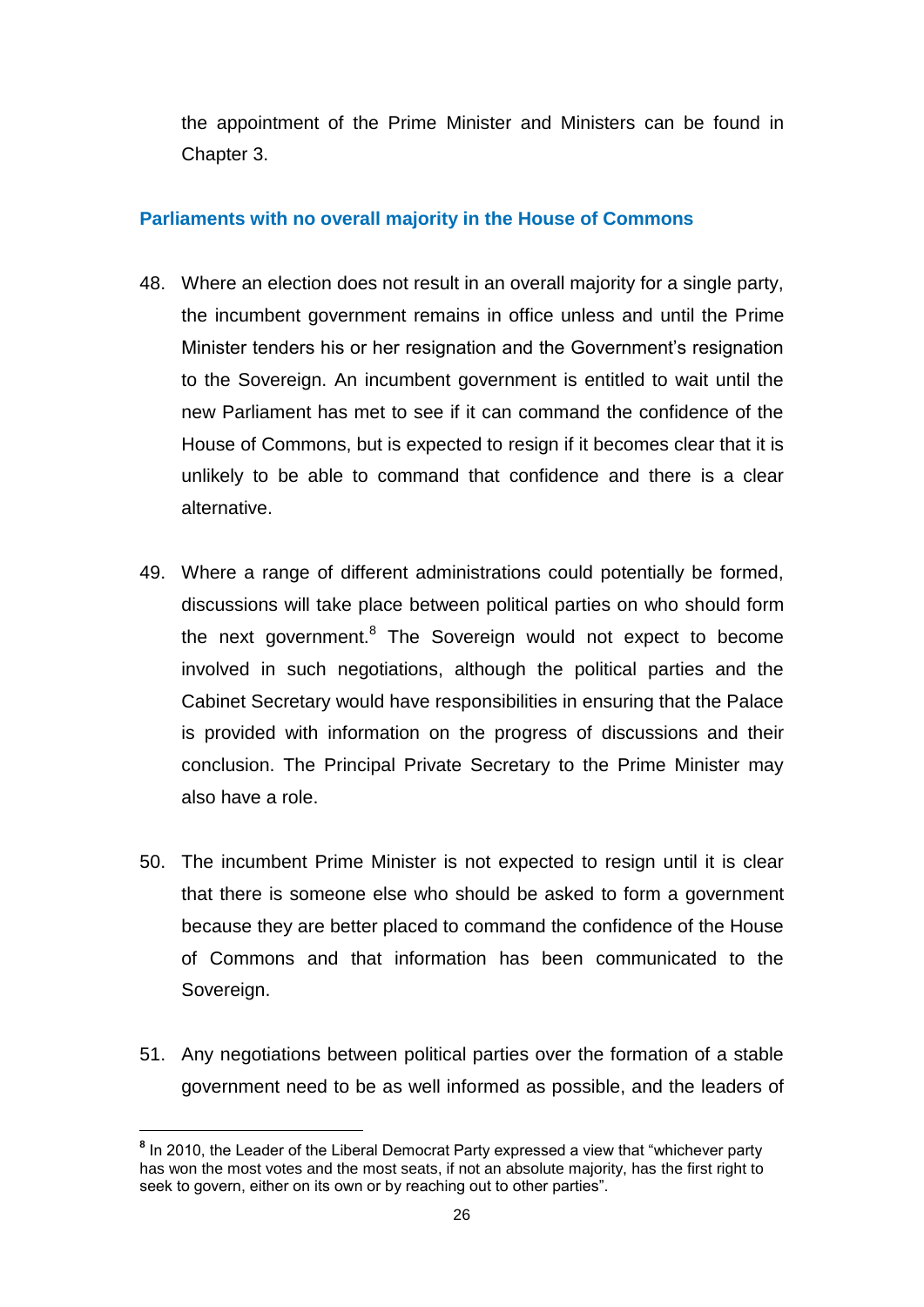the appointment of the Prime Minister and Ministers can be found in Chapter 3.

## Parliaments with no overall majority in the House of Commons

48. Where an election does not result in an overall majority for a single party, the incumbent government remains in office unless and until the Prime Minister tenders his or her resignation and the Government's resignation to the Sovereign. An incumbent government is entitled to wait until the new Parliament has met to see if it can command the confidence of the House of Commons, but is expected to resign if it becomes clear that it is unlikely to be able to command that confidence and there is a clear alternative.

49. Where a range of different administrations could potentially be formed, discussions will take place between political parties on who should form the next government.[8] The Sovereign would not expect to become involved in such negotiations, although the political parties and the Cabinet Secretary would have responsibilities in ensuring that the Palace is provided with information on the progress of discussions and their conclusion. The Principal Private Secretary to the Prime Minister may also have a role.

50. The incumbent Prime Minister is not expected to resign until it is clear that there is someone else who should be asked to form a government because they are better placed to command the confidence of the House of Commons and that information has been communicated to the Sovereign.

51. Any negotiations between political parties over the formation of a stable government need to be as well informed as possible, and the leaders of

[8] In 2010, the Leader of the Liberal Democrat Party expressed a view that "whichever party has won the most votes and the most seats, if not an absolute majority, has the first right to seek to govern, either on its own or by reaching out to other parties".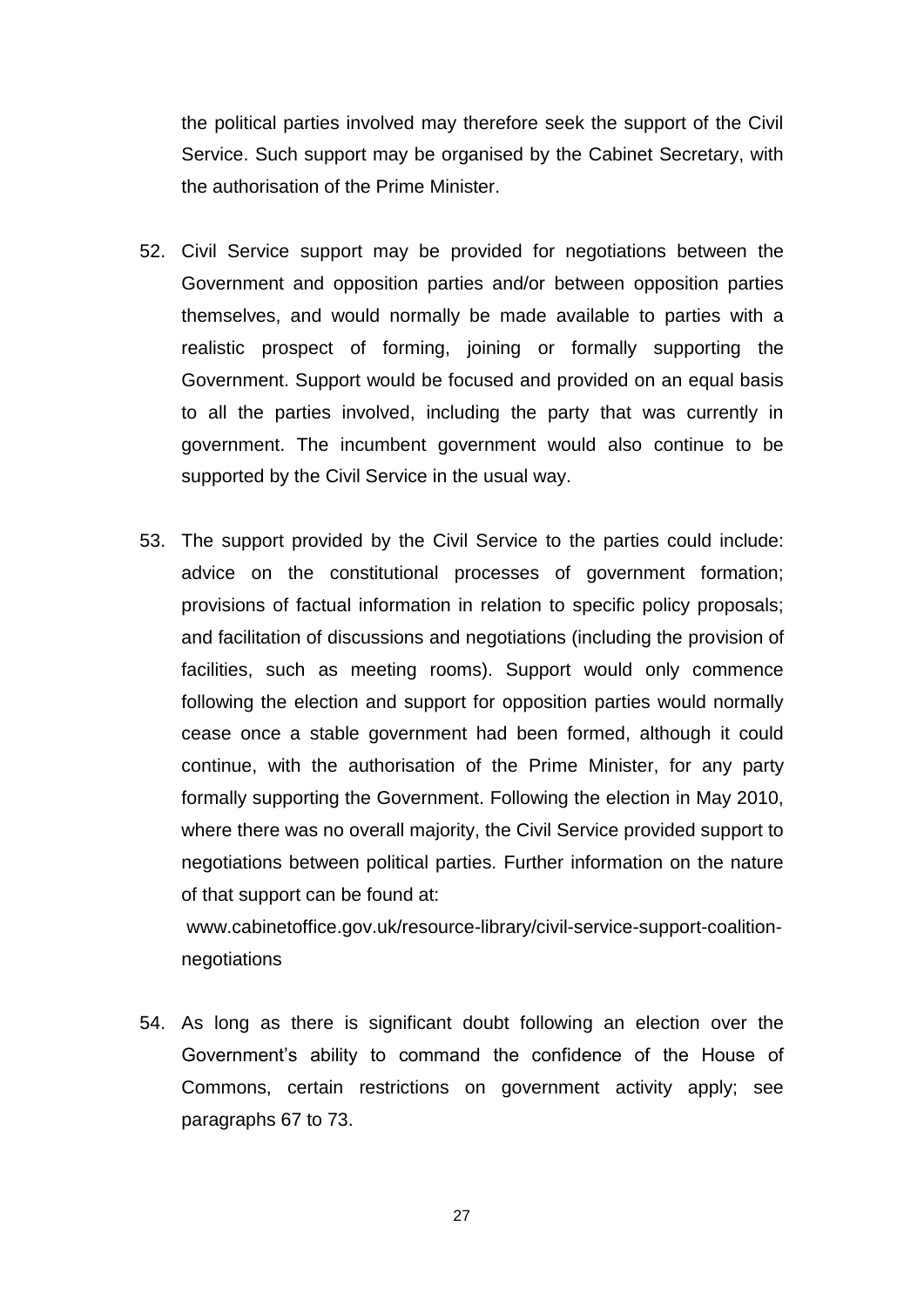the political parties involved may therefore seek the support of the Civil Service. Such support may be organised by the Cabinet Secretary, with the authorisation of the Prime Minister.

52. Civil Service support may be provided for negotiations between the Government and opposition parties and/or between opposition parties themselves, and would normally be made available to parties with a realistic prospect of forming, joining or formally supporting the Government. Support would be focused and provided on an equal basis to all the parties involved, including the party that was currently in government. The incumbent government would also continue to be supported by the Civil Service in the usual way.

53. The support provided by the Civil Service to the parties could include: advice on the constitutional processes of government formation; provisions of factual information in relation to specific policy proposals; and facilitation of discussions and negotiations (including the provision of facilities, such as meeting rooms). Support would only commence following the election and support for opposition parties would normally cease once a stable government had been formed, although it could continue, with the authorisation of the Prime Minister, for any party formally supporting the Government. Following the election in May 2010, where there was no overall majority, the Civil Service provided support to negotiations between political parties. Further information on the nature of that support can be found at:

    www.cabinetoffice.gov.uk/resource-library/civil-service-support-coalition-negotiations

54. As long as there is significant doubt following an election over the Government's ability to command the confidence of the House of Commons, certain restrictions on government activity apply; see paragraphs 67 to 73.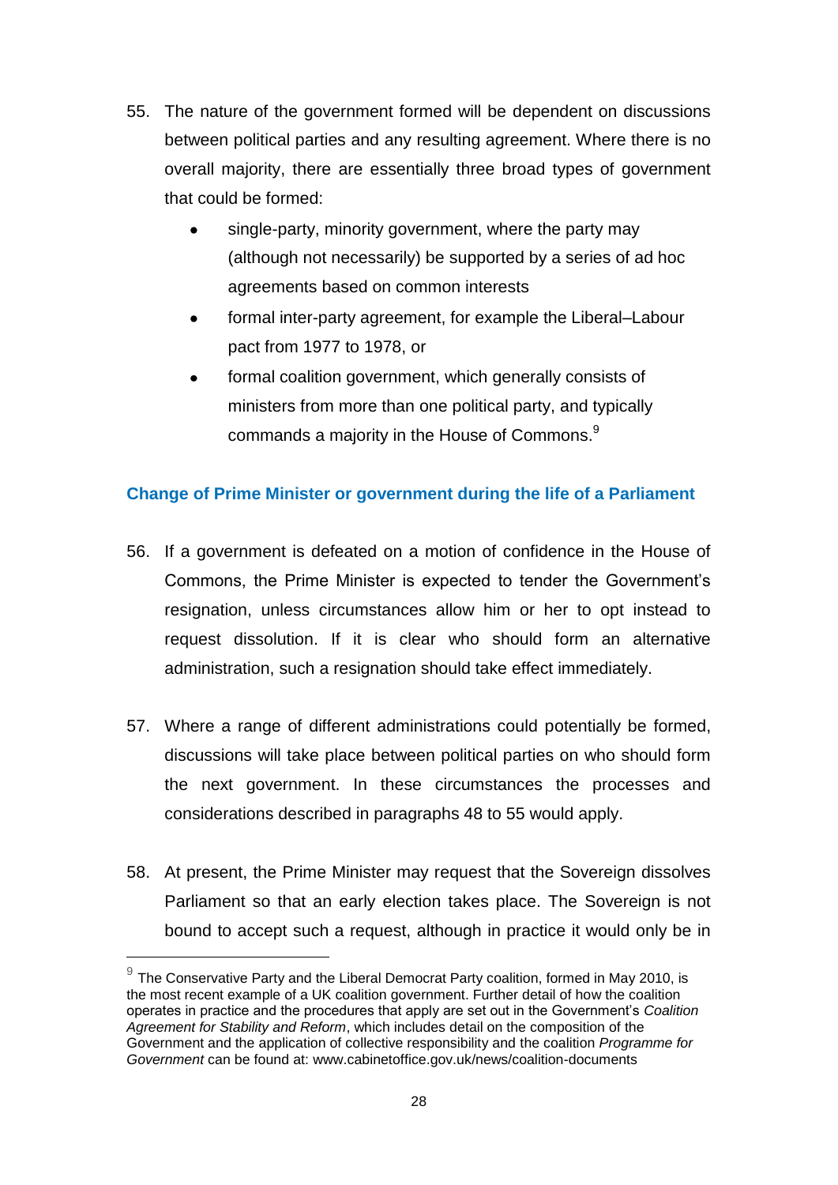55. The nature of the government formed will be dependent on discussions between political parties and any resulting agreement. Where there is no overall majority, there are essentially three broad types of government that could be formed:

    - single-party, minority government, where the party may (although not necessarily) be supported by a series of ad hoc agreements based on common interests
    - formal inter-party agreement, for example the Liberal–Labour pact from 1977 to 1978, or
    - formal coalition government, which generally consists of ministers from more than one political party, and typically commands a majority in the House of Commons.[9]

### Change of Prime Minister or government during the life of a Parliament

56. If a government is defeated on a motion of confidence in the House of Commons, the Prime Minister is expected to tender the Government's resignation, unless circumstances allow him or her to opt instead to request dissolution. If it is clear who should form an alternative administration, such a resignation should take effect immediately.

57. Where a range of different administrations could potentially be formed, discussions will take place between political parties on who should form the next government. In these circumstances the processes and considerations described in paragraphs 48 to 55 would apply.

58. At present, the Prime Minister may request that the Sovereign dissolves Parliament so that an early election takes place. The Sovereign is not bound to accept such a request, although in practice it would only be in

---

[9] The Conservative Party and the Liberal Democrat Party coalition, formed in May 2010, is the most recent example of a UK coalition government. Further detail of how the coalition operates in practice and the procedures that apply are set out in the Government's *Coalition Agreement for Stability and Reform*, which includes detail on the composition of the Government and the application of collective responsibility and the coalition *Programme for Government* can be found at: www.cabinetoffice.gov.uk/news/coalition-documents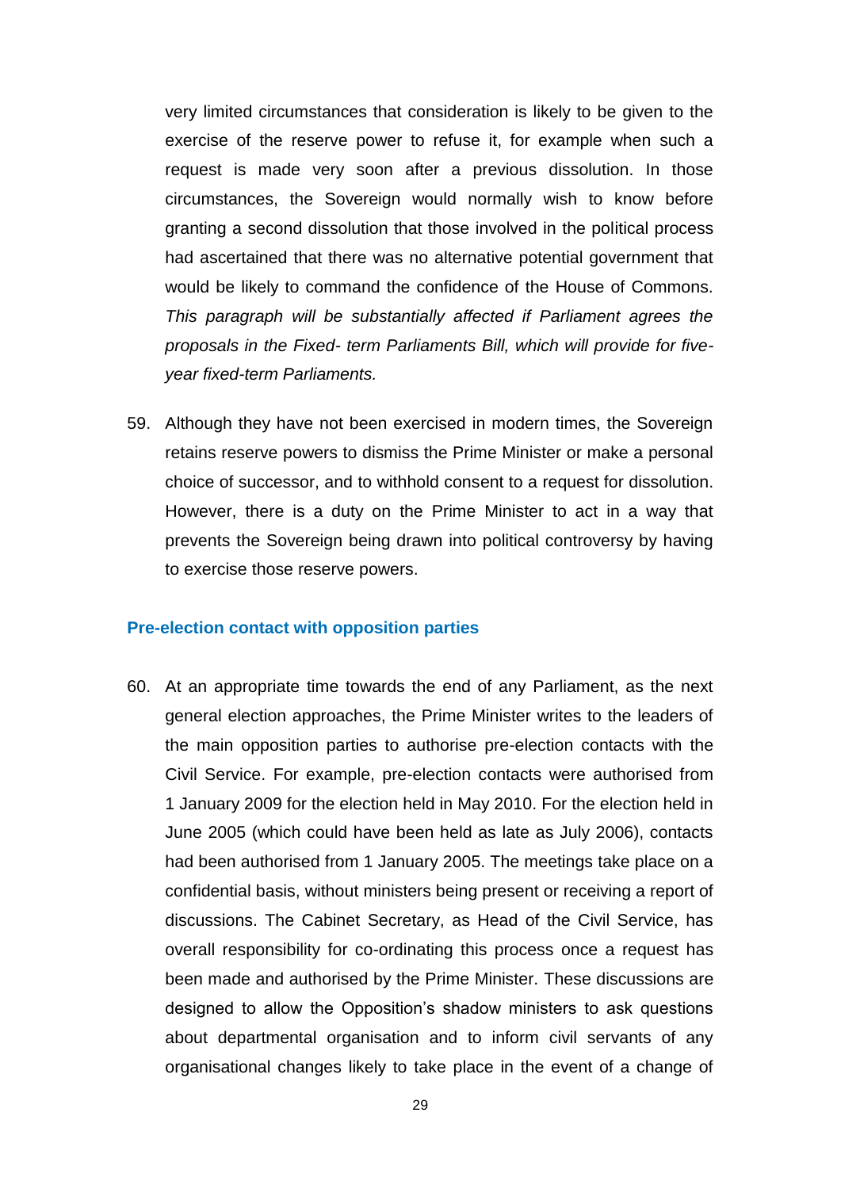very limited circumstances that consideration is likely to be given to the exercise of the reserve power to refuse it, for example when such a request is made very soon after a previous dissolution. In those circumstances, the Sovereign would normally wish to know before granting a second dissolution that those involved in the political process had ascertained that there was no alternative potential government that would be likely to command the confidence of the House of Commons. *This paragraph will be substantially affected if Parliament agrees the proposals in the Fixed- term Parliaments Bill, which will provide for five-year fixed-term Parliaments.*

59. Although they have not been exercised in modern times, the Sovereign retains reserve powers to dismiss the Prime Minister or make a personal choice of successor, and to withhold consent to a request for dissolution. However, there is a duty on the Prime Minister to act in a way that prevents the Sovereign being drawn into political controversy by having to exercise those reserve powers.

### Pre-election contact with opposition parties

60. At an appropriate time towards the end of any Parliament, as the next general election approaches, the Prime Minister writes to the leaders of the main opposition parties to authorise pre-election contacts with the Civil Service. For example, pre-election contacts were authorised from 1 January 2009 for the election held in May 2010. For the election held in June 2005 (which could have been held as late as July 2006), contacts had been authorised from 1 January 2005. The meetings take place on a confidential basis, without ministers being present or receiving a report of discussions. The Cabinet Secretary, as Head of the Civil Service, has overall responsibility for co-ordinating this process once a request has been made and authorised by the Prime Minister. These discussions are designed to allow the Opposition's shadow ministers to ask questions about departmental organisation and to inform civil servants of any organisational changes likely to take place in the event of a change of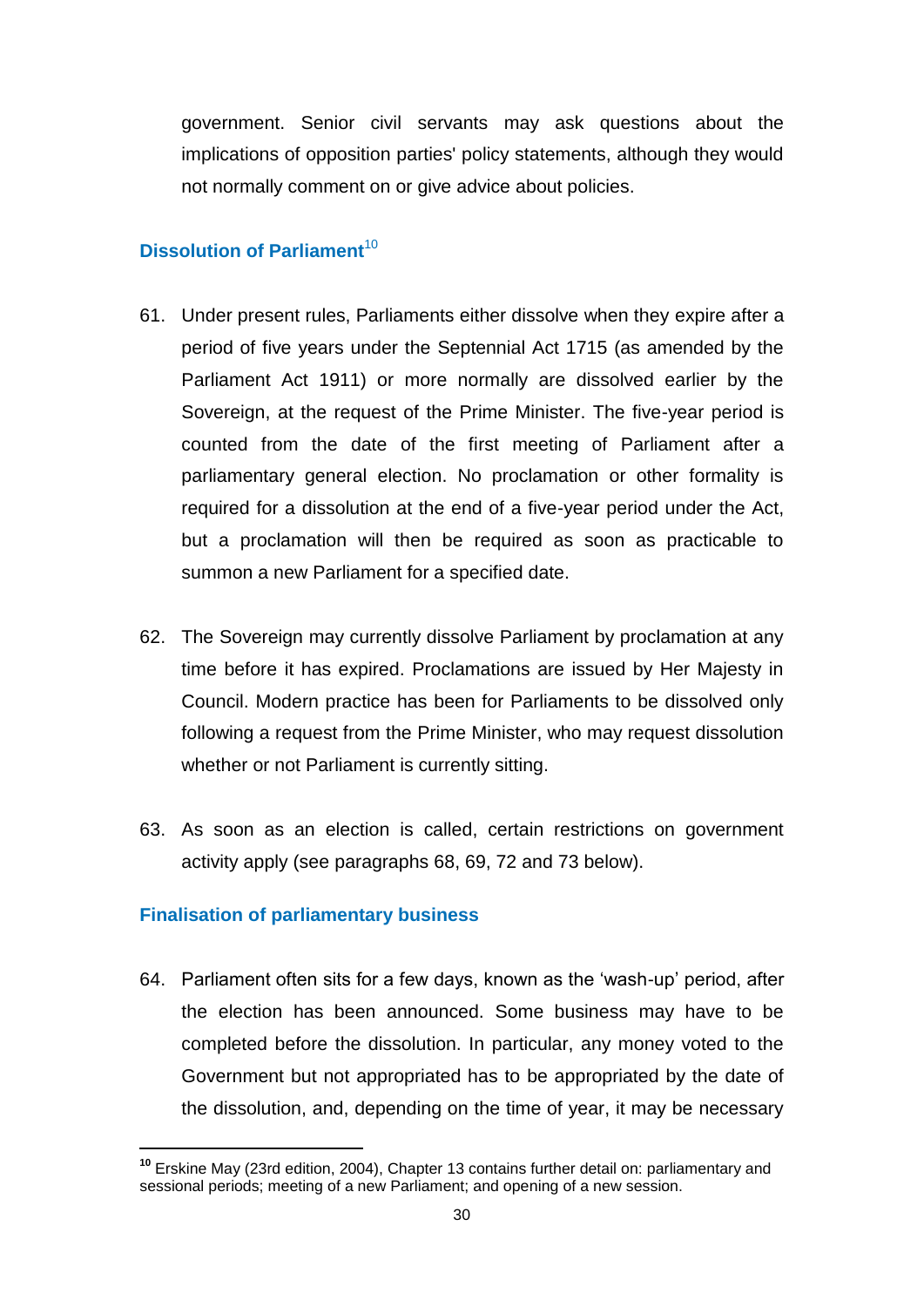government. Senior civil servants may ask questions about the implications of opposition parties' policy statements, although they would not normally comment on or give advice about policies.

### Dissolution of Parliament[10]

61. Under present rules, Parliaments either dissolve when they expire after a period of five years under the Septennial Act 1715 (as amended by the Parliament Act 1911) or more normally are dissolved earlier by the Sovereign, at the request of the Prime Minister. The five-year period is counted from the date of the first meeting of Parliament after a parliamentary general election. No proclamation or other formality is required for a dissolution at the end of a five-year period under the Act, but a proclamation will then be required as soon as practicable to summon a new Parliament for a specified date.

62. The Sovereign may currently dissolve Parliament by proclamation at any time before it has expired. Proclamations are issued by Her Majesty in Council. Modern practice has been for Parliaments to be dissolved only following a request from the Prime Minister, who may request dissolution whether or not Parliament is currently sitting.

63. As soon as an election is called, certain restrictions on government activity apply (see paragraphs 68, 69, 72 and 73 below).

### Finalisation of parliamentary business

64. Parliament often sits for a few days, known as the 'wash-up' period, after the election has been announced. Some business may have to be completed before the dissolution. In particular, any money voted to the Government but not appropriated has to be appropriated by the date of the dissolution, and, depending on the time of year, it may be necessary

[10] Erskine May (23rd edition, 2004), Chapter 13 contains further detail on: parliamentary and sessional periods; meeting of a new Parliament; and opening of a new session.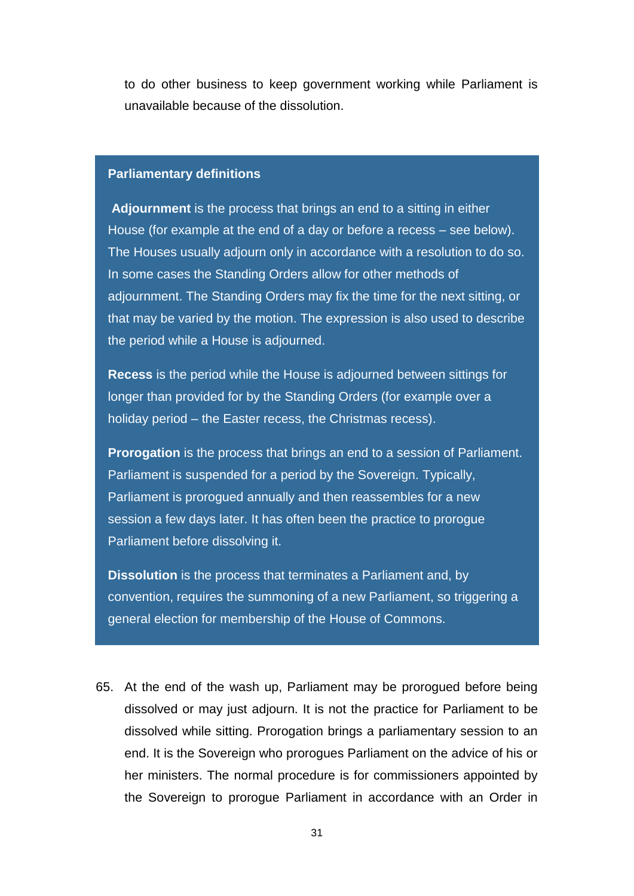to do other business to keep government working while Parliament is unavailable because of the dissolution.

> **Parliamentary definitions**
>
> **Adjournment** is the process that brings an end to a sitting in either House (for example at the end of a day or before a recess – see below). The Houses usually adjourn only in accordance with a resolution to do so. In some cases the Standing Orders allow for other methods of adjournment. The Standing Orders may fix the time for the next sitting, or that may be varied by the motion. The expression is also used to describe the period while a House is adjourned.
>
> **Recess** is the period while the House is adjourned between sittings for longer than provided for by the Standing Orders (for example over a holiday period – the Easter recess, the Christmas recess).
>
> **Prorogation** is the process that brings an end to a session of Parliament. Parliament is suspended for a period by the Sovereign. Typically, Parliament is prorogued annually and then reassembles for a new session a few days later. It has often been the practice to prorogue Parliament before dissolving it.
>
> **Dissolution** is the process that terminates a Parliament and, by convention, requires the summoning of a new Parliament, so triggering a general election for membership of the House of Commons.

65. At the end of the wash up, Parliament may be prorogued before being dissolved or may just adjourn. It is not the practice for Parliament to be dissolved while sitting. Prorogation brings a parliamentary session to an end. It is the Sovereign who prorogues Parliament on the advice of his or her ministers. The normal procedure is for commissioners appointed by the Sovereign to prorogue Parliament in accordance with an Order in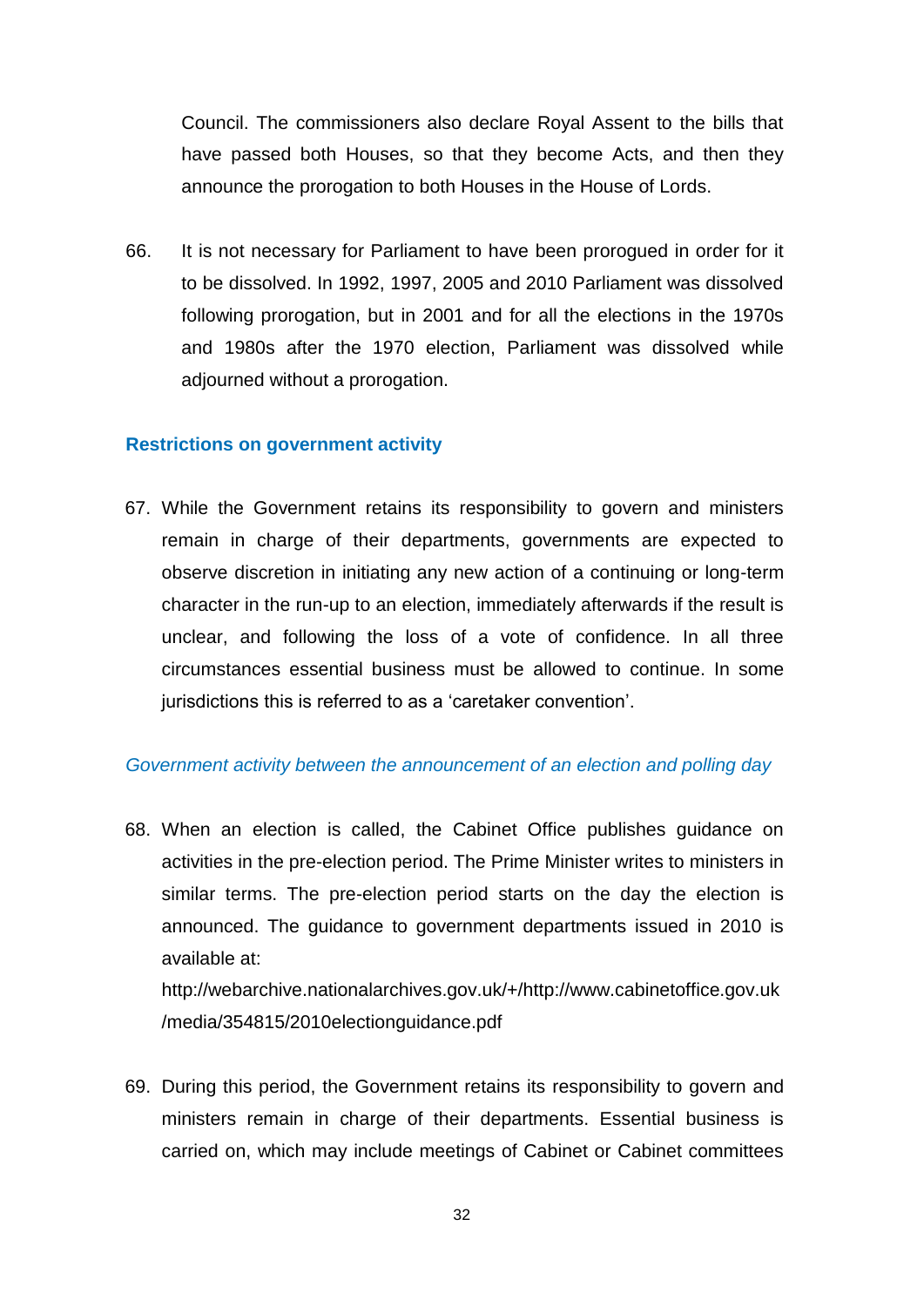Council. The commissioners also declare Royal Assent to the bills that have passed both Houses, so that they become Acts, and then they announce the prorogation to both Houses in the House of Lords.

66. It is not necessary for Parliament to have been prorogued in order for it to be dissolved. In 1992, 1997, 2005 and 2010 Parliament was dissolved following prorogation, but in 2001 and for all the elections in the 1970s and 1980s after the 1970 election, Parliament was dissolved while adjourned without a prorogation.

### Restrictions on government activity

67. While the Government retains its responsibility to govern and ministers remain in charge of their departments, governments are expected to observe discretion in initiating any new action of a continuing or long-term character in the run-up to an election, immediately afterwards if the result is unclear, and following the loss of a vote of confidence. In all three circumstances essential business must be allowed to continue. In some jurisdictions this is referred to as a 'caretaker convention'.

#### *Government activity between the announcement of an election and polling day*

68. When an election is called, the Cabinet Office publishes guidance on activities in the pre-election period. The Prime Minister writes to ministers in similar terms. The pre-election period starts on the day the election is announced. The guidance to government departments issued in 2010 is available at:
http://webarchive.nationalarchives.gov.uk/+/http://www.cabinetoffice.gov.uk/media/354815/2010electionguidance.pdf

69. During this period, the Government retains its responsibility to govern and ministers remain in charge of their departments. Essential business is carried on, which may include meetings of Cabinet or Cabinet committees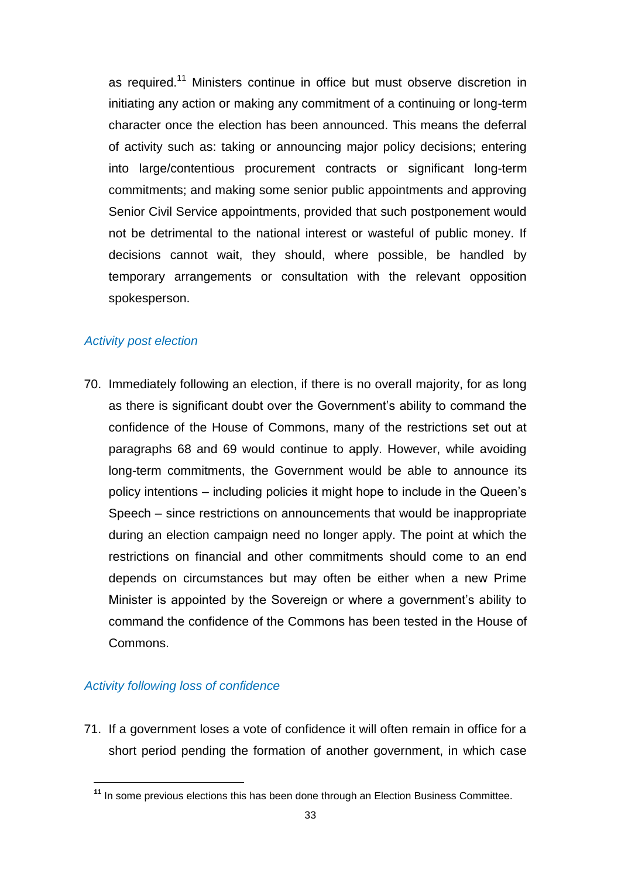as required.[11] Ministers continue in office but must observe discretion in initiating any action or making any commitment of a continuing or long-term character once the election has been announced. This means the deferral of activity such as: taking or announcing major policy decisions; entering into large/contentious procurement contracts or significant long-term commitments; and making some senior public appointments and approving Senior Civil Service appointments, provided that such postponement would not be detrimental to the national interest or wasteful of public money. If decisions cannot wait, they should, where possible, be handled by temporary arrangements or consultation with the relevant opposition spokesperson.

*Activity post election*

70. Immediately following an election, if there is no overall majority, for as long as there is significant doubt over the Government's ability to command the confidence of the House of Commons, many of the restrictions set out at paragraphs 68 and 69 would continue to apply. However, while avoiding long-term commitments, the Government would be able to announce its policy intentions – including policies it might hope to include in the Queen's Speech – since restrictions on announcements that would be inappropriate during an election campaign need no longer apply. The point at which the restrictions on financial and other commitments should come to an end depends on circumstances but may often be either when a new Prime Minister is appointed by the Sovereign or where a government's ability to command the confidence of the Commons has been tested in the House of Commons.

*Activity following loss of confidence*

71. If a government loses a vote of confidence it will often remain in office for a short period pending the formation of another government, in which case

[11] In some previous elections this has been done through an Election Business Committee.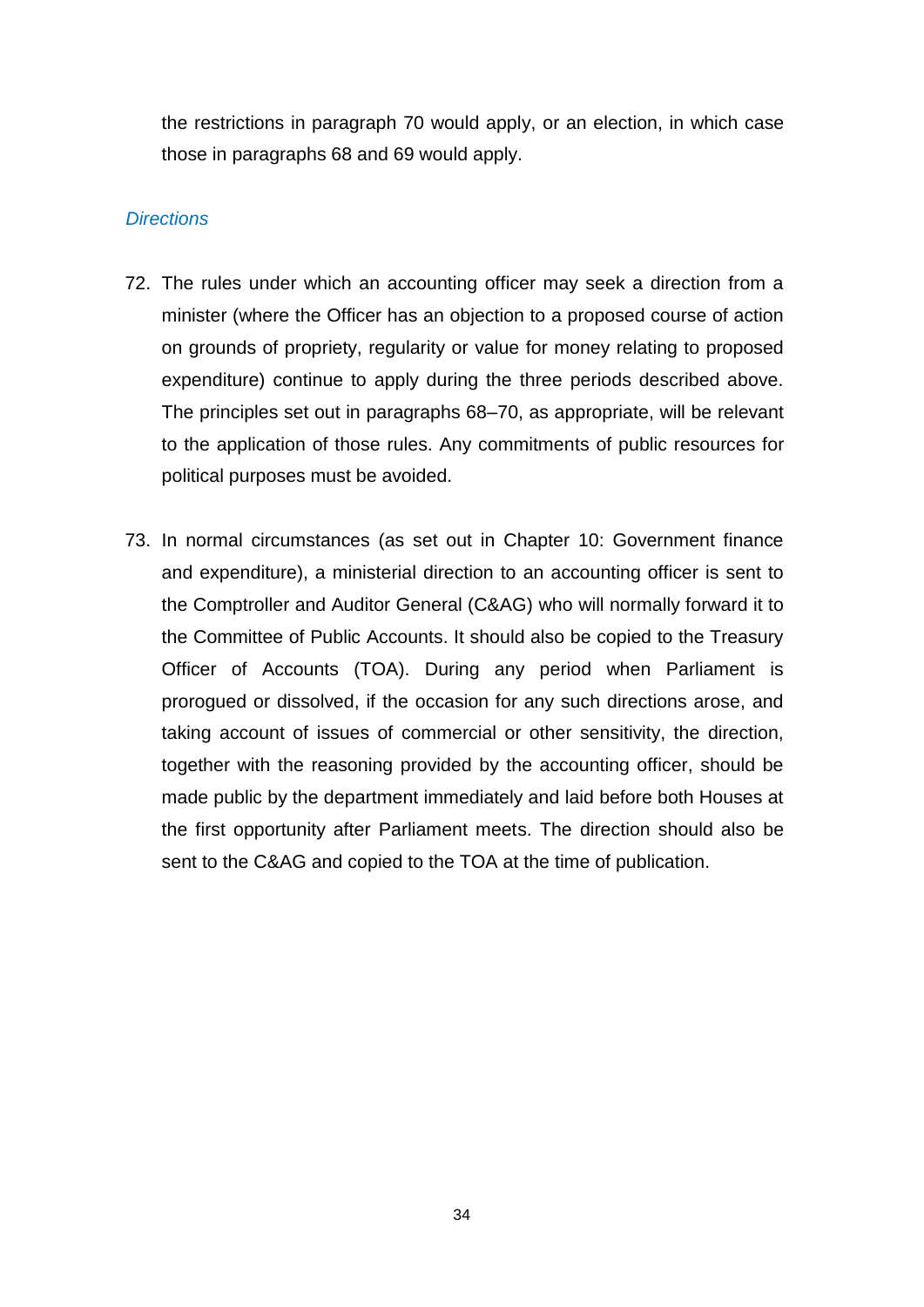the restrictions in paragraph 70 would apply, or an election, in which case those in paragraphs 68 and 69 would apply.

### *Directions*

72. The rules under which an accounting officer may seek a direction from a minister (where the Officer has an objection to a proposed course of action on grounds of propriety, regularity or value for money relating to proposed expenditure) continue to apply during the three periods described above. The principles set out in paragraphs 68–70, as appropriate, will be relevant to the application of those rules. Any commitments of public resources for political purposes must be avoided.

73. In normal circumstances (as set out in Chapter 10: Government finance and expenditure), a ministerial direction to an accounting officer is sent to the Comptroller and Auditor General (C&AG) who will normally forward it to the Committee of Public Accounts. It should also be copied to the Treasury Officer of Accounts (TOA). During any period when Parliament is prorogued or dissolved, if the occasion for any such directions arose, and taking account of issues of commercial or other sensitivity, the direction, together with the reasoning provided by the accounting officer, should be made public by the department immediately and laid before both Houses at the first opportunity after Parliament meets. The direction should also be sent to the C&AG and copied to the TOA at the time of publication.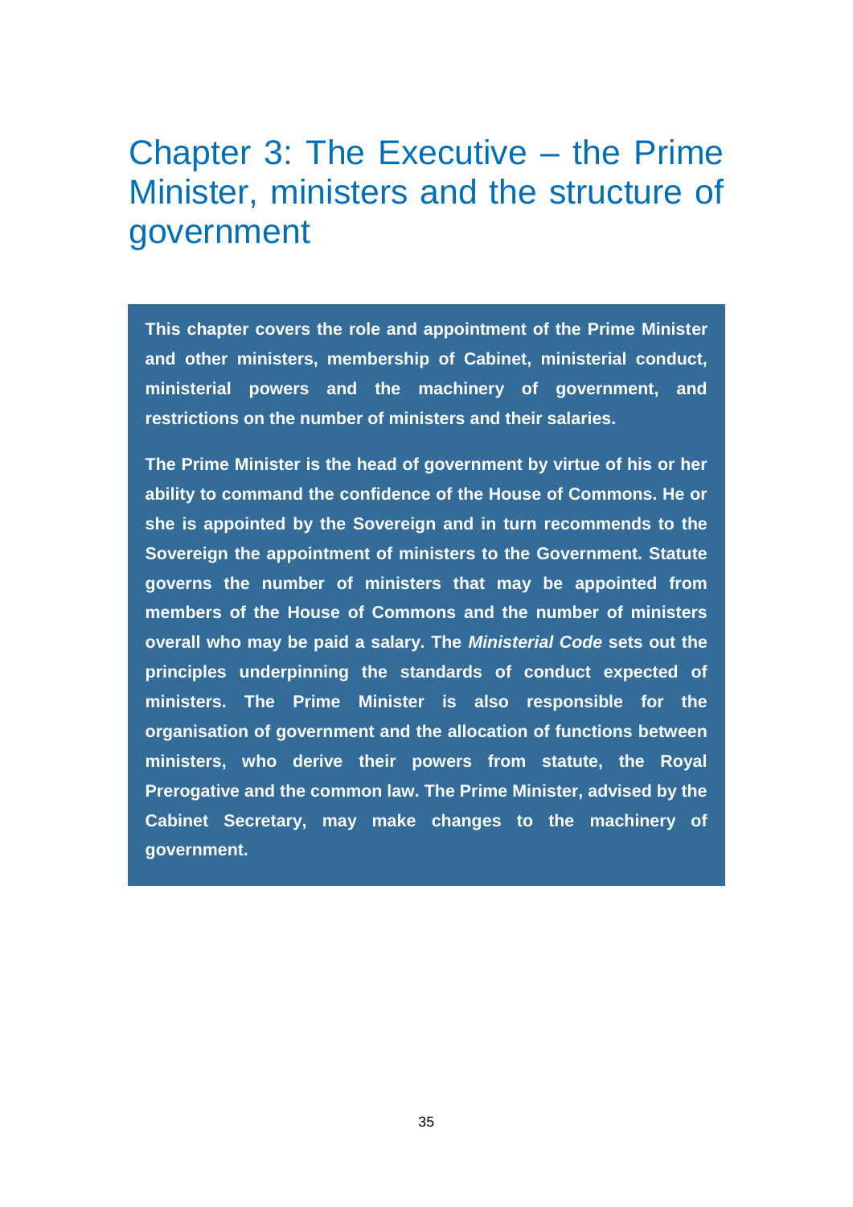# Chapter 3: The Executive – the Prime Minister, ministers and the structure of government

**This chapter covers the role and appointment of the Prime Minister and other ministers, membership of Cabinet, ministerial conduct, ministerial powers and the machinery of government, and restrictions on the number of ministers and their salaries.**

**The Prime Minister is the head of government by virtue of his or her ability to command the confidence of the House of Commons. He or she is appointed by the Sovereign and in turn recommends to the Sovereign the appointment of ministers to the Government. Statute governs the number of ministers that may be appointed from members of the House of Commons and the number of ministers overall who may be paid a salary. The *Ministerial Code* sets out the principles underpinning the standards of conduct expected of ministers. The Prime Minister is also responsible for the organisation of government and the allocation of functions between ministers, who derive their powers from statute, the Royal Prerogative and the common law. The Prime Minister, advised by the Cabinet Secretary, may make changes to the machinery of government.**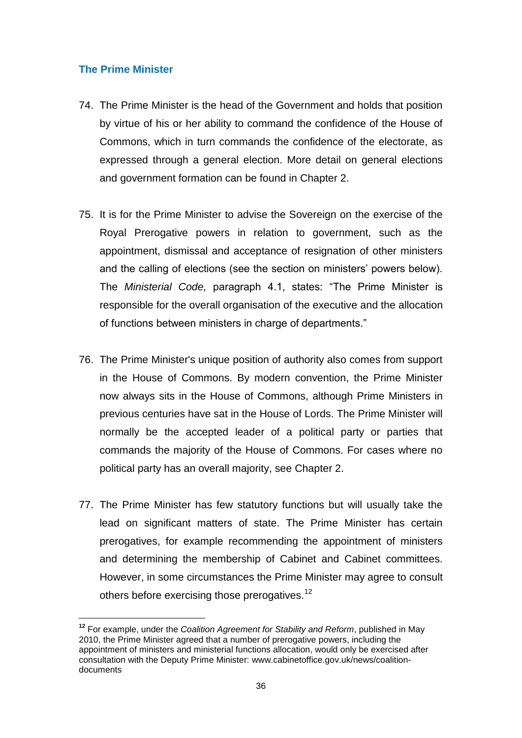## The Prime Minister

74. The Prime Minister is the head of the Government and holds that position by virtue of his or her ability to command the confidence of the House of Commons, which in turn commands the confidence of the electorate, as expressed through a general election. More detail on general elections and government formation can be found in Chapter 2.

75. It is for the Prime Minister to advise the Sovereign on the exercise of the Royal Prerogative powers in relation to government, such as the appointment, dismissal and acceptance of resignation of other ministers and the calling of elections (see the section on ministers' powers below). The *Ministerial Code,* paragraph 4.1, states: "The Prime Minister is responsible for the overall organisation of the executive and the allocation of functions between ministers in charge of departments."

76. The Prime Minister's unique position of authority also comes from support in the House of Commons. By modern convention, the Prime Minister now always sits in the House of Commons, although Prime Ministers in previous centuries have sat in the House of Lords. The Prime Minister will normally be the accepted leader of a political party or parties that commands the majority of the House of Commons. For cases where no political party has an overall majority, see Chapter 2.

77. The Prime Minister has few statutory functions but will usually take the lead on significant matters of state. The Prime Minister has certain prerogatives, for example recommending the appointment of ministers and determining the membership of Cabinet and Cabinet committees. However, in some circumstances the Prime Minister may agree to consult others before exercising those prerogatives.[12]

---

[12] For example, under the *Coalition Agreement for Stability and Reform*, published in May 2010, the Prime Minister agreed that a number of prerogative powers, including the appointment of ministers and ministerial functions allocation, would only be exercised after consultation with the Deputy Prime Minister: www.cabinetoffice.gov.uk/news/coalition-documents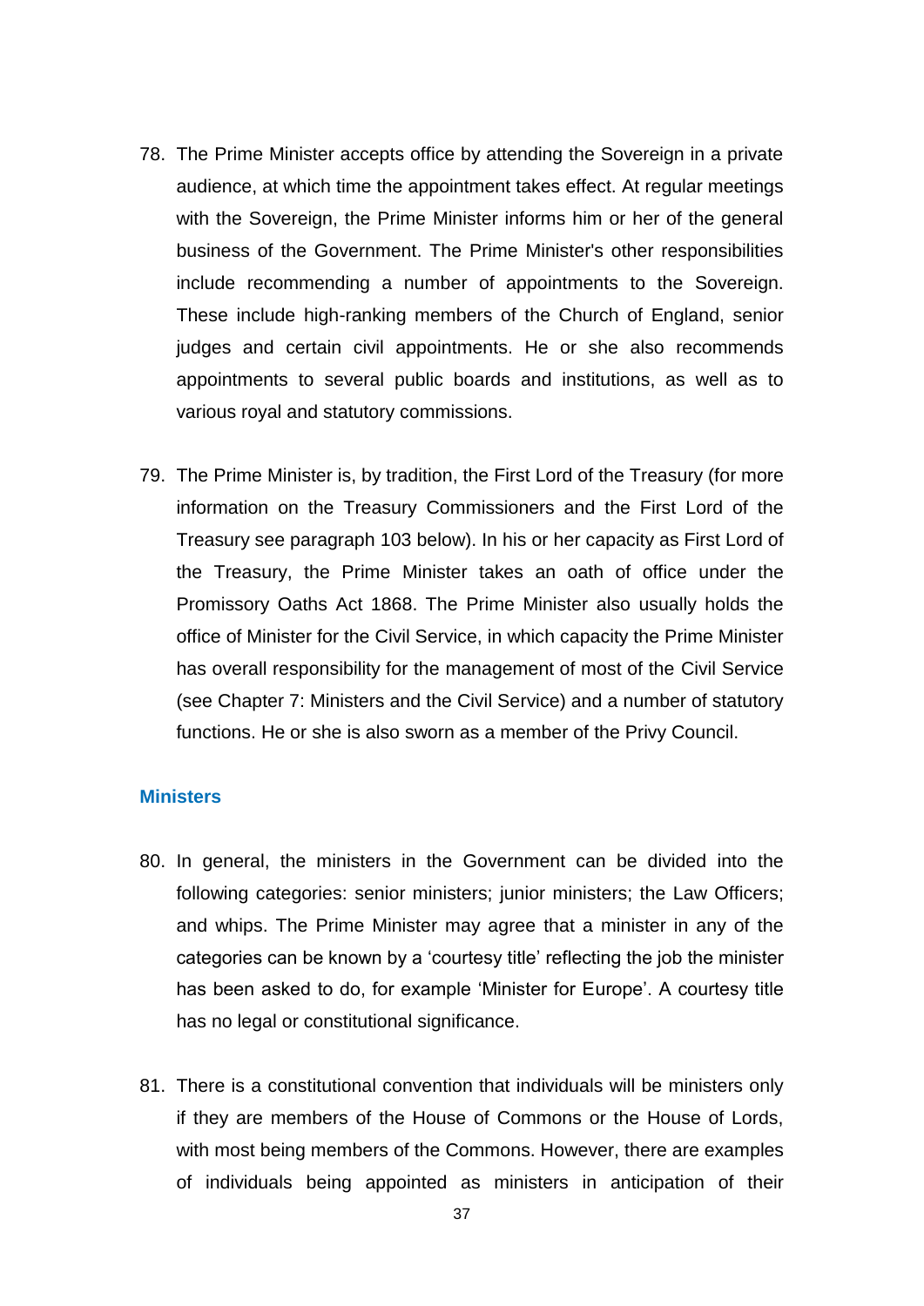78. The Prime Minister accepts office by attending the Sovereign in a private audience, at which time the appointment takes effect. At regular meetings with the Sovereign, the Prime Minister informs him or her of the general business of the Government. The Prime Minister's other responsibilities include recommending a number of appointments to the Sovereign. These include high-ranking members of the Church of England, senior judges and certain civil appointments. He or she also recommends appointments to several public boards and institutions, as well as to various royal and statutory commissions.

79. The Prime Minister is, by tradition, the First Lord of the Treasury (for more information on the Treasury Commissioners and the First Lord of the Treasury see paragraph 103 below). In his or her capacity as First Lord of the Treasury, the Prime Minister takes an oath of office under the Promissory Oaths Act 1868. The Prime Minister also usually holds the office of Minister for the Civil Service, in which capacity the Prime Minister has overall responsibility for the management of most of the Civil Service (see Chapter 7: Ministers and the Civil Service) and a number of statutory functions. He or she is also sworn as a member of the Privy Council.

### Ministers

80. In general, the ministers in the Government can be divided into the following categories: senior ministers; junior ministers; the Law Officers; and whips. The Prime Minister may agree that a minister in any of the categories can be known by a 'courtesy title' reflecting the job the minister has been asked to do, for example 'Minister for Europe'. A courtesy title has no legal or constitutional significance.

81. There is a constitutional convention that individuals will be ministers only if they are members of the House of Commons or the House of Lords, with most being members of the Commons. However, there are examples of individuals being appointed as ministers in anticipation of their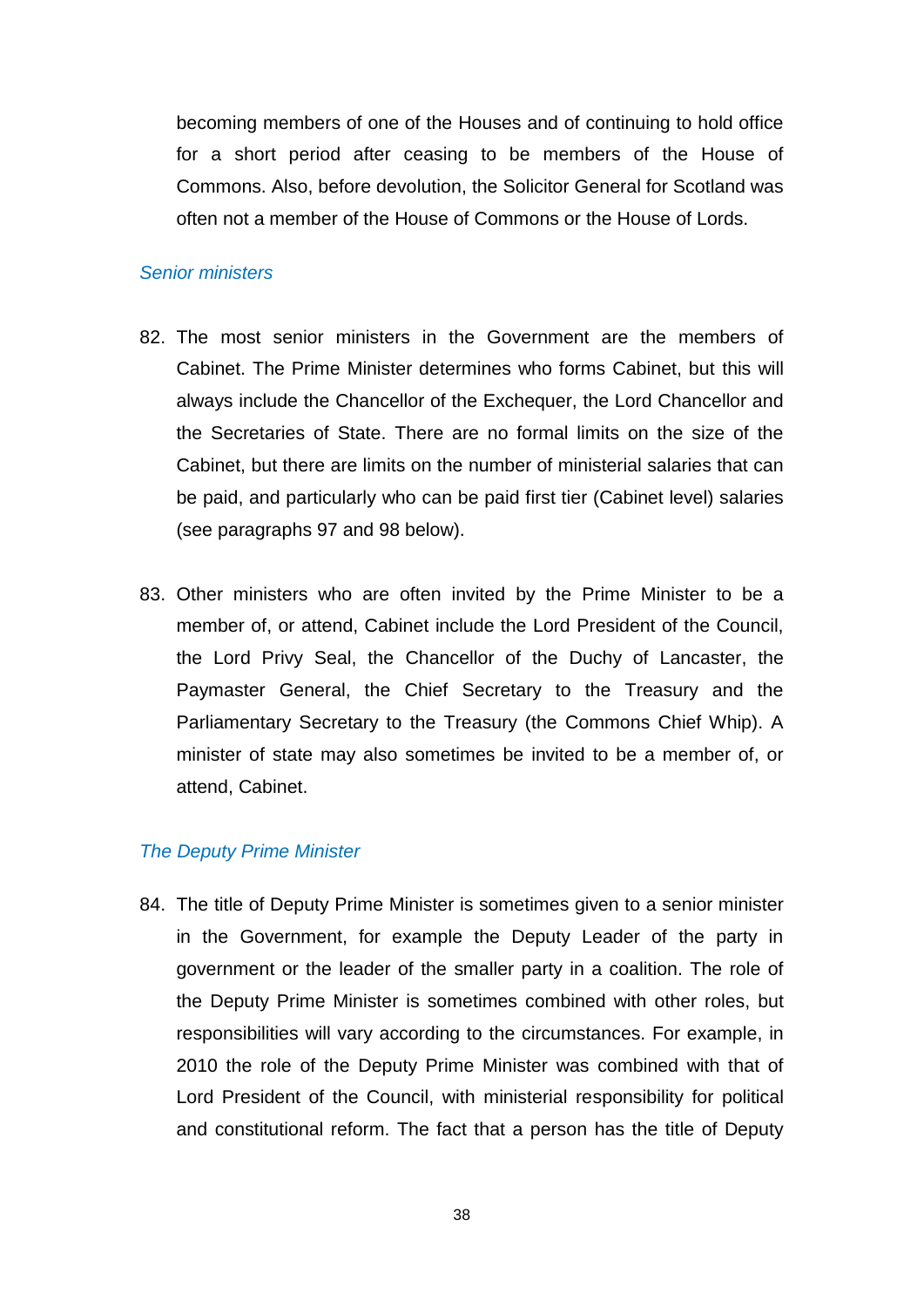becoming members of one of the Houses and of continuing to hold office for a short period after ceasing to be members of the House of Commons. Also, before devolution, the Solicitor General for Scotland was often not a member of the House of Commons or the House of Lords.

### *Senior ministers*

82. The most senior ministers in the Government are the members of Cabinet. The Prime Minister determines who forms Cabinet, but this will always include the Chancellor of the Exchequer, the Lord Chancellor and the Secretaries of State. There are no formal limits on the size of the Cabinet, but there are limits on the number of ministerial salaries that can be paid, and particularly who can be paid first tier (Cabinet level) salaries (see paragraphs 97 and 98 below).

83. Other ministers who are often invited by the Prime Minister to be a member of, or attend, Cabinet include the Lord President of the Council, the Lord Privy Seal, the Chancellor of the Duchy of Lancaster, the Paymaster General, the Chief Secretary to the Treasury and the Parliamentary Secretary to the Treasury (the Commons Chief Whip). A minister of state may also sometimes be invited to be a member of, or attend, Cabinet.

### *The Deputy Prime Minister*

84. The title of Deputy Prime Minister is sometimes given to a senior minister in the Government, for example the Deputy Leader of the party in government or the leader of the smaller party in a coalition. The role of the Deputy Prime Minister is sometimes combined with other roles, but responsibilities will vary according to the circumstances. For example, in 2010 the role of the Deputy Prime Minister was combined with that of Lord President of the Council, with ministerial responsibility for political and constitutional reform. The fact that a person has the title of Deputy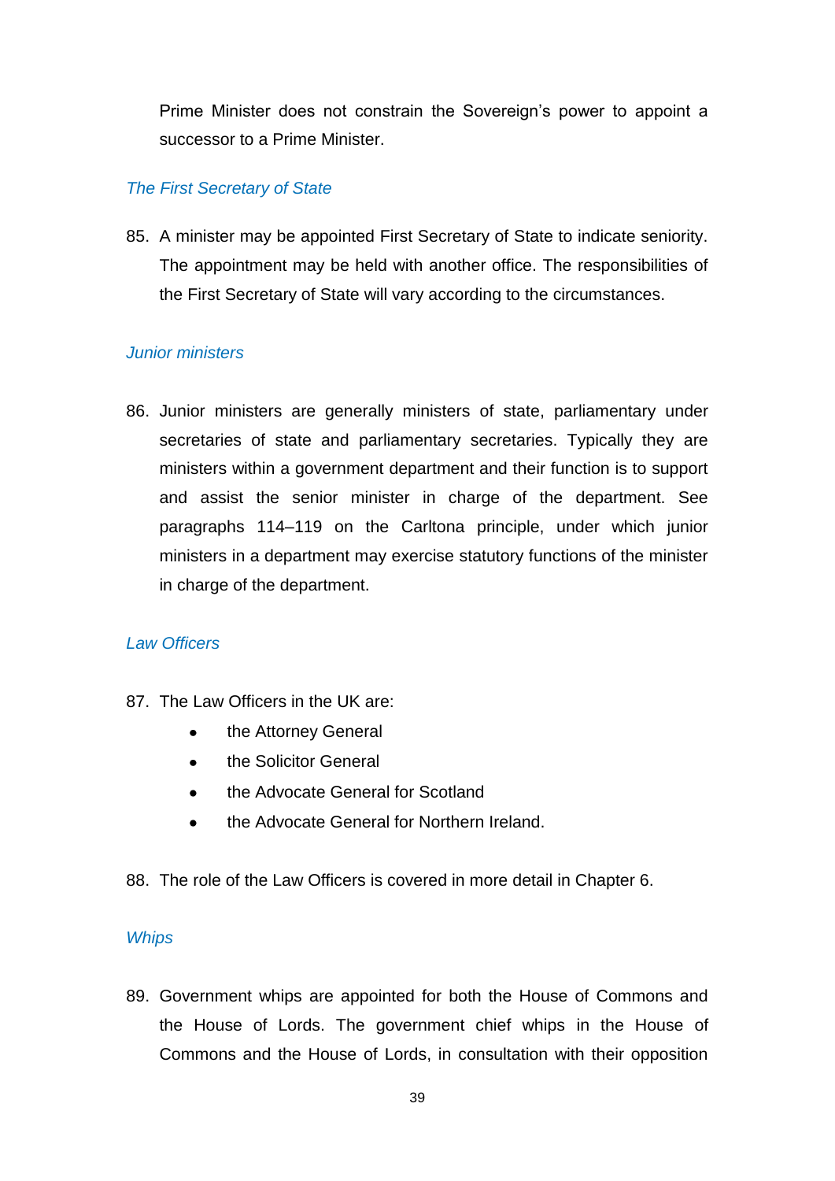Prime Minister does not constrain the Sovereign's power to appoint a successor to a Prime Minister.

### *The First Secretary of State*

85. A minister may be appointed First Secretary of State to indicate seniority. The appointment may be held with another office. The responsibilities of the First Secretary of State will vary according to the circumstances.

### *Junior ministers*

86. Junior ministers are generally ministers of state, parliamentary under secretaries of state and parliamentary secretaries. Typically they are ministers within a government department and their function is to support and assist the senior minister in charge of the department. See paragraphs 114–119 on the Carltona principle, under which junior ministers in a department may exercise statutory functions of the minister in charge of the department.

### *Law Officers*

87. The Law Officers in the UK are:
    - the Attorney General
    - the Solicitor General
    - the Advocate General for Scotland
    - the Advocate General for Northern Ireland.

88. The role of the Law Officers is covered in more detail in Chapter 6.

### *Whips*

89. Government whips are appointed for both the House of Commons and the House of Lords. The government chief whips in the House of Commons and the House of Lords, in consultation with their opposition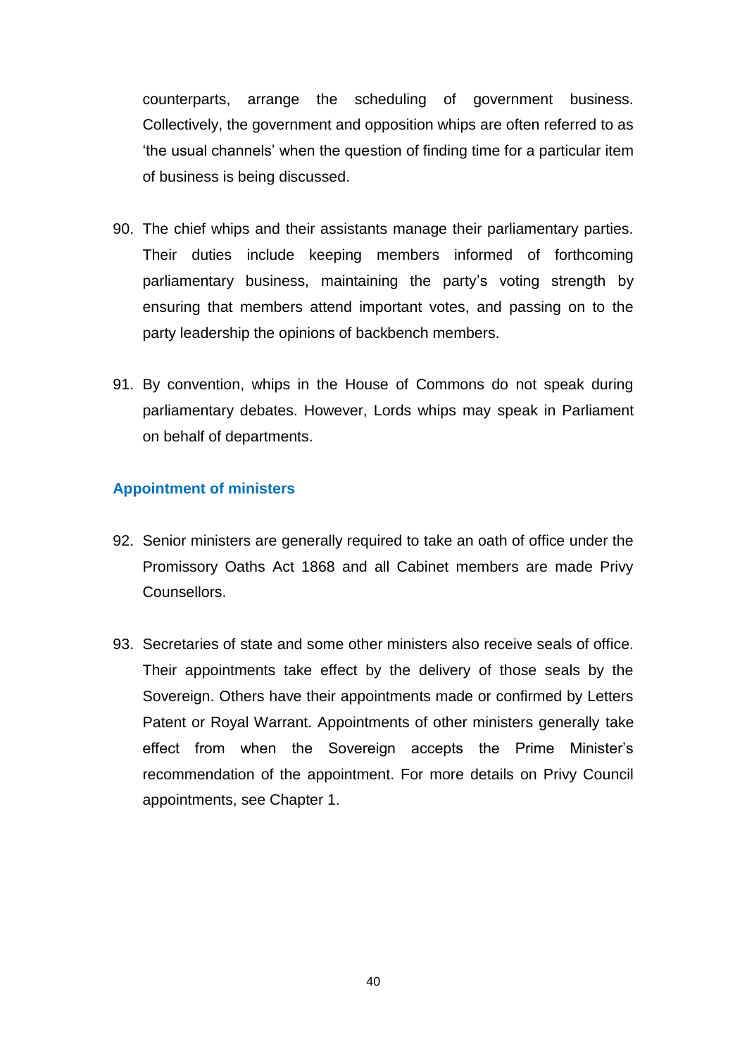counterparts, arrange the scheduling of government business. Collectively, the government and opposition whips are often referred to as 'the usual channels' when the question of finding time for a particular item of business is being discussed.

90. The chief whips and their assistants manage their parliamentary parties. Their duties include keeping members informed of forthcoming parliamentary business, maintaining the party's voting strength by ensuring that members attend important votes, and passing on to the party leadership the opinions of backbench members.

91. By convention, whips in the House of Commons do not speak during parliamentary debates. However, Lords whips may speak in Parliament on behalf of departments.

### Appointment of ministers

92. Senior ministers are generally required to take an oath of office under the Promissory Oaths Act 1868 and all Cabinet members are made Privy Counsellors.

93. Secretaries of state and some other ministers also receive seals of office. Their appointments take effect by the delivery of those seals by the Sovereign. Others have their appointments made or confirmed by Letters Patent or Royal Warrant. Appointments of other ministers generally take effect from when the Sovereign accepts the Prime Minister's recommendation of the appointment. For more details on Privy Council appointments, see Chapter 1.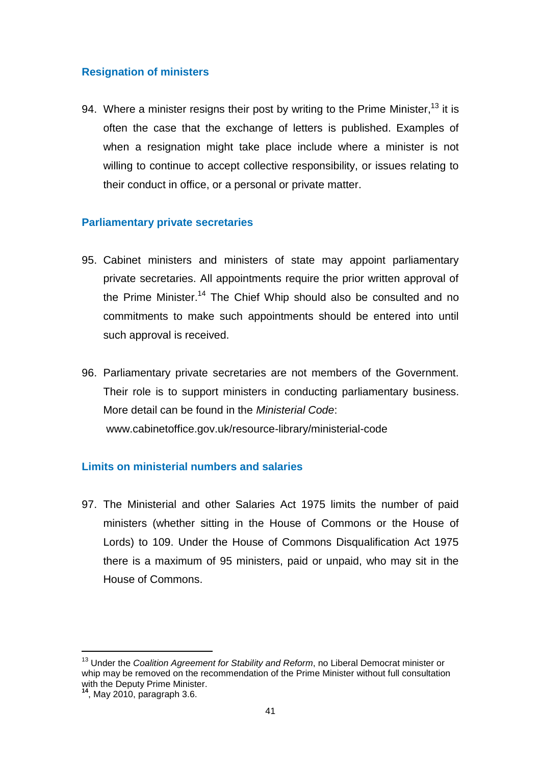### Resignation of ministers

94. Where a minister resigns their post by writing to the Prime Minister,[13] it is often the case that the exchange of letters is published. Examples of when a resignation might take place include where a minister is not willing to continue to accept collective responsibility, or issues relating to their conduct in office, or a personal or private matter.

### Parliamentary private secretaries

95. Cabinet ministers and ministers of state may appoint parliamentary private secretaries. All appointments require the prior written approval of the Prime Minister.[14] The Chief Whip should also be consulted and no commitments to make such appointments should be entered into until such approval is received.

96. Parliamentary private secretaries are not members of the Government. Their role is to support ministers in conducting parliamentary business. More detail can be found in the *Ministerial Code*: www.cabinetoffice.gov.uk/resource-library/ministerial-code

### Limits on ministerial numbers and salaries

97. The Ministerial and other Salaries Act 1975 limits the number of paid ministers (whether sitting in the House of Commons or the House of Lords) to 109. Under the House of Commons Disqualification Act 1975 there is a maximum of 95 ministers, paid or unpaid, who may sit in the House of Commons.

---

[13] Under the *Coalition Agreement for Stability and Reform*, no Liberal Democrat minister or whip may be removed on the recommendation of the Prime Minister without full consultation with the Deputy Prime Minister.

[14], May 2010, paragraph 3.6.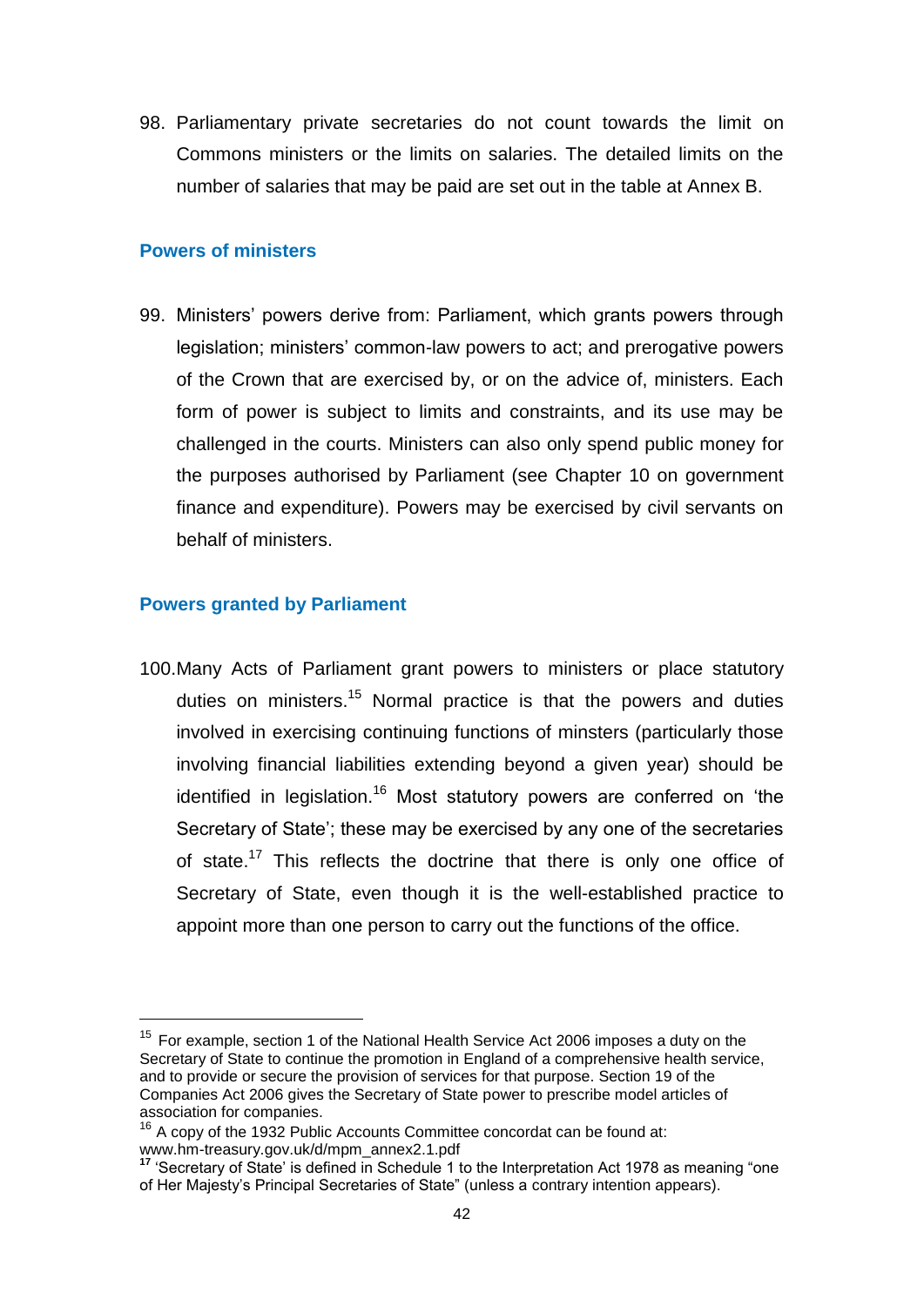98. Parliamentary private secretaries do not count towards the limit on Commons ministers or the limits on salaries. The detailed limits on the number of salaries that may be paid are set out in the table at Annex B.

### Powers of ministers

99. Ministers' powers derive from: Parliament, which grants powers through legislation; ministers' common-law powers to act; and prerogative powers of the Crown that are exercised by, or on the advice of, ministers. Each form of power is subject to limits and constraints, and its use may be challenged in the courts. Ministers can also only spend public money for the purposes authorised by Parliament (see Chapter 10 on government finance and expenditure). Powers may be exercised by civil servants on behalf of ministers.

### Powers granted by Parliament

100. Many Acts of Parliament grant powers to ministers or place statutory duties on ministers.[15] Normal practice is that the powers and duties involved in exercising continuing functions of minsters (particularly those involving financial liabilities extending beyond a given year) should be identified in legislation.[16] Most statutory powers are conferred on 'the Secretary of State'; these may be exercised by any one of the secretaries of state.[17] This reflects the doctrine that there is only one office of Secretary of State, even though it is the well-established practice to appoint more than one person to carry out the functions of the office.

---

[15] For example, section 1 of the National Health Service Act 2006 imposes a duty on the Secretary of State to continue the promotion in England of a comprehensive health service, and to provide or secure the provision of services for that purpose. Section 19 of the Companies Act 2006 gives the Secretary of State power to prescribe model articles of association for companies.

[16] A copy of the 1932 Public Accounts Committee concordat can be found at: www.hm-treasury.gov.uk/d/mpm_annex2.1.pdf

[17] 'Secretary of State' is defined in Schedule 1 to the Interpretation Act 1978 as meaning "one of Her Majesty's Principal Secretaries of State" (unless a contrary intention appears).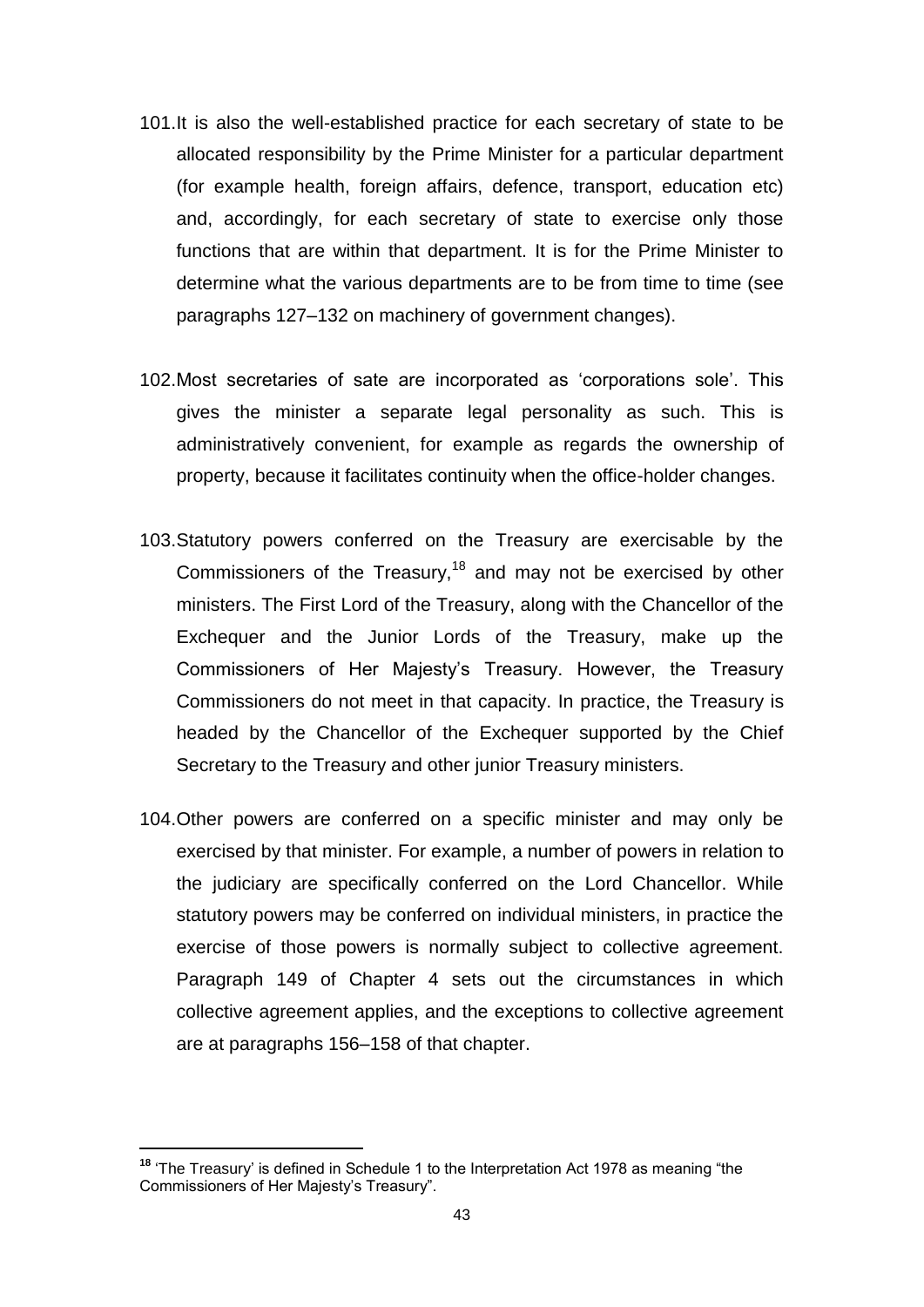101. It is also the well-established practice for each secretary of state to be allocated responsibility by the Prime Minister for a particular department (for example health, foreign affairs, defence, transport, education etc) and, accordingly, for each secretary of state to exercise only those functions that are within that department. It is for the Prime Minister to determine what the various departments are to be from time to time (see paragraphs 127–132 on machinery of government changes).

102. Most secretaries of sate are incorporated as 'corporations sole'. This gives the minister a separate legal personality as such. This is administratively convenient, for example as regards the ownership of property, because it facilitates continuity when the office-holder changes.

103. Statutory powers conferred on the Treasury are exercisable by the Commissioners of the Treasury,[18] and may not be exercised by other ministers. The First Lord of the Treasury, along with the Chancellor of the Exchequer and the Junior Lords of the Treasury, make up the Commissioners of Her Majesty's Treasury. However, the Treasury Commissioners do not meet in that capacity. In practice, the Treasury is headed by the Chancellor of the Exchequer supported by the Chief Secretary to the Treasury and other junior Treasury ministers.

104. Other powers are conferred on a specific minister and may only be exercised by that minister. For example, a number of powers in relation to the judiciary are specifically conferred on the Lord Chancellor. While statutory powers may be conferred on individual ministers, in practice the exercise of those powers is normally subject to collective agreement. Paragraph 149 of Chapter 4 sets out the circumstances in which collective agreement applies, and the exceptions to collective agreement are at paragraphs 156–158 of that chapter.

---

[18] 'The Treasury' is defined in Schedule 1 to the Interpretation Act 1978 as meaning "the Commissioners of Her Majesty's Treasury".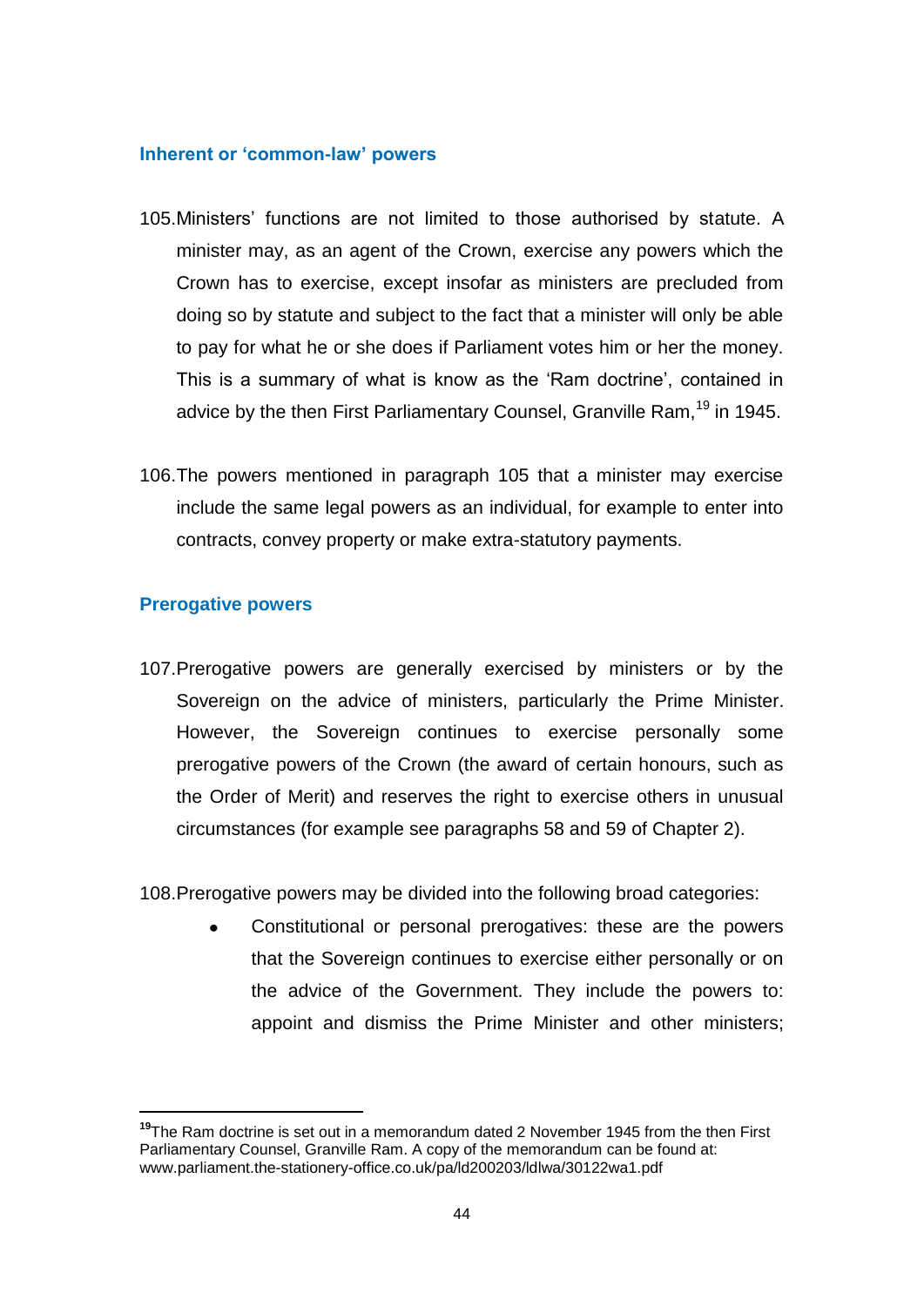### Inherent or 'common-law' powers

105. Ministers' functions are not limited to those authorised by statute. A minister may, as an agent of the Crown, exercise any powers which the Crown has to exercise, except insofar as ministers are precluded from doing so by statute and subject to the fact that a minister will only be able to pay for what he or she does if Parliament votes him or her the money. This is a summary of what is know as the 'Ram doctrine', contained in advice by the then First Parliamentary Counsel, Granville Ram,[19] in 1945.

106. The powers mentioned in paragraph 105 that a minister may exercise include the same legal powers as an individual, for example to enter into contracts, convey property or make extra-statutory payments.

### Prerogative powers

107. Prerogative powers are generally exercised by ministers or by the Sovereign on the advice of ministers, particularly the Prime Minister. However, the Sovereign continues to exercise personally some prerogative powers of the Crown (the award of certain honours, such as the Order of Merit) and reserves the right to exercise others in unusual circumstances (for example see paragraphs 58 and 59 of Chapter 2).

108. Prerogative powers may be divided into the following broad categories:

- Constitutional or personal prerogatives: these are the powers that the Sovereign continues to exercise either personally or on the advice of the Government. They include the powers to: appoint and dismiss the Prime Minister and other ministers;

---

[19] The Ram doctrine is set out in a memorandum dated 2 November 1945 from the then First Parliamentary Counsel, Granville Ram. A copy of the memorandum can be found at: www.parliament.the-stationery-office.co.uk/pa/ld200203/ldlwa/30122wa1.pdf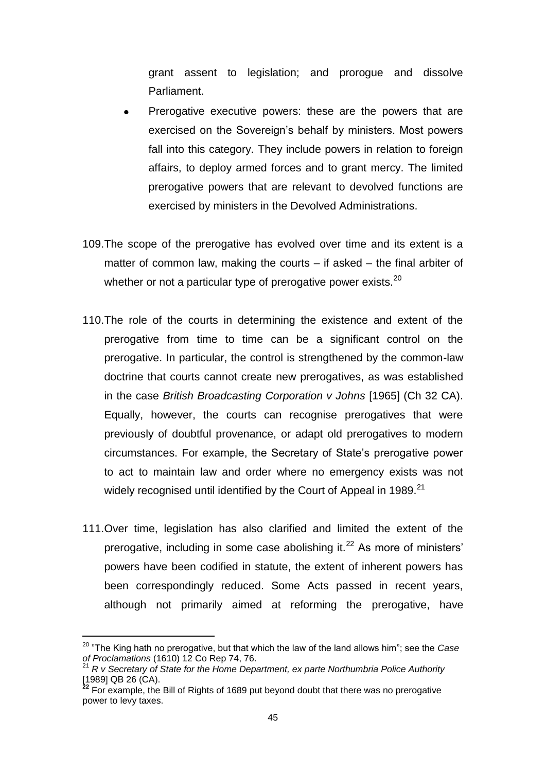grant assent to legislation; and prorogue and dissolve Parliament.

- Prerogative executive powers: these are the powers that are exercised on the Sovereign's behalf by ministers. Most powers fall into this category. They include powers in relation to foreign affairs, to deploy armed forces and to grant mercy. The limited prerogative powers that are relevant to devolved functions are exercised by ministers in the Devolved Administrations.

109. The scope of the prerogative has evolved over time and its extent is a matter of common law, making the courts – if asked – the final arbiter of whether or not a particular type of prerogative power exists.[20]

110. The role of the courts in determining the existence and extent of the prerogative from time to time can be a significant control on the prerogative. In particular, the control is strengthened by the common-law doctrine that courts cannot create new prerogatives, as was established in the case *British Broadcasting Corporation v Johns* [1965] (Ch 32 CA). Equally, however, the courts can recognise prerogatives that were previously of doubtful provenance, or adapt old prerogatives to modern circumstances. For example, the Secretary of State's prerogative power to act to maintain law and order where no emergency exists was not widely recognised until identified by the Court of Appeal in 1989.[21]

111. Over time, legislation has also clarified and limited the extent of the prerogative, including in some case abolishing it.[22] As more of ministers' powers have been codified in statute, the extent of inherent powers has been correspondingly reduced. Some Acts passed in recent years, although not primarily aimed at reforming the prerogative, have

---

[20] "The King hath no prerogative, but that which the law of the land allows him"; see the *Case of Proclamations* (1610) 12 Co Rep 74, 76.

[21] *R v Secretary of State for the Home Department, ex parte Northumbria Police Authority* [1989] QB 26 (CA).

[22] For example, the Bill of Rights of 1689 put beyond doubt that there was no prerogative power to levy taxes.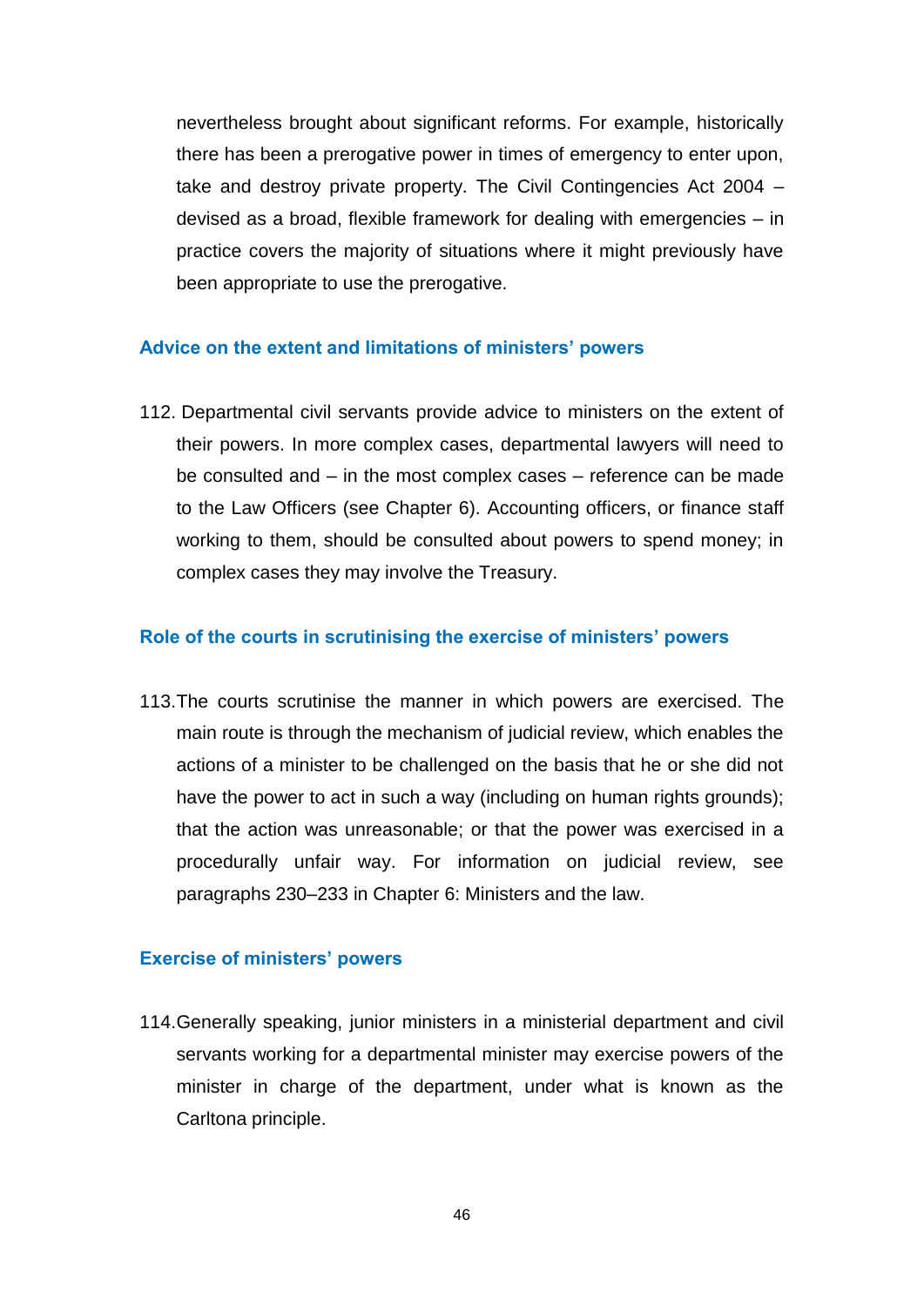nevertheless brought about significant reforms. For example, historically there has been a prerogative power in times of emergency to enter upon, take and destroy private property. The Civil Contingencies Act 2004 – devised as a broad, flexible framework for dealing with emergencies – in practice covers the majority of situations where it might previously have been appropriate to use the prerogative.

### Advice on the extent and limitations of ministers' powers

112. Departmental civil servants provide advice to ministers on the extent of their powers. In more complex cases, departmental lawyers will need to be consulted and – in the most complex cases – reference can be made to the Law Officers (see Chapter 6). Accounting officers, or finance staff working to them, should be consulted about powers to spend money; in complex cases they may involve the Treasury.

### Role of the courts in scrutinising the exercise of ministers' powers

113. The courts scrutinise the manner in which powers are exercised. The main route is through the mechanism of judicial review, which enables the actions of a minister to be challenged on the basis that he or she did not have the power to act in such a way (including on human rights grounds); that the action was unreasonable; or that the power was exercised in a procedurally unfair way. For information on judicial review, see paragraphs 230–233 in Chapter 6: Ministers and the law.

### Exercise of ministers' powers

114. Generally speaking, junior ministers in a ministerial department and civil servants working for a departmental minister may exercise powers of the minister in charge of the department, under what is known as the Carltona principle.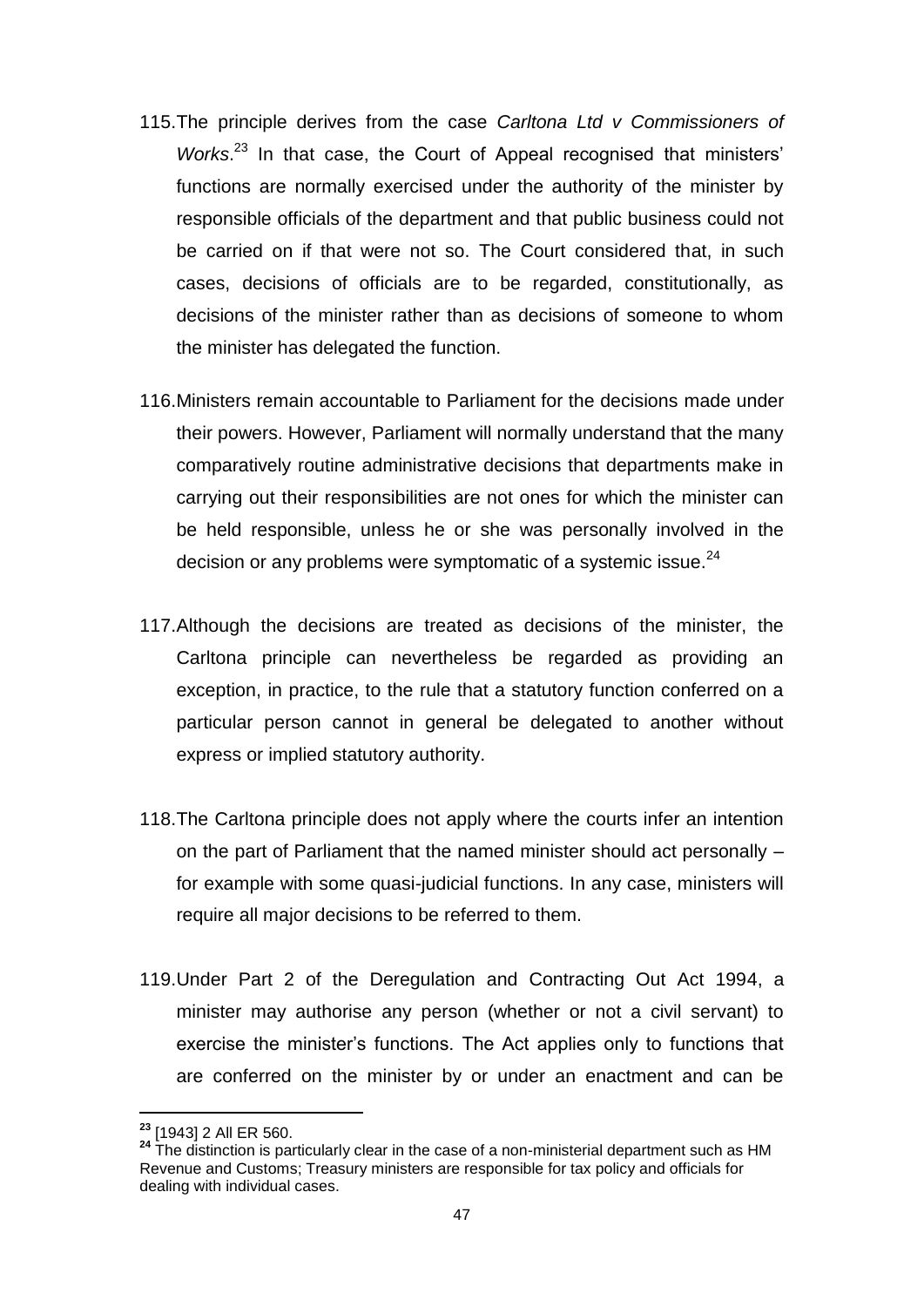115. The principle derives from the case *Carltona Ltd v Commissioners of Works*.[23] In that case, the Court of Appeal recognised that ministers' functions are normally exercised under the authority of the minister by responsible officials of the department and that public business could not be carried on if that were not so. The Court considered that, in such cases, decisions of officials are to be regarded, constitutionally, as decisions of the minister rather than as decisions of someone to whom the minister has delegated the function.

116. Ministers remain accountable to Parliament for the decisions made under their powers. However, Parliament will normally understand that the many comparatively routine administrative decisions that departments make in carrying out their responsibilities are not ones for which the minister can be held responsible, unless he or she was personally involved in the decision or any problems were symptomatic of a systemic issue.[24]

117. Although the decisions are treated as decisions of the minister, the Carltona principle can nevertheless be regarded as providing an exception, in practice, to the rule that a statutory function conferred on a particular person cannot in general be delegated to another without express or implied statutory authority.

118. The Carltona principle does not apply where the courts infer an intention on the part of Parliament that the named minister should act personally – for example with some quasi-judicial functions. In any case, ministers will require all major decisions to be referred to them.

119. Under Part 2 of the Deregulation and Contracting Out Act 1994, a minister may authorise any person (whether or not a civil servant) to exercise the minister's functions. The Act applies only to functions that are conferred on the minister by or under an enactment and can be

---

[23] [1943] 2 All ER 560.

[24] The distinction is particularly clear in the case of a non-ministerial department such as HM Revenue and Customs; Treasury ministers are responsible for tax policy and officials for dealing with individual cases.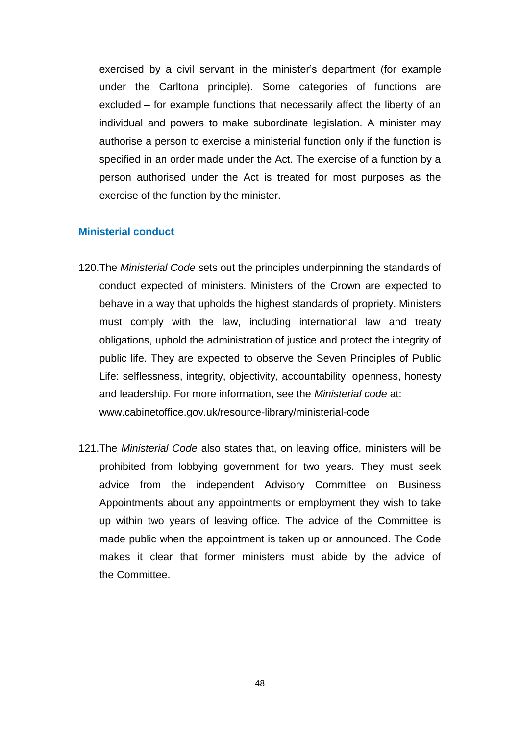exercised by a civil servant in the minister's department (for example under the Carltona principle). Some categories of functions are excluded – for example functions that necessarily affect the liberty of an individual and powers to make subordinate legislation. A minister may authorise a person to exercise a ministerial function only if the function is specified in an order made under the Act. The exercise of a function by a person authorised under the Act is treated for most purposes as the exercise of the function by the minister.

## Ministerial conduct

120. The *Ministerial Code* sets out the principles underpinning the standards of conduct expected of ministers. Ministers of the Crown are expected to behave in a way that upholds the highest standards of propriety. Ministers must comply with the law, including international law and treaty obligations, uphold the administration of justice and protect the integrity of public life. They are expected to observe the Seven Principles of Public Life: selflessness, integrity, objectivity, accountability, openness, honesty and leadership. For more information, see the *Ministerial code* at: www.cabinetoffice.gov.uk/resource-library/ministerial-code

121. The *Ministerial Code* also states that, on leaving office, ministers will be prohibited from lobbying government for two years. They must seek advice from the independent Advisory Committee on Business Appointments about any appointments or employment they wish to take up within two years of leaving office. The advice of the Committee is made public when the appointment is taken up or announced. The Code makes it clear that former ministers must abide by the advice of the Committee.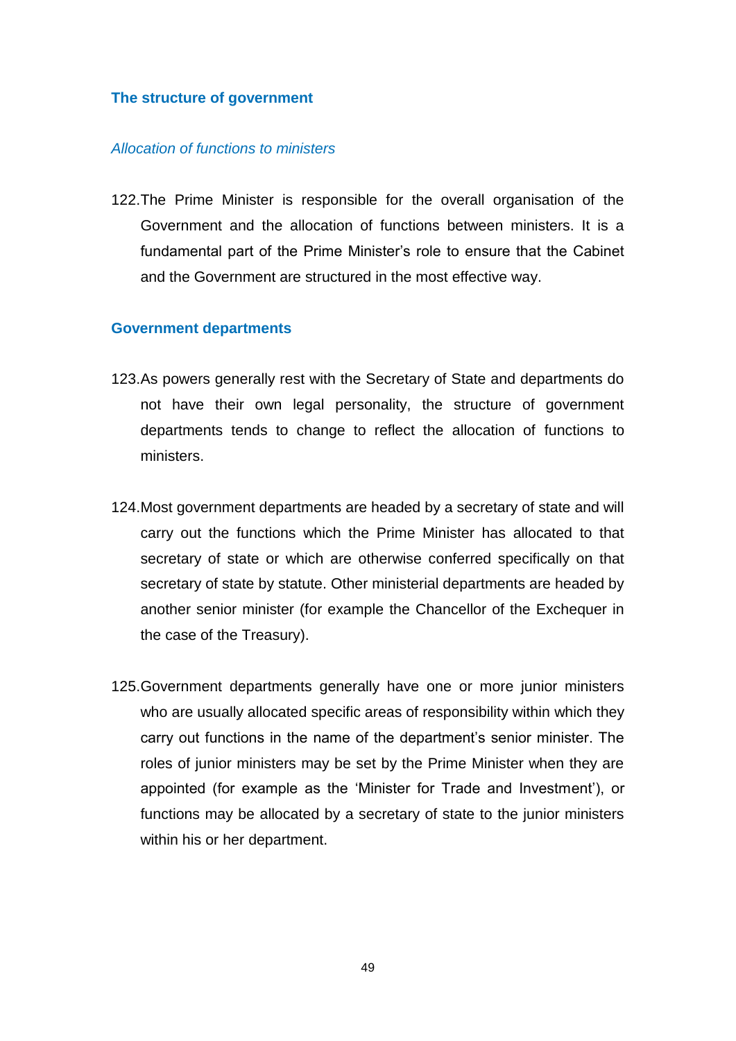## The structure of government

### *Allocation of functions to ministers*

122. The Prime Minister is responsible for the overall organisation of the Government and the allocation of functions between ministers. It is a fundamental part of the Prime Minister's role to ensure that the Cabinet and the Government are structured in the most effective way.

## Government departments

123. As powers generally rest with the Secretary of State and departments do not have their own legal personality, the structure of government departments tends to change to reflect the allocation of functions to ministers.

124. Most government departments are headed by a secretary of state and will carry out the functions which the Prime Minister has allocated to that secretary of state or which are otherwise conferred specifically on that secretary of state by statute. Other ministerial departments are headed by another senior minister (for example the Chancellor of the Exchequer in the case of the Treasury).

125. Government departments generally have one or more junior ministers who are usually allocated specific areas of responsibility within which they carry out functions in the name of the department's senior minister. The roles of junior ministers may be set by the Prime Minister when they are appointed (for example as the 'Minister for Trade and Investment'), or functions may be allocated by a secretary of state to the junior ministers within his or her department.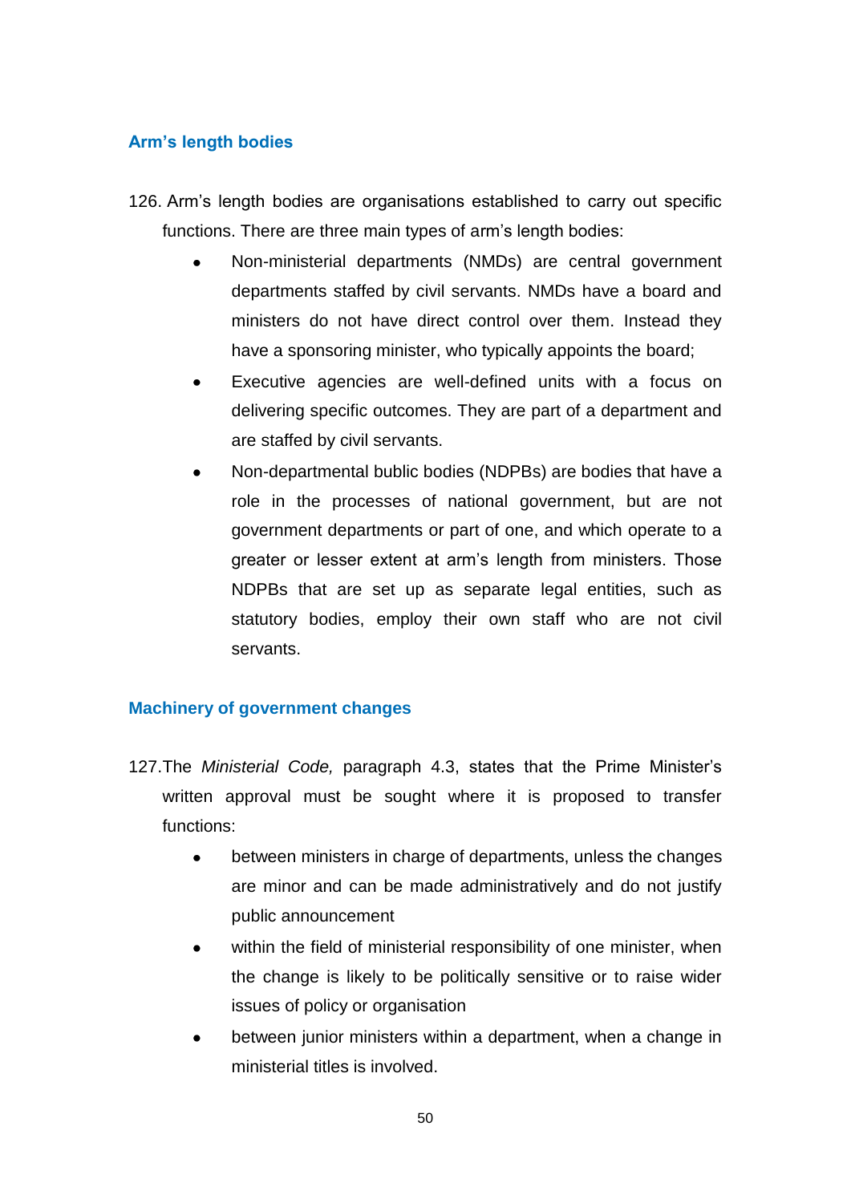## Arm's length bodies

126. Arm's length bodies are organisations established to carry out specific functions. There are three main types of arm's length bodies:

- Non-ministerial departments (NMDs) are central government departments staffed by civil servants. NMDs have a board and ministers do not have direct control over them. Instead they have a sponsoring minister, who typically appoints the board;
- Executive agencies are well-defined units with a focus on delivering specific outcomes. They are part of a department and are staffed by civil servants.
- Non-departmental bublic bodies (NDPBs) are bodies that have a role in the processes of national government, but are not government departments or part of one, and which operate to a greater or lesser extent at arm's length from ministers. Those NDPBs that are set up as separate legal entities, such as statutory bodies, employ their own staff who are not civil servants.

## Machinery of government changes

127. The *Ministerial Code,* paragraph 4.3, states that the Prime Minister's written approval must be sought where it is proposed to transfer functions:

- between ministers in charge of departments, unless the changes are minor and can be made administratively and do not justify public announcement
- within the field of ministerial responsibility of one minister, when the change is likely to be politically sensitive or to raise wider issues of policy or organisation
- between junior ministers within a department, when a change in ministerial titles is involved.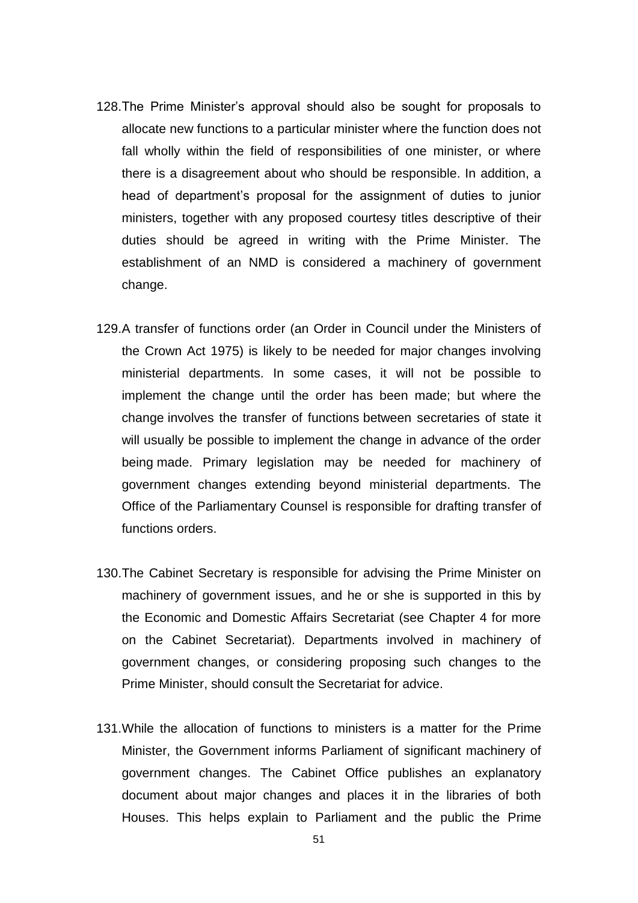128. The Prime Minister's approval should also be sought for proposals to allocate new functions to a particular minister where the function does not fall wholly within the field of responsibilities of one minister, or where there is a disagreement about who should be responsible. In addition, a head of department's proposal for the assignment of duties to junior ministers, together with any proposed courtesy titles descriptive of their duties should be agreed in writing with the Prime Minister. The establishment of an NMD is considered a machinery of government change.

129. A transfer of functions order (an Order in Council under the Ministers of the Crown Act 1975) is likely to be needed for major changes involving ministerial departments. In some cases, it will not be possible to implement the change until the order has been made; but where the change involves the transfer of functions between secretaries of state it will usually be possible to implement the change in advance of the order being made. Primary legislation may be needed for machinery of government changes extending beyond ministerial departments. The Office of the Parliamentary Counsel is responsible for drafting transfer of functions orders.

130. The Cabinet Secretary is responsible for advising the Prime Minister on machinery of government issues, and he or she is supported in this by the Economic and Domestic Affairs Secretariat (see Chapter 4 for more on the Cabinet Secretariat). Departments involved in machinery of government changes, or considering proposing such changes to the Prime Minister, should consult the Secretariat for advice.

131. While the allocation of functions to ministers is a matter for the Prime Minister, the Government informs Parliament of significant machinery of government changes. The Cabinet Office publishes an explanatory document about major changes and places it in the libraries of both Houses. This helps explain to Parliament and the public the Prime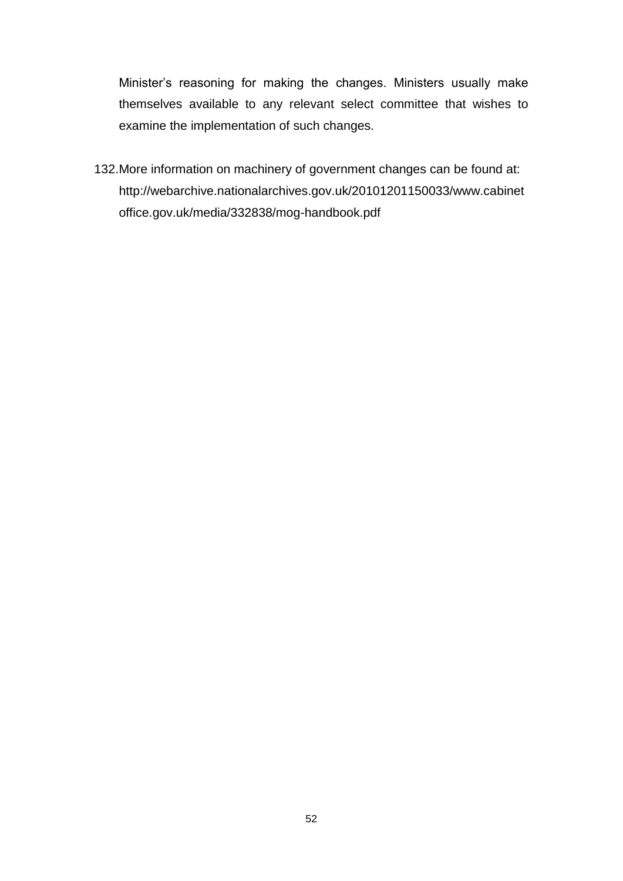Minister's reasoning for making the changes. Ministers usually make themselves available to any relevant select committee that wishes to examine the implementation of such changes.

132. More information on machinery of government changes can be found at: http://webarchive.nationalarchives.gov.uk/20101201150033/www.cabinetoffice.gov.uk/media/332838/mog-handbook.pdf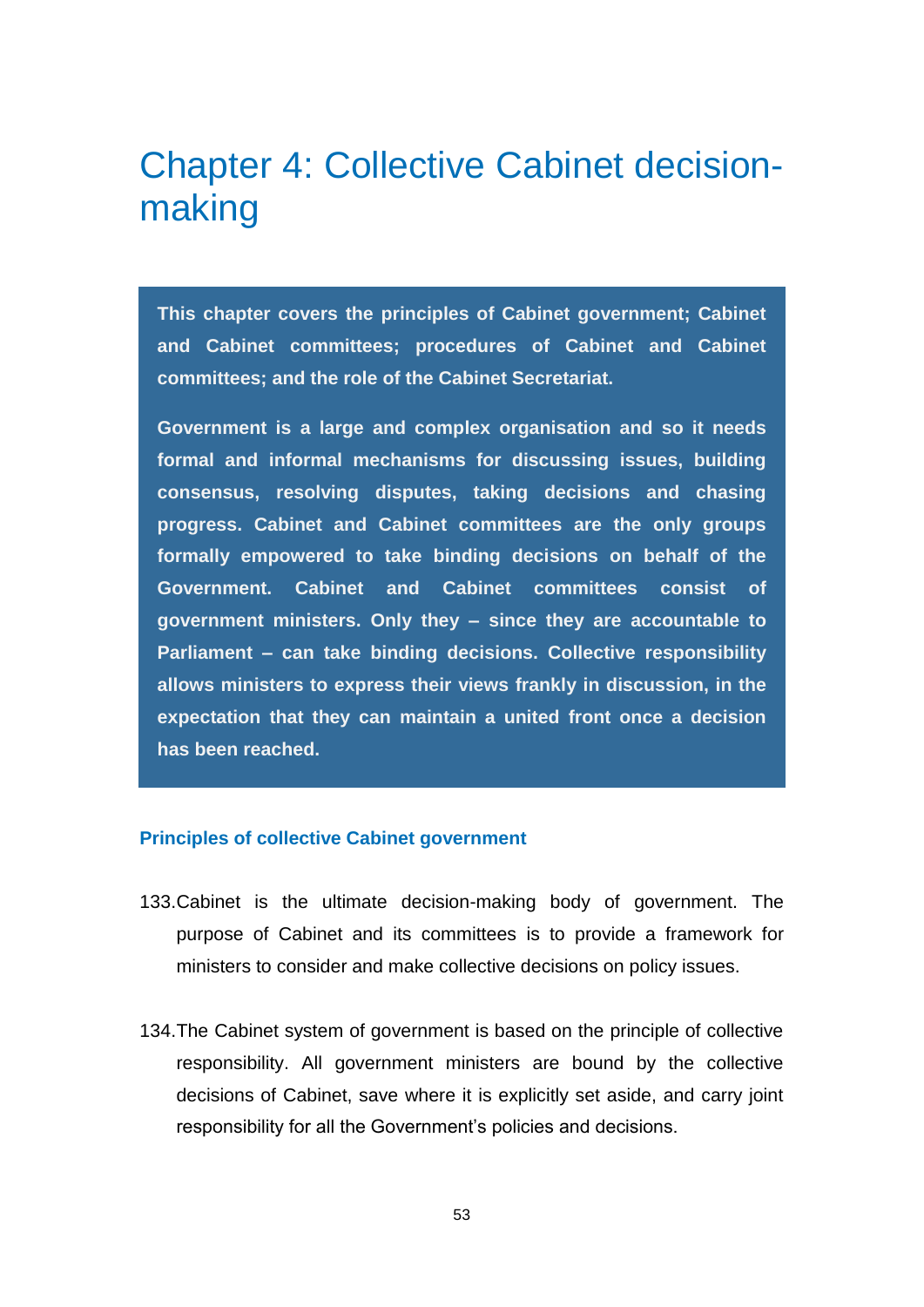# Chapter 4: Collective Cabinet decision-making

**This chapter covers the principles of Cabinet government; Cabinet and Cabinet committees; procedures of Cabinet and Cabinet committees; and the role of the Cabinet Secretariat.**

**Government is a large and complex organisation and so it needs formal and informal mechanisms for discussing issues, building consensus, resolving disputes, taking decisions and chasing progress. Cabinet and Cabinet committees are the only groups formally empowered to take binding decisions on behalf of the Government. Cabinet and Cabinet committees consist of government ministers. Only they – since they are accountable to Parliament – can take binding decisions. Collective responsibility allows ministers to express their views frankly in discussion, in the expectation that they can maintain a united front once a decision has been reached.**

### Principles of collective Cabinet government

133. Cabinet is the ultimate decision-making body of government. The purpose of Cabinet and its committees is to provide a framework for ministers to consider and make collective decisions on policy issues.

134. The Cabinet system of government is based on the principle of collective responsibility. All government ministers are bound by the collective decisions of Cabinet, save where it is explicitly set aside, and carry joint responsibility for all the Government's policies and decisions.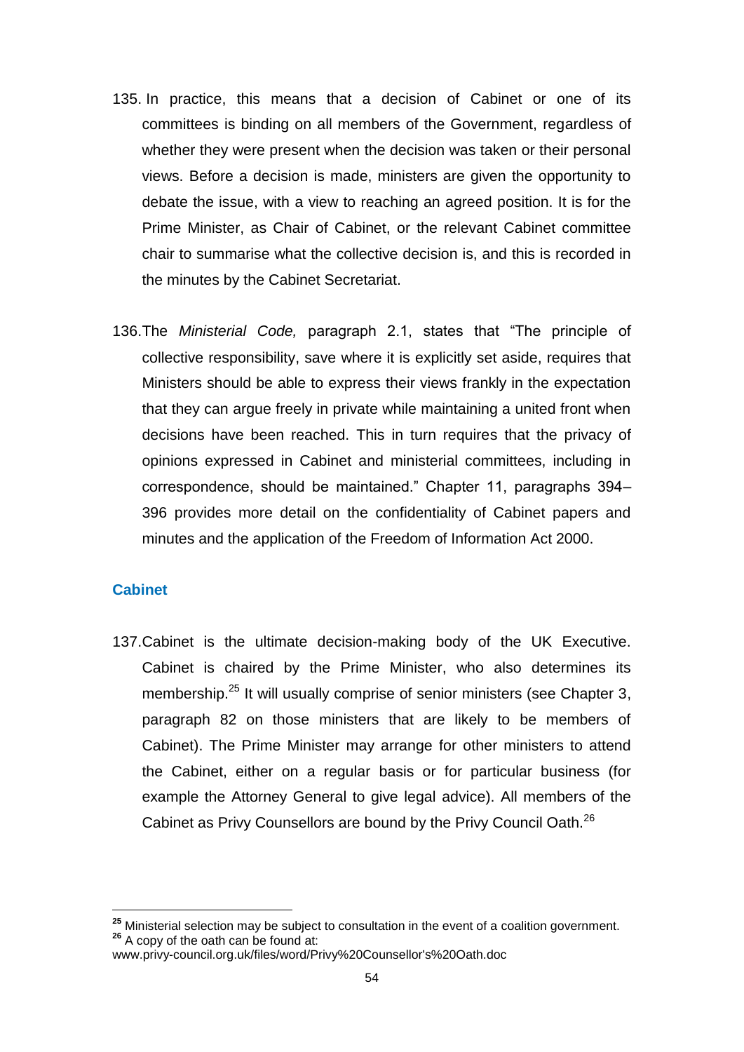135. In practice, this means that a decision of Cabinet or one of its committees is binding on all members of the Government, regardless of whether they were present when the decision was taken or their personal views. Before a decision is made, ministers are given the opportunity to debate the issue, with a view to reaching an agreed position. It is for the Prime Minister, as Chair of Cabinet, or the relevant Cabinet committee chair to summarise what the collective decision is, and this is recorded in the minutes by the Cabinet Secretariat.

136. The *Ministerial Code,* paragraph 2.1, states that "The principle of collective responsibility, save where it is explicitly set aside, requires that Ministers should be able to express their views frankly in the expectation that they can argue freely in private while maintaining a united front when decisions have been reached. This in turn requires that the privacy of opinions expressed in Cabinet and ministerial committees, including in correspondence, should be maintained." Chapter 11, paragraphs 394–396 provides more detail on the confidentiality of Cabinet papers and minutes and the application of the Freedom of Information Act 2000.

## Cabinet

137. Cabinet is the ultimate decision-making body of the UK Executive. Cabinet is chaired by the Prime Minister, who also determines its membership.[25] It will usually comprise of senior ministers (see Chapter 3, paragraph 82 on those ministers that are likely to be members of Cabinet). The Prime Minister may arrange for other ministers to attend the Cabinet, either on a regular basis or for particular business (for example the Attorney General to give legal advice). All members of the Cabinet as Privy Counsellors are bound by the Privy Council Oath.[26]

---

[25] Ministerial selection may be subject to consultation in the event of a coalition government.

[26] A copy of the oath can be found at: www.privy-council.org.uk/files/word/Privy%20Counsellor's%20Oath.doc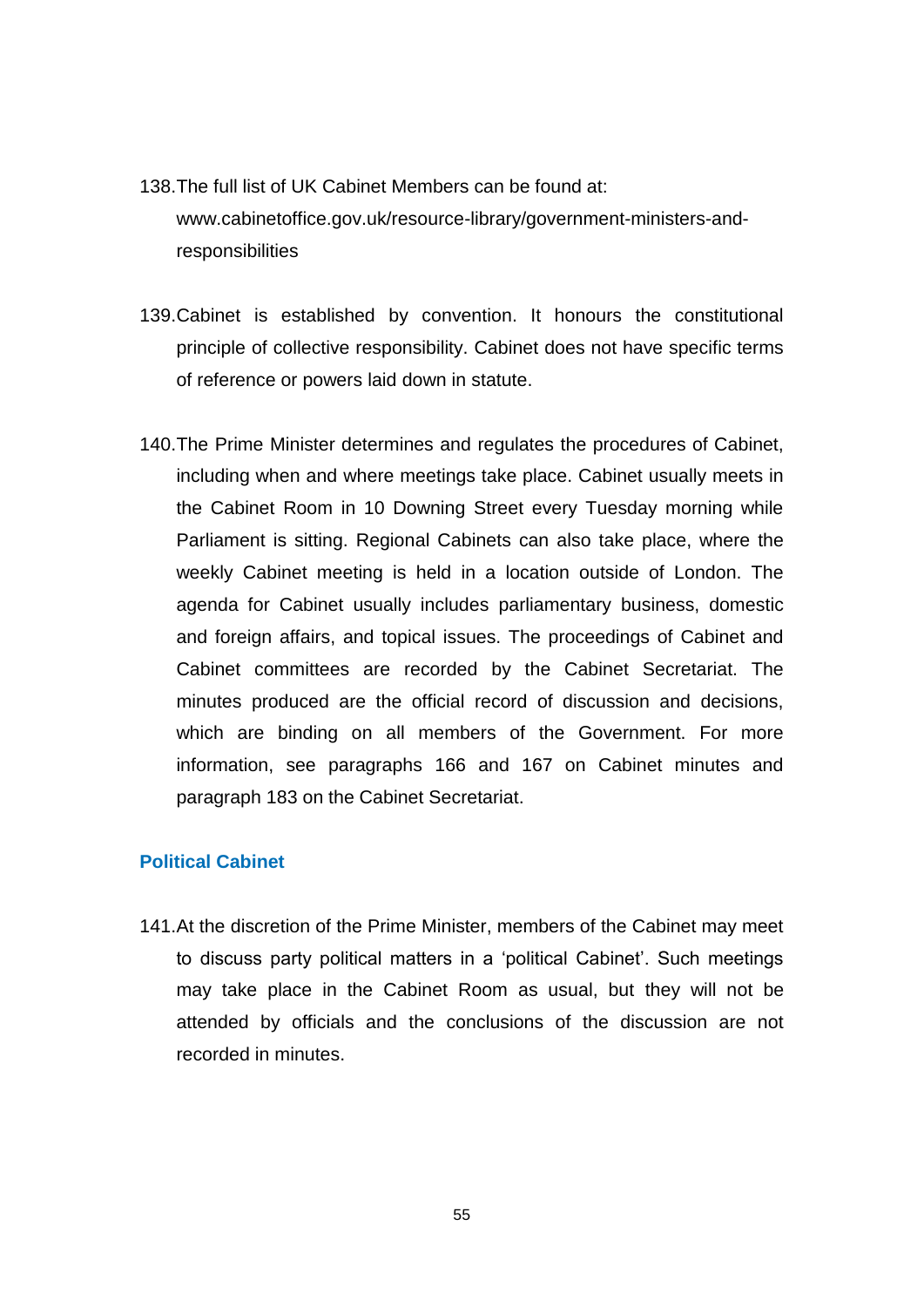138. The full list of UK Cabinet Members can be found at: www.cabinetoffice.gov.uk/resource-library/government-ministers-and-responsibilities

139. Cabinet is established by convention. It honours the constitutional principle of collective responsibility. Cabinet does not have specific terms of reference or powers laid down in statute.

140. The Prime Minister determines and regulates the procedures of Cabinet, including when and where meetings take place. Cabinet usually meets in the Cabinet Room in 10 Downing Street every Tuesday morning while Parliament is sitting. Regional Cabinets can also take place, where the weekly Cabinet meeting is held in a location outside of London. The agenda for Cabinet usually includes parliamentary business, domestic and foreign affairs, and topical issues. The proceedings of Cabinet and Cabinet committees are recorded by the Cabinet Secretariat. The minutes produced are the official record of discussion and decisions, which are binding on all members of the Government. For more information, see paragraphs 166 and 167 on Cabinet minutes and paragraph 183 on the Cabinet Secretariat.

### Political Cabinet

141. At the discretion of the Prime Minister, members of the Cabinet may meet to discuss party political matters in a 'political Cabinet'. Such meetings may take place in the Cabinet Room as usual, but they will not be attended by officials and the conclusions of the discussion are not recorded in minutes.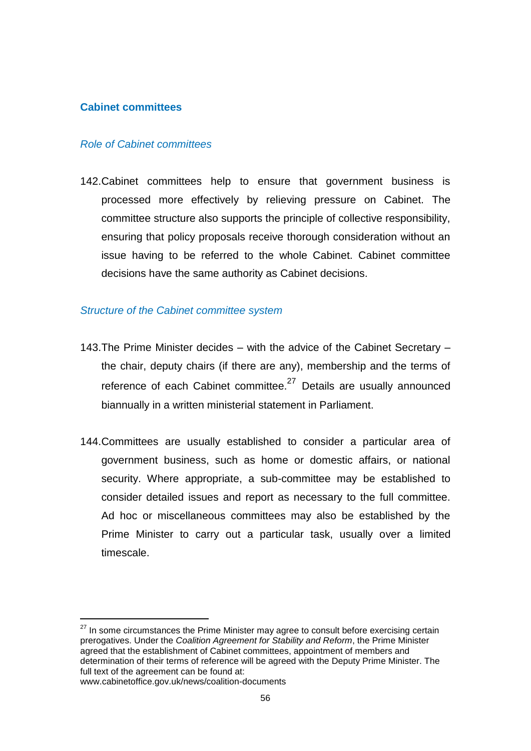## Cabinet committees

### *Role of Cabinet committees*

142. Cabinet committees help to ensure that government business is processed more effectively by relieving pressure on Cabinet. The committee structure also supports the principle of collective responsibility, ensuring that policy proposals receive thorough consideration without an issue having to be referred to the whole Cabinet. Cabinet committee decisions have the same authority as Cabinet decisions.

### *Structure of the Cabinet committee system*

143. The Prime Minister decides – with the advice of the Cabinet Secretary – the chair, deputy chairs (if there are any), membership and the terms of reference of each Cabinet committee.[27] Details are usually announced biannually in a written ministerial statement in Parliament.

144. Committees are usually established to consider a particular area of government business, such as home or domestic affairs, or national security. Where appropriate, a sub-committee may be established to consider detailed issues and report as necessary to the full committee. Ad hoc or miscellaneous committees may also be established by the Prime Minister to carry out a particular task, usually over a limited timescale.

---

[27] In some circumstances the Prime Minister may agree to consult before exercising certain prerogatives. Under the *Coalition Agreement for Stability and Reform*, the Prime Minister agreed that the establishment of Cabinet committees, appointment of members and determination of their terms of reference will be agreed with the Deputy Prime Minister. The full text of the agreement can be found at: www.cabinetoffice.gov.uk/news/coalition-documents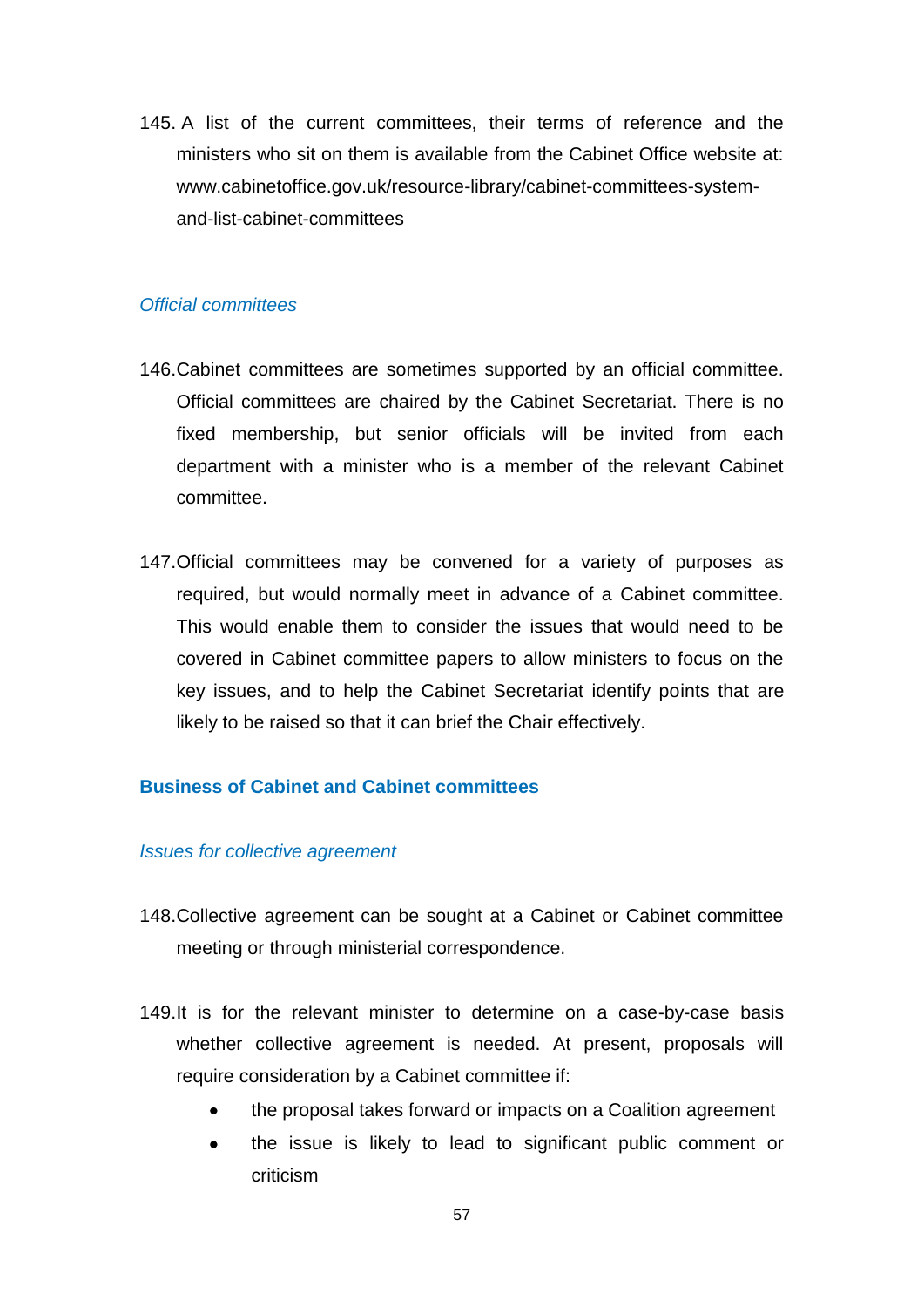145. A list of the current committees, their terms of reference and the ministers who sit on them is available from the Cabinet Office website at: www.cabinetoffice.gov.uk/resource-library/cabinet-committees-system-and-list-cabinet-committees

### *Official committees*

146. Cabinet committees are sometimes supported by an official committee. Official committees are chaired by the Cabinet Secretariat. There is no fixed membership, but senior officials will be invited from each department with a minister who is a member of the relevant Cabinet committee.

147. Official committees may be convened for a variety of purposes as required, but would normally meet in advance of a Cabinet committee. This would enable them to consider the issues that would need to be covered in Cabinet committee papers to allow ministers to focus on the key issues, and to help the Cabinet Secretariat identify points that are likely to be raised so that it can brief the Chair effectively.

## **Business of Cabinet and Cabinet committees**

### *Issues for collective agreement*

148. Collective agreement can be sought at a Cabinet or Cabinet committee meeting or through ministerial correspondence.

149. It is for the relevant minister to determine on a case-by-case basis whether collective agreement is needed. At present, proposals will require consideration by a Cabinet committee if:

- the proposal takes forward or impacts on a Coalition agreement
- the issue is likely to lead to significant public comment or criticism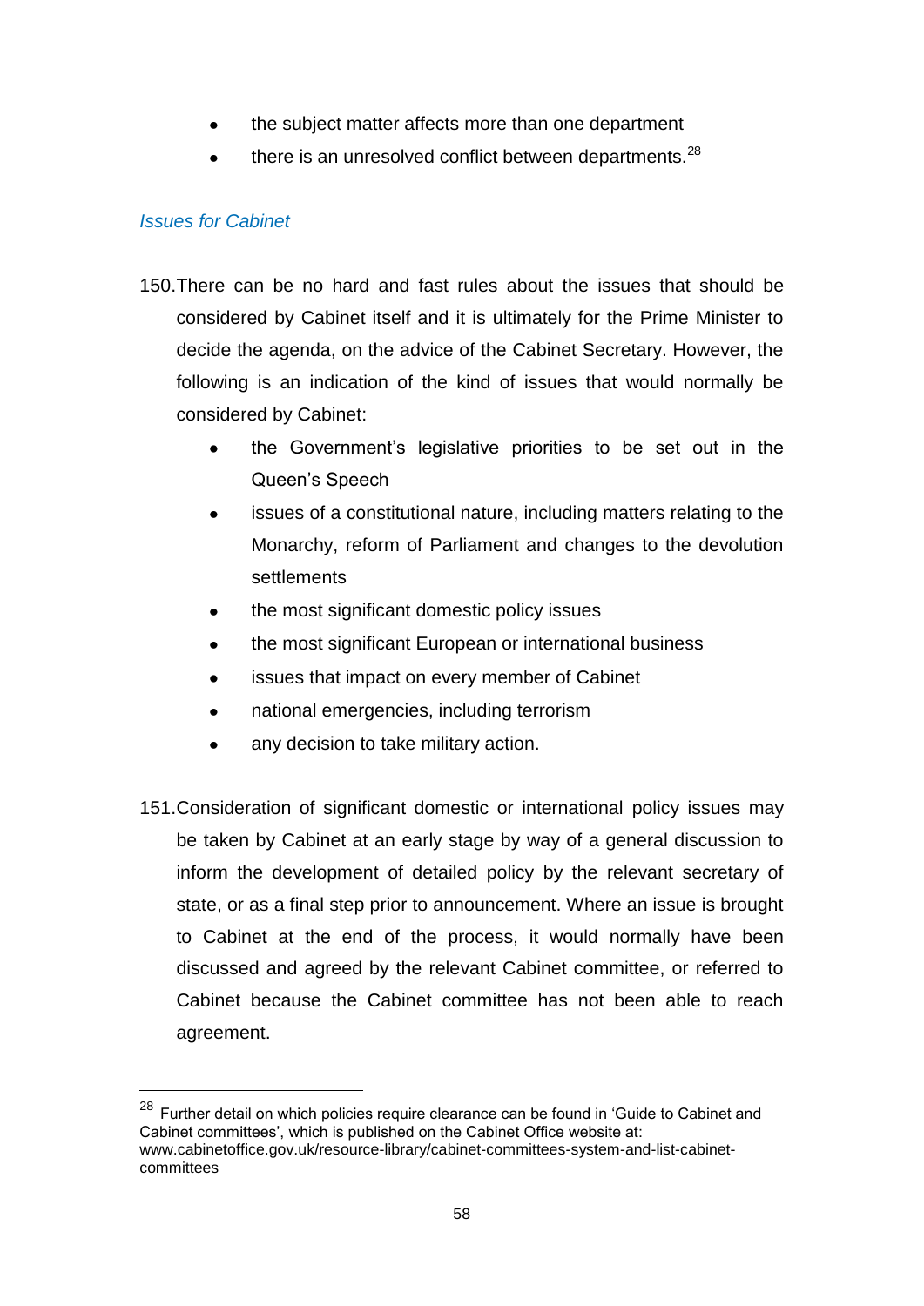- the subject matter affects more than one department
- there is an unresolved conflict between departments.[28]

### *Issues for Cabinet*

150. There can be no hard and fast rules about the issues that should be considered by Cabinet itself and it is ultimately for the Prime Minister to decide the agenda, on the advice of the Cabinet Secretary. However, the following is an indication of the kind of issues that would normally be considered by Cabinet:

    - the Government's legislative priorities to be set out in the Queen's Speech
    - issues of a constitutional nature, including matters relating to the Monarchy, reform of Parliament and changes to the devolution settlements
    - the most significant domestic policy issues
    - the most significant European or international business
    - issues that impact on every member of Cabinet
    - national emergencies, including terrorism
    - any decision to take military action.

151. Consideration of significant domestic or international policy issues may be taken by Cabinet at an early stage by way of a general discussion to inform the development of detailed policy by the relevant secretary of state, or as a final step prior to announcement. Where an issue is brought to Cabinet at the end of the process, it would normally have been discussed and agreed by the relevant Cabinet committee, or referred to Cabinet because the Cabinet committee has not been able to reach agreement.

---

[28] Further detail on which policies require clearance can be found in 'Guide to Cabinet and Cabinet committees', which is published on the Cabinet Office website at: www.cabinetoffice.gov.uk/resource-library/cabinet-committees-system-and-list-cabinet-committees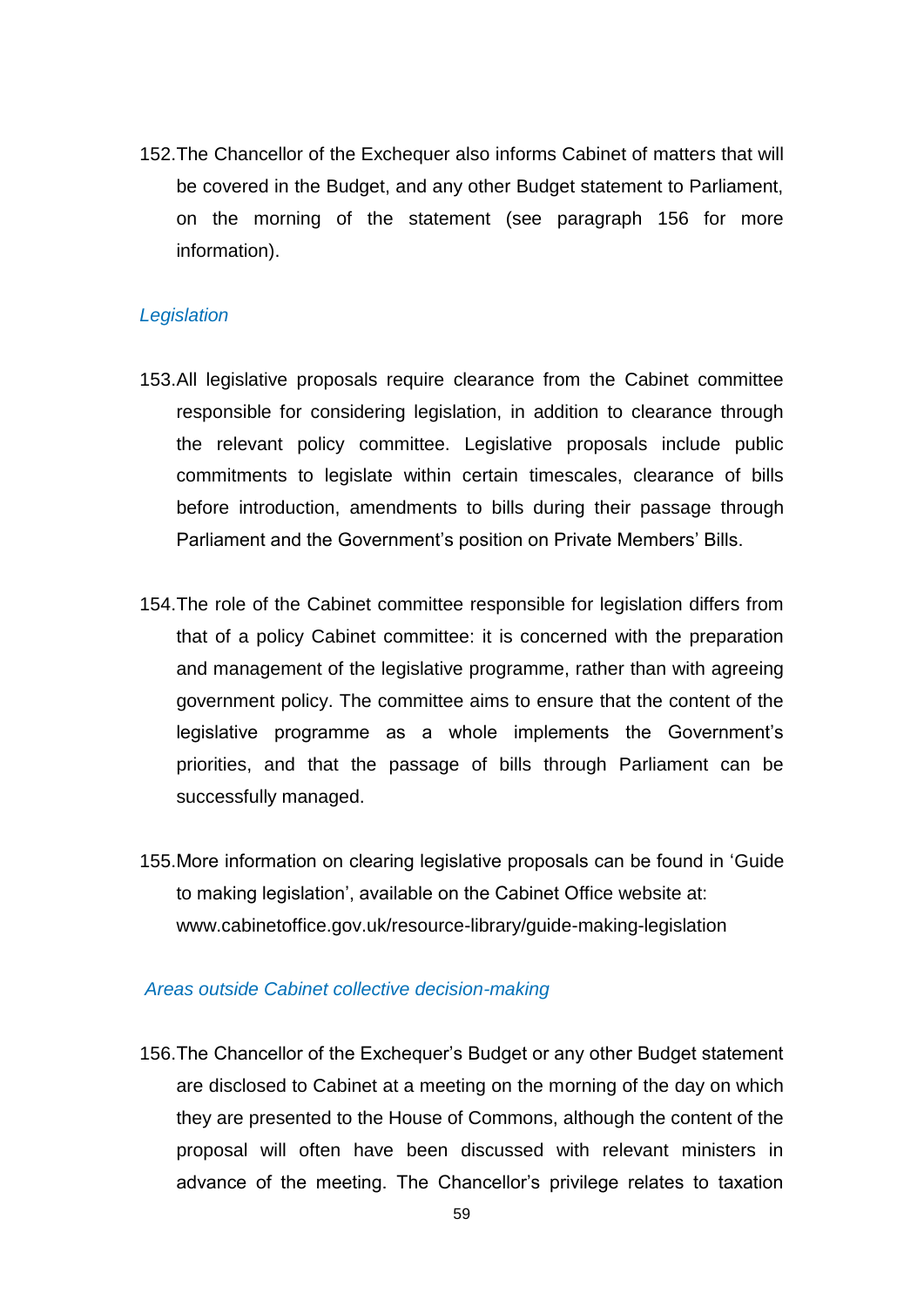152. The Chancellor of the Exchequer also informs Cabinet of matters that will be covered in the Budget, and any other Budget statement to Parliament, on the morning of the statement (see paragraph 156 for more information).

### *Legislation*

153. All legislative proposals require clearance from the Cabinet committee responsible for considering legislation, in addition to clearance through the relevant policy committee. Legislative proposals include public commitments to legislate within certain timescales, clearance of bills before introduction, amendments to bills during their passage through Parliament and the Government's position on Private Members' Bills.

154. The role of the Cabinet committee responsible for legislation differs from that of a policy Cabinet committee: it is concerned with the preparation and management of the legislative programme, rather than with agreeing government policy. The committee aims to ensure that the content of the legislative programme as a whole implements the Government's priorities, and that the passage of bills through Parliament can be successfully managed.

155. More information on clearing legislative proposals can be found in 'Guide to making legislation', available on the Cabinet Office website at: www.cabinetoffice.gov.uk/resource-library/guide-making-legislation

### *Areas outside Cabinet collective decision-making*

156. The Chancellor of the Exchequer's Budget or any other Budget statement are disclosed to Cabinet at a meeting on the morning of the day on which they are presented to the House of Commons, although the content of the proposal will often have been discussed with relevant ministers in advance of the meeting. The Chancellor's privilege relates to taxation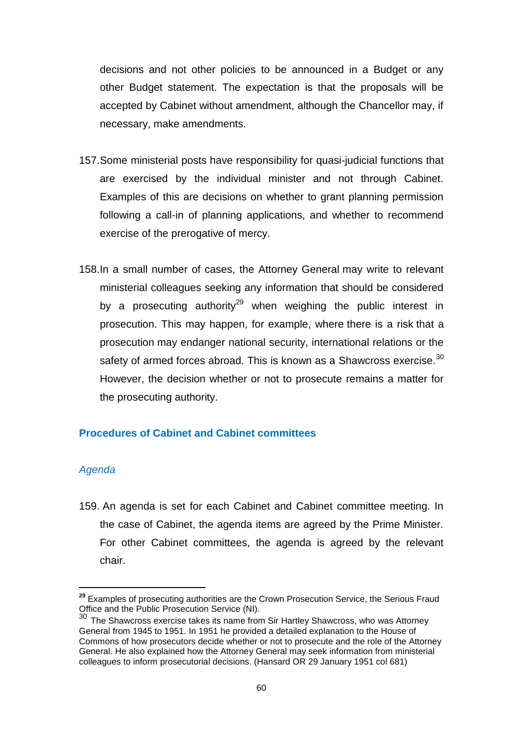decisions and not other policies to be announced in a Budget or any other Budget statement. The expectation is that the proposals will be accepted by Cabinet without amendment, although the Chancellor may, if necessary, make amendments.

157. Some ministerial posts have responsibility for quasi-judicial functions that are exercised by the individual minister and not through Cabinet. Examples of this are decisions on whether to grant planning permission following a call-in of planning applications, and whether to recommend exercise of the prerogative of mercy.

158. In a small number of cases, the Attorney General may write to relevant ministerial colleagues seeking any information that should be considered by a prosecuting authority[29] when weighing the public interest in prosecution. This may happen, for example, where there is a risk that a prosecution may endanger national security, international relations or the safety of armed forces abroad. This is known as a Shawcross exercise.[30] However, the decision whether or not to prosecute remains a matter for the prosecuting authority.

## Procedures of Cabinet and Cabinet committees

### *Agenda*

159. An agenda is set for each Cabinet and Cabinet committee meeting. In the case of Cabinet, the agenda items are agreed by the Prime Minister. For other Cabinet committees, the agenda is agreed by the relevant chair.

---

[29] Examples of prosecuting authorities are the Crown Prosecution Service, the Serious Fraud Office and the Public Prosecution Service (NI).

[30] The Shawcross exercise takes its name from Sir Hartley Shawcross, who was Attorney General from 1945 to 1951. In 1951 he provided a detailed explanation to the House of Commons of how prosecutors decide whether or not to prosecute and the role of the Attorney General. He also explained how the Attorney General may seek information from ministerial colleagues to inform prosecutorial decisions. (Hansard OR 29 January 1951 col 681)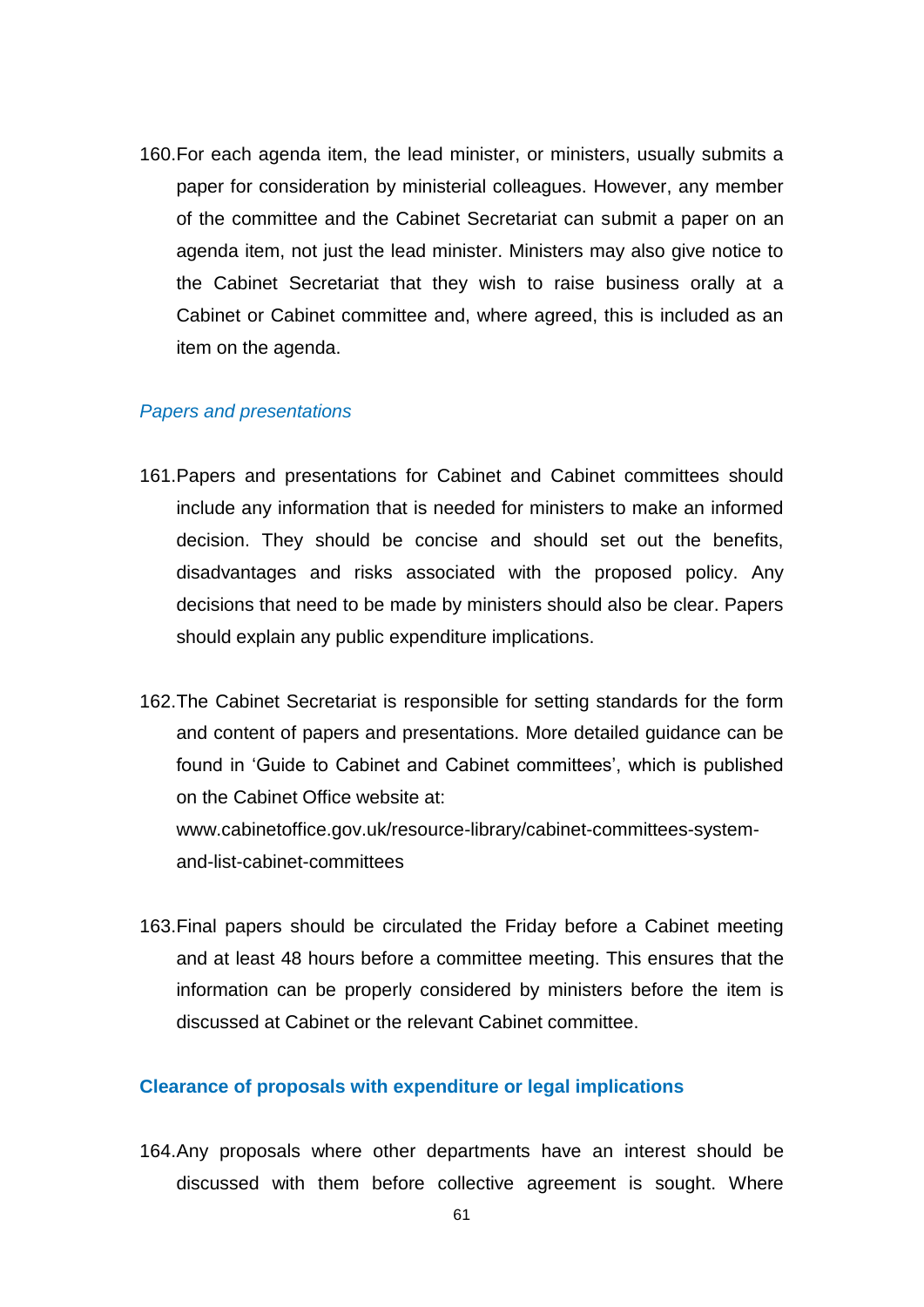160. For each agenda item, the lead minister, or ministers, usually submits a paper for consideration by ministerial colleagues. However, any member of the committee and the Cabinet Secretariat can submit a paper on an agenda item, not just the lead minister. Ministers may also give notice to the Cabinet Secretariat that they wish to raise business orally at a Cabinet or Cabinet committee and, where agreed, this is included as an item on the agenda.

*Papers and presentations*

161. Papers and presentations for Cabinet and Cabinet committees should include any information that is needed for ministers to make an informed decision. They should be concise and should set out the benefits, disadvantages and risks associated with the proposed policy. Any decisions that need to be made by ministers should also be clear. Papers should explain any public expenditure implications.

162. The Cabinet Secretariat is responsible for setting standards for the form and content of papers and presentations. More detailed guidance can be found in 'Guide to Cabinet and Cabinet committees', which is published on the Cabinet Office website at: www.cabinetoffice.gov.uk/resource-library/cabinet-committees-system-and-list-cabinet-committees

163. Final papers should be circulated the Friday before a Cabinet meeting and at least 48 hours before a committee meeting. This ensures that the information can be properly considered by ministers before the item is discussed at Cabinet or the relevant Cabinet committee.

### Clearance of proposals with expenditure or legal implications

164. Any proposals where other departments have an interest should be discussed with them before collective agreement is sought. Where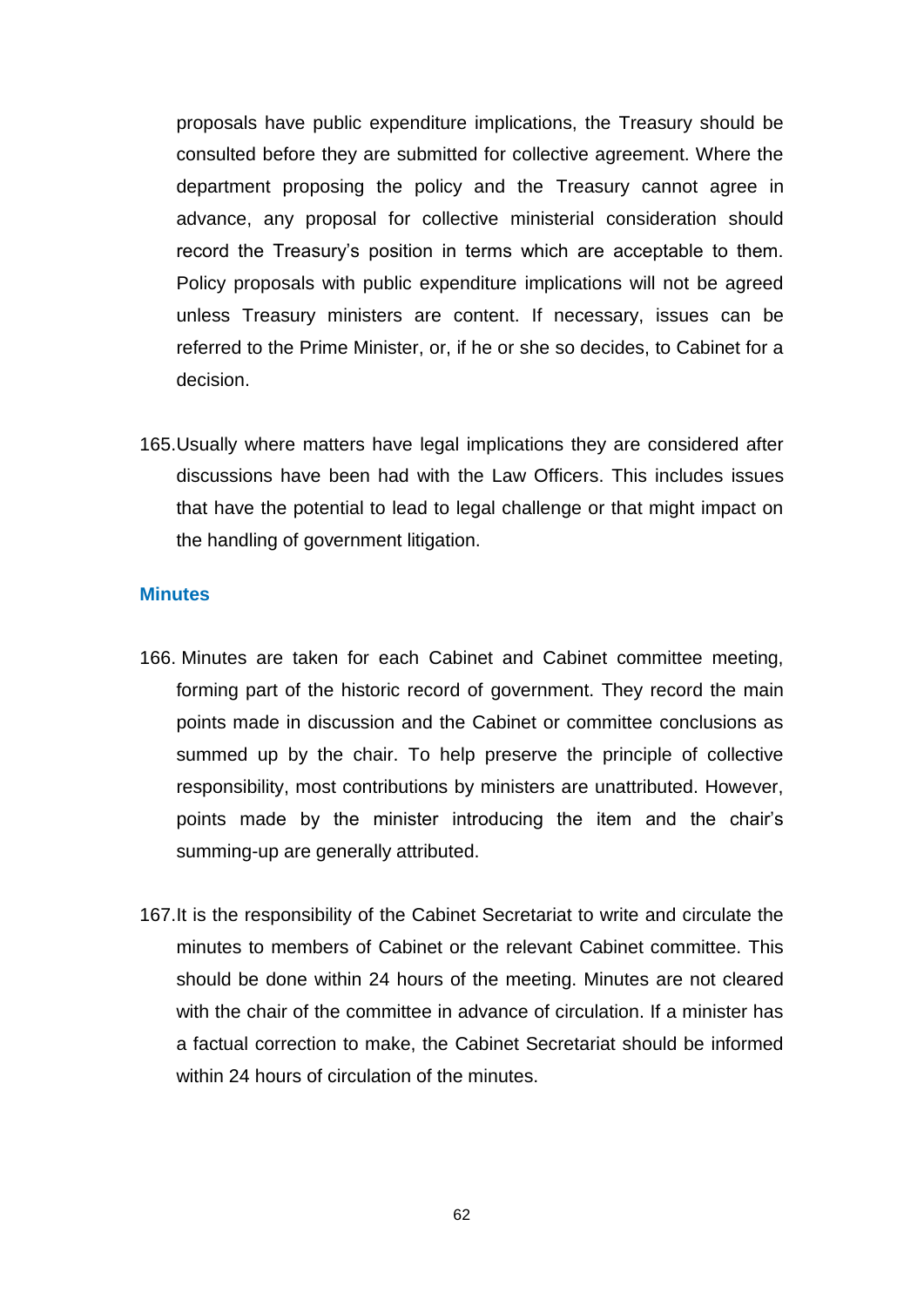proposals have public expenditure implications, the Treasury should be consulted before they are submitted for collective agreement. Where the department proposing the policy and the Treasury cannot agree in advance, any proposal for collective ministerial consideration should record the Treasury's position in terms which are acceptable to them. Policy proposals with public expenditure implications will not be agreed unless Treasury ministers are content. If necessary, issues can be referred to the Prime Minister, or, if he or she so decides, to Cabinet for a decision.

165. Usually where matters have legal implications they are considered after discussions have been had with the Law Officers. This includes issues that have the potential to lead to legal challenge or that might impact on the handling of government litigation.

### Minutes

166. Minutes are taken for each Cabinet and Cabinet committee meeting, forming part of the historic record of government. They record the main points made in discussion and the Cabinet or committee conclusions as summed up by the chair. To help preserve the principle of collective responsibility, most contributions by ministers are unattributed. However, points made by the minister introducing the item and the chair's summing-up are generally attributed.

167. It is the responsibility of the Cabinet Secretariat to write and circulate the minutes to members of Cabinet or the relevant Cabinet committee. This should be done within 24 hours of the meeting. Minutes are not cleared with the chair of the committee in advance of circulation. If a minister has a factual correction to make, the Cabinet Secretariat should be informed within 24 hours of circulation of the minutes.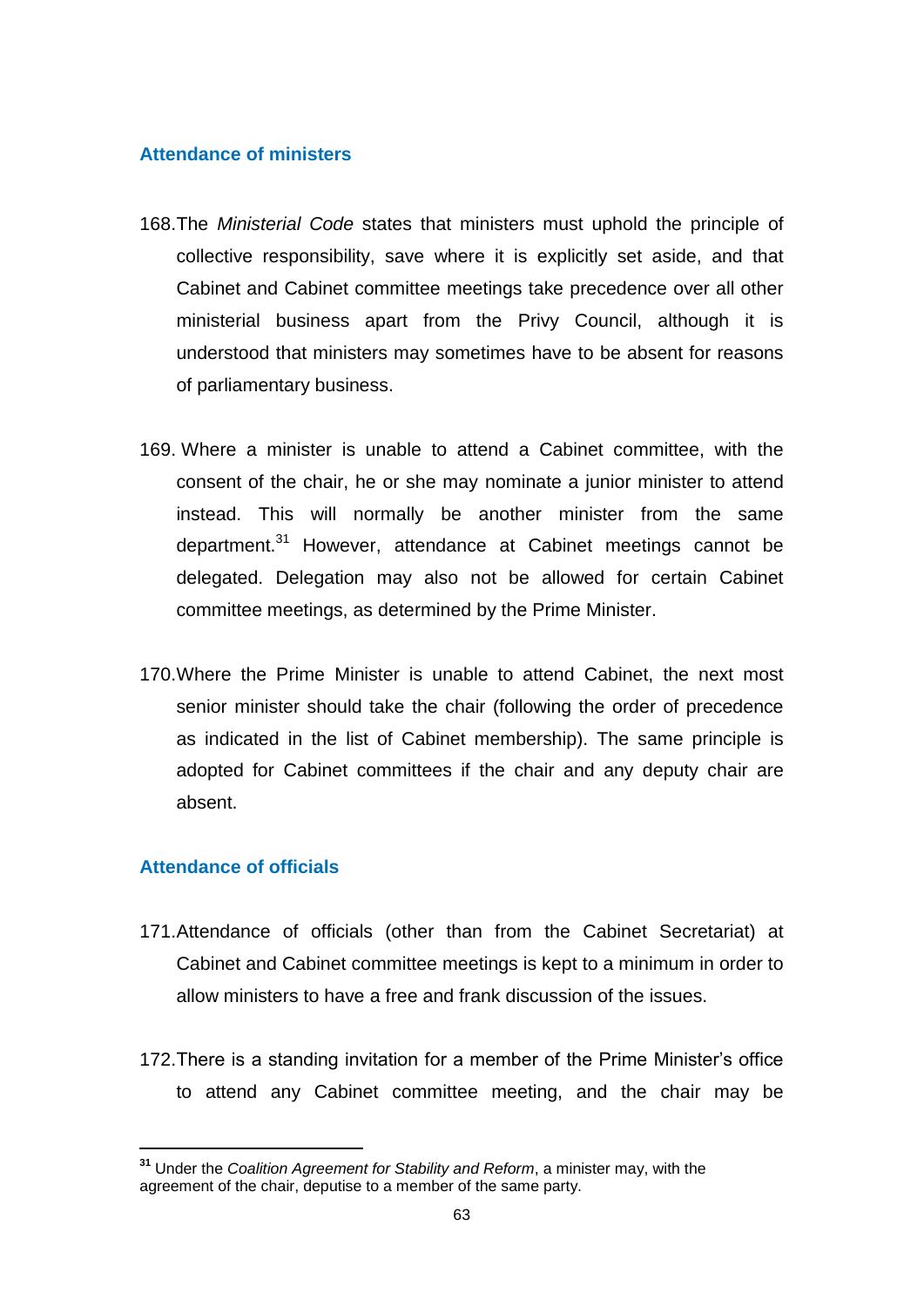### Attendance of ministers

168. The *Ministerial Code* states that ministers must uphold the principle of collective responsibility, save where it is explicitly set aside, and that Cabinet and Cabinet committee meetings take precedence over all other ministerial business apart from the Privy Council, although it is understood that ministers may sometimes have to be absent for reasons of parliamentary business.

169. Where a minister is unable to attend a Cabinet committee, with the consent of the chair, he or she may nominate a junior minister to attend instead. This will normally be another minister from the same department.[31] However, attendance at Cabinet meetings cannot be delegated. Delegation may also not be allowed for certain Cabinet committee meetings, as determined by the Prime Minister.

170. Where the Prime Minister is unable to attend Cabinet, the next most senior minister should take the chair (following the order of precedence as indicated in the list of Cabinet membership). The same principle is adopted for Cabinet committees if the chair and any deputy chair are absent.

### Attendance of officials

171. Attendance of officials (other than from the Cabinet Secretariat) at Cabinet and Cabinet committee meetings is kept to a minimum in order to allow ministers to have a free and frank discussion of the issues.

172. There is a standing invitation for a member of the Prime Minister's office to attend any Cabinet committee meeting, and the chair may be

---

[31] Under the *Coalition Agreement for Stability and Reform*, a minister may, with the agreement of the chair, deputise to a member of the same party.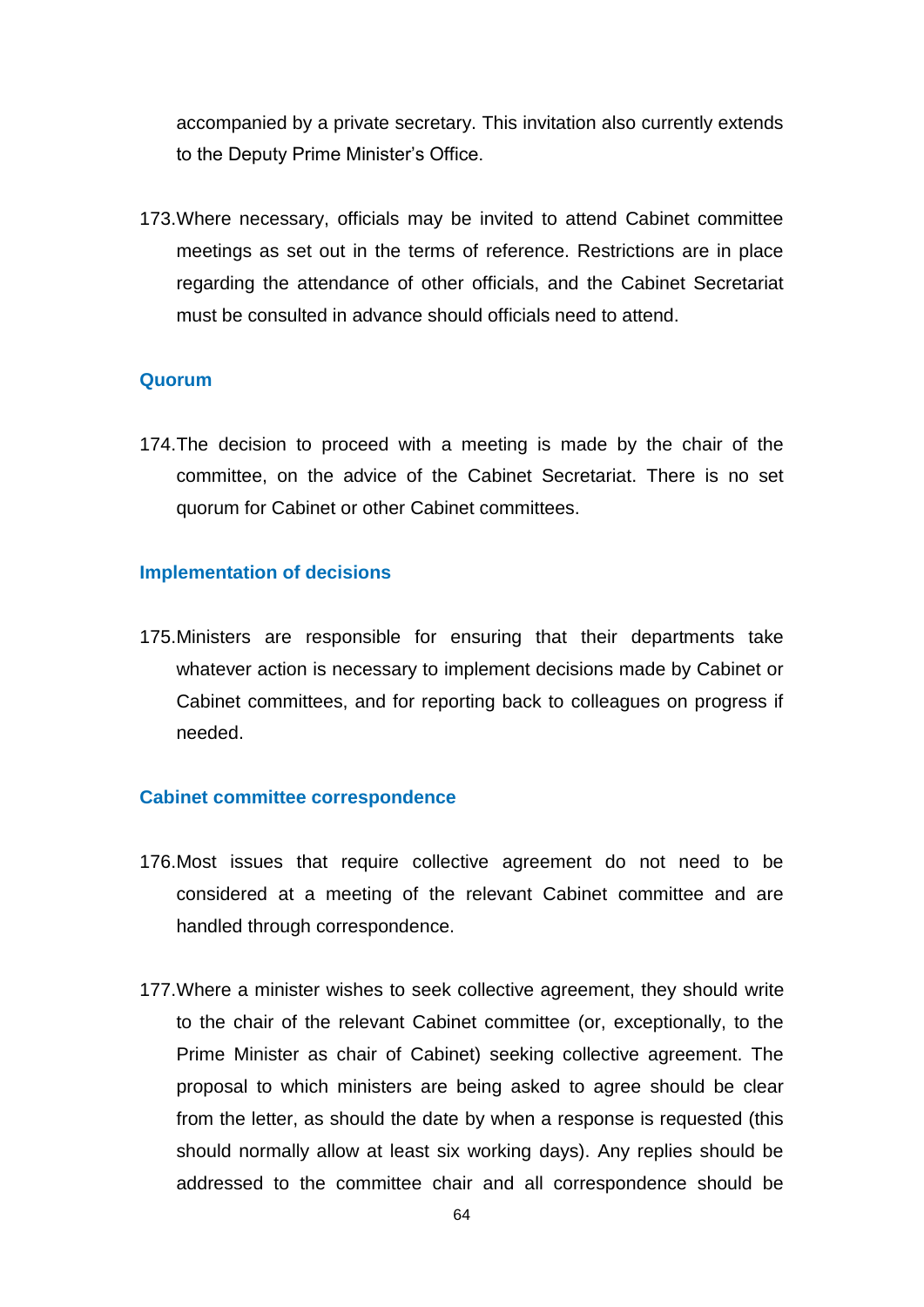accompanied by a private secretary. This invitation also currently extends to the Deputy Prime Minister's Office.

173. Where necessary, officials may be invited to attend Cabinet committee meetings as set out in the terms of reference. Restrictions are in place regarding the attendance of other officials, and the Cabinet Secretariat must be consulted in advance should officials need to attend.

### Quorum

174. The decision to proceed with a meeting is made by the chair of the committee, on the advice of the Cabinet Secretariat. There is no set quorum for Cabinet or other Cabinet committees.

### Implementation of decisions

175. Ministers are responsible for ensuring that their departments take whatever action is necessary to implement decisions made by Cabinet or Cabinet committees, and for reporting back to colleagues on progress if needed.

### Cabinet committee correspondence

176. Most issues that require collective agreement do not need to be considered at a meeting of the relevant Cabinet committee and are handled through correspondence.

177. Where a minister wishes to seek collective agreement, they should write to the chair of the relevant Cabinet committee (or, exceptionally, to the Prime Minister as chair of Cabinet) seeking collective agreement. The proposal to which ministers are being asked to agree should be clear from the letter, as should the date by when a response is requested (this should normally allow at least six working days). Any replies should be addressed to the committee chair and all correspondence should be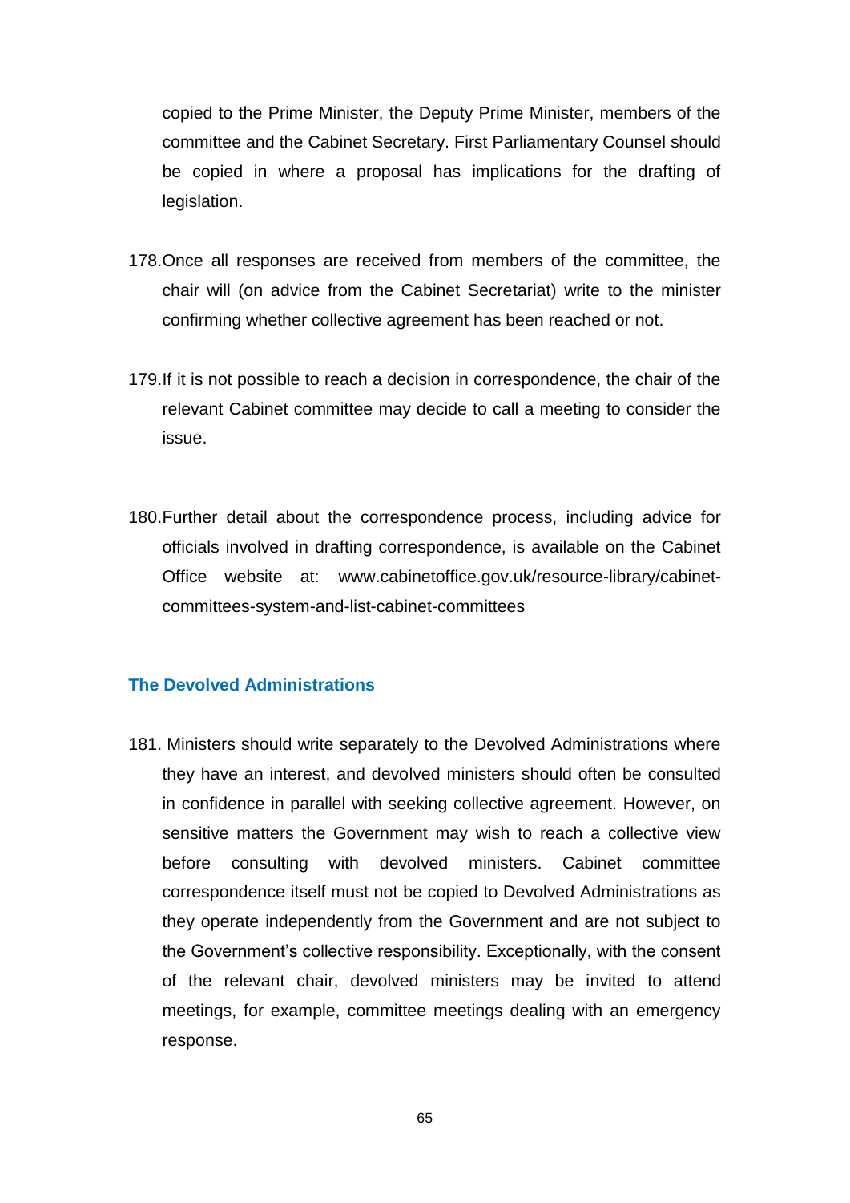copied to the Prime Minister, the Deputy Prime Minister, members of the committee and the Cabinet Secretary. First Parliamentary Counsel should be copied in where a proposal has implications for the drafting of legislation.

178. Once all responses are received from members of the committee, the chair will (on advice from the Cabinet Secretariat) write to the minister confirming whether collective agreement has been reached or not.

179. If it is not possible to reach a decision in correspondence, the chair of the relevant Cabinet committee may decide to call a meeting to consider the issue.

180. Further detail about the correspondence process, including advice for officials involved in drafting correspondence, is available on the Cabinet Office website at: www.cabinetoffice.gov.uk/resource-library/cabinet-committees-system-and-list-cabinet-committees

### The Devolved Administrations

181. Ministers should write separately to the Devolved Administrations where they have an interest, and devolved ministers should often be consulted in confidence in parallel with seeking collective agreement. However, on sensitive matters the Government may wish to reach a collective view before consulting with devolved ministers. Cabinet committee correspondence itself must not be copied to Devolved Administrations as they operate independently from the Government and are not subject to the Government's collective responsibility. Exceptionally, with the consent of the relevant chair, devolved ministers may be invited to attend meetings, for example, committee meetings dealing with an emergency response.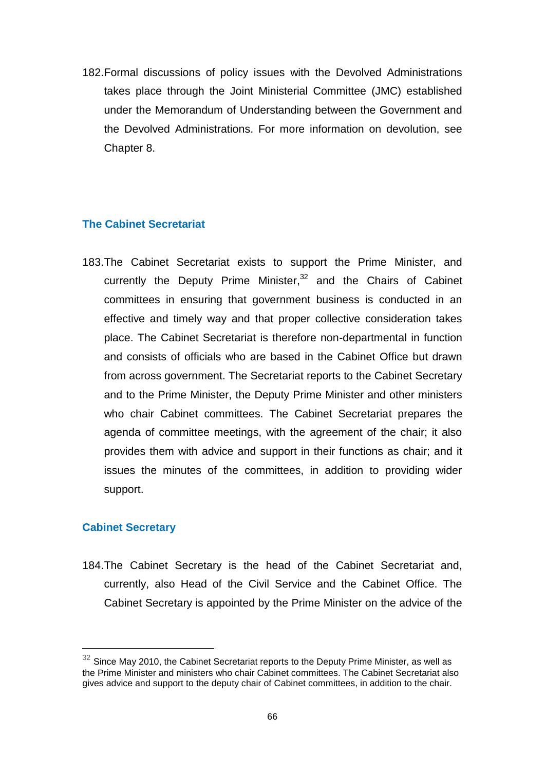182. Formal discussions of policy issues with the Devolved Administrations takes place through the Joint Ministerial Committee (JMC) established under the Memorandum of Understanding between the Government and the Devolved Administrations. For more information on devolution, see Chapter 8.

### The Cabinet Secretariat

183. The Cabinet Secretariat exists to support the Prime Minister, and currently the Deputy Prime Minister,[32] and the Chairs of Cabinet committees in ensuring that government business is conducted in an effective and timely way and that proper collective consideration takes place. The Cabinet Secretariat is therefore non-departmental in function and consists of officials who are based in the Cabinet Office but drawn from across government. The Secretariat reports to the Cabinet Secretary and to the Prime Minister, the Deputy Prime Minister and other ministers who chair Cabinet committees. The Cabinet Secretariat prepares the agenda of committee meetings, with the agreement of the chair; it also provides them with advice and support in their functions as chair; and it issues the minutes of the committees, in addition to providing wider support.

### Cabinet Secretary

184. The Cabinet Secretary is the head of the Cabinet Secretariat and, currently, also Head of the Civil Service and the Cabinet Office. The Cabinet Secretary is appointed by the Prime Minister on the advice of the

---

[32] Since May 2010, the Cabinet Secretariat reports to the Deputy Prime Minister, as well as the Prime Minister and ministers who chair Cabinet committees. The Cabinet Secretariat also gives advice and support to the deputy chair of Cabinet committees, in addition to the chair.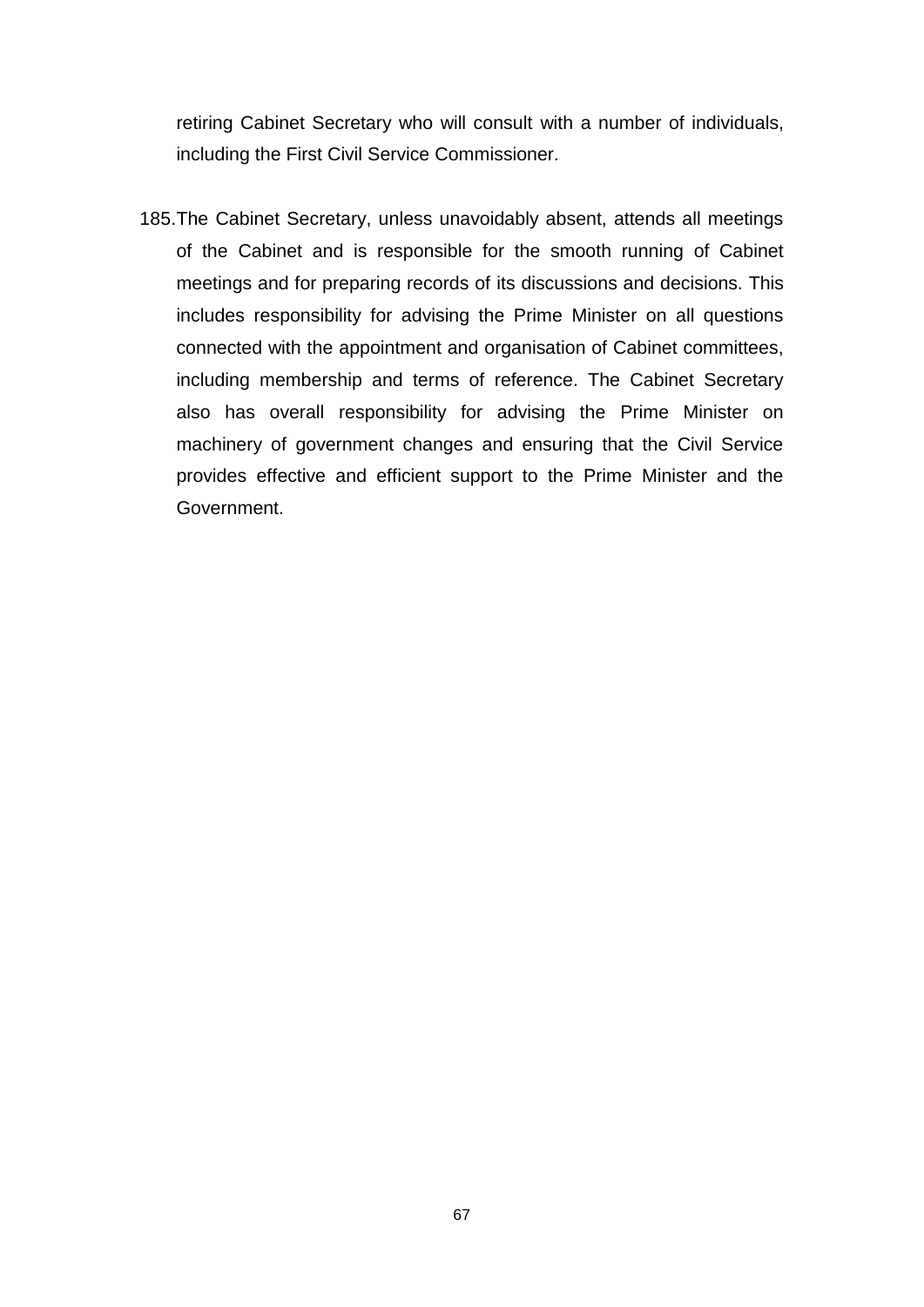retiring Cabinet Secretary who will consult with a number of individuals, including the First Civil Service Commissioner.

185. The Cabinet Secretary, unless unavoidably absent, attends all meetings of the Cabinet and is responsible for the smooth running of Cabinet meetings and for preparing records of its discussions and decisions. This includes responsibility for advising the Prime Minister on all questions connected with the appointment and organisation of Cabinet committees, including membership and terms of reference. The Cabinet Secretary also has overall responsibility for advising the Prime Minister on machinery of government changes and ensuring that the Civil Service provides effective and efficient support to the Prime Minister and the Government.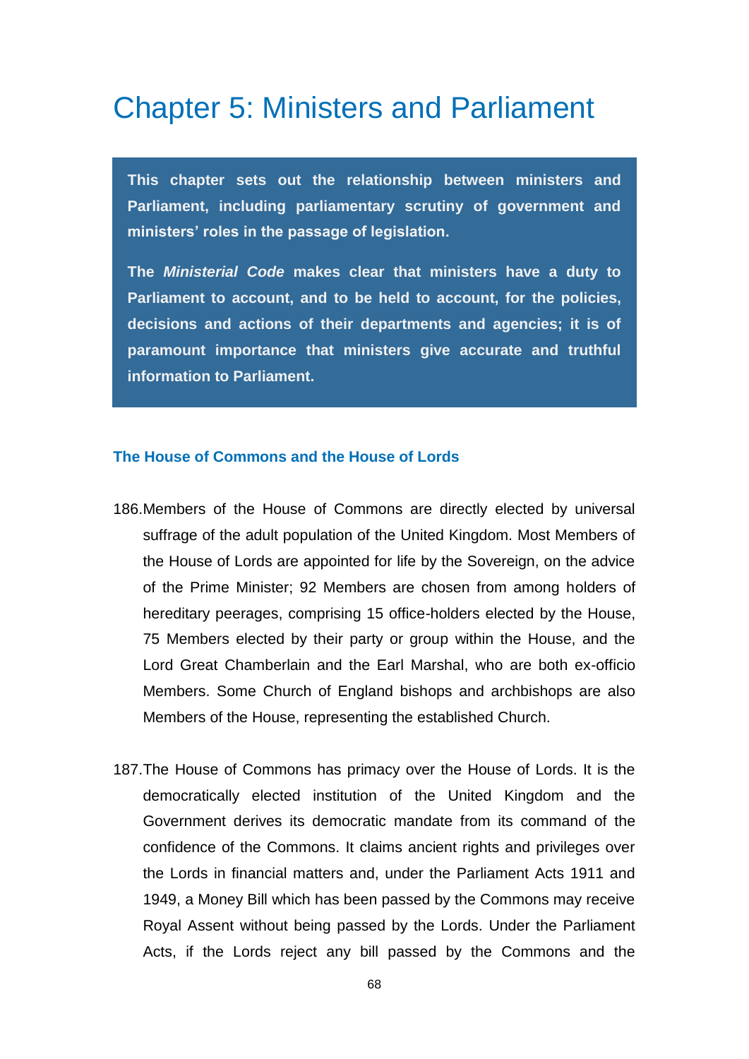# Chapter 5: Ministers and Parliament

**This chapter sets out the relationship between ministers and Parliament, including parliamentary scrutiny of government and ministers' roles in the passage of legislation.**

**The *Ministerial Code* makes clear that ministers have a duty to Parliament to account, and to be held to account, for the policies, decisions and actions of their departments and agencies; it is of paramount importance that ministers give accurate and truthful information to Parliament.**

### The House of Commons and the House of Lords

186. Members of the House of Commons are directly elected by universal suffrage of the adult population of the United Kingdom. Most Members of the House of Lords are appointed for life by the Sovereign, on the advice of the Prime Minister; 92 Members are chosen from among holders of hereditary peerages, comprising 15 office-holders elected by the House, 75 Members elected by their party or group within the House, and the Lord Great Chamberlain and the Earl Marshal, who are both ex-officio Members. Some Church of England bishops and archbishops are also Members of the House, representing the established Church.

187. The House of Commons has primacy over the House of Lords. It is the democratically elected institution of the United Kingdom and the Government derives its democratic mandate from its command of the confidence of the Commons. It claims ancient rights and privileges over the Lords in financial matters and, under the Parliament Acts 1911 and 1949, a Money Bill which has been passed by the Commons may receive Royal Assent without being passed by the Lords. Under the Parliament Acts, if the Lords reject any bill passed by the Commons and the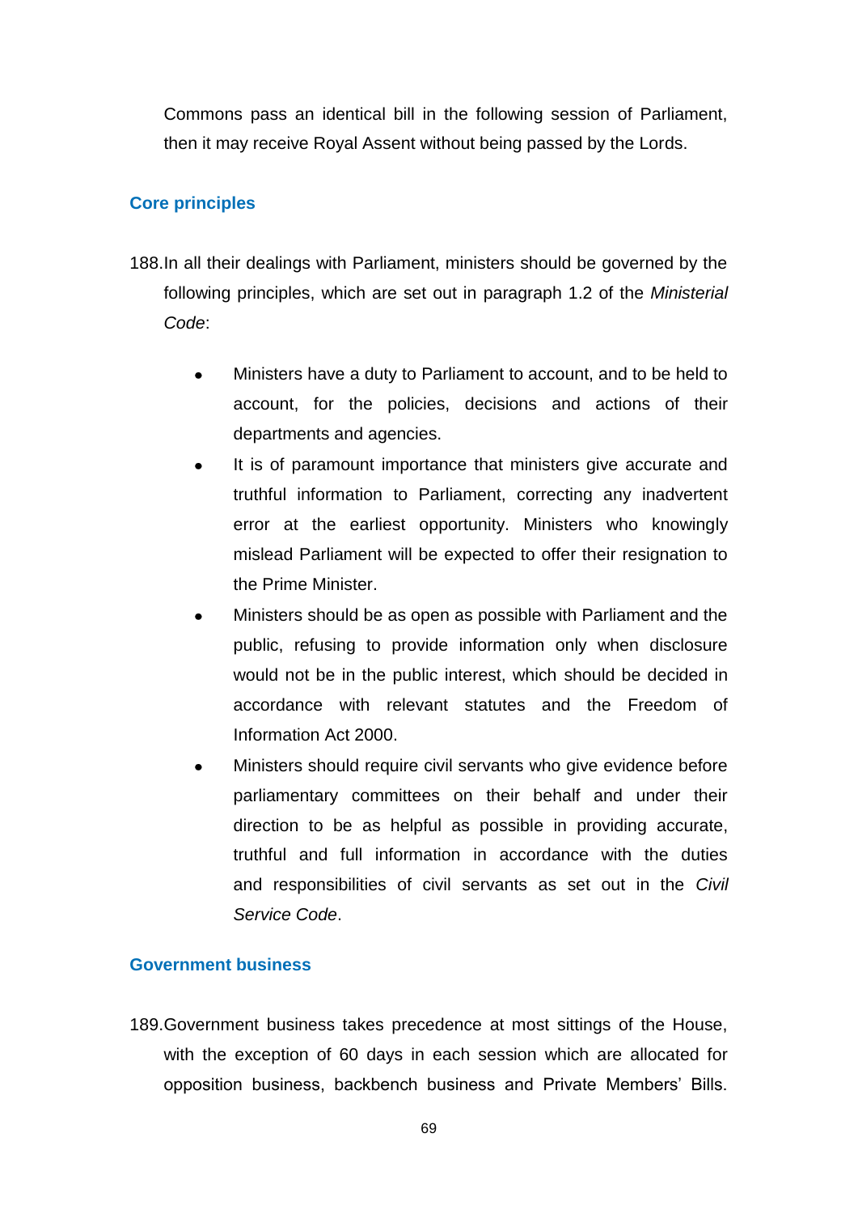Commons pass an identical bill in the following session of Parliament, then it may receive Royal Assent without being passed by the Lords.

## Core principles

188. In all their dealings with Parliament, ministers should be governed by the following principles, which are set out in paragraph 1.2 of the *Ministerial Code*:

- Ministers have a duty to Parliament to account, and to be held to account, for the policies, decisions and actions of their departments and agencies.
- It is of paramount importance that ministers give accurate and truthful information to Parliament, correcting any inadvertent error at the earliest opportunity. Ministers who knowingly mislead Parliament will be expected to offer their resignation to the Prime Minister.
- Ministers should be as open as possible with Parliament and the public, refusing to provide information only when disclosure would not be in the public interest, which should be decided in accordance with relevant statutes and the Freedom of Information Act 2000.
- Ministers should require civil servants who give evidence before parliamentary committees on their behalf and under their direction to be as helpful as possible in providing accurate, truthful and full information in accordance with the duties and responsibilities of civil servants as set out in the *Civil Service Code*.

## Government business

189. Government business takes precedence at most sittings of the House, with the exception of 60 days in each session which are allocated for opposition business, backbench business and Private Members' Bills.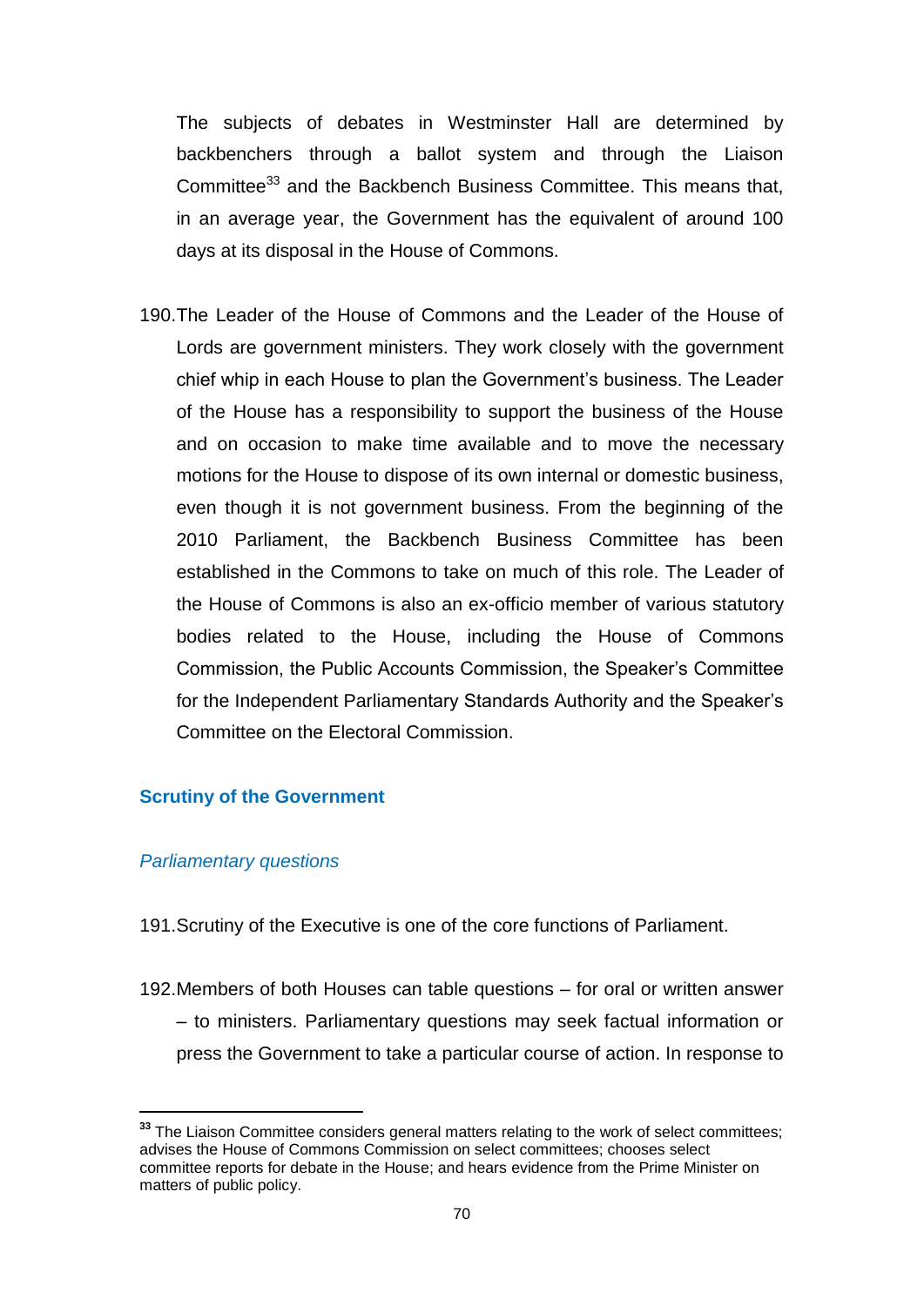The subjects of debates in Westminster Hall are determined by backbenchers through a ballot system and through the Liaison Committee[33] and the Backbench Business Committee. This means that, in an average year, the Government has the equivalent of around 100 days at its disposal in the House of Commons.

190. The Leader of the House of Commons and the Leader of the House of Lords are government ministers. They work closely with the government chief whip in each House to plan the Government's business. The Leader of the House has a responsibility to support the business of the House and on occasion to make time available and to move the necessary motions for the House to dispose of its own internal or domestic business, even though it is not government business. From the beginning of the 2010 Parliament, the Backbench Business Committee has been established in the Commons to take on much of this role. The Leader of the House of Commons is also an ex-officio member of various statutory bodies related to the House, including the House of Commons Commission, the Public Accounts Commission, the Speaker's Committee for the Independent Parliamentary Standards Authority and the Speaker's Committee on the Electoral Commission.

## Scrutiny of the Government

### *Parliamentary questions*

191. Scrutiny of the Executive is one of the core functions of Parliament.

192. Members of both Houses can table questions – for oral or written answer – to ministers. Parliamentary questions may seek factual information or press the Government to take a particular course of action. In response to

---

[33] The Liaison Committee considers general matters relating to the work of select committees; advises the House of Commons Commission on select committees; chooses select committee reports for debate in the House; and hears evidence from the Prime Minister on matters of public policy.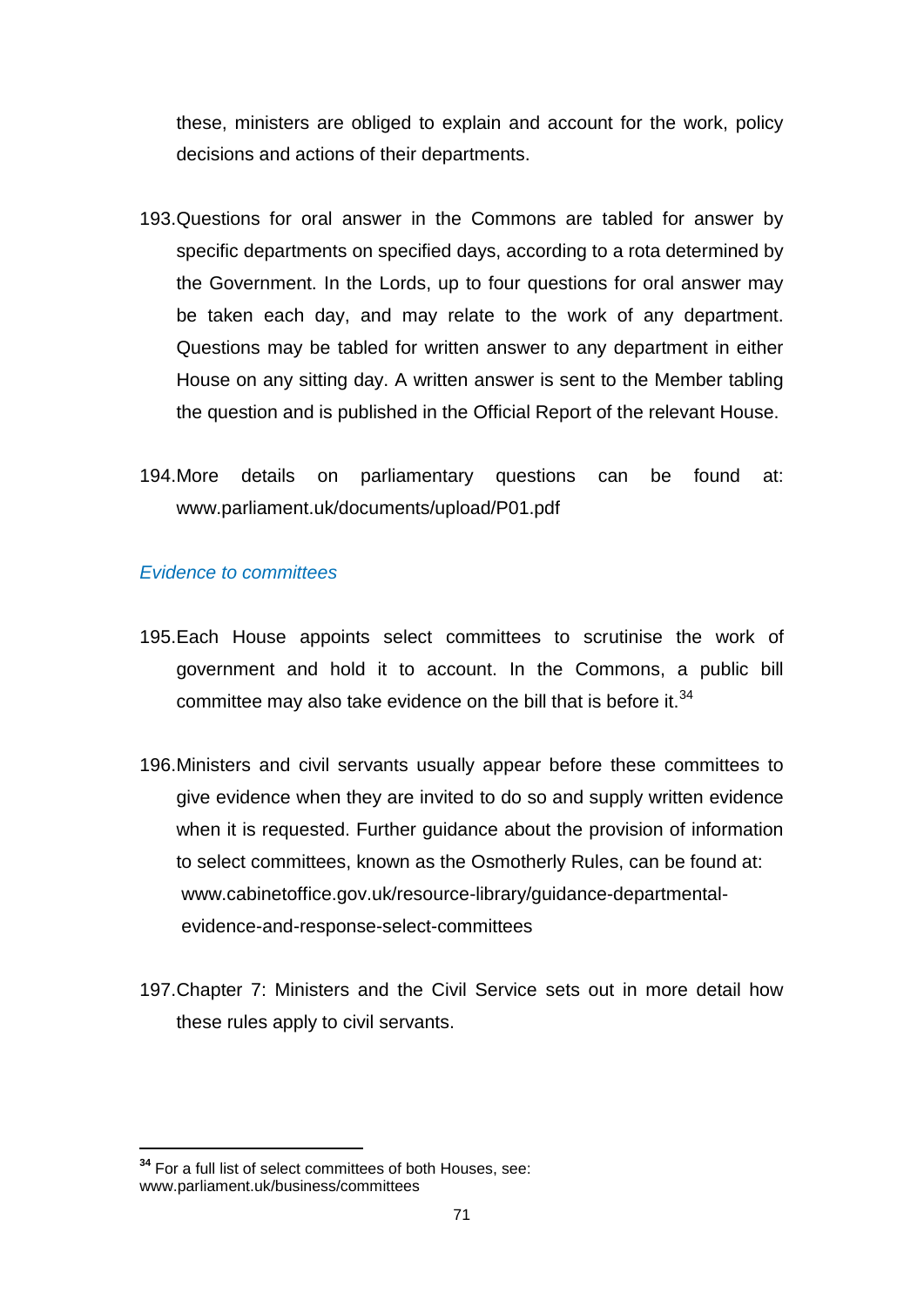these, ministers are obliged to explain and account for the work, policy decisions and actions of their departments.

193. Questions for oral answer in the Commons are tabled for answer by specific departments on specified days, according to a rota determined by the Government. In the Lords, up to four questions for oral answer may be taken each day, and may relate to the work of any department. Questions may be tabled for written answer to any department in either House on any sitting day. A written answer is sent to the Member tabling the question and is published in the Official Report of the relevant House.

194. More details on parliamentary questions can be found at: www.parliament.uk/documents/upload/P01.pdf

*Evidence to committees*

195. Each House appoints select committees to scrutinise the work of government and hold it to account. In the Commons, a public bill committee may also take evidence on the bill that is before it.[34]

196. Ministers and civil servants usually appear before these committees to give evidence when they are invited to do so and supply written evidence when it is requested. Further guidance about the provision of information to select committees, known as the Osmotherly Rules, can be found at: www.cabinetoffice.gov.uk/resource-library/guidance-departmental-evidence-and-response-select-committees

197. Chapter 7: Ministers and the Civil Service sets out in more detail how these rules apply to civil servants.

[34] For a full list of select committees of both Houses, see: www.parliament.uk/business/committees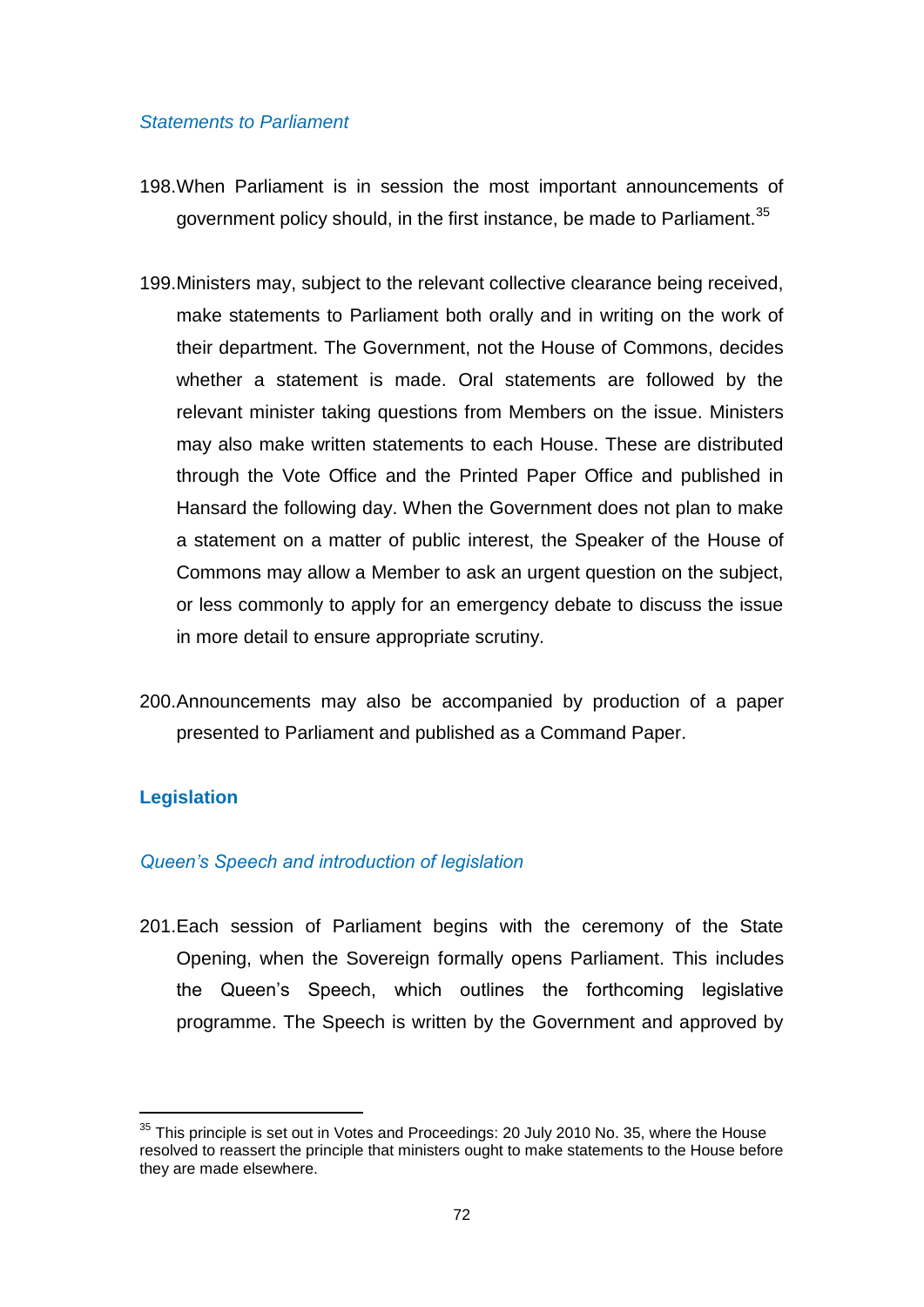*Statements to Parliament*

198. When Parliament is in session the most important announcements of government policy should, in the first instance, be made to Parliament.[35]

199. Ministers may, subject to the relevant collective clearance being received, make statements to Parliament both orally and in writing on the work of their department. The Government, not the House of Commons, decides whether a statement is made. Oral statements are followed by the relevant minister taking questions from Members on the issue. Ministers may also make written statements to each House. These are distributed through the Vote Office and the Printed Paper Office and published in Hansard the following day. When the Government does not plan to make a statement on a matter of public interest, the Speaker of the House of Commons may allow a Member to ask an urgent question on the subject, or less commonly to apply for an emergency debate to discuss the issue in more detail to ensure appropriate scrutiny.

200. Announcements may also be accompanied by production of a paper presented to Parliament and published as a Command Paper.

## Legislation

*Queen's Speech and introduction of legislation*

201. Each session of Parliament begins with the ceremony of the State Opening, when the Sovereign formally opens Parliament. This includes the Queen's Speech, which outlines the forthcoming legislative programme. The Speech is written by the Government and approved by

---

[35] This principle is set out in Votes and Proceedings: 20 July 2010 No. 35, where the House resolved to reassert the principle that ministers ought to make statements to the House before they are made elsewhere.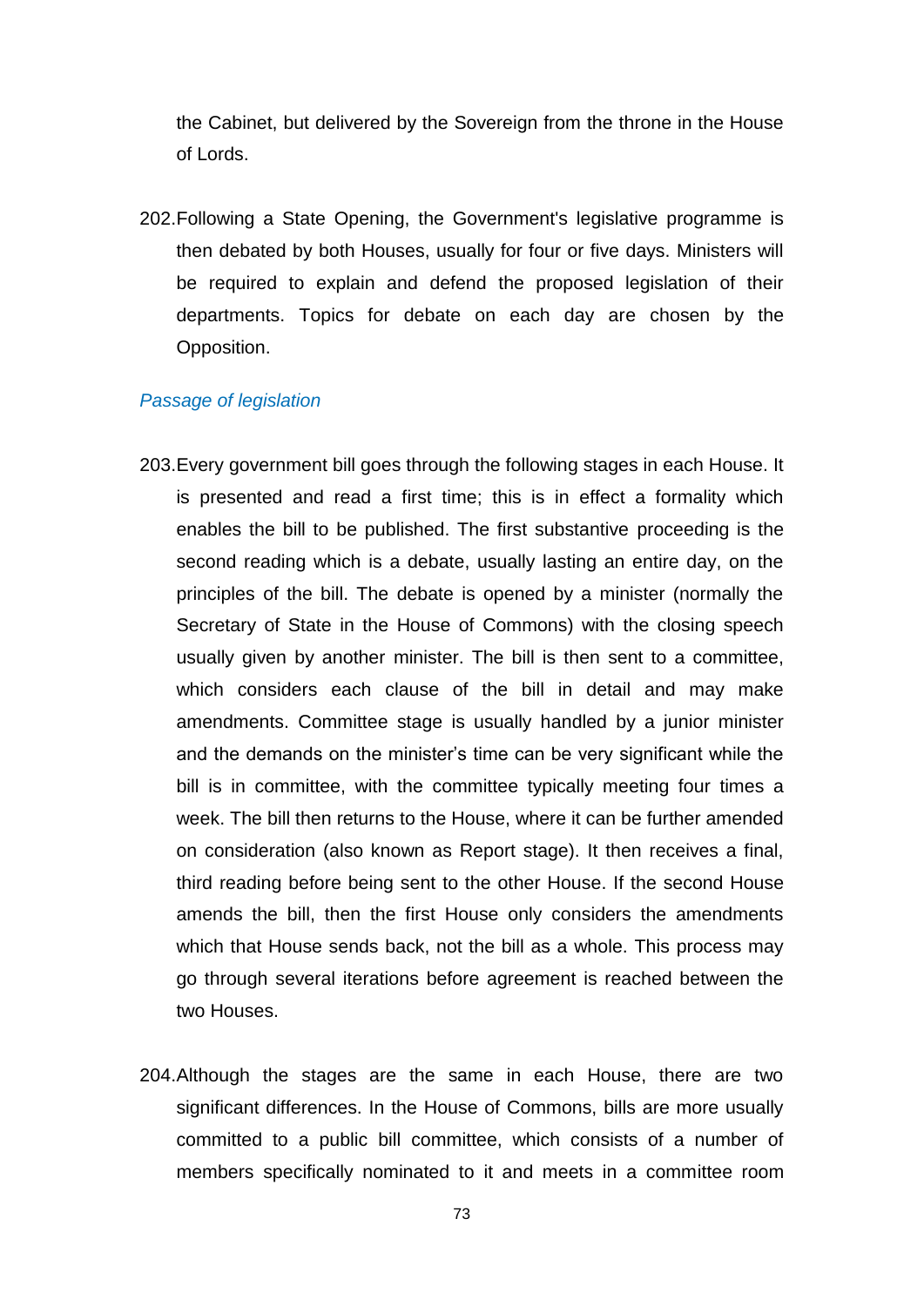the Cabinet, but delivered by the Sovereign from the throne in the House of Lords.

202. Following a State Opening, the Government's legislative programme is then debated by both Houses, usually for four or five days. Ministers will be required to explain and defend the proposed legislation of their departments. Topics for debate on each day are chosen by the Opposition.

### *Passage of legislation*

203. Every government bill goes through the following stages in each House. It is presented and read a first time; this is in effect a formality which enables the bill to be published. The first substantive proceeding is the second reading which is a debate, usually lasting an entire day, on the principles of the bill. The debate is opened by a minister (normally the Secretary of State in the House of Commons) with the closing speech usually given by another minister. The bill is then sent to a committee, which considers each clause of the bill in detail and may make amendments. Committee stage is usually handled by a junior minister and the demands on the minister's time can be very significant while the bill is in committee, with the committee typically meeting four times a week. The bill then returns to the House, where it can be further amended on consideration (also known as Report stage). It then receives a final, third reading before being sent to the other House. If the second House amends the bill, then the first House only considers the amendments which that House sends back, not the bill as a whole. This process may go through several iterations before agreement is reached between the two Houses.

204. Although the stages are the same in each House, there are two significant differences. In the House of Commons, bills are more usually committed to a public bill committee, which consists of a number of members specifically nominated to it and meets in a committee room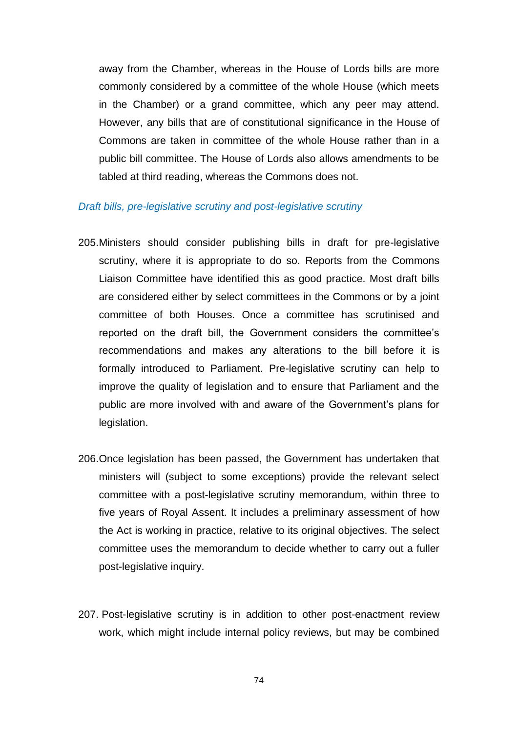away from the Chamber, whereas in the House of Lords bills are more commonly considered by a committee of the whole House (which meets in the Chamber) or a grand committee, which any peer may attend. However, any bills that are of constitutional significance in the House of Commons are taken in committee of the whole House rather than in a public bill committee. The House of Lords also allows amendments to be tabled at third reading, whereas the Commons does not.

### *Draft bills, pre-legislative scrutiny and post-legislative scrutiny*

205. Ministers should consider publishing bills in draft for pre-legislative scrutiny, where it is appropriate to do so. Reports from the Commons Liaison Committee have identified this as good practice. Most draft bills are considered either by select committees in the Commons or by a joint committee of both Houses. Once a committee has scrutinised and reported on the draft bill, the Government considers the committee's recommendations and makes any alterations to the bill before it is formally introduced to Parliament. Pre-legislative scrutiny can help to improve the quality of legislation and to ensure that Parliament and the public are more involved with and aware of the Government's plans for legislation.

206. Once legislation has been passed, the Government has undertaken that ministers will (subject to some exceptions) provide the relevant select committee with a post-legislative scrutiny memorandum, within three to five years of Royal Assent. It includes a preliminary assessment of how the Act is working in practice, relative to its original objectives. The select committee uses the memorandum to decide whether to carry out a fuller post-legislative inquiry.

207. Post-legislative scrutiny is in addition to other post-enactment review work, which might include internal policy reviews, but may be combined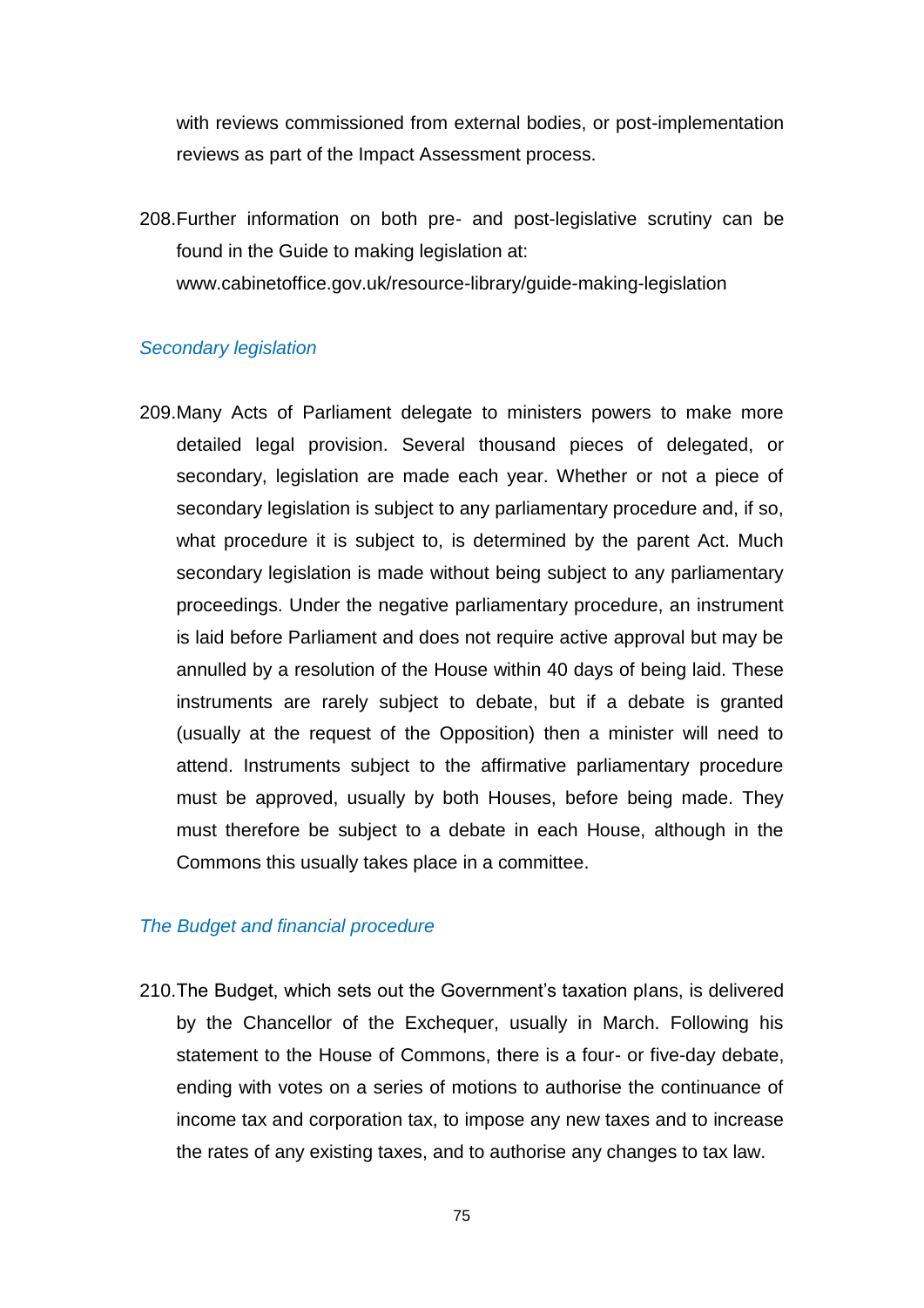with reviews commissioned from external bodies, or post-implementation reviews as part of the Impact Assessment process.

208.Further information on both pre- and post-legislative scrutiny can be found in the Guide to making legislation at: www.cabinetoffice.gov.uk/resource-library/guide-making-legislation

### *Secondary legislation*

209.Many Acts of Parliament delegate to ministers powers to make more detailed legal provision. Several thousand pieces of delegated, or secondary, legislation are made each year. Whether or not a piece of secondary legislation is subject to any parliamentary procedure and, if so, what procedure it is subject to, is determined by the parent Act. Much secondary legislation is made without being subject to any parliamentary proceedings. Under the negative parliamentary procedure, an instrument is laid before Parliament and does not require active approval but may be annulled by a resolution of the House within 40 days of being laid. These instruments are rarely subject to debate, but if a debate is granted (usually at the request of the Opposition) then a minister will need to attend. Instruments subject to the affirmative parliamentary procedure must be approved, usually by both Houses, before being made. They must therefore be subject to a debate in each House, although in the Commons this usually takes place in a committee.

### *The Budget and financial procedure*

210.The Budget, which sets out the Government's taxation plans, is delivered by the Chancellor of the Exchequer, usually in March. Following his statement to the House of Commons, there is a four- or five-day debate, ending with votes on a series of motions to authorise the continuance of income tax and corporation tax, to impose any new taxes and to increase the rates of any existing taxes, and to authorise any changes to tax law.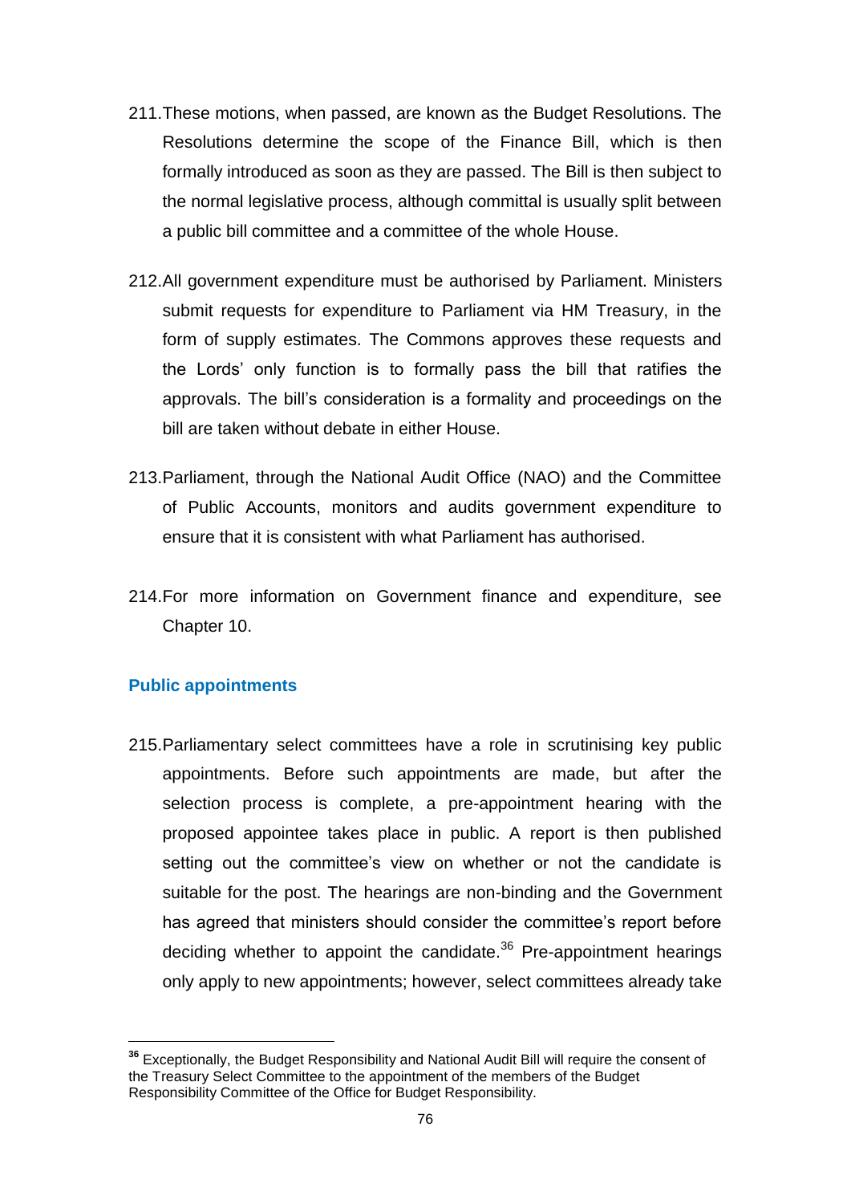211. These motions, when passed, are known as the Budget Resolutions. The Resolutions determine the scope of the Finance Bill, which is then formally introduced as soon as they are passed. The Bill is then subject to the normal legislative process, although committal is usually split between a public bill committee and a committee of the whole House.

212. All government expenditure must be authorised by Parliament. Ministers submit requests for expenditure to Parliament via HM Treasury, in the form of supply estimates. The Commons approves these requests and the Lords' only function is to formally pass the bill that ratifies the approvals. The bill's consideration is a formality and proceedings on the bill are taken without debate in either House.

213. Parliament, through the National Audit Office (NAO) and the Committee of Public Accounts, monitors and audits government expenditure to ensure that it is consistent with what Parliament has authorised.

214. For more information on Government finance and expenditure, see Chapter 10.

### Public appointments

215. Parliamentary select committees have a role in scrutinising key public appointments. Before such appointments are made, but after the selection process is complete, a pre-appointment hearing with the proposed appointee takes place in public. A report is then published setting out the committee's view on whether or not the candidate is suitable for the post. The hearings are non-binding and the Government has agreed that ministers should consider the committee's report before deciding whether to appoint the candidate.[36] Pre-appointment hearings only apply to new appointments; however, select committees already take

---

[36] Exceptionally, the Budget Responsibility and National Audit Bill will require the consent of the Treasury Select Committee to the appointment of the members of the Budget Responsibility Committee of the Office for Budget Responsibility.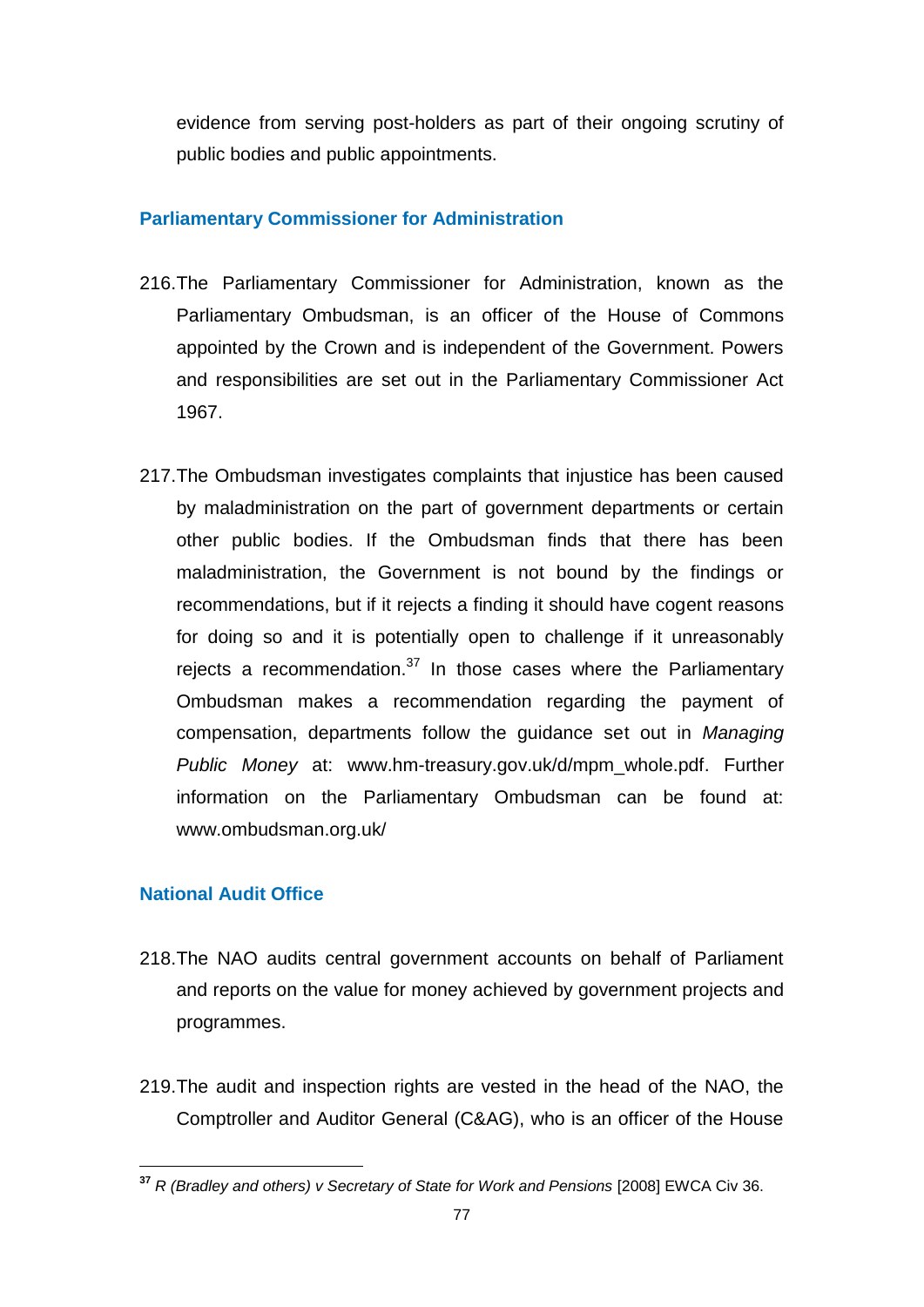evidence from serving post-holders as part of their ongoing scrutiny of public bodies and public appointments.

### Parliamentary Commissioner for Administration

216. The Parliamentary Commissioner for Administration, known as the Parliamentary Ombudsman, is an officer of the House of Commons appointed by the Crown and is independent of the Government. Powers and responsibilities are set out in the Parliamentary Commissioner Act 1967.

217. The Ombudsman investigates complaints that injustice has been caused by maladministration on the part of government departments or certain other public bodies. If the Ombudsman finds that there has been maladministration, the Government is not bound by the findings or recommendations, but if it rejects a finding it should have cogent reasons for doing so and it is potentially open to challenge if it unreasonably rejects a recommendation.[37] In those cases where the Parliamentary Ombudsman makes a recommendation regarding the payment of compensation, departments follow the guidance set out in *Managing Public Money* at: www.hm-treasury.gov.uk/d/mpm_whole.pdf. Further information on the Parliamentary Ombudsman can be found at: www.ombudsman.org.uk/

### National Audit Office

218. The NAO audits central government accounts on behalf of Parliament and reports on the value for money achieved by government projects and programmes.

219. The audit and inspection rights are vested in the head of the NAO, the Comptroller and Auditor General (C&AG), who is an officer of the House

---

[37] *R (Bradley and others) v Secretary of State for Work and Pensions* [2008] EWCA Civ 36.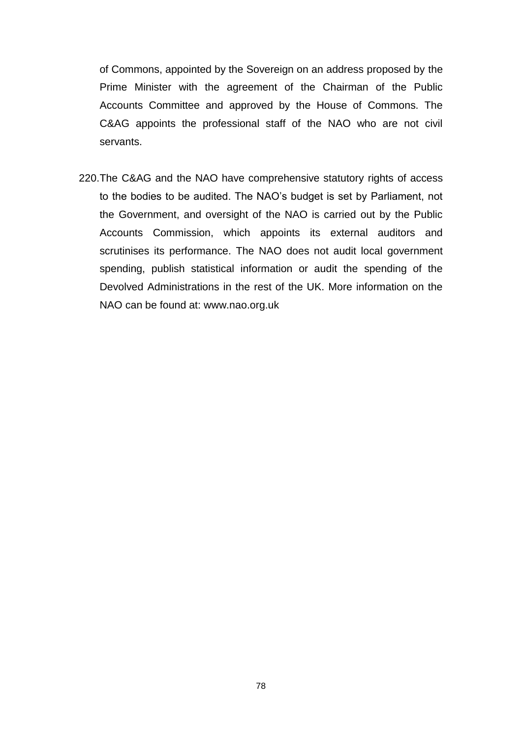of Commons, appointed by the Sovereign on an address proposed by the Prime Minister with the agreement of the Chairman of the Public Accounts Committee and approved by the House of Commons. The C&AG appoints the professional staff of the NAO who are not civil servants.

220. The C&AG and the NAO have comprehensive statutory rights of access to the bodies to be audited. The NAO's budget is set by Parliament, not the Government, and oversight of the NAO is carried out by the Public Accounts Commission, which appoints its external auditors and scrutinises its performance. The NAO does not audit local government spending, publish statistical information or audit the spending of the Devolved Administrations in the rest of the UK. More information on the NAO can be found at: www.nao.org.uk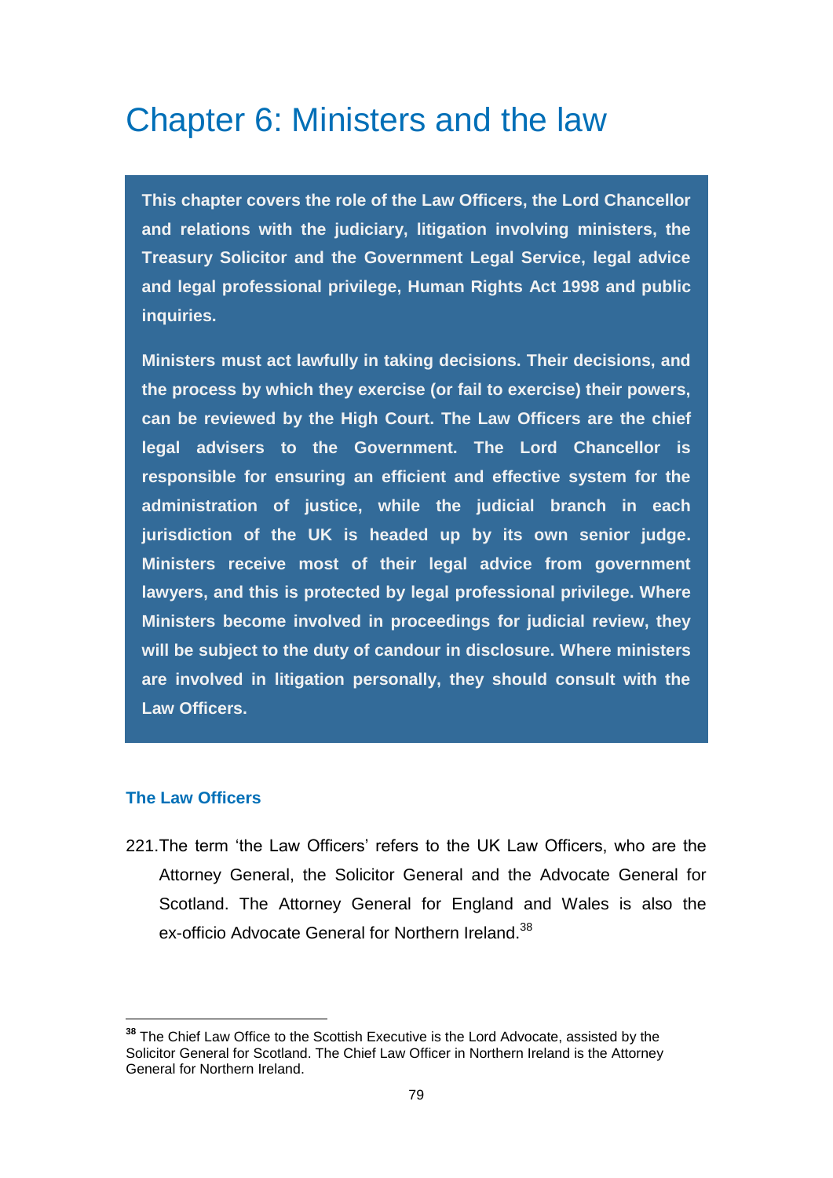# Chapter 6: Ministers and the law

**This chapter covers the role of the Law Officers, the Lord Chancellor and relations with the judiciary, litigation involving ministers, the Treasury Solicitor and the Government Legal Service, legal advice and legal professional privilege, Human Rights Act 1998 and public inquiries.**

**Ministers must act lawfully in taking decisions. Their decisions, and the process by which they exercise (or fail to exercise) their powers, can be reviewed by the High Court. The Law Officers are the chief legal advisers to the Government. The Lord Chancellor is responsible for ensuring an efficient and effective system for the administration of justice, while the judicial branch in each jurisdiction of the UK is headed up by its own senior judge. Ministers receive most of their legal advice from government lawyers, and this is protected by legal professional privilege. Where Ministers become involved in proceedings for judicial review, they will be subject to the duty of candour in disclosure. Where ministers are involved in litigation personally, they should consult with the Law Officers.**

## The Law Officers

221. The term 'the Law Officers' refers to the UK Law Officers, who are the Attorney General, the Solicitor General and the Advocate General for Scotland. The Attorney General for England and Wales is also the ex-officio Advocate General for Northern Ireland.[38]

---

[38] The Chief Law Office to the Scottish Executive is the Lord Advocate, assisted by the Solicitor General for Scotland. The Chief Law Officer in Northern Ireland is the Attorney General for Northern Ireland.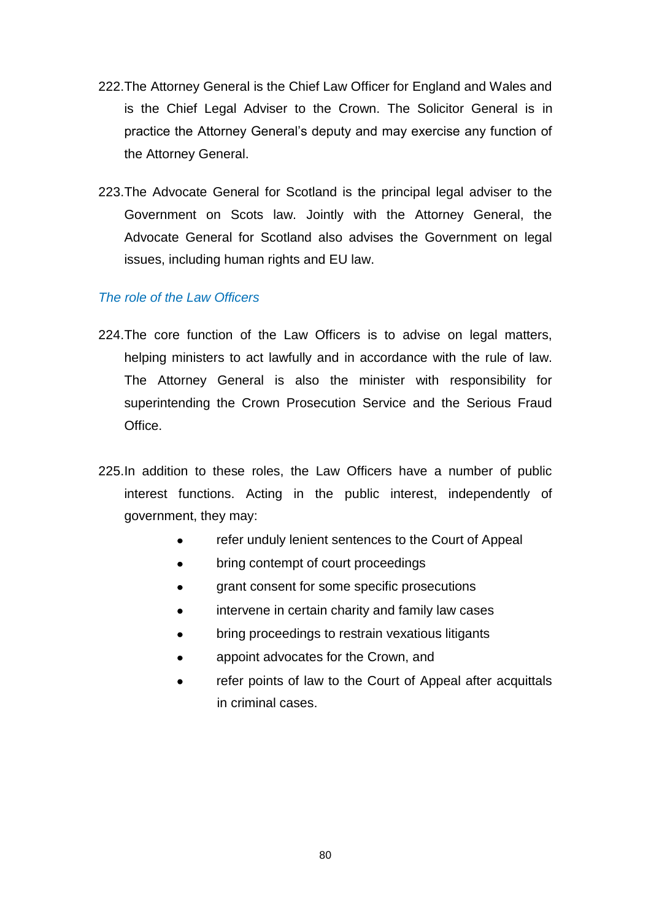222. The Attorney General is the Chief Law Officer for England and Wales and is the Chief Legal Adviser to the Crown. The Solicitor General is in practice the Attorney General's deputy and may exercise any function of the Attorney General.

223. The Advocate General for Scotland is the principal legal adviser to the Government on Scots law. Jointly with the Attorney General, the Advocate General for Scotland also advises the Government on legal issues, including human rights and EU law.

*The role of the Law Officers*

224. The core function of the Law Officers is to advise on legal matters, helping ministers to act lawfully and in accordance with the rule of law. The Attorney General is also the minister with responsibility for superintending the Crown Prosecution Service and the Serious Fraud Office.

225. In addition to these roles, the Law Officers have a number of public interest functions. Acting in the public interest, independently of government, they may:

- refer unduly lenient sentences to the Court of Appeal
- bring contempt of court proceedings
- grant consent for some specific prosecutions
- intervene in certain charity and family law cases
- bring proceedings to restrain vexatious litigants
- appoint advocates for the Crown, and
- refer points of law to the Court of Appeal after acquittals in criminal cases.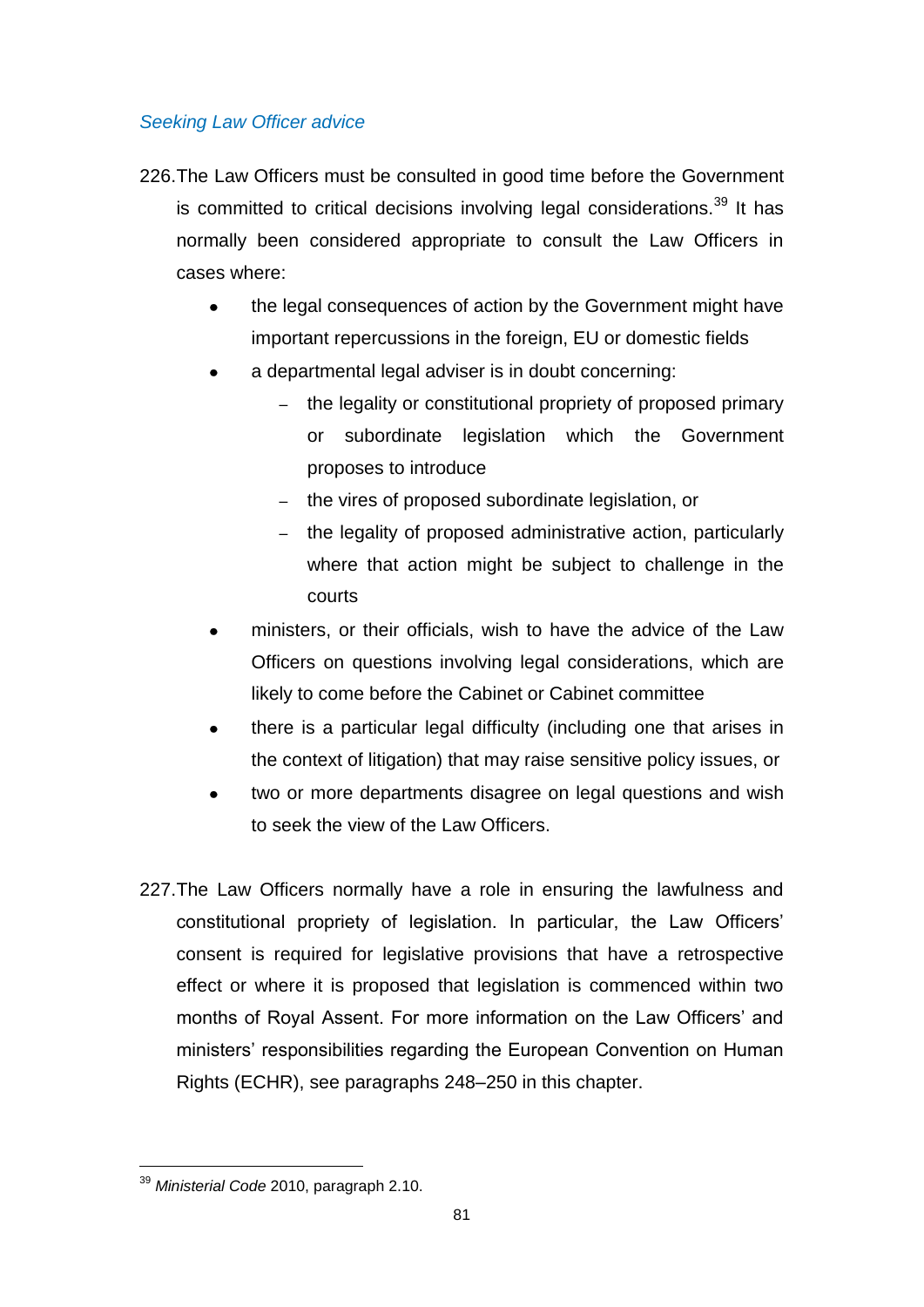### *Seeking Law Officer advice*

226. The Law Officers must be consulted in good time before the Government is committed to critical decisions involving legal considerations.[39] It has normally been considered appropriate to consult the Law Officers in cases where:

- the legal consequences of action by the Government might have important repercussions in the foreign, EU or domestic fields
- a departmental legal adviser is in doubt concerning:
  - the legality or constitutional propriety of proposed primary or subordinate legislation which the Government proposes to introduce
  - the vires of proposed subordinate legislation, or
  - the legality of proposed administrative action, particularly where that action might be subject to challenge in the courts
- ministers, or their officials, wish to have the advice of the Law Officers on questions involving legal considerations, which are likely to come before the Cabinet or Cabinet committee
- there is a particular legal difficulty (including one that arises in the context of litigation) that may raise sensitive policy issues, or
- two or more departments disagree on legal questions and wish to seek the view of the Law Officers.

227. The Law Officers normally have a role in ensuring the lawfulness and constitutional propriety of legislation. In particular, the Law Officers' consent is required for legislative provisions that have a retrospective effect or where it is proposed that legislation is commenced within two months of Royal Assent. For more information on the Law Officers' and ministers' responsibilities regarding the European Convention on Human Rights (ECHR), see paragraphs 248–250 in this chapter.

---

[39] *Ministerial Code* 2010, paragraph 2.10.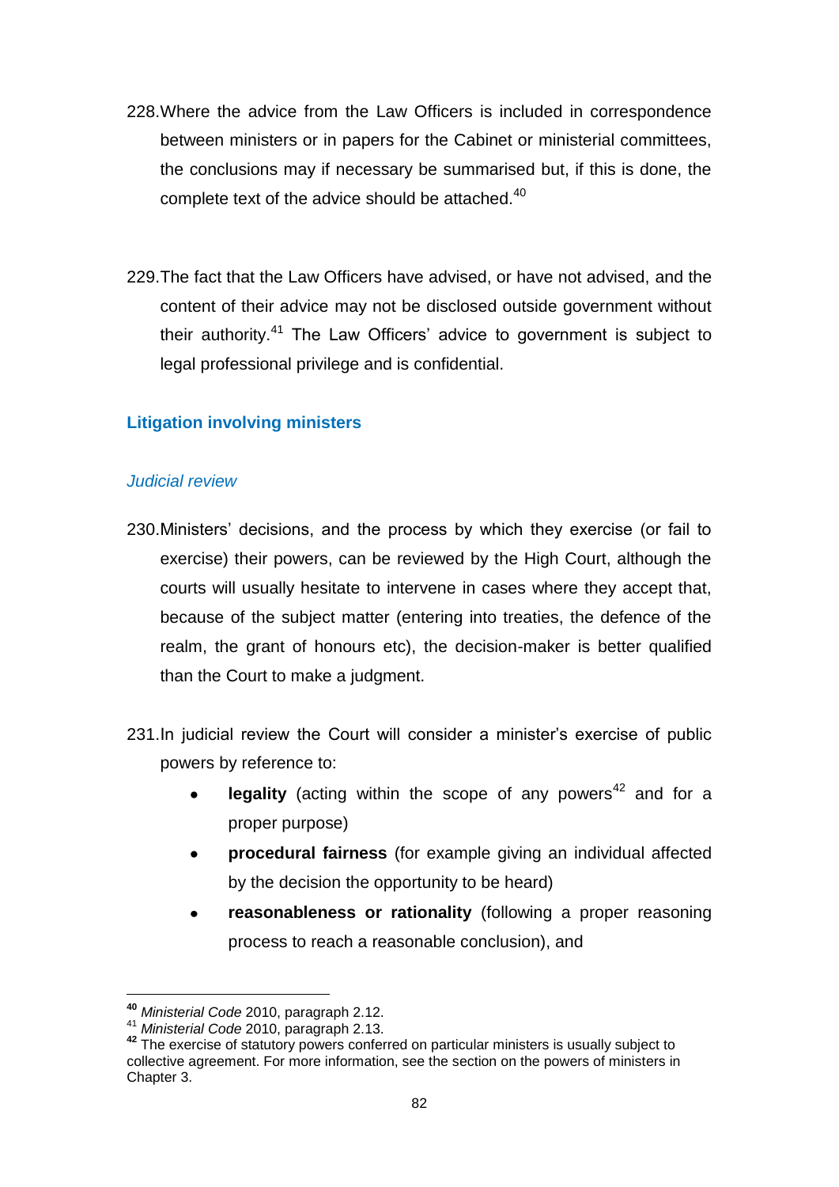228. Where the advice from the Law Officers is included in correspondence between ministers or in papers for the Cabinet or ministerial committees, the conclusions may if necessary be summarised but, if this is done, the complete text of the advice should be attached.[40]

229. The fact that the Law Officers have advised, or have not advised, and the content of their advice may not be disclosed outside government without their authority.[41] The Law Officers' advice to government is subject to legal professional privilege and is confidential.

## Litigation involving ministers

### *Judicial review*

230. Ministers' decisions, and the process by which they exercise (or fail to exercise) their powers, can be reviewed by the High Court, although the courts will usually hesitate to intervene in cases where they accept that, because of the subject matter (entering into treaties, the defence of the realm, the grant of honours etc), the decision-maker is better qualified than the Court to make a judgment.

231. In judicial review the Court will consider a minister's exercise of public powers by reference to:

- **legality** (acting within the scope of any powers[42] and for a proper purpose)
- **procedural fairness** (for example giving an individual affected by the decision the opportunity to be heard)
- **reasonableness or rationality** (following a proper reasoning process to reach a reasonable conclusion), and

---

[40] *Ministerial Code* 2010, paragraph 2.12.

[41] *Ministerial Code* 2010, paragraph 2.13.

[42] The exercise of statutory powers conferred on particular ministers is usually subject to collective agreement. For more information, see the section on the powers of ministers in Chapter 3.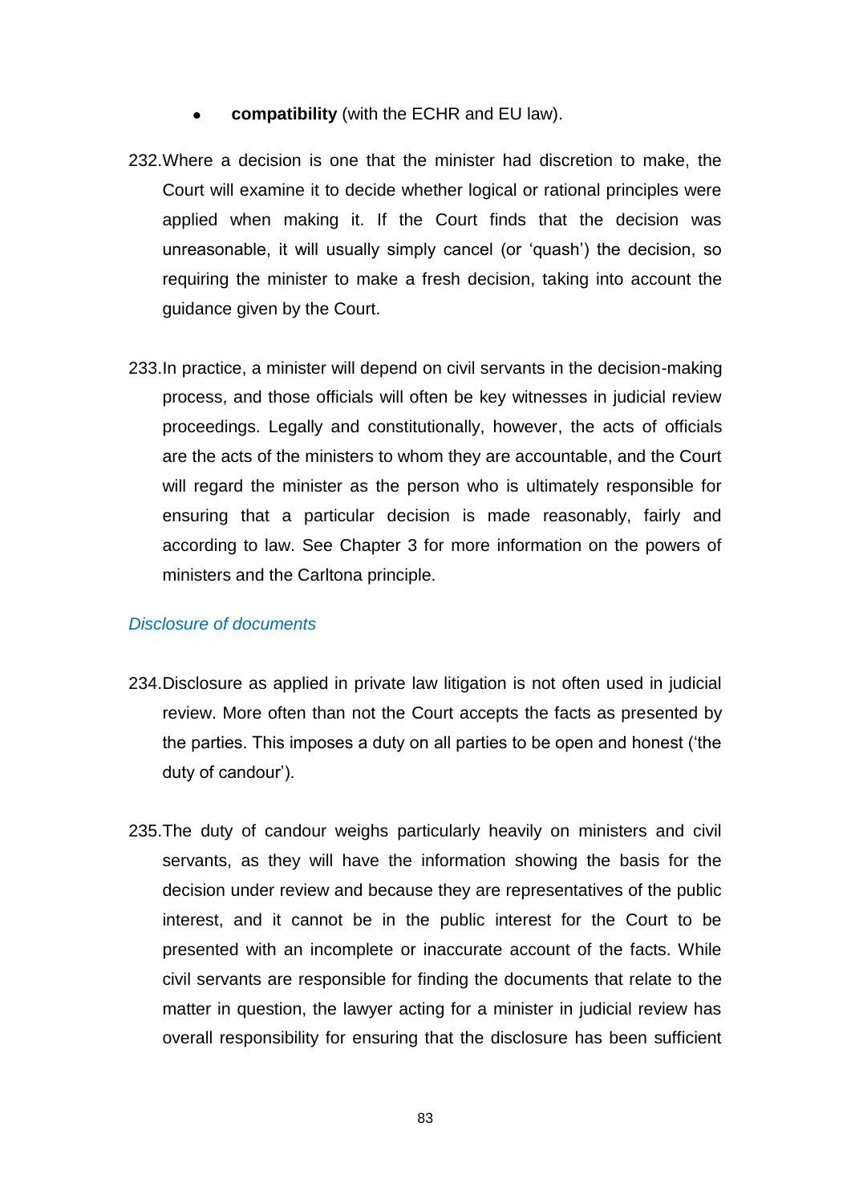- **compatibility** (with the ECHR and EU law).

232. Where a decision is one that the minister had discretion to make, the Court will examine it to decide whether logical or rational principles were applied when making it. If the Court finds that the decision was unreasonable, it will usually simply cancel (or 'quash') the decision, so requiring the minister to make a fresh decision, taking into account the guidance given by the Court.

233. In practice, a minister will depend on civil servants in the decision-making process, and those officials will often be key witnesses in judicial review proceedings. Legally and constitutionally, however, the acts of officials are the acts of the ministers to whom they are accountable, and the Court will regard the minister as the person who is ultimately responsible for ensuring that a particular decision is made reasonably, fairly and according to law. See Chapter 3 for more information on the powers of ministers and the Carltona principle.

### *Disclosure of documents*

234. Disclosure as applied in private law litigation is not often used in judicial review. More often than not the Court accepts the facts as presented by the parties. This imposes a duty on all parties to be open and honest ('the duty of candour').

235. The duty of candour weighs particularly heavily on ministers and civil servants, as they will have the information showing the basis for the decision under review and because they are representatives of the public interest, and it cannot be in the public interest for the Court to be presented with an incomplete or inaccurate account of the facts. While civil servants are responsible for finding the documents that relate to the matter in question, the lawyer acting for a minister in judicial review has overall responsibility for ensuring that the disclosure has been sufficient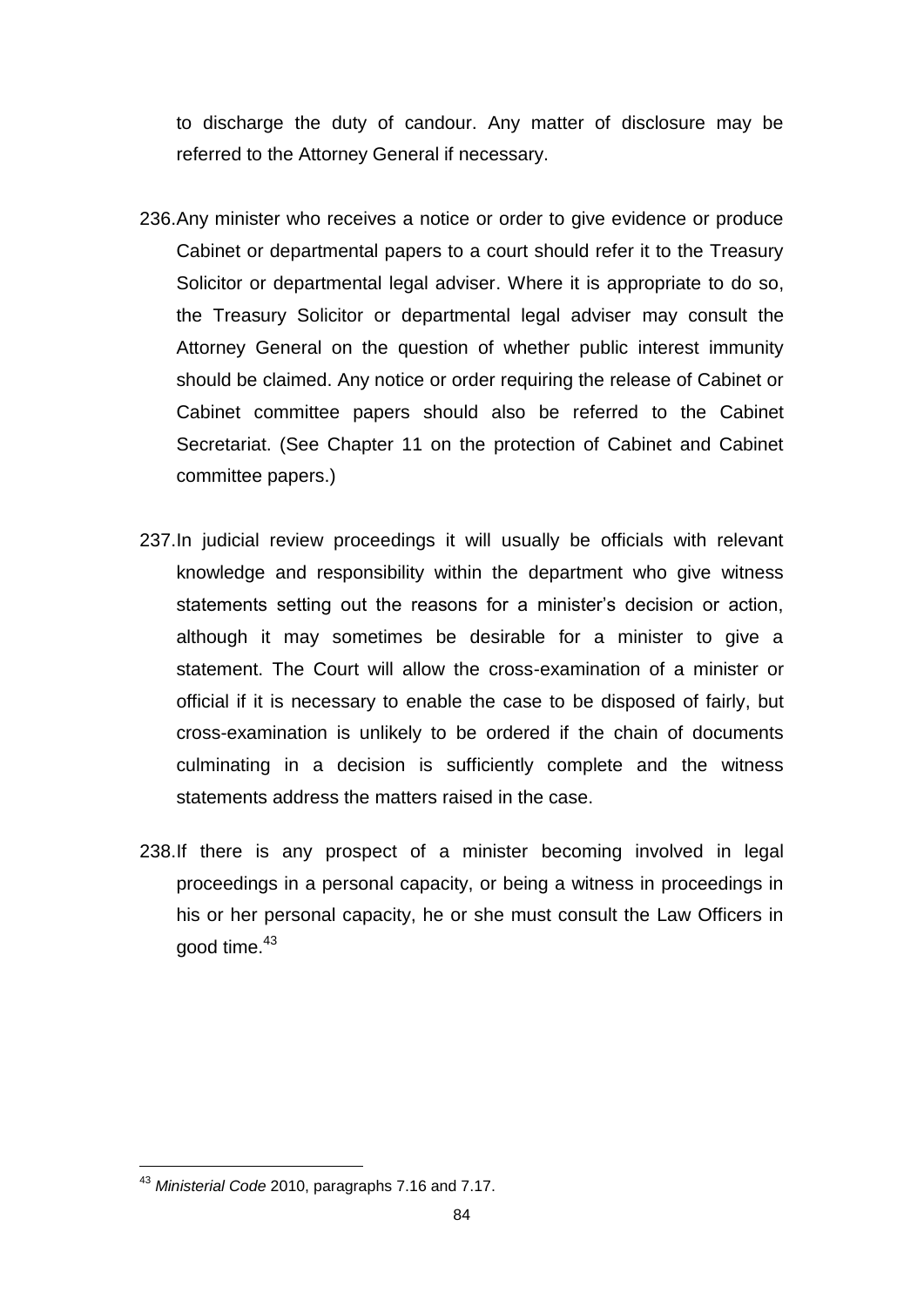to discharge the duty of candour. Any matter of disclosure may be referred to the Attorney General if necessary.

236. Any minister who receives a notice or order to give evidence or produce Cabinet or departmental papers to a court should refer it to the Treasury Solicitor or departmental legal adviser. Where it is appropriate to do so, the Treasury Solicitor or departmental legal adviser may consult the Attorney General on the question of whether public interest immunity should be claimed. Any notice or order requiring the release of Cabinet or Cabinet committee papers should also be referred to the Cabinet Secretariat. (See Chapter 11 on the protection of Cabinet and Cabinet committee papers.)

237. In judicial review proceedings it will usually be officials with relevant knowledge and responsibility within the department who give witness statements setting out the reasons for a minister's decision or action, although it may sometimes be desirable for a minister to give a statement. The Court will allow the cross-examination of a minister or official if it is necessary to enable the case to be disposed of fairly, but cross-examination is unlikely to be ordered if the chain of documents culminating in a decision is sufficiently complete and the witness statements address the matters raised in the case.

238. If there is any prospect of a minister becoming involved in legal proceedings in a personal capacity, or being a witness in proceedings in his or her personal capacity, he or she must consult the Law Officers in good time.[43]

---

[43] *Ministerial Code* 2010, paragraphs 7.16 and 7.17.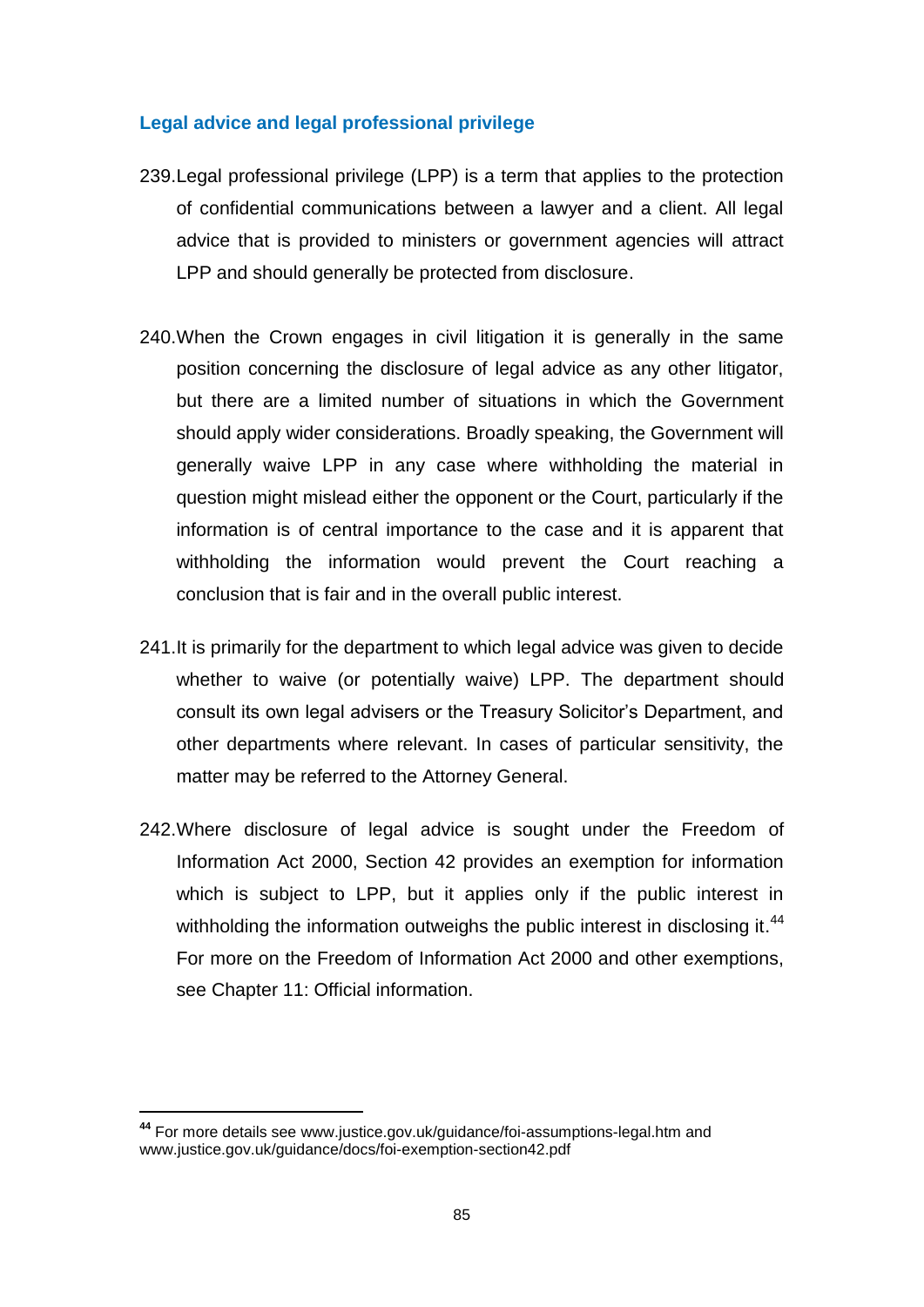### Legal advice and legal professional privilege

239. Legal professional privilege (LPP) is a term that applies to the protection of confidential communications between a lawyer and a client. All legal advice that is provided to ministers or government agencies will attract LPP and should generally be protected from disclosure.

240. When the Crown engages in civil litigation it is generally in the same position concerning the disclosure of legal advice as any other litigator, but there are a limited number of situations in which the Government should apply wider considerations. Broadly speaking, the Government will generally waive LPP in any case where withholding the material in question might mislead either the opponent or the Court, particularly if the information is of central importance to the case and it is apparent that withholding the information would prevent the Court reaching a conclusion that is fair and in the overall public interest.

241. It is primarily for the department to which legal advice was given to decide whether to waive (or potentially waive) LPP. The department should consult its own legal advisers or the Treasury Solicitor's Department, and other departments where relevant. In cases of particular sensitivity, the matter may be referred to the Attorney General.

242. Where disclosure of legal advice is sought under the Freedom of Information Act 2000, Section 42 provides an exemption for information which is subject to LPP, but it applies only if the public interest in withholding the information outweighs the public interest in disclosing it.[44] For more on the Freedom of Information Act 2000 and other exemptions, see Chapter 11: Official information.

---

[44] For more details see www.justice.gov.uk/guidance/foi-assumptions-legal.htm and www.justice.gov.uk/guidance/docs/foi-exemption-section42.pdf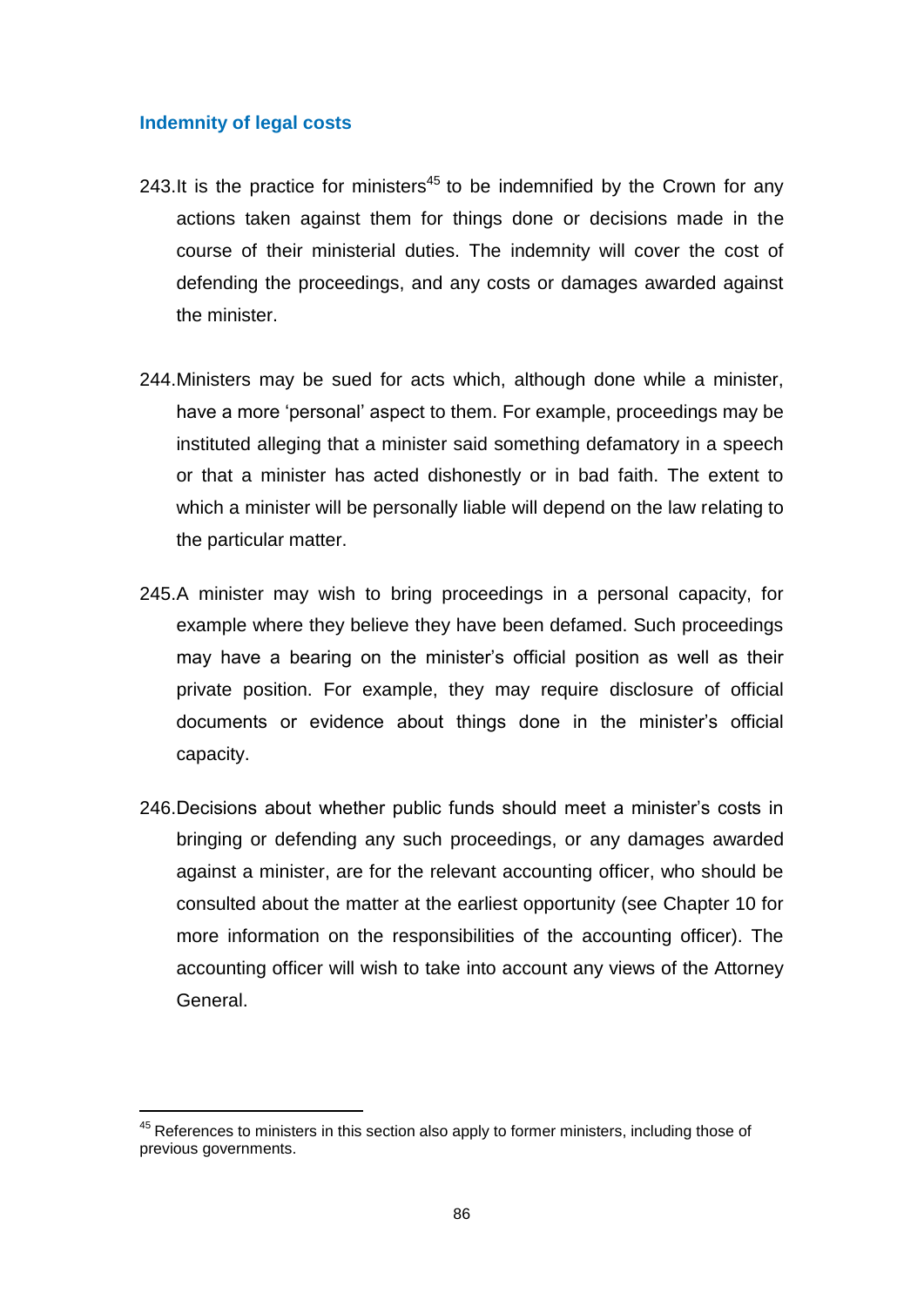## Indemnity of legal costs

243. It is the practice for ministers[45] to be indemnified by the Crown for any actions taken against them for things done or decisions made in the course of their ministerial duties. The indemnity will cover the cost of defending the proceedings, and any costs or damages awarded against the minister.

244. Ministers may be sued for acts which, although done while a minister, have a more 'personal' aspect to them. For example, proceedings may be instituted alleging that a minister said something defamatory in a speech or that a minister has acted dishonestly or in bad faith. The extent to which a minister will be personally liable will depend on the law relating to the particular matter.

245. A minister may wish to bring proceedings in a personal capacity, for example where they believe they have been defamed. Such proceedings may have a bearing on the minister's official position as well as their private position. For example, they may require disclosure of official documents or evidence about things done in the minister's official capacity.

246. Decisions about whether public funds should meet a minister's costs in bringing or defending any such proceedings, or any damages awarded against a minister, are for the relevant accounting officer, who should be consulted about the matter at the earliest opportunity (see Chapter 10 for more information on the responsibilities of the accounting officer). The accounting officer will wish to take into account any views of the Attorney General.

---

[45] References to ministers in this section also apply to former ministers, including those of previous governments.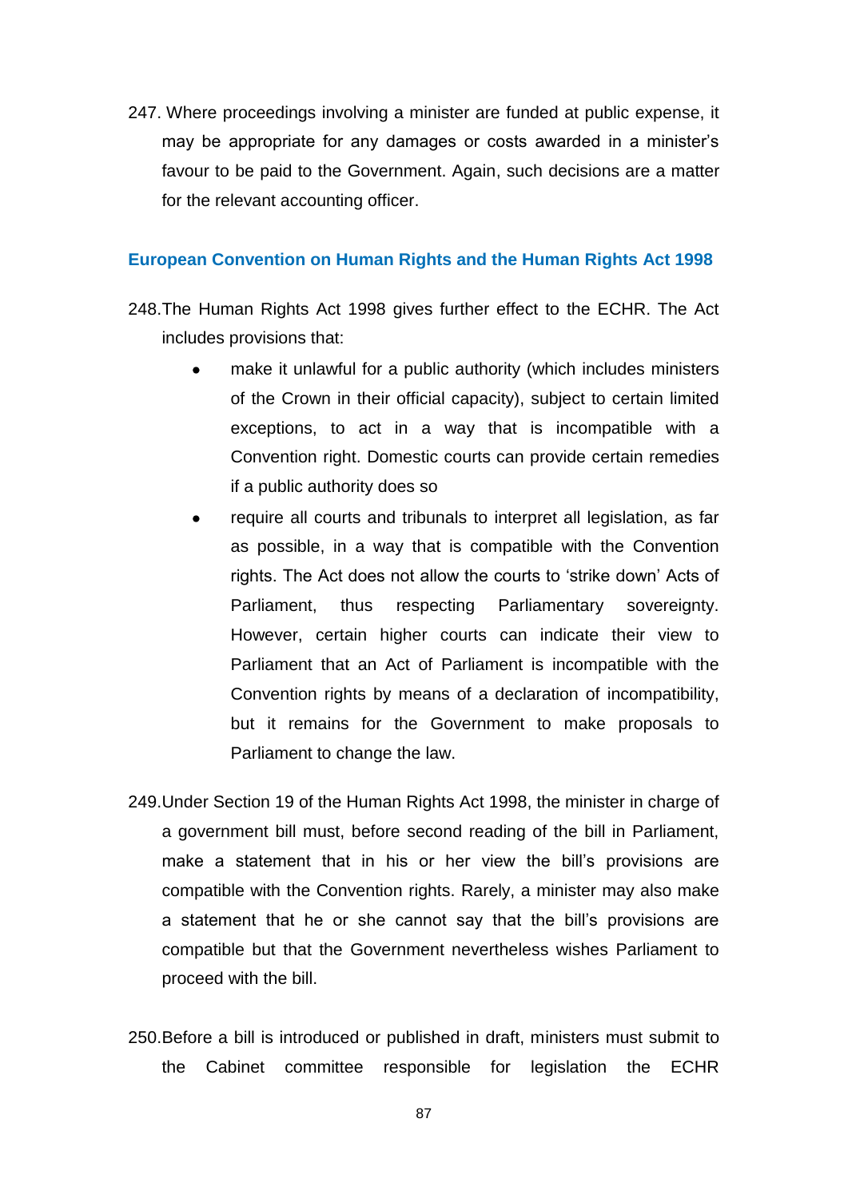247. Where proceedings involving a minister are funded at public expense, it may be appropriate for any damages or costs awarded in a minister's favour to be paid to the Government. Again, such decisions are a matter for the relevant accounting officer.

## European Convention on Human Rights and the Human Rights Act 1998

248. The Human Rights Act 1998 gives further effect to the ECHR. The Act includes provisions that:

- make it unlawful for a public authority (which includes ministers of the Crown in their official capacity), subject to certain limited exceptions, to act in a way that is incompatible with a Convention right. Domestic courts can provide certain remedies if a public authority does so
- require all courts and tribunals to interpret all legislation, as far as possible, in a way that is compatible with the Convention rights. The Act does not allow the courts to 'strike down' Acts of Parliament, thus respecting Parliamentary sovereignty. However, certain higher courts can indicate their view to Parliament that an Act of Parliament is incompatible with the Convention rights by means of a declaration of incompatibility, but it remains for the Government to make proposals to Parliament to change the law.

249. Under Section 19 of the Human Rights Act 1998, the minister in charge of a government bill must, before second reading of the bill in Parliament, make a statement that in his or her view the bill's provisions are compatible with the Convention rights. Rarely, a minister may also make a statement that he or she cannot say that the bill's provisions are compatible but that the Government nevertheless wishes Parliament to proceed with the bill.

250. Before a bill is introduced or published in draft, ministers must submit to the Cabinet committee responsible for legislation the ECHR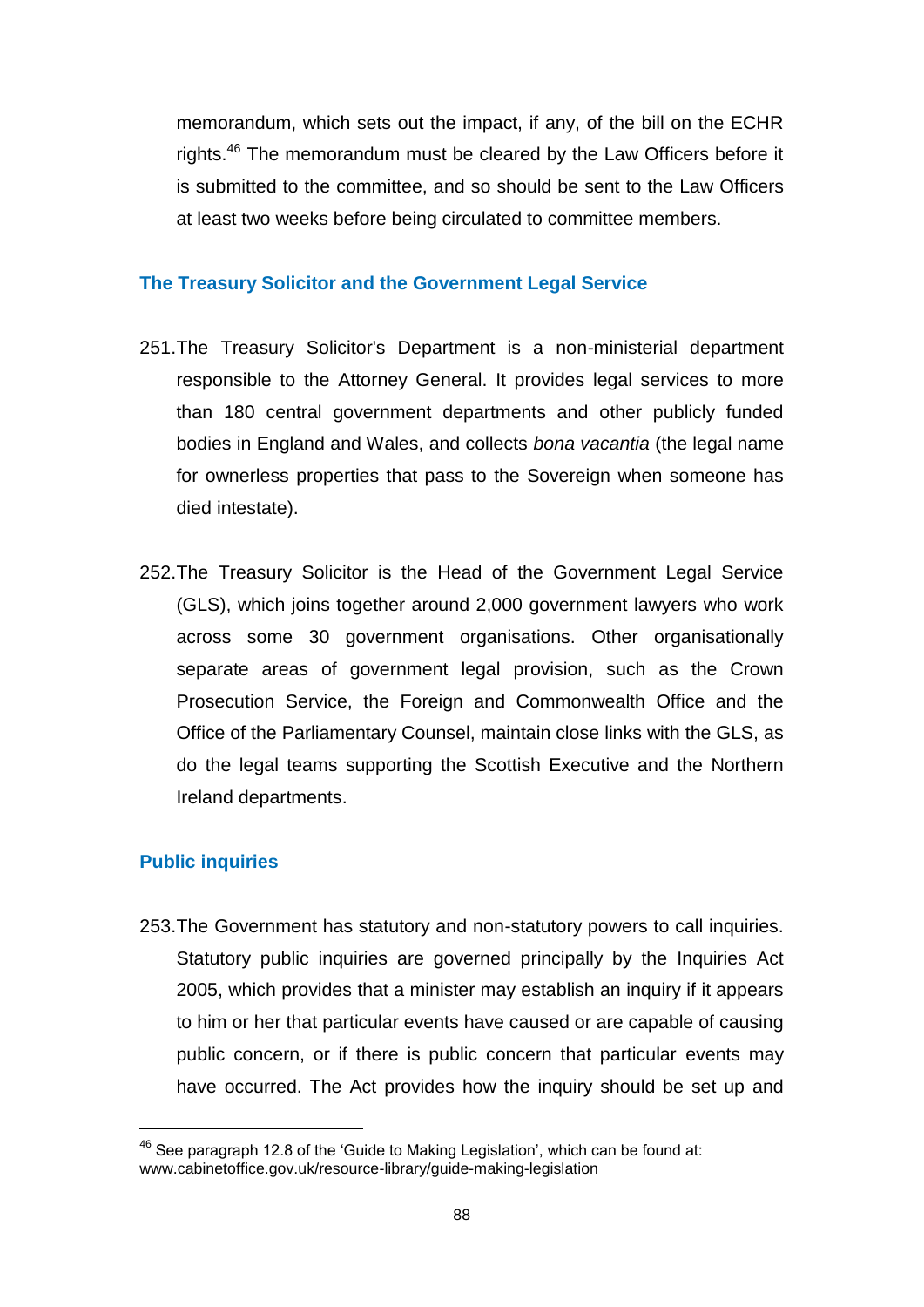memorandum, which sets out the impact, if any, of the bill on the ECHR rights.[46] The memorandum must be cleared by the Law Officers before it is submitted to the committee, and so should be sent to the Law Officers at least two weeks before being circulated to committee members.

## The Treasury Solicitor and the Government Legal Service

251. The Treasury Solicitor's Department is a non-ministerial department responsible to the Attorney General. It provides legal services to more than 180 central government departments and other publicly funded bodies in England and Wales, and collects *bona vacantia* (the legal name for ownerless properties that pass to the Sovereign when someone has died intestate).

252. The Treasury Solicitor is the Head of the Government Legal Service (GLS), which joins together around 2,000 government lawyers who work across some 30 government organisations. Other organisationally separate areas of government legal provision, such as the Crown Prosecution Service, the Foreign and Commonwealth Office and the Office of the Parliamentary Counsel, maintain close links with the GLS, as do the legal teams supporting the Scottish Executive and the Northern Ireland departments.

## Public inquiries

253. The Government has statutory and non-statutory powers to call inquiries. Statutory public inquiries are governed principally by the Inquiries Act 2005, which provides that a minister may establish an inquiry if it appears to him or her that particular events have caused or are capable of causing public concern, or if there is public concern that particular events may have occurred. The Act provides how the inquiry should be set up and

---

[46] See paragraph 12.8 of the 'Guide to Making Legislation', which can be found at: www.cabinetoffice.gov.uk/resource-library/guide-making-legislation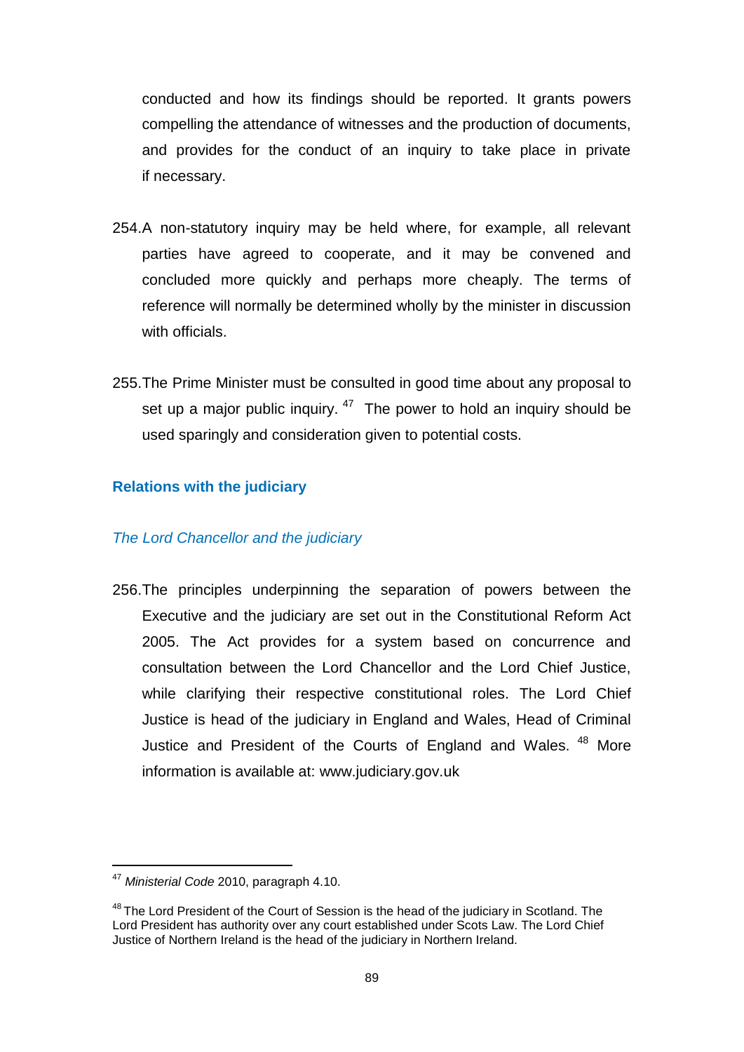conducted and how its findings should be reported. It grants powers compelling the attendance of witnesses and the production of documents, and provides for the conduct of an inquiry to take place in private if necessary.

254. A non-statutory inquiry may be held where, for example, all relevant parties have agreed to cooperate, and it may be convened and concluded more quickly and perhaps more cheaply. The terms of reference will normally be determined wholly by the minister in discussion with officials.

255. The Prime Minister must be consulted in good time about any proposal to set up a major public inquiry.[47] The power to hold an inquiry should be used sparingly and consideration given to potential costs.

## Relations with the judiciary

### *The Lord Chancellor and the judiciary*

256. The principles underpinning the separation of powers between the Executive and the judiciary are set out in the Constitutional Reform Act 2005. The Act provides for a system based on concurrence and consultation between the Lord Chancellor and the Lord Chief Justice, while clarifying their respective constitutional roles. The Lord Chief Justice is head of the judiciary in England and Wales, Head of Criminal Justice and President of the Courts of England and Wales.[48] More information is available at: www.judiciary.gov.uk

---

[47] *Ministerial Code* 2010, paragraph 4.10.

[48] The Lord President of the Court of Session is the head of the judiciary in Scotland. The Lord President has authority over any court established under Scots Law. The Lord Chief Justice of Northern Ireland is the head of the judiciary in Northern Ireland.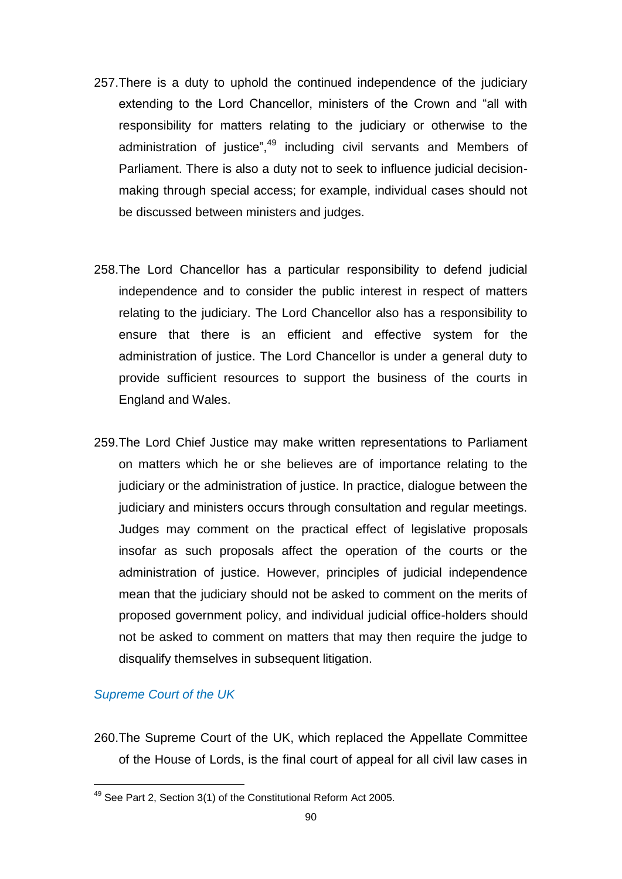257. There is a duty to uphold the continued independence of the judiciary extending to the Lord Chancellor, ministers of the Crown and "all with responsibility for matters relating to the judiciary or otherwise to the administration of justice",[49] including civil servants and Members of Parliament. There is also a duty not to seek to influence judicial decision-making through special access; for example, individual cases should not be discussed between ministers and judges.

258. The Lord Chancellor has a particular responsibility to defend judicial independence and to consider the public interest in respect of matters relating to the judiciary. The Lord Chancellor also has a responsibility to ensure that there is an efficient and effective system for the administration of justice. The Lord Chancellor is under a general duty to provide sufficient resources to support the business of the courts in England and Wales.

259. The Lord Chief Justice may make written representations to Parliament on matters which he or she believes are of importance relating to the judiciary or the administration of justice. In practice, dialogue between the judiciary and ministers occurs through consultation and regular meetings. Judges may comment on the practical effect of legislative proposals insofar as such proposals affect the operation of the courts or the administration of justice. However, principles of judicial independence mean that the judiciary should not be asked to comment on the merits of proposed government policy, and individual judicial office-holders should not be asked to comment on matters that may then require the judge to disqualify themselves in subsequent litigation.

*Supreme Court of the UK*

260. The Supreme Court of the UK, which replaced the Appellate Committee of the House of Lords, is the final court of appeal for all civil law cases in

[49] See Part 2, Section 3(1) of the Constitutional Reform Act 2005.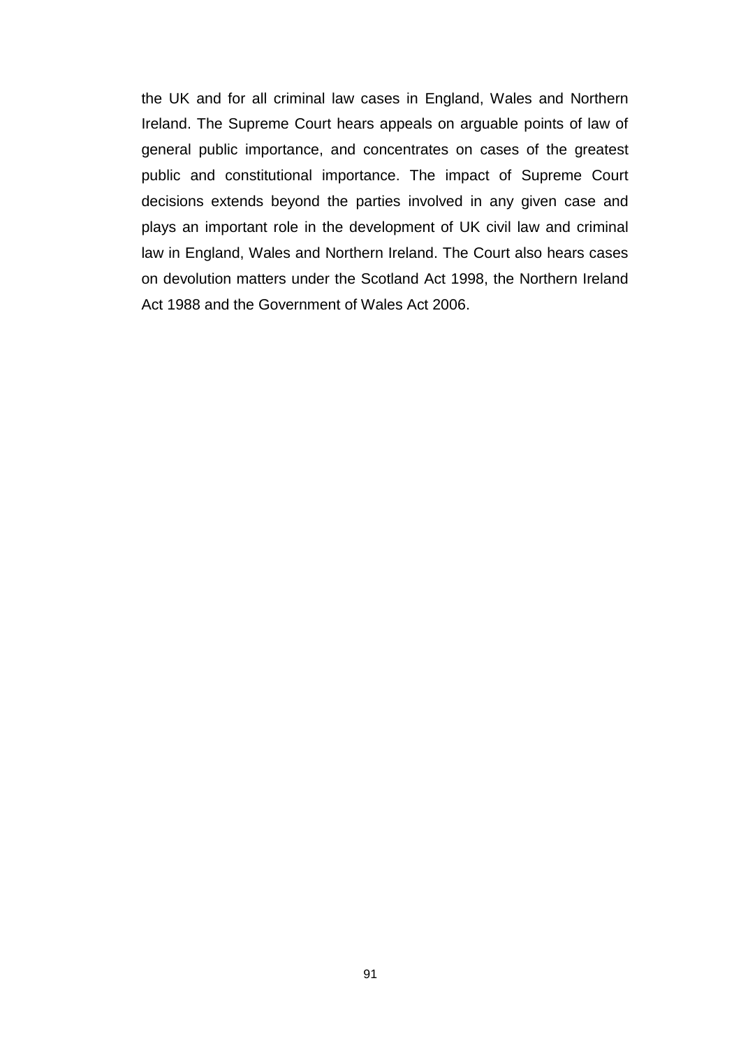the UK and for all criminal law cases in England, Wales and Northern Ireland. The Supreme Court hears appeals on arguable points of law of general public importance, and concentrates on cases of the greatest public and constitutional importance. The impact of Supreme Court decisions extends beyond the parties involved in any given case and plays an important role in the development of UK civil law and criminal law in England, Wales and Northern Ireland. The Court also hears cases on devolution matters under the Scotland Act 1998, the Northern Ireland Act 1988 and the Government of Wales Act 2006.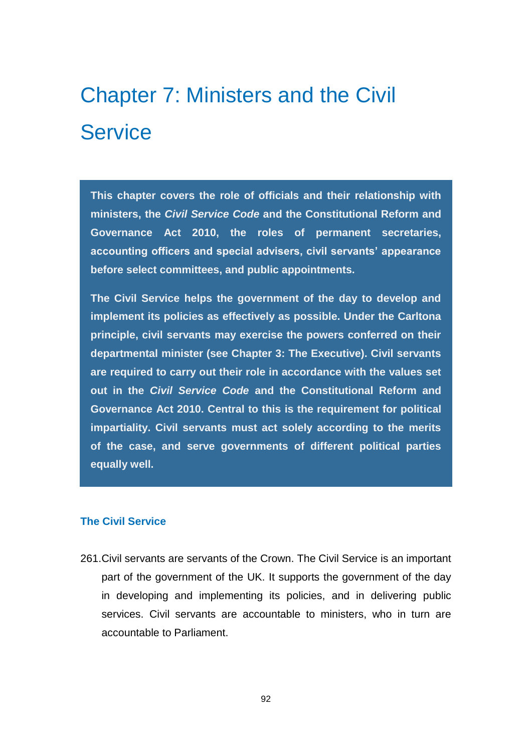# Chapter 7: Ministers and the Civil Service

**This chapter covers the role of officials and their relationship with ministers, the *Civil Service Code* and the Constitutional Reform and Governance Act 2010, the roles of permanent secretaries, accounting officers and special advisers, civil servants' appearance before select committees, and public appointments.**

**The Civil Service helps the government of the day to develop and implement its policies as effectively as possible. Under the Carltona principle, civil servants may exercise the powers conferred on their departmental minister (see Chapter 3: The Executive). Civil servants are required to carry out their role in accordance with the values set out in the *Civil Service Code* and the Constitutional Reform and Governance Act 2010. Central to this is the requirement for political impartiality. Civil servants must act solely according to the merits of the case, and serve governments of different political parties equally well.**

### The Civil Service

261. Civil servants are servants of the Crown. The Civil Service is an important part of the government of the UK. It supports the government of the day in developing and implementing its policies, and in delivering public services. Civil servants are accountable to ministers, who in turn are accountable to Parliament.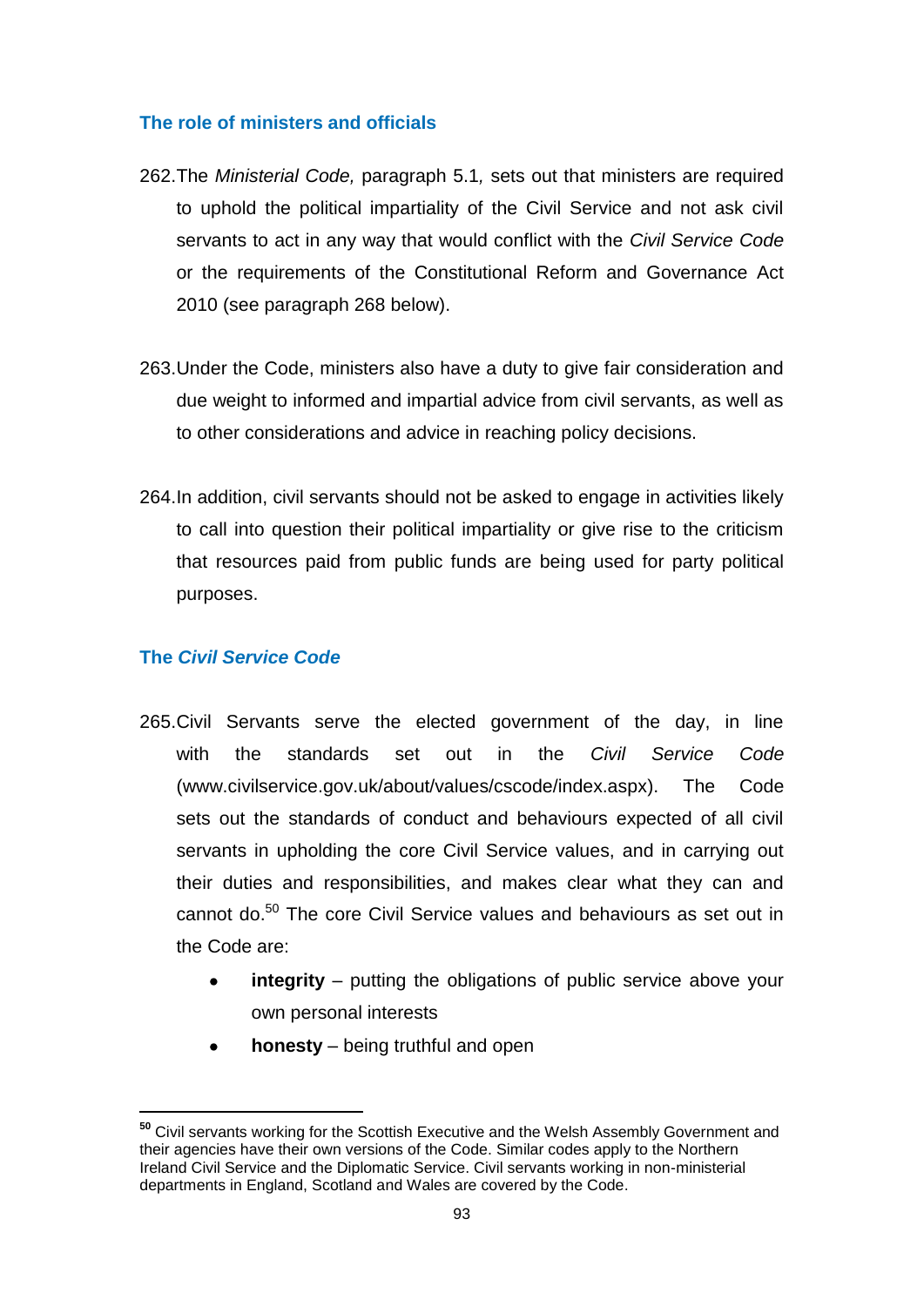## The role of ministers and officials

262. The *Ministerial Code,* paragraph 5.1*,* sets out that ministers are required to uphold the political impartiality of the Civil Service and not ask civil servants to act in any way that would conflict with the *Civil Service Code* or the requirements of the Constitutional Reform and Governance Act 2010 (see paragraph 268 below).

263. Under the Code, ministers also have a duty to give fair consideration and due weight to informed and impartial advice from civil servants, as well as to other considerations and advice in reaching policy decisions.

264. In addition, civil servants should not be asked to engage in activities likely to call into question their political impartiality or give rise to the criticism that resources paid from public funds are being used for party political purposes.

## The *Civil Service Code*

265. Civil Servants serve the elected government of the day, in line with the standards set out in the *Civil Service Code* (www.civilservice.gov.uk/about/values/cscode/index.aspx). The Code sets out the standards of conduct and behaviours expected of all civil servants in upholding the core Civil Service values, and in carrying out their duties and responsibilities, and makes clear what they can and cannot do.[50] The core Civil Service values and behaviours as set out in the Code are:

- **integrity** – putting the obligations of public service above your own personal interests
- **honesty** – being truthful and open

[50] Civil servants working for the Scottish Executive and the Welsh Assembly Government and their agencies have their own versions of the Code. Similar codes apply to the Northern Ireland Civil Service and the Diplomatic Service. Civil servants working in non-ministerial departments in England, Scotland and Wales are covered by the Code.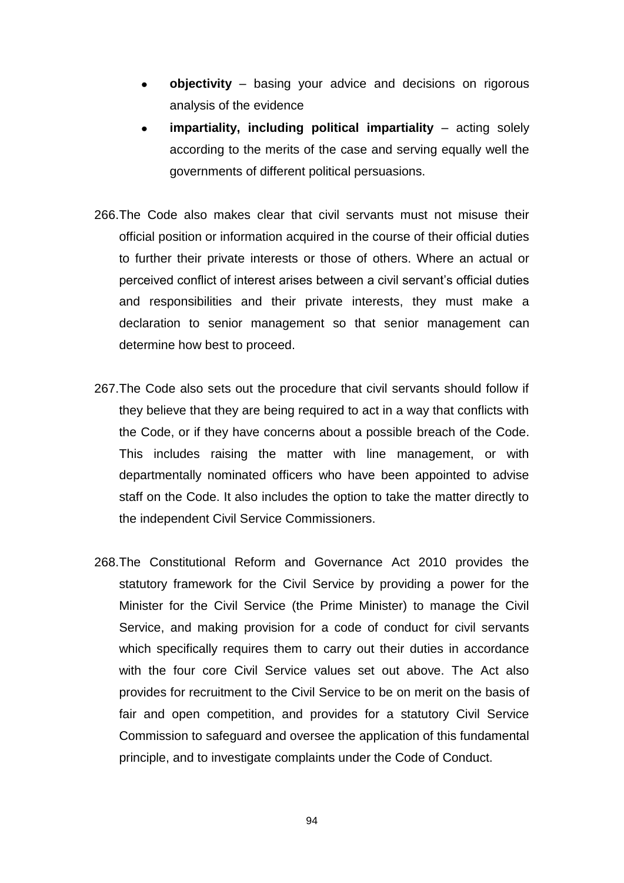- **objectivity** – basing your advice and decisions on rigorous analysis of the evidence
- **impartiality, including political impartiality** – acting solely according to the merits of the case and serving equally well the governments of different political persuasions.

266. The Code also makes clear that civil servants must not misuse their official position or information acquired in the course of their official duties to further their private interests or those of others. Where an actual or perceived conflict of interest arises between a civil servant's official duties and responsibilities and their private interests, they must make a declaration to senior management so that senior management can determine how best to proceed.

267. The Code also sets out the procedure that civil servants should follow if they believe that they are being required to act in a way that conflicts with the Code, or if they have concerns about a possible breach of the Code. This includes raising the matter with line management, or with departmentally nominated officers who have been appointed to advise staff on the Code. It also includes the option to take the matter directly to the independent Civil Service Commissioners.

268. The Constitutional Reform and Governance Act 2010 provides the statutory framework for the Civil Service by providing a power for the Minister for the Civil Service (the Prime Minister) to manage the Civil Service, and making provision for a code of conduct for civil servants which specifically requires them to carry out their duties in accordance with the four core Civil Service values set out above. The Act also provides for recruitment to the Civil Service to be on merit on the basis of fair and open competition, and provides for a statutory Civil Service Commission to safeguard and oversee the application of this fundamental principle, and to investigate complaints under the Code of Conduct.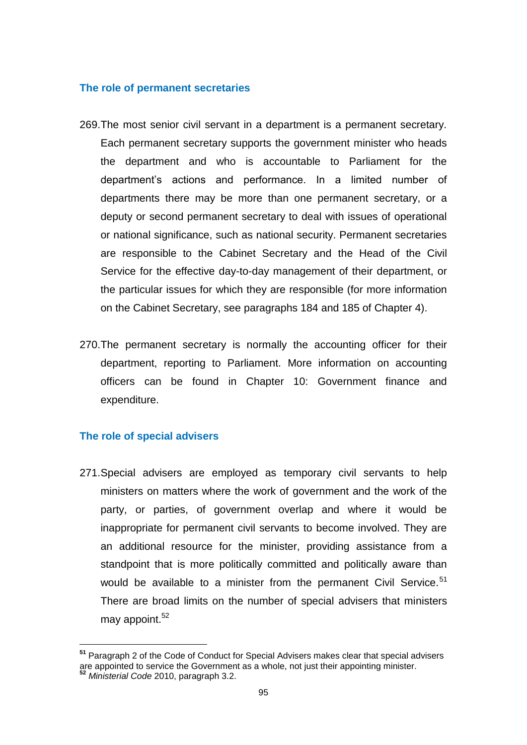### The role of permanent secretaries

269. The most senior civil servant in a department is a permanent secretary. Each permanent secretary supports the government minister who heads the department and who is accountable to Parliament for the department's actions and performance. In a limited number of departments there may be more than one permanent secretary, or a deputy or second permanent secretary to deal with issues of operational or national significance, such as national security. Permanent secretaries are responsible to the Cabinet Secretary and the Head of the Civil Service for the effective day-to-day management of their department, or the particular issues for which they are responsible (for more information on the Cabinet Secretary, see paragraphs 184 and 185 of Chapter 4).

270. The permanent secretary is normally the accounting officer for their department, reporting to Parliament. More information on accounting officers can be found in Chapter 10: Government finance and expenditure.

### The role of special advisers

271. Special advisers are employed as temporary civil servants to help ministers on matters where the work of government and the work of the party, or parties, of government overlap and where it would be inappropriate for permanent civil servants to become involved. They are an additional resource for the minister, providing assistance from a standpoint that is more politically committed and politically aware than would be available to a minister from the permanent Civil Service.[51] There are broad limits on the number of special advisers that ministers may appoint.[52]

---

[51] Paragraph 2 of the Code of Conduct for Special Advisers makes clear that special advisers are appointed to service the Government as a whole, not just their appointing minister.

[52] *Ministerial Code* 2010, paragraph 3.2.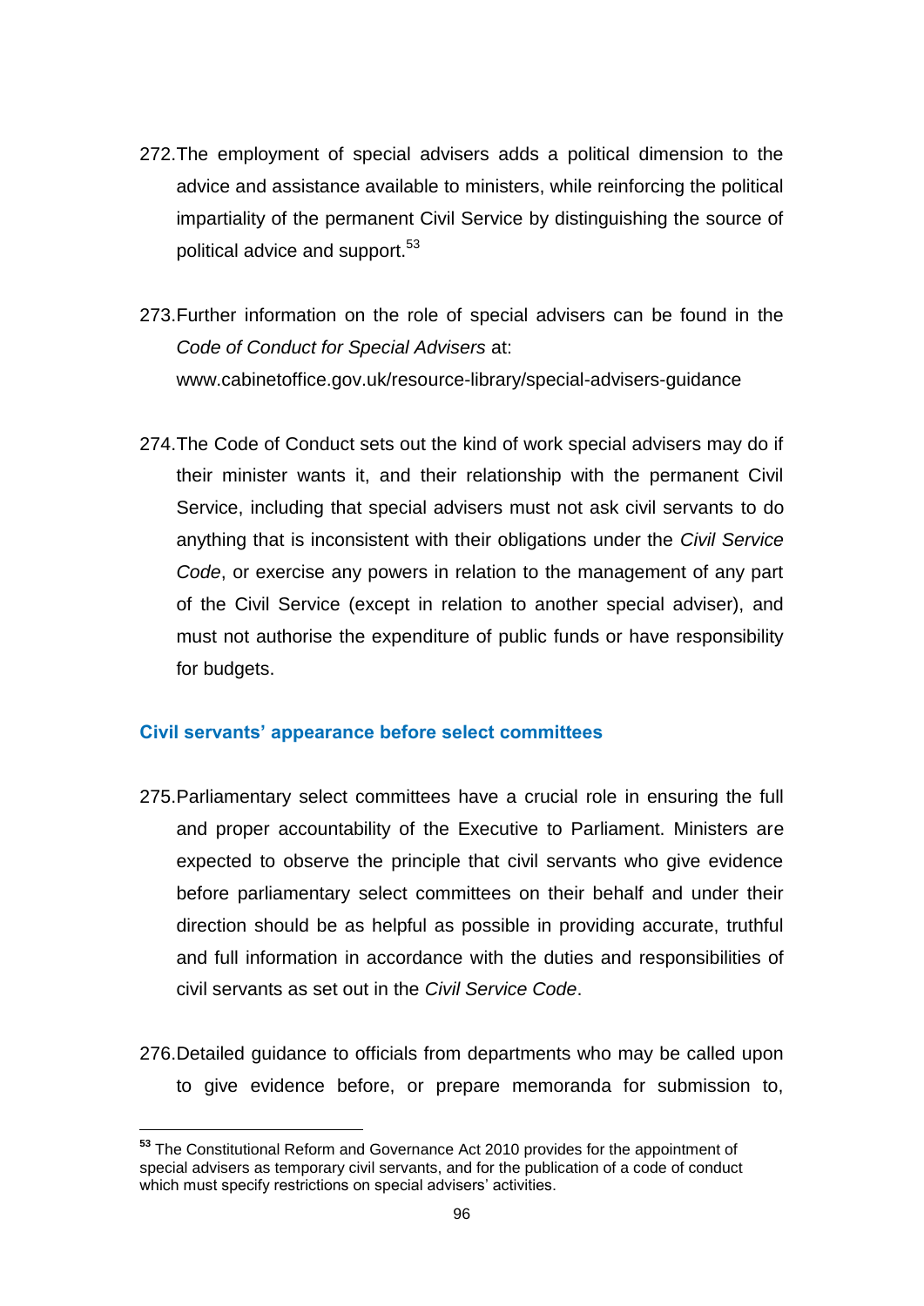272. The employment of special advisers adds a political dimension to the advice and assistance available to ministers, while reinforcing the political impartiality of the permanent Civil Service by distinguishing the source of political advice and support.[53]

273. Further information on the role of special advisers can be found in the *Code of Conduct for Special Advisers* at: www.cabinetoffice.gov.uk/resource-library/special-advisers-guidance

274. The Code of Conduct sets out the kind of work special advisers may do if their minister wants it, and their relationship with the permanent Civil Service, including that special advisers must not ask civil servants to do anything that is inconsistent with their obligations under the *Civil Service Code*, or exercise any powers in relation to the management of any part of the Civil Service (except in relation to another special adviser), and must not authorise the expenditure of public funds or have responsibility for budgets.

### Civil servants' appearance before select committees

275. Parliamentary select committees have a crucial role in ensuring the full and proper accountability of the Executive to Parliament. Ministers are expected to observe the principle that civil servants who give evidence before parliamentary select committees on their behalf and under their direction should be as helpful as possible in providing accurate, truthful and full information in accordance with the duties and responsibilities of civil servants as set out in the *Civil Service Code*.

276. Detailed guidance to officials from departments who may be called upon to give evidence before, or prepare memoranda for submission to,

---

[53] The Constitutional Reform and Governance Act 2010 provides for the appointment of special advisers as temporary civil servants, and for the publication of a code of conduct which must specify restrictions on special advisers' activities.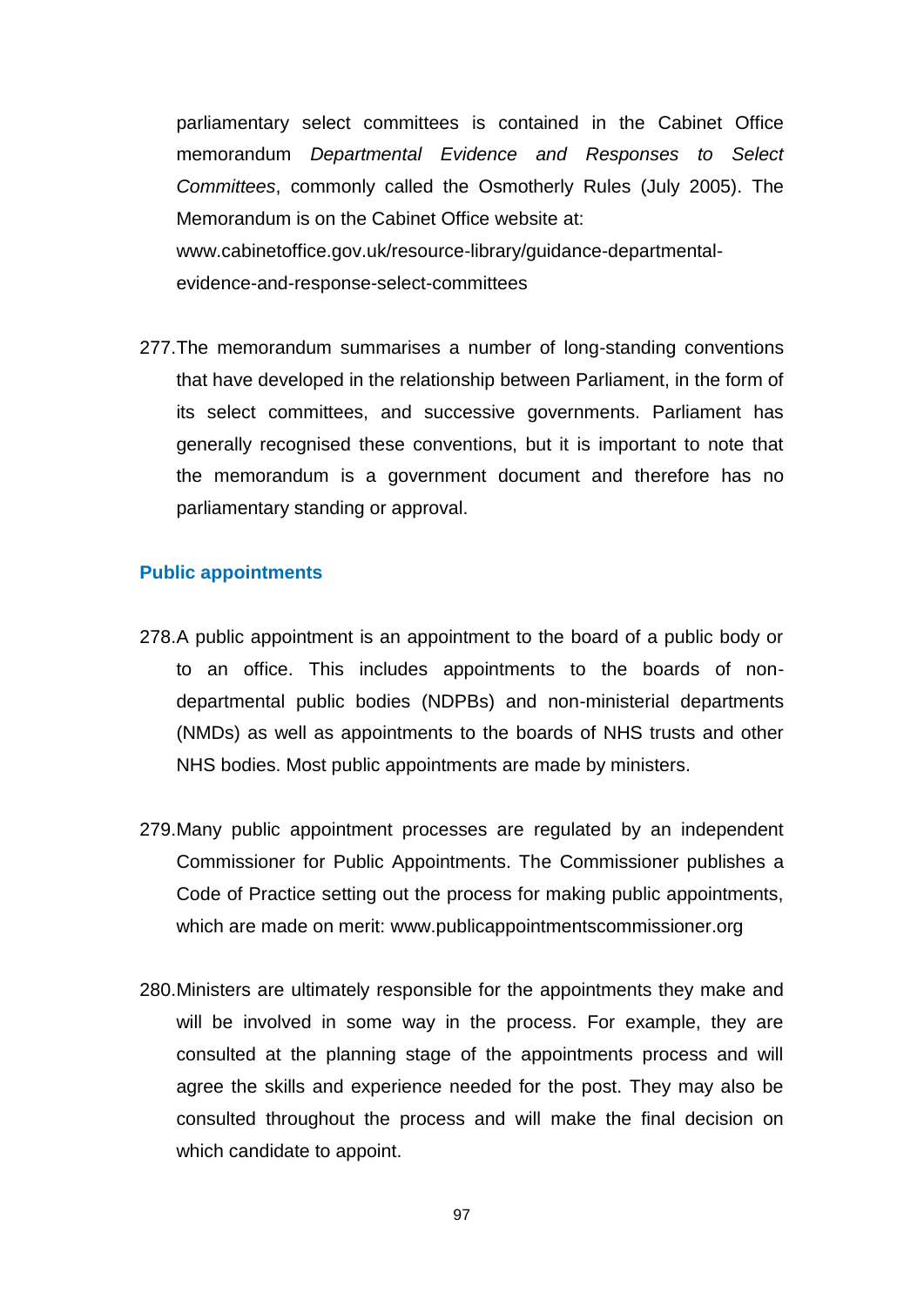parliamentary select committees is contained in the Cabinet Office memorandum *Departmental Evidence and Responses to Select Committees*, commonly called the Osmotherly Rules (July 2005). The Memorandum is on the Cabinet Office website at: www.cabinetoffice.gov.uk/resource-library/guidance-departmental-evidence-and-response-select-committees

277. The memorandum summarises a number of long-standing conventions that have developed in the relationship between Parliament, in the form of its select committees, and successive governments. Parliament has generally recognised these conventions, but it is important to note that the memorandum is a government document and therefore has no parliamentary standing or approval.

### Public appointments

278. A public appointment is an appointment to the board of a public body or to an office. This includes appointments to the boards of non-departmental public bodies (NDPBs) and non-ministerial departments (NMDs) as well as appointments to the boards of NHS trusts and other NHS bodies. Most public appointments are made by ministers.

279. Many public appointment processes are regulated by an independent Commissioner for Public Appointments. The Commissioner publishes a Code of Practice setting out the process for making public appointments, which are made on merit: www.publicappointmentscommissioner.org

280. Ministers are ultimately responsible for the appointments they make and will be involved in some way in the process. For example, they are consulted at the planning stage of the appointments process and will agree the skills and experience needed for the post. They may also be consulted throughout the process and will make the final decision on which candidate to appoint.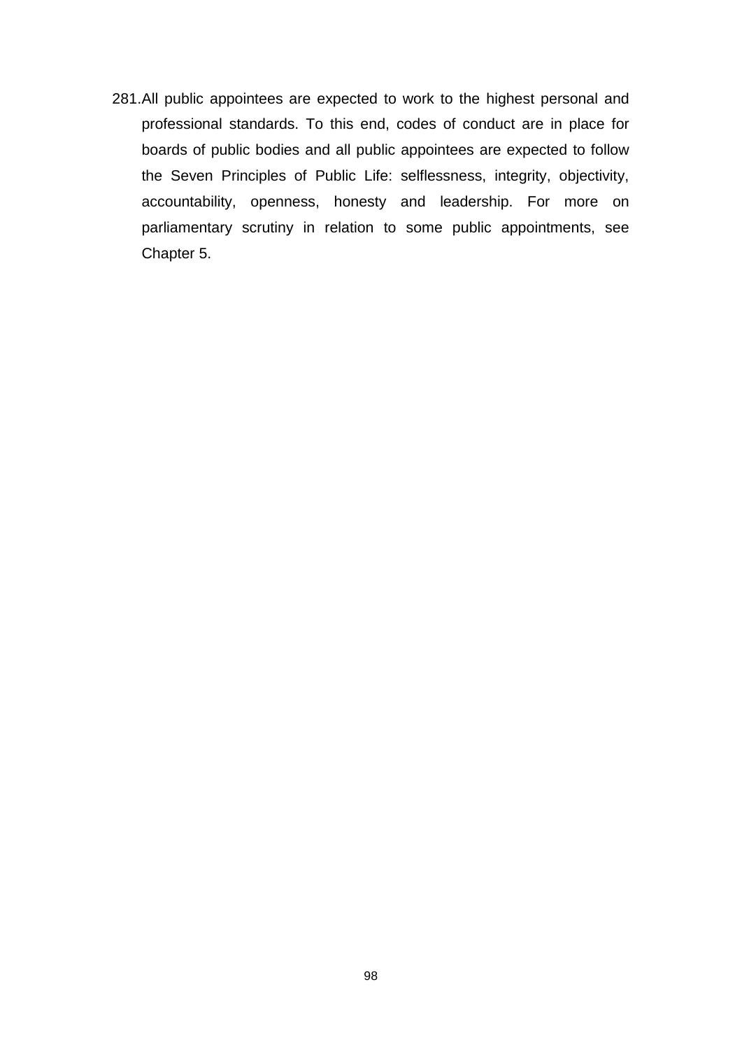281. All public appointees are expected to work to the highest personal and professional standards. To this end, codes of conduct are in place for boards of public bodies and all public appointees are expected to follow the Seven Principles of Public Life: selflessness, integrity, objectivity, accountability, openness, honesty and leadership. For more on parliamentary scrutiny in relation to some public appointments, see Chapter 5.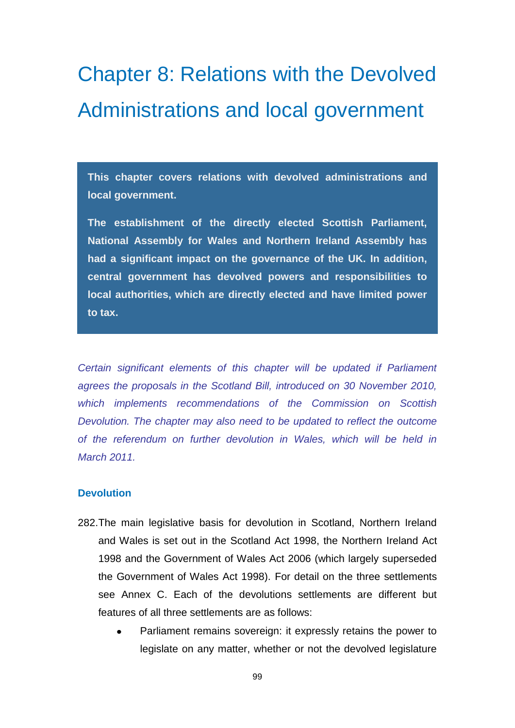# Chapter 8: Relations with the Devolved Administrations and local government

**This chapter covers relations with devolved administrations and local government.**

**The establishment of the directly elected Scottish Parliament, National Assembly for Wales and Northern Ireland Assembly has had a significant impact on the governance of the UK. In addition, central government has devolved powers and responsibilities to local authorities, which are directly elected and have limited power to tax.**

*Certain significant elements of this chapter will be updated if Parliament agrees the proposals in the Scotland Bill, introduced on 30 November 2010, which implements recommendations of the Commission on Scottish Devolution. The chapter may also need to be updated to reflect the outcome of the referendum on further devolution in Wales, which will be held in March 2011.*

## Devolution

282. The main legislative basis for devolution in Scotland, Northern Ireland and Wales is set out in the Scotland Act 1998, the Northern Ireland Act 1998 and the Government of Wales Act 2006 (which largely superseded the Government of Wales Act 1998). For detail on the three settlements see Annex C. Each of the devolutions settlements are different but features of all three settlements are as follows:

   - Parliament remains sovereign: it expressly retains the power to legislate on any matter, whether or not the devolved legislature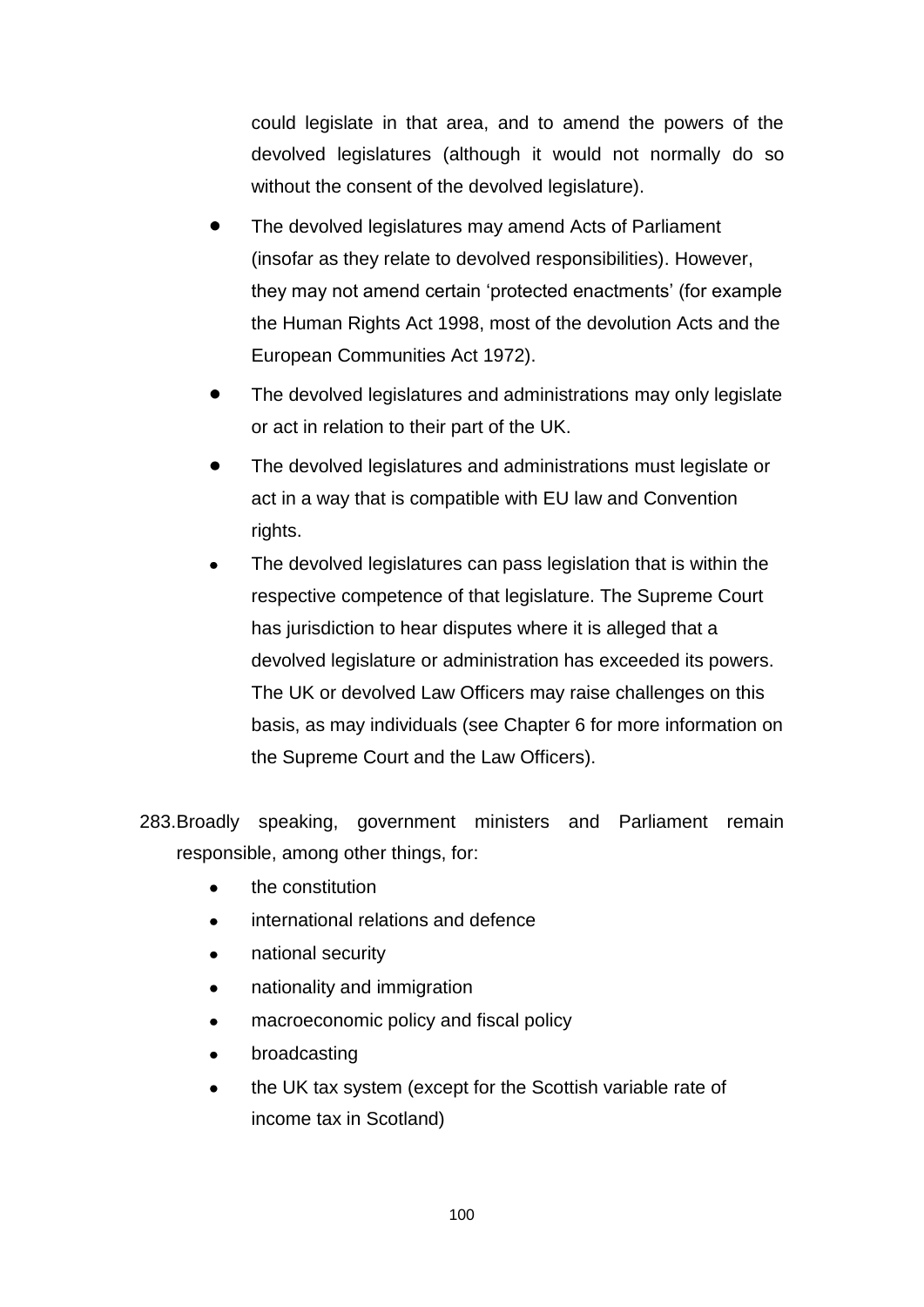could legislate in that area, and to amend the powers of the devolved legislatures (although it would not normally do so without the consent of the devolved legislature).

- The devolved legislatures may amend Acts of Parliament (insofar as they relate to devolved responsibilities). However, they may not amend certain 'protected enactments' (for example the Human Rights Act 1998, most of the devolution Acts and the European Communities Act 1972).
- The devolved legislatures and administrations may only legislate or act in relation to their part of the UK.
- The devolved legislatures and administrations must legislate or act in a way that is compatible with EU law and Convention rights.
- The devolved legislatures can pass legislation that is within the respective competence of that legislature. The Supreme Court has jurisdiction to hear disputes where it is alleged that a devolved legislature or administration has exceeded its powers. The UK or devolved Law Officers may raise challenges on this basis, as may individuals (see Chapter 6 for more information on the Supreme Court and the Law Officers).

283. Broadly speaking, government ministers and Parliament remain responsible, among other things, for:

- the constitution
- international relations and defence
- national security
- nationality and immigration
- macroeconomic policy and fiscal policy
- broadcasting
- the UK tax system (except for the Scottish variable rate of income tax in Scotland)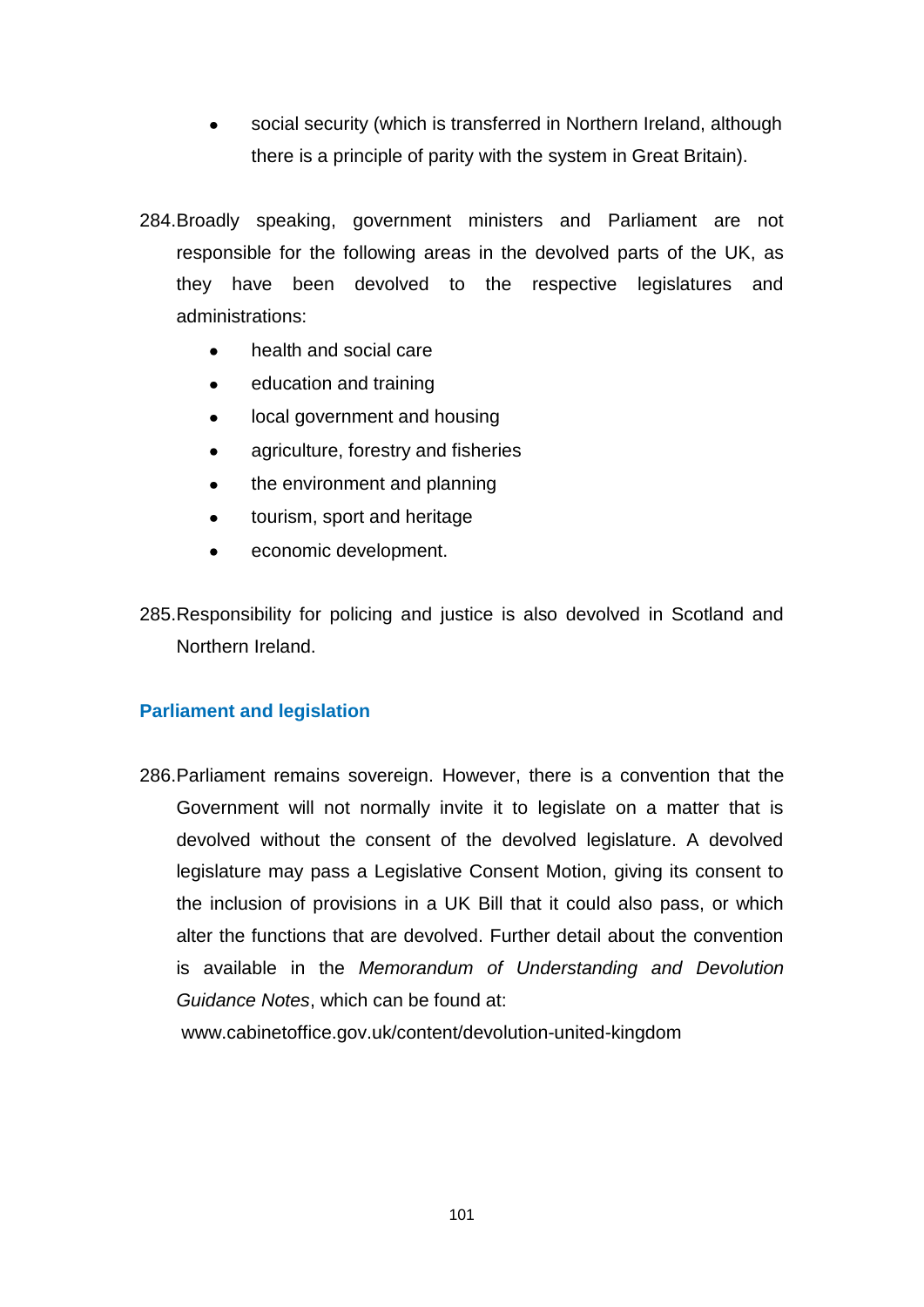- social security (which is transferred in Northern Ireland, although there is a principle of parity with the system in Great Britain).

284. Broadly speaking, government ministers and Parliament are not responsible for the following areas in the devolved parts of the UK, as they have been devolved to the respective legislatures and administrations:

    - health and social care
    - education and training
    - local government and housing
    - agriculture, forestry and fisheries
    - the environment and planning
    - tourism, sport and heritage
    - economic development.

285. Responsibility for policing and justice is also devolved in Scotland and Northern Ireland.

## Parliament and legislation

286. Parliament remains sovereign. However, there is a convention that the Government will not normally invite it to legislate on a matter that is devolved without the consent of the devolved legislature. A devolved legislature may pass a Legislative Consent Motion, giving its consent to the inclusion of provisions in a UK Bill that it could also pass, or which alter the functions that are devolved. Further detail about the convention is available in the *Memorandum of Understanding and Devolution Guidance Notes*, which can be found at: www.cabinetoffice.gov.uk/content/devolution-united-kingdom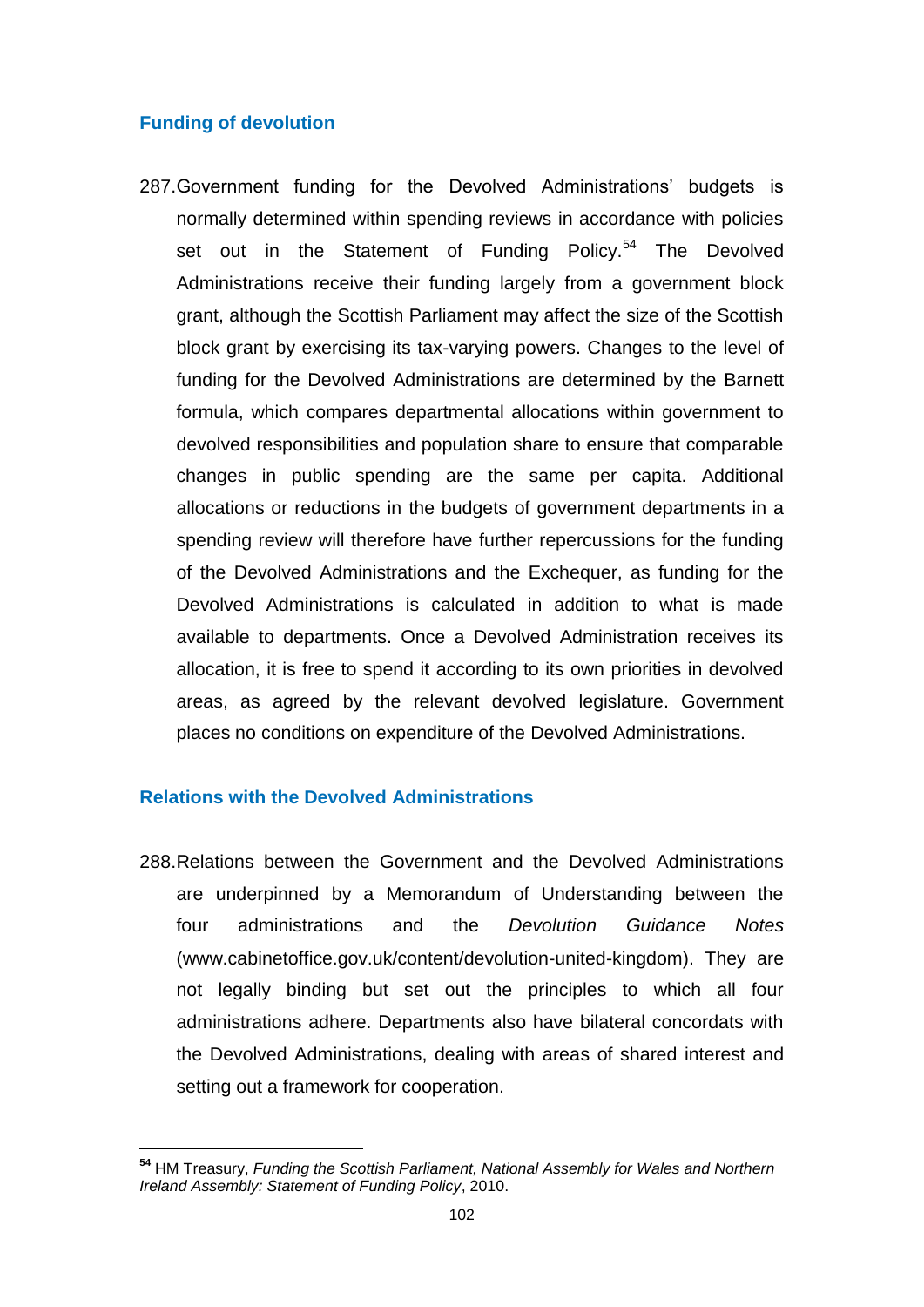## Funding of devolution

287. Government funding for the Devolved Administrations' budgets is normally determined within spending reviews in accordance with policies set out in the Statement of Funding Policy.[54] The Devolved Administrations receive their funding largely from a government block grant, although the Scottish Parliament may affect the size of the Scottish block grant by exercising its tax-varying powers. Changes to the level of funding for the Devolved Administrations are determined by the Barnett formula, which compares departmental allocations within government to devolved responsibilities and population share to ensure that comparable changes in public spending are the same per capita. Additional allocations or reductions in the budgets of government departments in a spending review will therefore have further repercussions for the funding of the Devolved Administrations and the Exchequer, as funding for the Devolved Administrations is calculated in addition to what is made available to departments. Once a Devolved Administration receives its allocation, it is free to spend it according to its own priorities in devolved areas, as agreed by the relevant devolved legislature. Government places no conditions on expenditure of the Devolved Administrations.

## Relations with the Devolved Administrations

288. Relations between the Government and the Devolved Administrations are underpinned by a Memorandum of Understanding between the four administrations and the *Devolution Guidance Notes* (www.cabinetoffice.gov.uk/content/devolution-united-kingdom). They are not legally binding but set out the principles to which all four administrations adhere. Departments also have bilateral concordats with the Devolved Administrations, dealing with areas of shared interest and setting out a framework for cooperation.

---

[54] HM Treasury, *Funding the Scottish Parliament, National Assembly for Wales and Northern Ireland Assembly: Statement of Funding Policy*, 2010.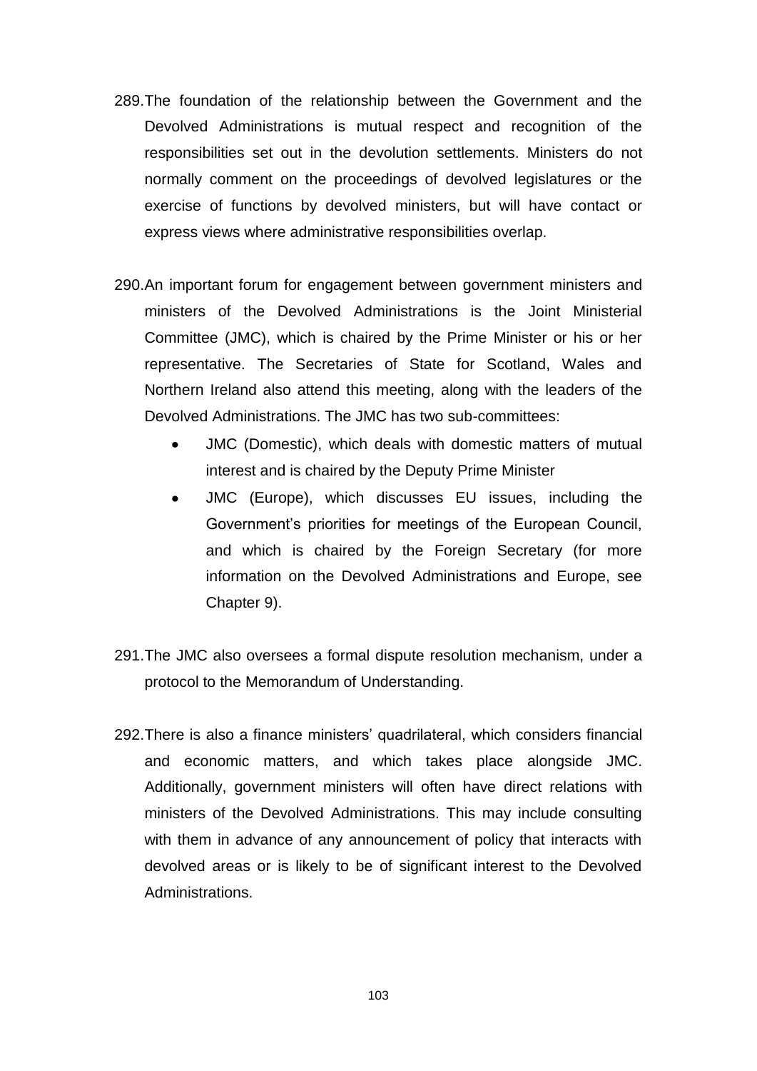289.The foundation of the relationship between the Government and the Devolved Administrations is mutual respect and recognition of the responsibilities set out in the devolution settlements. Ministers do not normally comment on the proceedings of devolved legislatures or the exercise of functions by devolved ministers, but will have contact or express views where administrative responsibilities overlap.

290.An important forum for engagement between government ministers and ministers of the Devolved Administrations is the Joint Ministerial Committee (JMC), which is chaired by the Prime Minister or his or her representative. The Secretaries of State for Scotland, Wales and Northern Ireland also attend this meeting, along with the leaders of the Devolved Administrations. The JMC has two sub-committees:

- JMC (Domestic), which deals with domestic matters of mutual interest and is chaired by the Deputy Prime Minister
- JMC (Europe), which discusses EU issues, including the Government's priorities for meetings of the European Council, and which is chaired by the Foreign Secretary (for more information on the Devolved Administrations and Europe, see Chapter 9).

291.The JMC also oversees a formal dispute resolution mechanism, under a protocol to the Memorandum of Understanding.

292.There is also a finance ministers' quadrilateral, which considers financial and economic matters, and which takes place alongside JMC. Additionally, government ministers will often have direct relations with ministers of the Devolved Administrations. This may include consulting with them in advance of any announcement of policy that interacts with devolved areas or is likely to be of significant interest to the Devolved Administrations.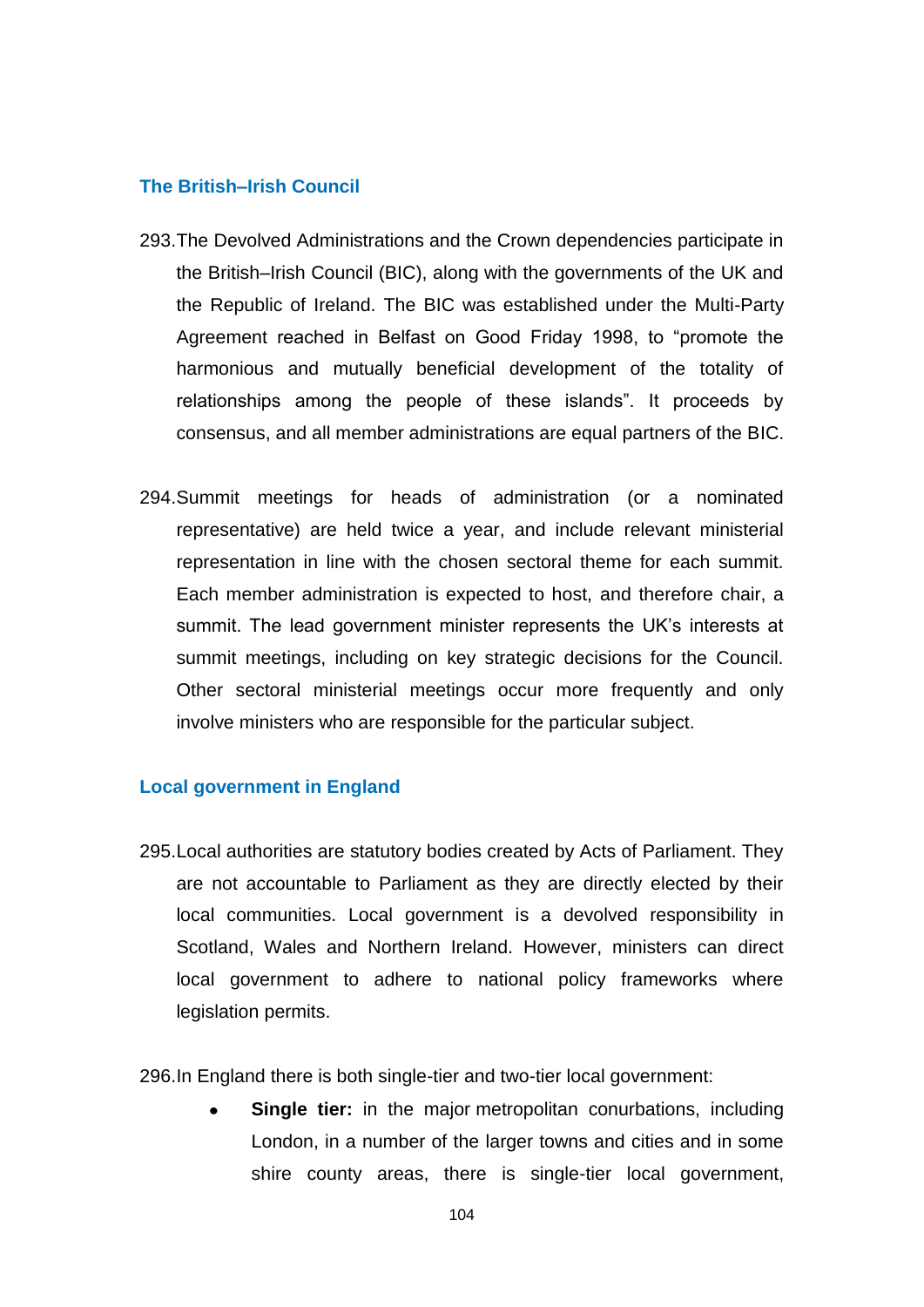## The British–Irish Council

293. The Devolved Administrations and the Crown dependencies participate in the British–Irish Council (BIC), along with the governments of the UK and the Republic of Ireland. The BIC was established under the Multi-Party Agreement reached in Belfast on Good Friday 1998, to "promote the harmonious and mutually beneficial development of the totality of relationships among the people of these islands". It proceeds by consensus, and all member administrations are equal partners of the BIC.

294. Summit meetings for heads of administration (or a nominated representative) are held twice a year, and include relevant ministerial representation in line with the chosen sectoral theme for each summit. Each member administration is expected to host, and therefore chair, a summit. The lead government minister represents the UK's interests at summit meetings, including on key strategic decisions for the Council. Other sectoral ministerial meetings occur more frequently and only involve ministers who are responsible for the particular subject.

## Local government in England

295. Local authorities are statutory bodies created by Acts of Parliament. They are not accountable to Parliament as they are directly elected by their local communities. Local government is a devolved responsibility in Scotland, Wales and Northern Ireland. However, ministers can direct local government to adhere to national policy frameworks where legislation permits.

296. In England there is both single-tier and two-tier local government:

- **Single tier:** in the major metropolitan conurbations, including London, in a number of the larger towns and cities and in some shire county areas, there is single-tier local government,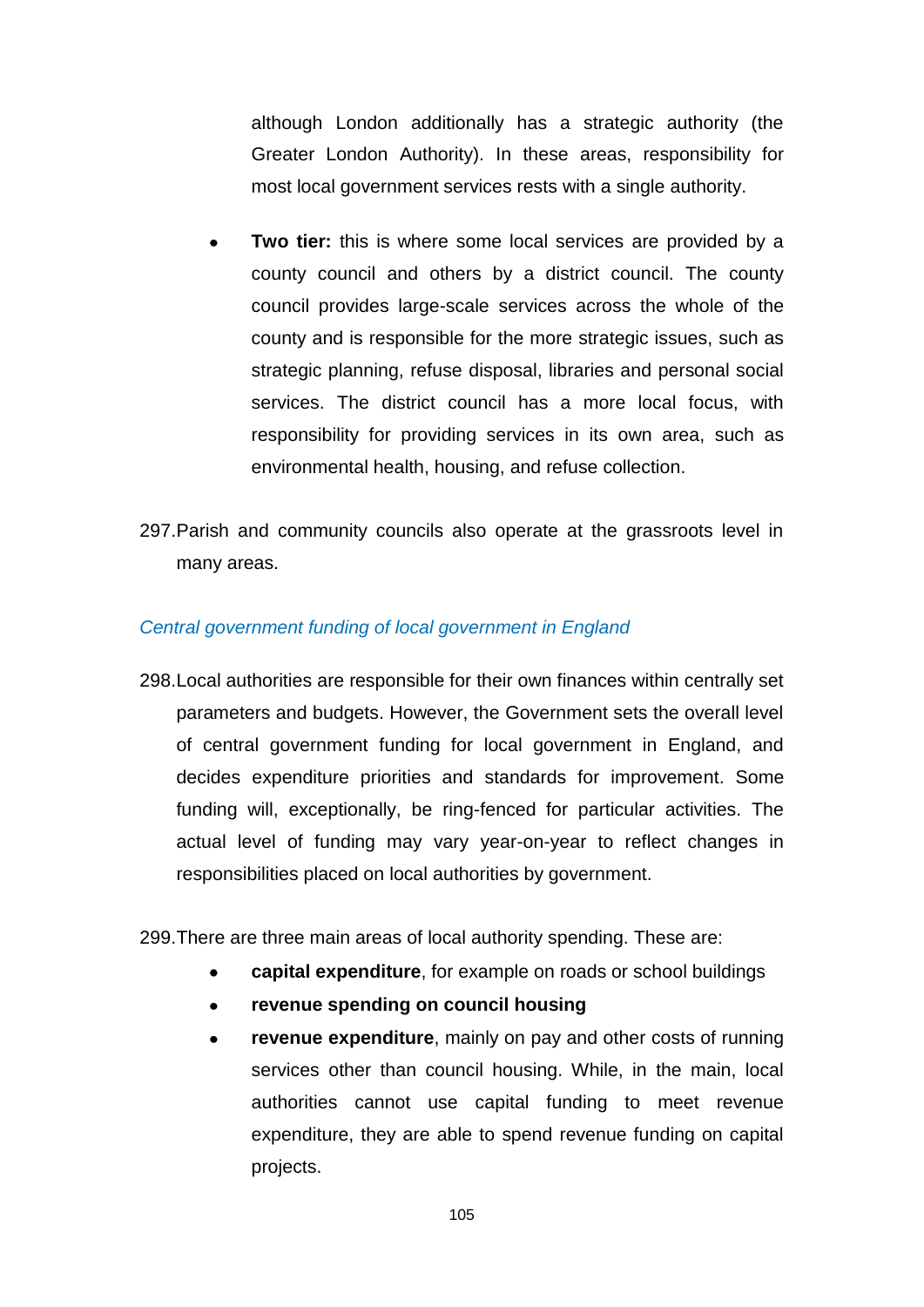although London additionally has a strategic authority (the Greater London Authority). In these areas, responsibility for most local government services rests with a single authority.

- **Two tier:** this is where some local services are provided by a county council and others by a district council. The county council provides large-scale services across the whole of the county and is responsible for the more strategic issues, such as strategic planning, refuse disposal, libraries and personal social services. The district council has a more local focus, with responsibility for providing services in its own area, such as environmental health, housing, and refuse collection.

297. Parish and community councils also operate at the grassroots level in many areas.

### *Central government funding of local government in England*

298. Local authorities are responsible for their own finances within centrally set parameters and budgets. However, the Government sets the overall level of central government funding for local government in England, and decides expenditure priorities and standards for improvement. Some funding will, exceptionally, be ring-fenced for particular activities. The actual level of funding may vary year-on-year to reflect changes in responsibilities placed on local authorities by government.

299. There are three main areas of local authority spending. These are:

- **capital expenditure**, for example on roads or school buildings
- **revenue spending on council housing**
- **revenue expenditure**, mainly on pay and other costs of running services other than council housing. While, in the main, local authorities cannot use capital funding to meet revenue expenditure, they are able to spend revenue funding on capital projects.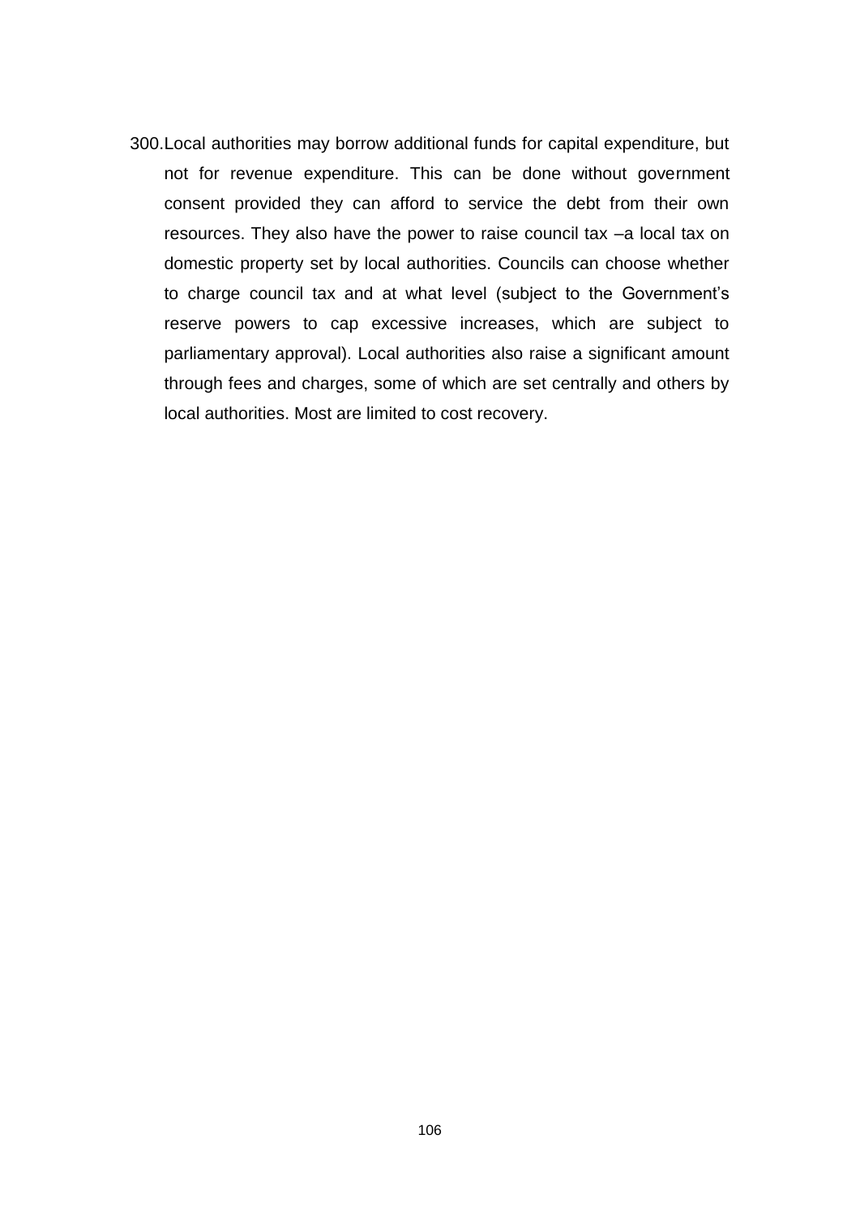300. Local authorities may borrow additional funds for capital expenditure, but not for revenue expenditure. This can be done without government consent provided they can afford to service the debt from their own resources. They also have the power to raise council tax –a local tax on domestic property set by local authorities. Councils can choose whether to charge council tax and at what level (subject to the Government's reserve powers to cap excessive increases, which are subject to parliamentary approval). Local authorities also raise a significant amount through fees and charges, some of which are set centrally and others by local authorities. Most are limited to cost recovery.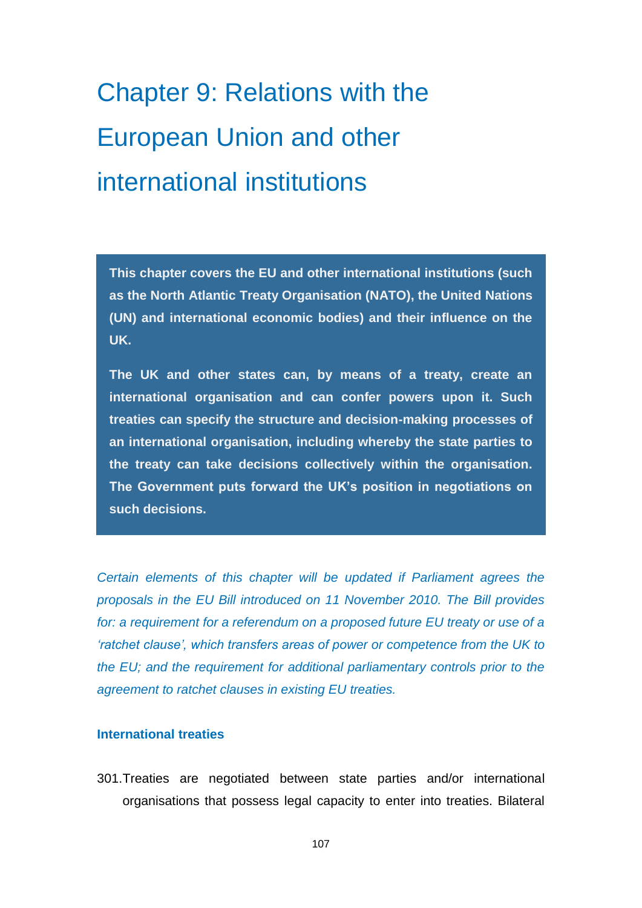# Chapter 9: Relations with the European Union and other international institutions

**This chapter covers the EU and other international institutions (such as the North Atlantic Treaty Organisation (NATO), the United Nations (UN) and international economic bodies) and their influence on the UK.**

**The UK and other states can, by means of a treaty, create an international organisation and can confer powers upon it. Such treaties can specify the structure and decision-making processes of an international organisation, including whereby the state parties to the treaty can take decisions collectively within the organisation. The Government puts forward the UK's position in negotiations on such decisions.**

*Certain elements of this chapter will be updated if Parliament agrees the proposals in the EU Bill introduced on 11 November 2010. The Bill provides for: a requirement for a referendum on a proposed future EU treaty or use of a 'ratchet clause', which transfers areas of power or competence from the UK to the EU; and the requirement for additional parliamentary controls prior to the agreement to ratchet clauses in existing EU treaties.*

### International treaties

301. Treaties are negotiated between state parties and/or international organisations that possess legal capacity to enter into treaties. Bilateral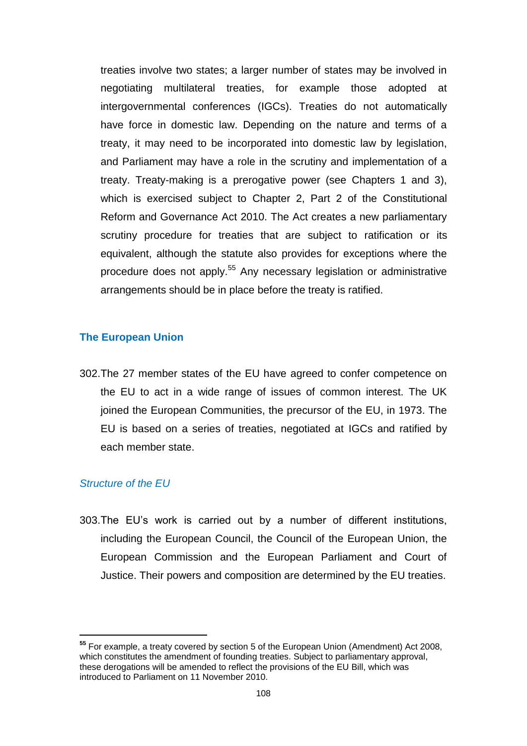treaties involve two states; a larger number of states may be involved in negotiating multilateral treaties, for example those adopted at intergovernmental conferences (IGCs). Treaties do not automatically have force in domestic law. Depending on the nature and terms of a treaty, it may need to be incorporated into domestic law by legislation, and Parliament may have a role in the scrutiny and implementation of a treaty. Treaty-making is a prerogative power (see Chapters 1 and 3), which is exercised subject to Chapter 2, Part 2 of the Constitutional Reform and Governance Act 2010. The Act creates a new parliamentary scrutiny procedure for treaties that are subject to ratification or its equivalent, although the statute also provides for exceptions where the procedure does not apply.[55] Any necessary legislation or administrative arrangements should be in place before the treaty is ratified.

## The European Union

302. The 27 member states of the EU have agreed to confer competence on the EU to act in a wide range of issues of common interest. The UK joined the European Communities, the precursor of the EU, in 1973. The EU is based on a series of treaties, negotiated at IGCs and ratified by each member state.

### *Structure of the EU*

303. The EU's work is carried out by a number of different institutions, including the European Council, the Council of the European Union, the European Commission and the European Parliament and Court of Justice. Their powers and composition are determined by the EU treaties.

---

[55] For example, a treaty covered by section 5 of the European Union (Amendment) Act 2008, which constitutes the amendment of founding treaties. Subject to parliamentary approval, these derogations will be amended to reflect the provisions of the EU Bill, which was introduced to Parliament on 11 November 2010.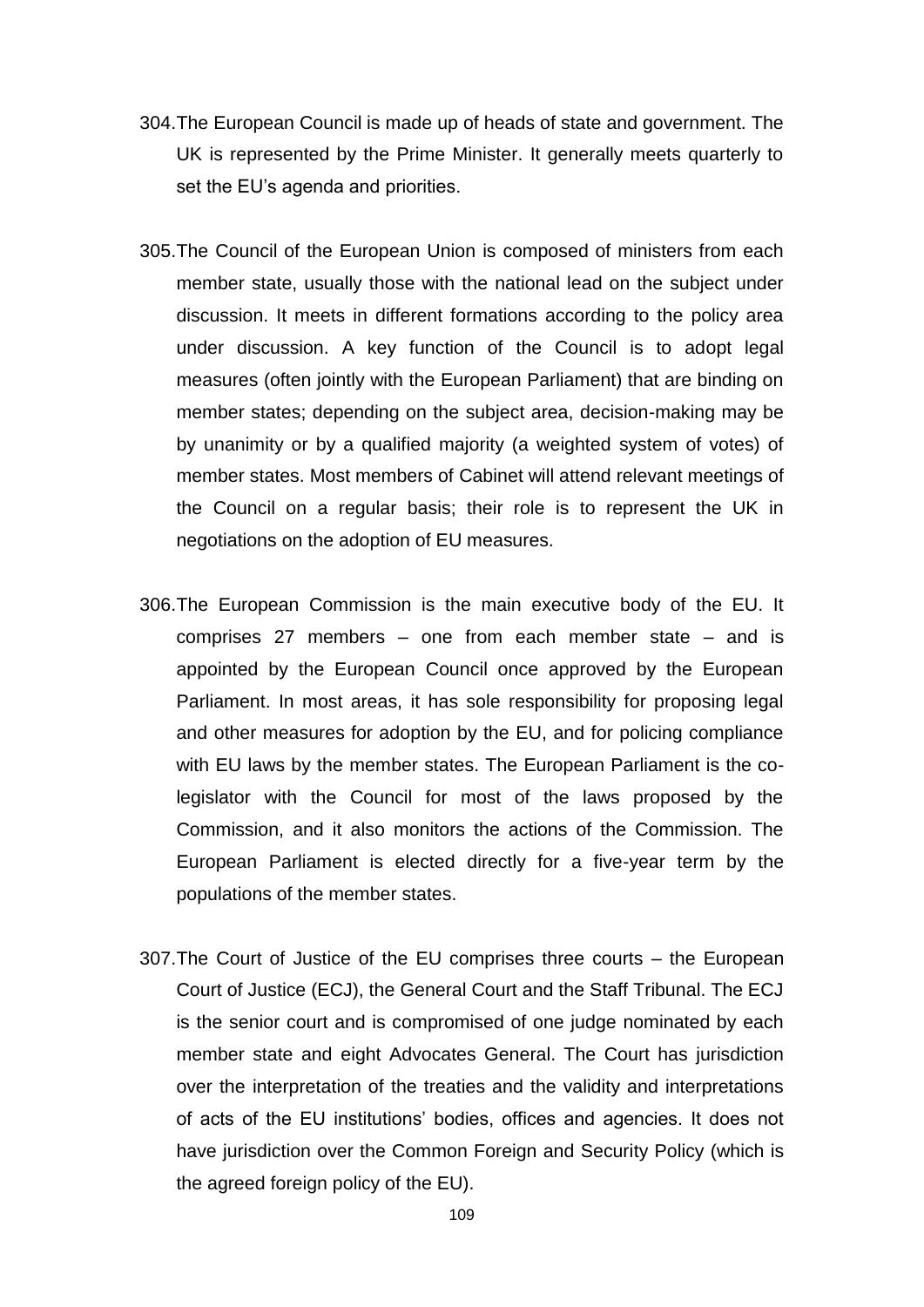304. The European Council is made up of heads of state and government. The UK is represented by the Prime Minister. It generally meets quarterly to set the EU's agenda and priorities.

305. The Council of the European Union is composed of ministers from each member state, usually those with the national lead on the subject under discussion. It meets in different formations according to the policy area under discussion. A key function of the Council is to adopt legal measures (often jointly with the European Parliament) that are binding on member states; depending on the subject area, decision-making may be by unanimity or by a qualified majority (a weighted system of votes) of member states. Most members of Cabinet will attend relevant meetings of the Council on a regular basis; their role is to represent the UK in negotiations on the adoption of EU measures.

306. The European Commission is the main executive body of the EU. It comprises 27 members – one from each member state – and is appointed by the European Council once approved by the European Parliament. In most areas, it has sole responsibility for proposing legal and other measures for adoption by the EU, and for policing compliance with EU laws by the member states. The European Parliament is the co-legislator with the Council for most of the laws proposed by the Commission, and it also monitors the actions of the Commission. The European Parliament is elected directly for a five-year term by the populations of the member states.

307. The Court of Justice of the EU comprises three courts – the European Court of Justice (ECJ), the General Court and the Staff Tribunal. The ECJ is the senior court and is compromised of one judge nominated by each member state and eight Advocates General. The Court has jurisdiction over the interpretation of the treaties and the validity and interpretations of acts of the EU institutions' bodies, offices and agencies. It does not have jurisdiction over the Common Foreign and Security Policy (which is the agreed foreign policy of the EU).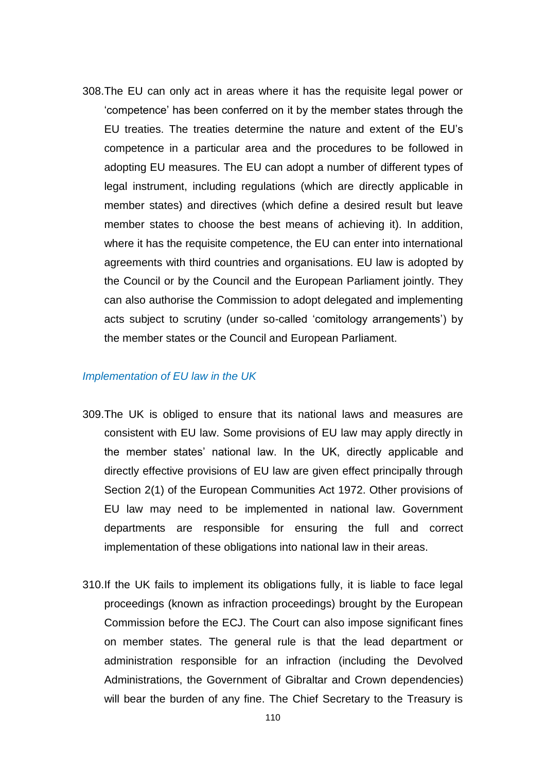308. The EU can only act in areas where it has the requisite legal power or 'competence' has been conferred on it by the member states through the EU treaties. The treaties determine the nature and extent of the EU's competence in a particular area and the procedures to be followed in adopting EU measures. The EU can adopt a number of different types of legal instrument, including regulations (which are directly applicable in member states) and directives (which define a desired result but leave member states to choose the best means of achieving it). In addition, where it has the requisite competence, the EU can enter into international agreements with third countries and organisations. EU law is adopted by the Council or by the Council and the European Parliament jointly. They can also authorise the Commission to adopt delegated and implementing acts subject to scrutiny (under so-called 'comitology arrangements') by the member states or the Council and European Parliament.

### *Implementation of EU law in the UK*

309. The UK is obliged to ensure that its national laws and measures are consistent with EU law. Some provisions of EU law may apply directly in the member states' national law. In the UK, directly applicable and directly effective provisions of EU law are given effect principally through Section 2(1) of the European Communities Act 1972. Other provisions of EU law may need to be implemented in national law. Government departments are responsible for ensuring the full and correct implementation of these obligations into national law in their areas.

310. If the UK fails to implement its obligations fully, it is liable to face legal proceedings (known as infraction proceedings) brought by the European Commission before the ECJ. The Court can also impose significant fines on member states. The general rule is that the lead department or administration responsible for an infraction (including the Devolved Administrations, the Government of Gibraltar and Crown dependencies) will bear the burden of any fine. The Chief Secretary to the Treasury is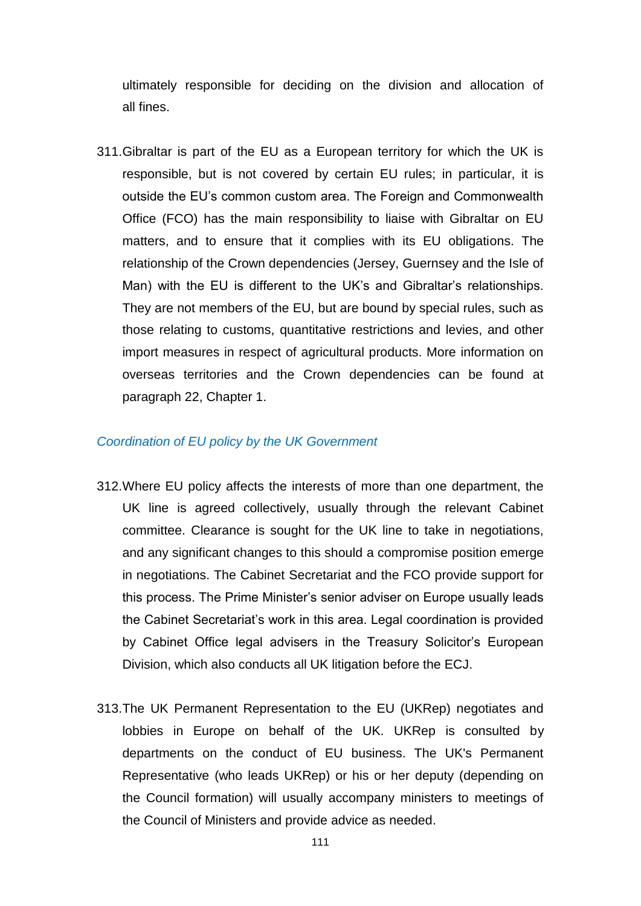ultimately responsible for deciding on the division and allocation of all fines.

311. Gibraltar is part of the EU as a European territory for which the UK is responsible, but is not covered by certain EU rules; in particular, it is outside the EU's common custom area. The Foreign and Commonwealth Office (FCO) has the main responsibility to liaise with Gibraltar on EU matters, and to ensure that it complies with its EU obligations. The relationship of the Crown dependencies (Jersey, Guernsey and the Isle of Man) with the EU is different to the UK's and Gibraltar's relationships. They are not members of the EU, but are bound by special rules, such as those relating to customs, quantitative restrictions and levies, and other import measures in respect of agricultural products. More information on overseas territories and the Crown dependencies can be found at paragraph 22, Chapter 1.

### *Coordination of EU policy by the UK Government*

312. Where EU policy affects the interests of more than one department, the UK line is agreed collectively, usually through the relevant Cabinet committee. Clearance is sought for the UK line to take in negotiations, and any significant changes to this should a compromise position emerge in negotiations. The Cabinet Secretariat and the FCO provide support for this process. The Prime Minister's senior adviser on Europe usually leads the Cabinet Secretariat's work in this area. Legal coordination is provided by Cabinet Office legal advisers in the Treasury Solicitor's European Division, which also conducts all UK litigation before the ECJ.

313. The UK Permanent Representation to the EU (UKRep) negotiates and lobbies in Europe on behalf of the UK. UKRep is consulted by departments on the conduct of EU business. The UK's Permanent Representative (who leads UKRep) or his or her deputy (depending on the Council formation) will usually accompany ministers to meetings of the Council of Ministers and provide advice as needed.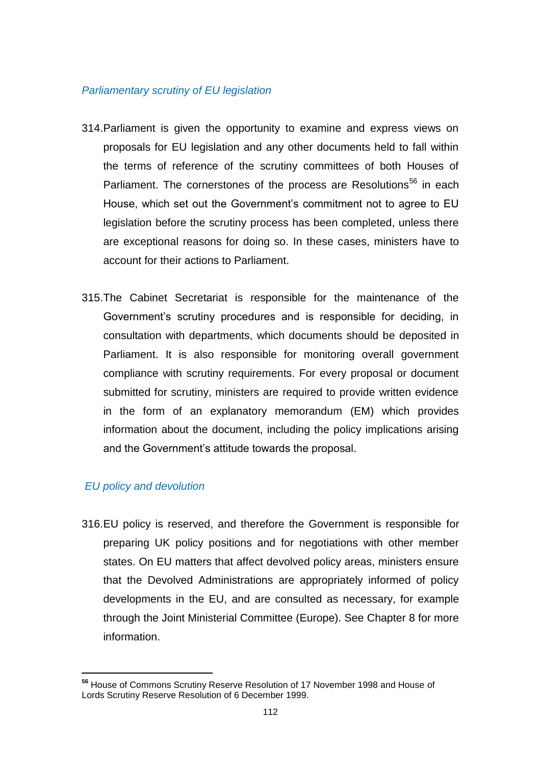*Parliamentary scrutiny of EU legislation*

314. Parliament is given the opportunity to examine and express views on proposals for EU legislation and any other documents held to fall within the terms of reference of the scrutiny committees of both Houses of Parliament. The cornerstones of the process are Resolutions[56] in each House, which set out the Government's commitment not to agree to EU legislation before the scrutiny process has been completed, unless there are exceptional reasons for doing so. In these cases, ministers have to account for their actions to Parliament.

315. The Cabinet Secretariat is responsible for the maintenance of the Government's scrutiny procedures and is responsible for deciding, in consultation with departments, which documents should be deposited in Parliament. It is also responsible for monitoring overall government compliance with scrutiny requirements. For every proposal or document submitted for scrutiny, ministers are required to provide written evidence in the form of an explanatory memorandum (EM) which provides information about the document, including the policy implications arising and the Government's attitude towards the proposal.

*EU policy and devolution*

316. EU policy is reserved, and therefore the Government is responsible for preparing UK policy positions and for negotiations with other member states. On EU matters that affect devolved policy areas, ministers ensure that the Devolved Administrations are appropriately informed of policy developments in the EU, and are consulted as necessary, for example through the Joint Ministerial Committee (Europe). See Chapter 8 for more information.

---

[56] House of Commons Scrutiny Reserve Resolution of 17 November 1998 and House of Lords Scrutiny Reserve Resolution of 6 December 1999.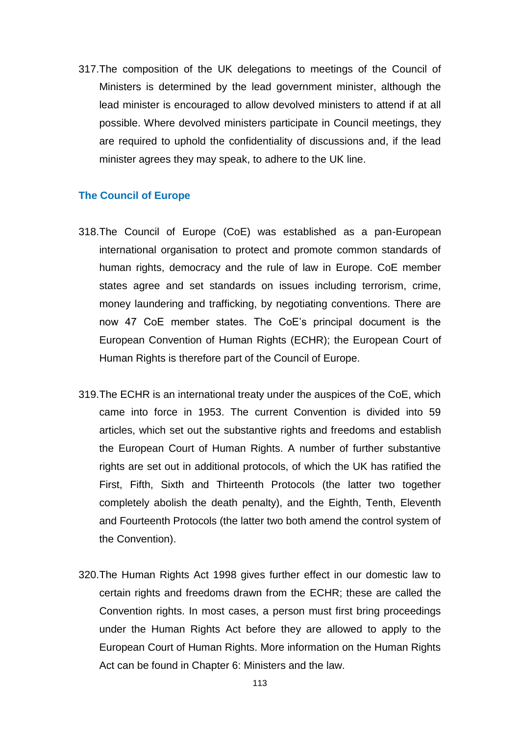317. The composition of the UK delegations to meetings of the Council of Ministers is determined by the lead government minister, although the lead minister is encouraged to allow devolved ministers to attend if at all possible. Where devolved ministers participate in Council meetings, they are required to uphold the confidentiality of discussions and, if the lead minister agrees they may speak, to adhere to the UK line.

### The Council of Europe

318. The Council of Europe (CoE) was established as a pan-European international organisation to protect and promote common standards of human rights, democracy and the rule of law in Europe. CoE member states agree and set standards on issues including terrorism, crime, money laundering and trafficking, by negotiating conventions. There are now 47 CoE member states. The CoE's principal document is the European Convention of Human Rights (ECHR); the European Court of Human Rights is therefore part of the Council of Europe.

319. The ECHR is an international treaty under the auspices of the CoE, which came into force in 1953. The current Convention is divided into 59 articles, which set out the substantive rights and freedoms and establish the European Court of Human Rights. A number of further substantive rights are set out in additional protocols, of which the UK has ratified the First, Fifth, Sixth and Thirteenth Protocols (the latter two together completely abolish the death penalty), and the Eighth, Tenth, Eleventh and Fourteenth Protocols (the latter two both amend the control system of the Convention).

320. The Human Rights Act 1998 gives further effect in our domestic law to certain rights and freedoms drawn from the ECHR; these are called the Convention rights. In most cases, a person must first bring proceedings under the Human Rights Act before they are allowed to apply to the European Court of Human Rights. More information on the Human Rights Act can be found in Chapter 6: Ministers and the law.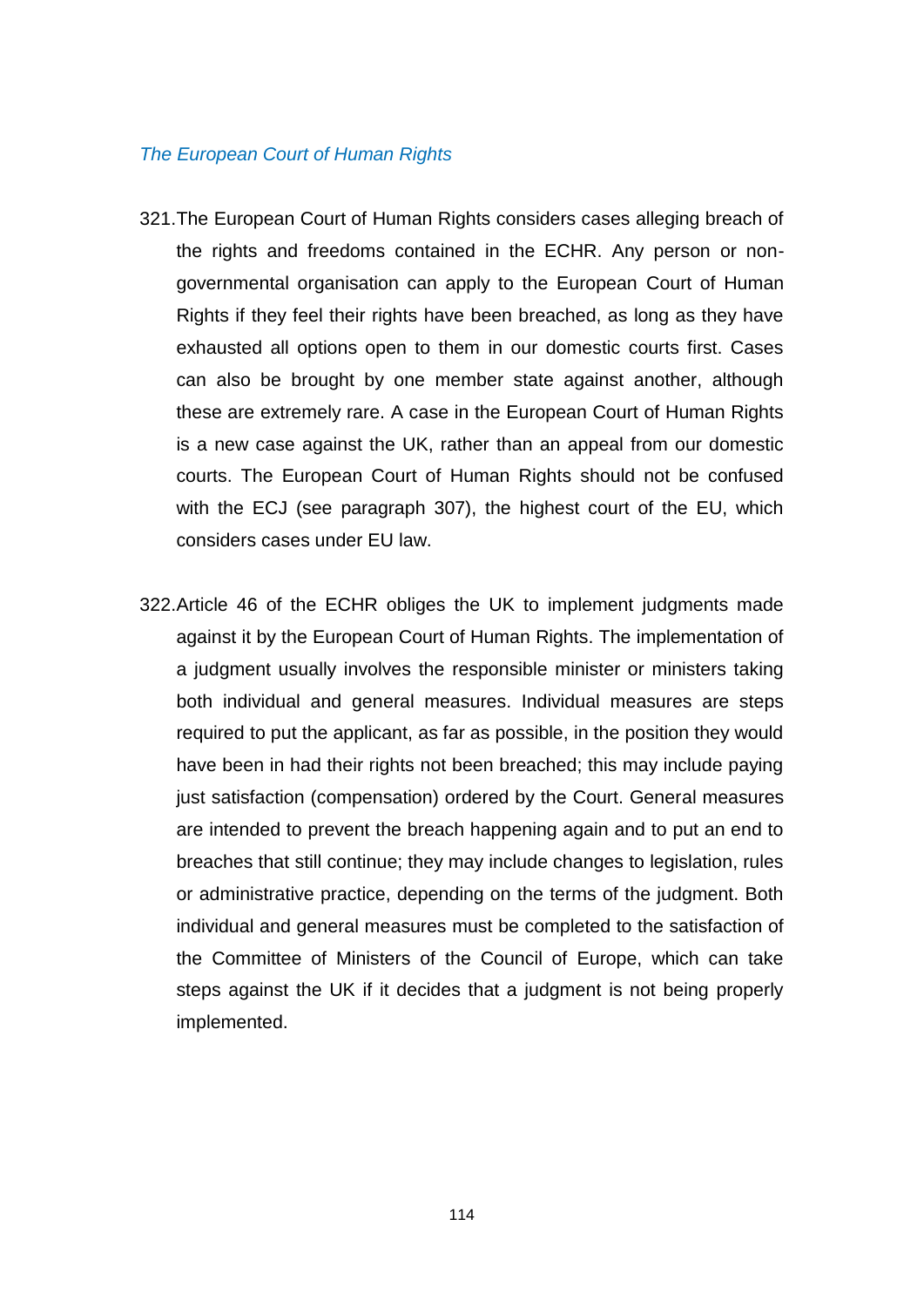*The European Court of Human Rights*

321. The European Court of Human Rights considers cases alleging breach of the rights and freedoms contained in the ECHR. Any person or non-governmental organisation can apply to the European Court of Human Rights if they feel their rights have been breached, as long as they have exhausted all options open to them in our domestic courts first. Cases can also be brought by one member state against another, although these are extremely rare. A case in the European Court of Human Rights is a new case against the UK, rather than an appeal from our domestic courts. The European Court of Human Rights should not be confused with the ECJ (see paragraph 307), the highest court of the EU, which considers cases under EU law.

322. Article 46 of the ECHR obliges the UK to implement judgments made against it by the European Court of Human Rights. The implementation of a judgment usually involves the responsible minister or ministers taking both individual and general measures. Individual measures are steps required to put the applicant, as far as possible, in the position they would have been in had their rights not been breached; this may include paying just satisfaction (compensation) ordered by the Court. General measures are intended to prevent the breach happening again and to put an end to breaches that still continue; they may include changes to legislation, rules or administrative practice, depending on the terms of the judgment. Both individual and general measures must be completed to the satisfaction of the Committee of Ministers of the Council of Europe, which can take steps against the UK if it decides that a judgment is not being properly implemented.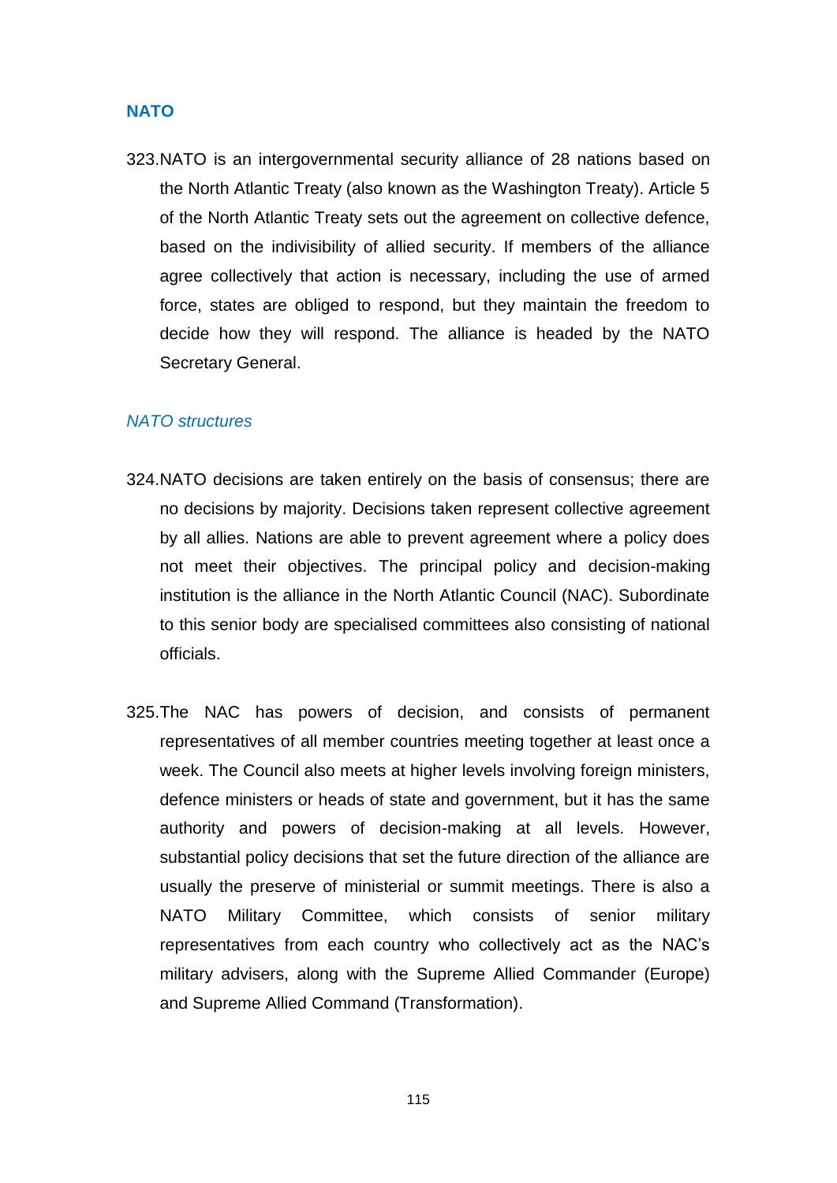## NATO

323. NATO is an intergovernmental security alliance of 28 nations based on the North Atlantic Treaty (also known as the Washington Treaty). Article 5 of the North Atlantic Treaty sets out the agreement on collective defence, based on the indivisibility of allied security. If members of the alliance agree collectively that action is necessary, including the use of armed force, states are obliged to respond, but they maintain the freedom to decide how they will respond. The alliance is headed by the NATO Secretary General.

### *NATO structures*

324. NATO decisions are taken entirely on the basis of consensus; there are no decisions by majority. Decisions taken represent collective agreement by all allies. Nations are able to prevent agreement where a policy does not meet their objectives. The principal policy and decision-making institution is the alliance in the North Atlantic Council (NAC). Subordinate to this senior body are specialised committees also consisting of national officials.

325. The NAC has powers of decision, and consists of permanent representatives of all member countries meeting together at least once a week. The Council also meets at higher levels involving foreign ministers, defence ministers or heads of state and government, but it has the same authority and powers of decision-making at all levels. However, substantial policy decisions that set the future direction of the alliance are usually the preserve of ministerial or summit meetings. There is also a NATO Military Committee, which consists of senior military representatives from each country who collectively act as the NAC's military advisers, along with the Supreme Allied Commander (Europe) and Supreme Allied Command (Transformation).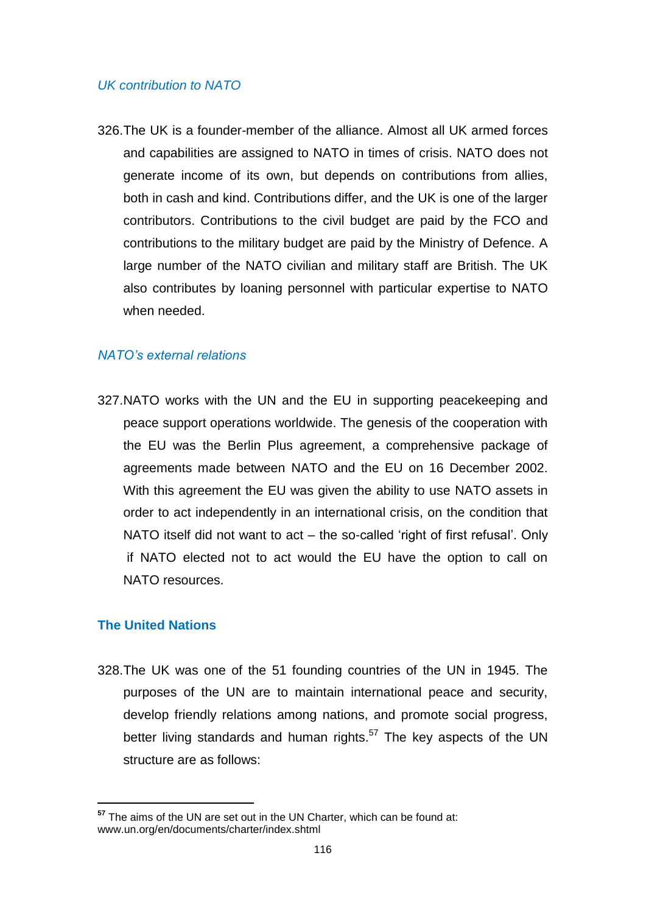*UK contribution to NATO*

326.The UK is a founder-member of the alliance. Almost all UK armed forces and capabilities are assigned to NATO in times of crisis. NATO does not generate income of its own, but depends on contributions from allies, both in cash and kind. Contributions differ, and the UK is one of the larger contributors. Contributions to the civil budget are paid by the FCO and contributions to the military budget are paid by the Ministry of Defence. A large number of the NATO civilian and military staff are British. The UK also contributes by loaning personnel with particular expertise to NATO when needed.

*NATO's external relations*

327.NATO works with the UN and the EU in supporting peacekeeping and peace support operations worldwide. The genesis of the cooperation with the EU was the Berlin Plus agreement, a comprehensive package of agreements made between NATO and the EU on 16 December 2002. With this agreement the EU was given the ability to use NATO assets in order to act independently in an international crisis, on the condition that NATO itself did not want to act – the so-called 'right of first refusal'. Only if NATO elected not to act would the EU have the option to call on NATO resources.

**The United Nations**

328.The UK was one of the 51 founding countries of the UN in 1945. The purposes of the UN are to maintain international peace and security, develop friendly relations among nations, and promote social progress, better living standards and human rights.[57] The key aspects of the UN structure are as follows:

---

[57] The aims of the UN are set out in the UN Charter, which can be found at: www.un.org/en/documents/charter/index.shtml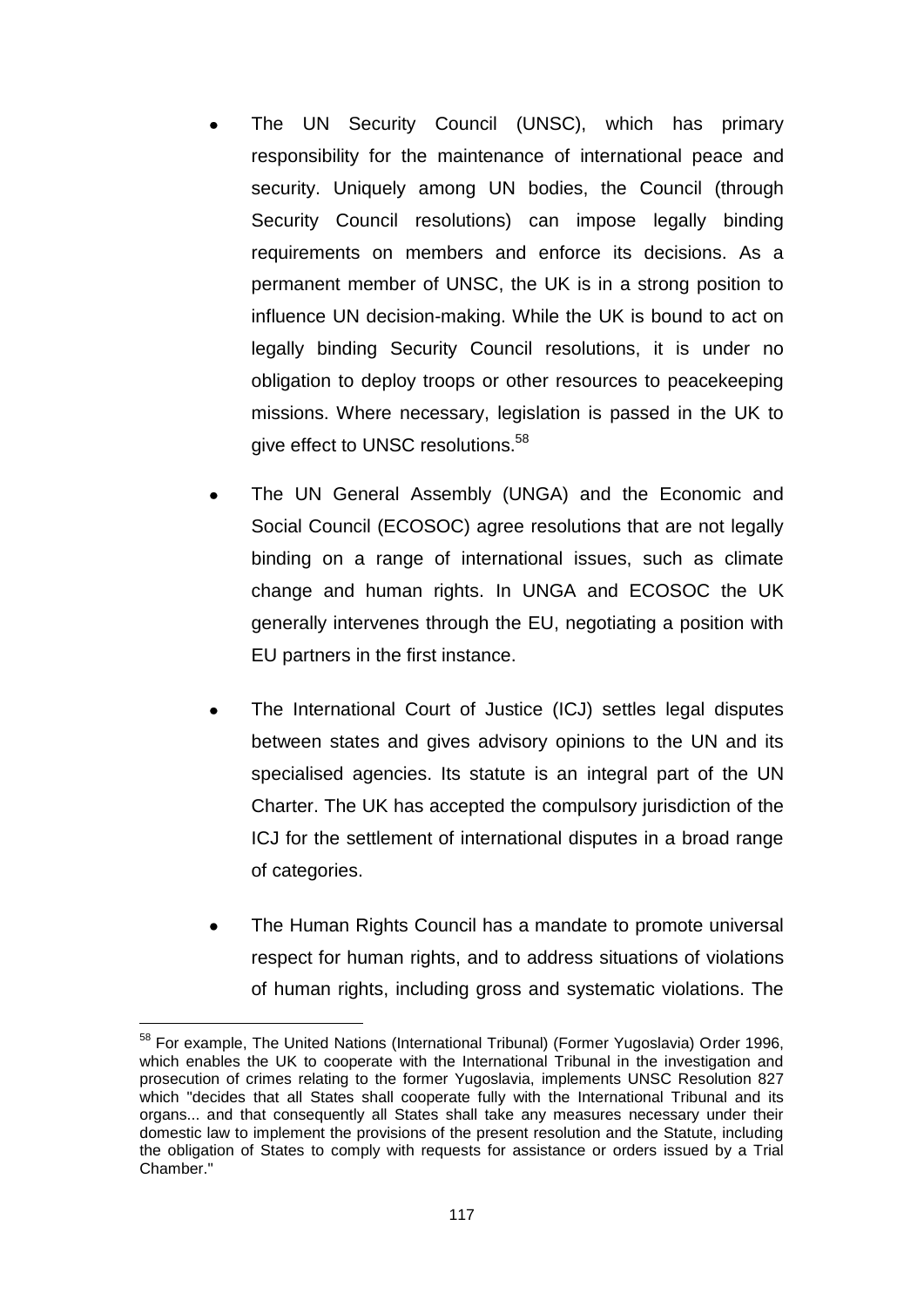- The UN Security Council (UNSC), which has primary responsibility for the maintenance of international peace and security. Uniquely among UN bodies, the Council (through Security Council resolutions) can impose legally binding requirements on members and enforce its decisions. As a permanent member of UNSC, the UK is in a strong position to influence UN decision-making. While the UK is bound to act on legally binding Security Council resolutions, it is under no obligation to deploy troops or other resources to peacekeeping missions. Where necessary, legislation is passed in the UK to give effect to UNSC resolutions.[58]

- The UN General Assembly (UNGA) and the Economic and Social Council (ECOSOC) agree resolutions that are not legally binding on a range of international issues, such as climate change and human rights. In UNGA and ECOSOC the UK generally intervenes through the EU, negotiating a position with EU partners in the first instance.

- The International Court of Justice (ICJ) settles legal disputes between states and gives advisory opinions to the UN and its specialised agencies. Its statute is an integral part of the UN Charter. The UK has accepted the compulsory jurisdiction of the ICJ for the settlement of international disputes in a broad range of categories.

- The Human Rights Council has a mandate to promote universal respect for human rights, and to address situations of violations of human rights, including gross and systematic violations. The

---

[58] For example, The United Nations (International Tribunal) (Former Yugoslavia) Order 1996, which enables the UK to cooperate with the International Tribunal in the investigation and prosecution of crimes relating to the former Yugoslavia, implements UNSC Resolution 827 which "decides that all States shall cooperate fully with the International Tribunal and its organs... and that consequently all States shall take any measures necessary under their domestic law to implement the provisions of the present resolution and the Statute, including the obligation of States to comply with requests for assistance or orders issued by a Trial Chamber."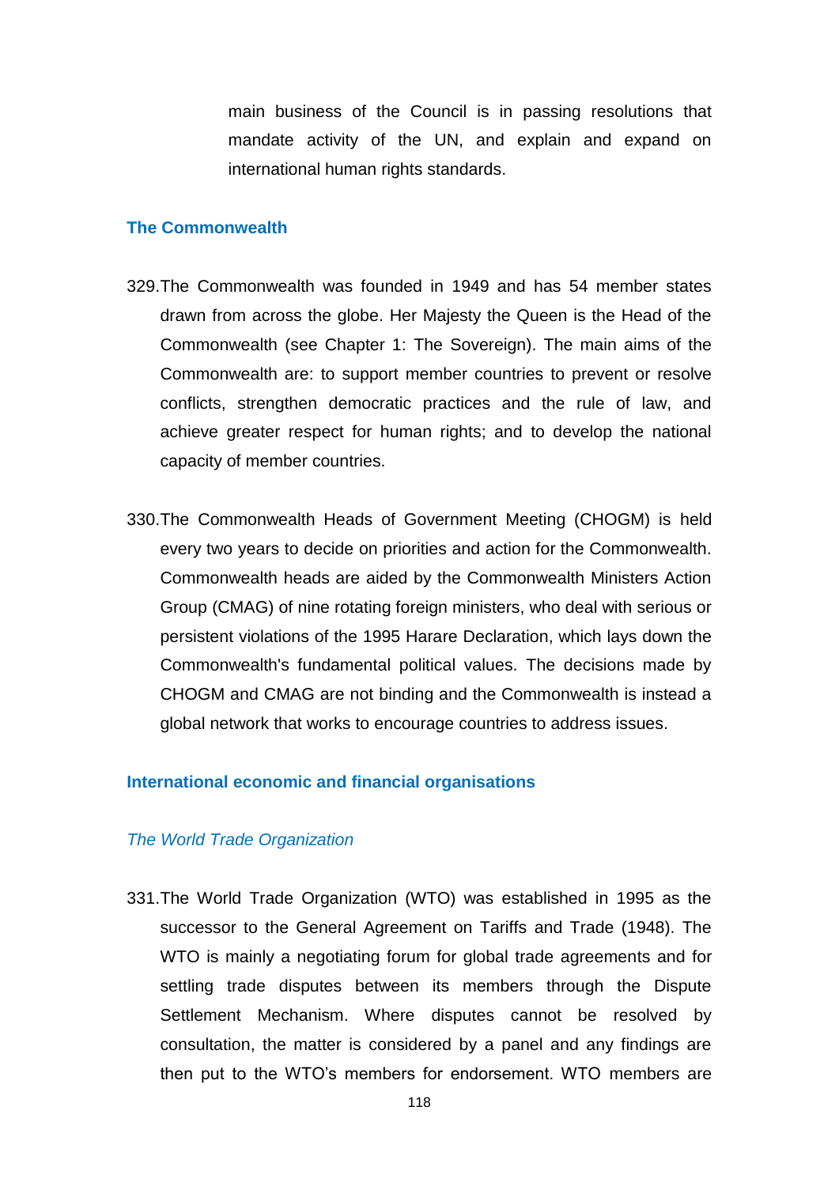main business of the Council is in passing resolutions that mandate activity of the UN, and explain and expand on international human rights standards.

## The Commonwealth

329.The Commonwealth was founded in 1949 and has 54 member states drawn from across the globe. Her Majesty the Queen is the Head of the Commonwealth (see Chapter 1: The Sovereign). The main aims of the Commonwealth are: to support member countries to prevent or resolve conflicts, strengthen democratic practices and the rule of law, and achieve greater respect for human rights; and to develop the national capacity of member countries.

330.The Commonwealth Heads of Government Meeting (CHOGM) is held every two years to decide on priorities and action for the Commonwealth. Commonwealth heads are aided by the Commonwealth Ministers Action Group (CMAG) of nine rotating foreign ministers, who deal with serious or persistent violations of the 1995 Harare Declaration, which lays down the Commonwealth's fundamental political values. The decisions made by CHOGM and CMAG are not binding and the Commonwealth is instead a global network that works to encourage countries to address issues.

## International economic and financial organisations

### *The World Trade Organization*

331.The World Trade Organization (WTO) was established in 1995 as the successor to the General Agreement on Tariffs and Trade (1948). The WTO is mainly a negotiating forum for global trade agreements and for settling trade disputes between its members through the Dispute Settlement Mechanism. Where disputes cannot be resolved by consultation, the matter is considered by a panel and any findings are then put to the WTO's members for endorsement. WTO members are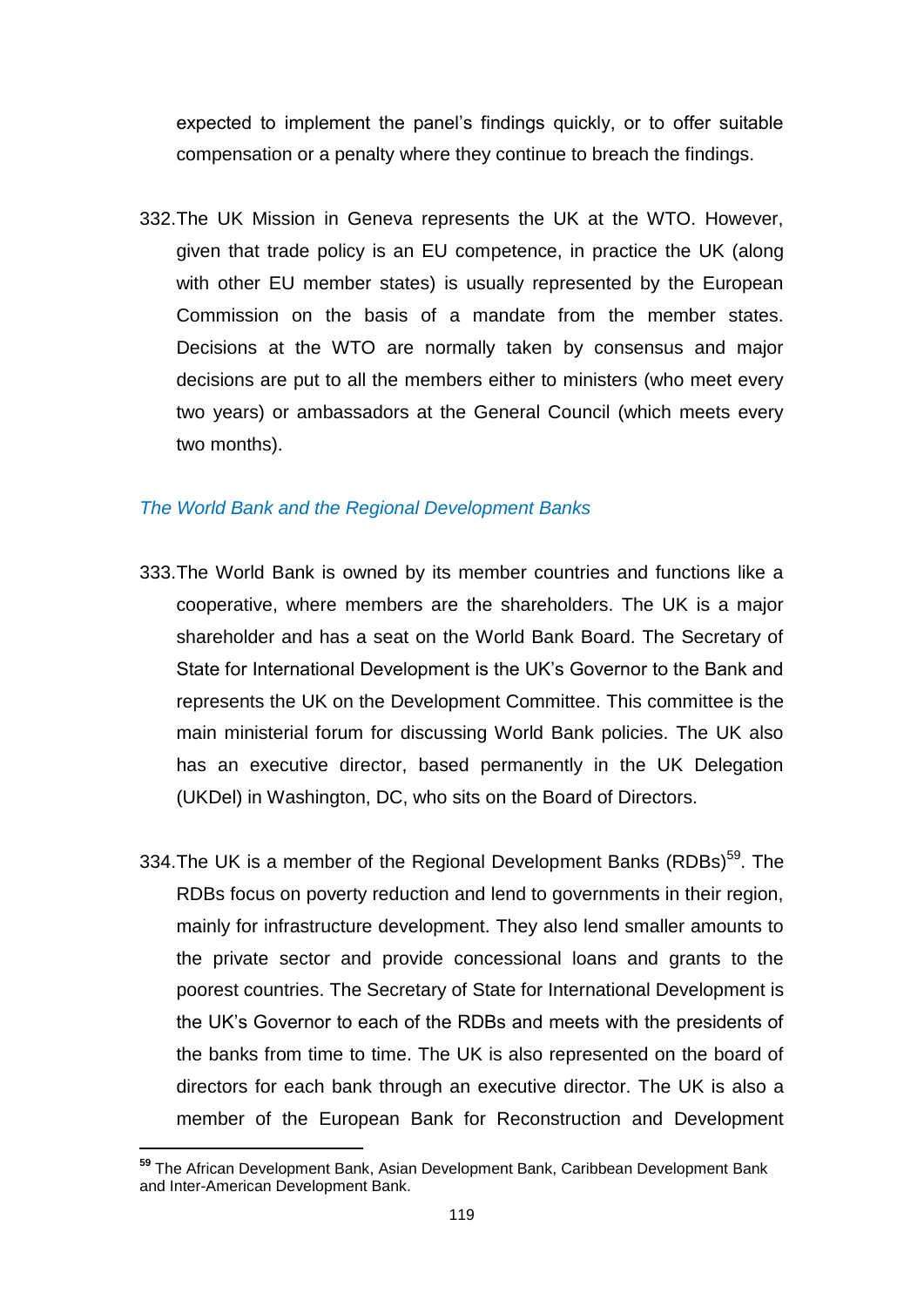expected to implement the panel's findings quickly, or to offer suitable compensation or a penalty where they continue to breach the findings.

332. The UK Mission in Geneva represents the UK at the WTO. However, given that trade policy is an EU competence, in practice the UK (along with other EU member states) is usually represented by the European Commission on the basis of a mandate from the member states. Decisions at the WTO are normally taken by consensus and major decisions are put to all the members either to ministers (who meet every two years) or ambassadors at the General Council (which meets every two months).

### *The World Bank and the Regional Development Banks*

333. The World Bank is owned by its member countries and functions like a cooperative, where members are the shareholders. The UK is a major shareholder and has a seat on the World Bank Board. The Secretary of State for International Development is the UK's Governor to the Bank and represents the UK on the Development Committee. This committee is the main ministerial forum for discussing World Bank policies. The UK also has an executive director, based permanently in the UK Delegation (UKDel) in Washington, DC, who sits on the Board of Directors.

334. The UK is a member of the Regional Development Banks (RDBs)[59]. The RDBs focus on poverty reduction and lend to governments in their region, mainly for infrastructure development. They also lend smaller amounts to the private sector and provide concessional loans and grants to the poorest countries. The Secretary of State for International Development is the UK's Governor to each of the RDBs and meets with the presidents of the banks from time to time. The UK is also represented on the board of directors for each bank through an executive director. The UK is also a member of the European Bank for Reconstruction and Development

[59] The African Development Bank, Asian Development Bank, Caribbean Development Bank and Inter-American Development Bank.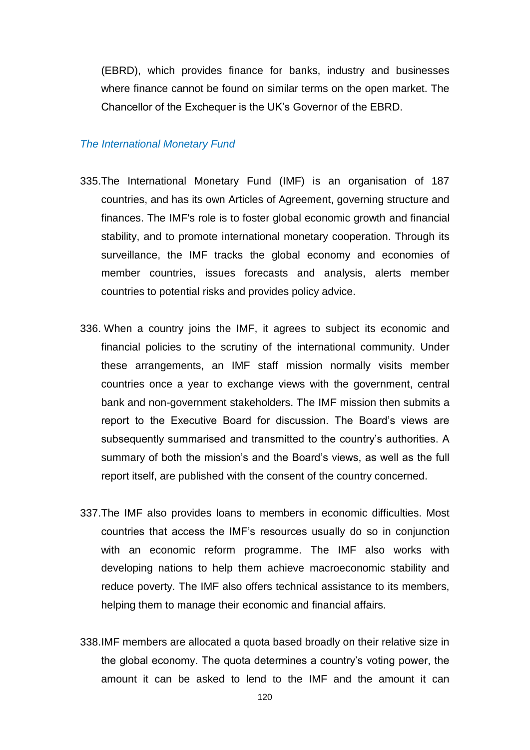(EBRD), which provides finance for banks, industry and businesses where finance cannot be found on similar terms on the open market. The Chancellor of the Exchequer is the UK's Governor of the EBRD.

*The International Monetary Fund*

335. The International Monetary Fund (IMF) is an organisation of 187 countries, and has its own Articles of Agreement, governing structure and finances. The IMF's role is to foster global economic growth and financial stability, and to promote international monetary cooperation. Through its surveillance, the IMF tracks the global economy and economies of member countries, issues forecasts and analysis, alerts member countries to potential risks and provides policy advice.

336. When a country joins the IMF, it agrees to subject its economic and financial policies to the scrutiny of the international community. Under these arrangements, an IMF staff mission normally visits member countries once a year to exchange views with the government, central bank and non-government stakeholders. The IMF mission then submits a report to the Executive Board for discussion. The Board's views are subsequently summarised and transmitted to the country's authorities. A summary of both the mission's and the Board's views, as well as the full report itself, are published with the consent of the country concerned.

337. The IMF also provides loans to members in economic difficulties. Most countries that access the IMF's resources usually do so in conjunction with an economic reform programme. The IMF also works with developing nations to help them achieve macroeconomic stability and reduce poverty. The IMF also offers technical assistance to its members, helping them to manage their economic and financial affairs.

338. IMF members are allocated a quota based broadly on their relative size in the global economy. The quota determines a country's voting power, the amount it can be asked to lend to the IMF and the amount it can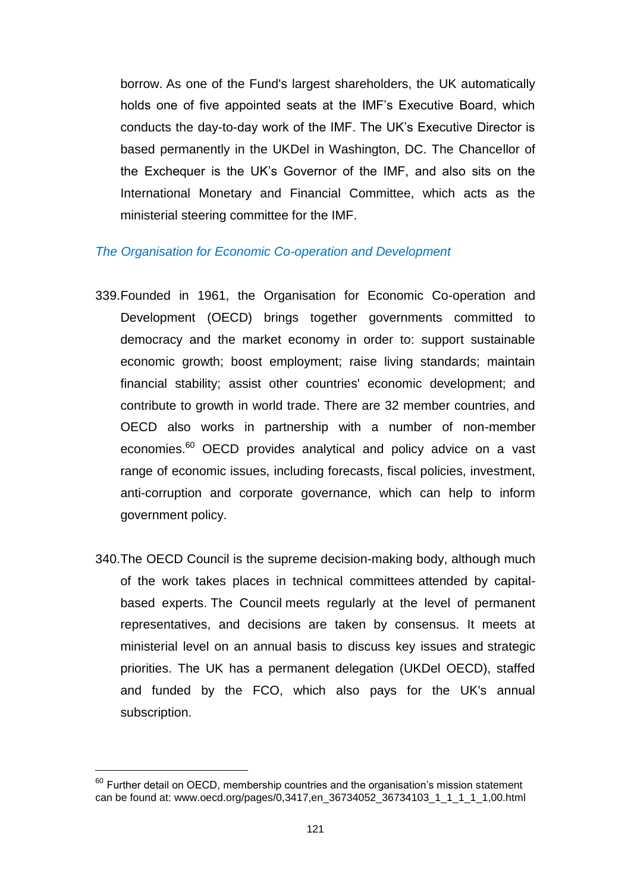borrow. As one of the Fund's largest shareholders, the UK automatically holds one of five appointed seats at the IMF's Executive Board, which conducts the day-to-day work of the IMF. The UK's Executive Director is based permanently in the UKDel in Washington, DC. The Chancellor of the Exchequer is the UK's Governor of the IMF, and also sits on the International Monetary and Financial Committee, which acts as the ministerial steering committee for the IMF.

*The Organisation for Economic Co-operation and Development*

339. Founded in 1961, the Organisation for Economic Co-operation and Development (OECD) brings together governments committed to democracy and the market economy in order to: support sustainable economic growth; boost employment; raise living standards; maintain financial stability; assist other countries' economic development; and contribute to growth in world trade. There are 32 member countries, and OECD also works in partnership with a number of non-member economies.[60] OECD provides analytical and policy advice on a vast range of economic issues, including forecasts, fiscal policies, investment, anti-corruption and corporate governance, which can help to inform government policy.

340. The OECD Council is the supreme decision-making body, although much of the work takes places in technical committees attended by capital-based experts. The Council meets regularly at the level of permanent representatives, and decisions are taken by consensus. It meets at ministerial level on an annual basis to discuss key issues and strategic priorities. The UK has a permanent delegation (UKDel OECD), staffed and funded by the FCO, which also pays for the UK's annual subscription.

---

[60] Further detail on OECD, membership countries and the organisation's mission statement can be found at: www.oecd.org/pages/0,3417,en_36734052_36734103_1_1_1_1_1,00.html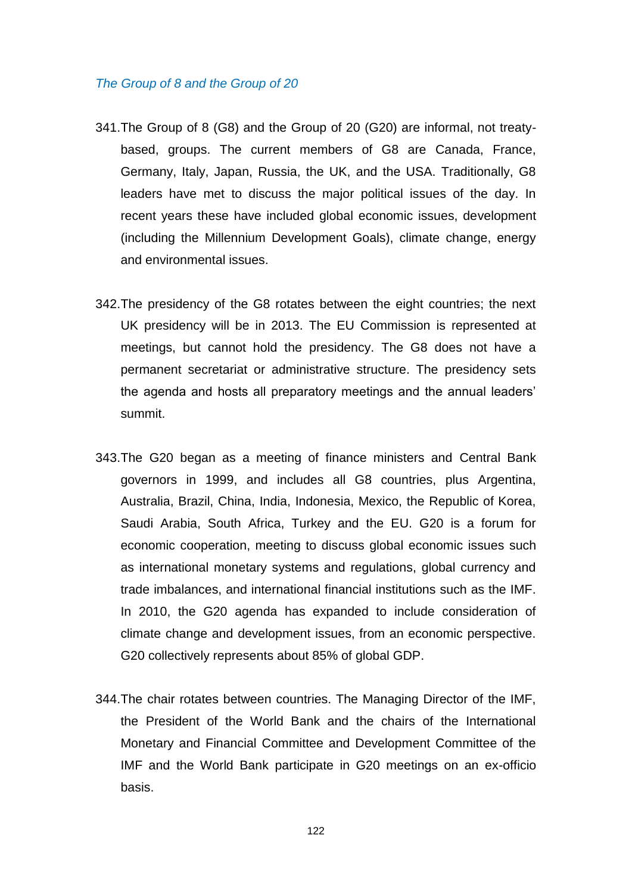*The Group of 8 and the Group of 20*

341. The Group of 8 (G8) and the Group of 20 (G20) are informal, not treaty-based, groups. The current members of G8 are Canada, France, Germany, Italy, Japan, Russia, the UK, and the USA. Traditionally, G8 leaders have met to discuss the major political issues of the day. In recent years these have included global economic issues, development (including the Millennium Development Goals), climate change, energy and environmental issues.

342. The presidency of the G8 rotates between the eight countries; the next UK presidency will be in 2013. The EU Commission is represented at meetings, but cannot hold the presidency. The G8 does not have a permanent secretariat or administrative structure. The presidency sets the agenda and hosts all preparatory meetings and the annual leaders' summit.

343. The G20 began as a meeting of finance ministers and Central Bank governors in 1999, and includes all G8 countries, plus Argentina, Australia, Brazil, China, India, Indonesia, Mexico, the Republic of Korea, Saudi Arabia, South Africa, Turkey and the EU. G20 is a forum for economic cooperation, meeting to discuss global economic issues such as international monetary systems and regulations, global currency and trade imbalances, and international financial institutions such as the IMF. In 2010, the G20 agenda has expanded to include consideration of climate change and development issues, from an economic perspective. G20 collectively represents about 85% of global GDP.

344. The chair rotates between countries. The Managing Director of the IMF, the President of the World Bank and the chairs of the International Monetary and Financial Committee and Development Committee of the IMF and the World Bank participate in G20 meetings on an ex-officio basis.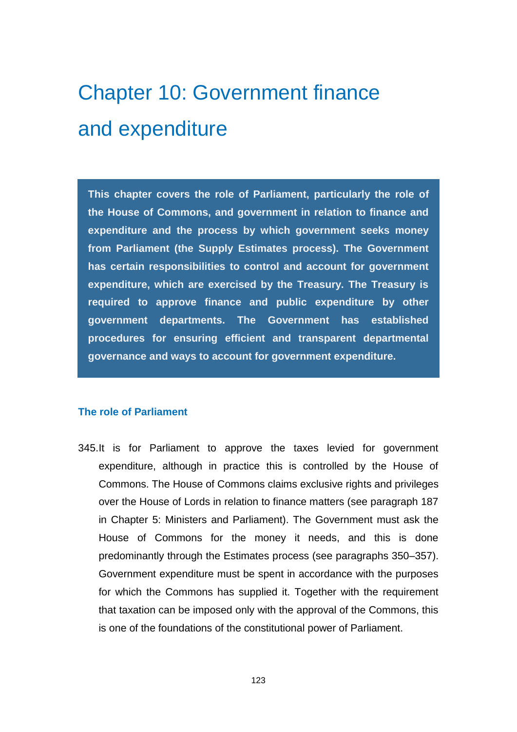# Chapter 10: Government finance and expenditure

**This chapter covers the role of Parliament, particularly the role of the House of Commons, and government in relation to finance and expenditure and the process by which government seeks money from Parliament (the Supply Estimates process). The Government has certain responsibilities to control and account for government expenditure, which are exercised by the Treasury. The Treasury is required to approve finance and public expenditure by other government departments. The Government has established procedures for ensuring efficient and transparent departmental governance and ways to account for government expenditure.**

### The role of Parliament

345. It is for Parliament to approve the taxes levied for government expenditure, although in practice this is controlled by the House of Commons. The House of Commons claims exclusive rights and privileges over the House of Lords in relation to finance matters (see paragraph 187 in Chapter 5: Ministers and Parliament). The Government must ask the House of Commons for the money it needs, and this is done predominantly through the Estimates process (see paragraphs 350–357). Government expenditure must be spent in accordance with the purposes for which the Commons has supplied it. Together with the requirement that taxation can be imposed only with the approval of the Commons, this is one of the foundations of the constitutional power of Parliament.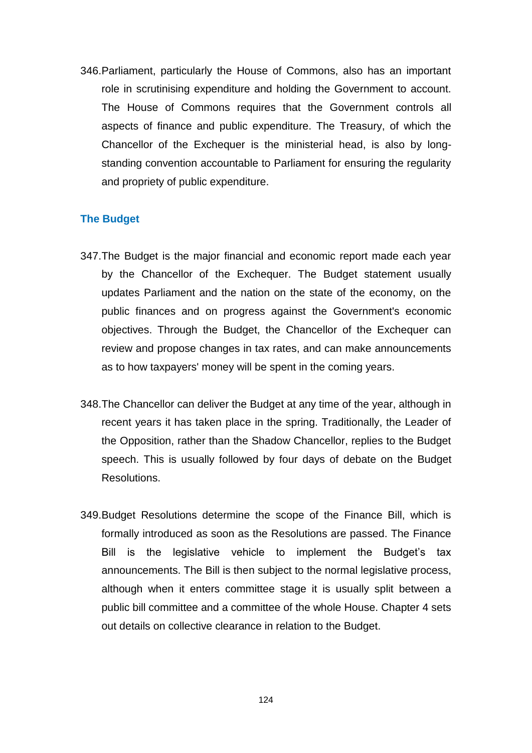346. Parliament, particularly the House of Commons, also has an important role in scrutinising expenditure and holding the Government to account. The House of Commons requires that the Government controls all aspects of finance and public expenditure. The Treasury, of which the Chancellor of the Exchequer is the ministerial head, is also by long-standing convention accountable to Parliament for ensuring the regularity and propriety of public expenditure.

### The Budget

347. The Budget is the major financial and economic report made each year by the Chancellor of the Exchequer. The Budget statement usually updates Parliament and the nation on the state of the economy, on the public finances and on progress against the Government's economic objectives. Through the Budget, the Chancellor of the Exchequer can review and propose changes in tax rates, and can make announcements as to how taxpayers' money will be spent in the coming years.

348. The Chancellor can deliver the Budget at any time of the year, although in recent years it has taken place in the spring. Traditionally, the Leader of the Opposition, rather than the Shadow Chancellor, replies to the Budget speech. This is usually followed by four days of debate on the Budget Resolutions.

349. Budget Resolutions determine the scope of the Finance Bill, which is formally introduced as soon as the Resolutions are passed. The Finance Bill is the legislative vehicle to implement the Budget's tax announcements. The Bill is then subject to the normal legislative process, although when it enters committee stage it is usually split between a public bill committee and a committee of the whole House. Chapter 4 sets out details on collective clearance in relation to the Budget.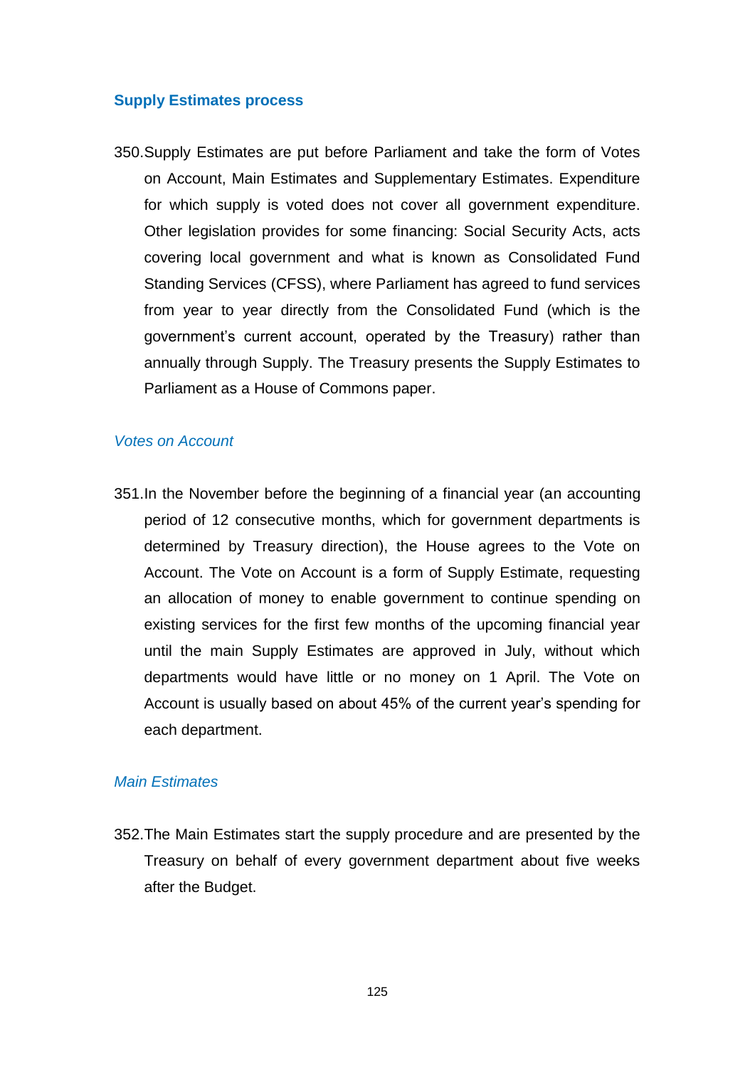## Supply Estimates process

350. Supply Estimates are put before Parliament and take the form of Votes on Account, Main Estimates and Supplementary Estimates. Expenditure for which supply is voted does not cover all government expenditure. Other legislation provides for some financing: Social Security Acts, acts covering local government and what is known as Consolidated Fund Standing Services (CFSS), where Parliament has agreed to fund services from year to year directly from the Consolidated Fund (which is the government's current account, operated by the Treasury) rather than annually through Supply. The Treasury presents the Supply Estimates to Parliament as a House of Commons paper.

### *Votes on Account*

351. In the November before the beginning of a financial year (an accounting period of 12 consecutive months, which for government departments is determined by Treasury direction), the House agrees to the Vote on Account. The Vote on Account is a form of Supply Estimate, requesting an allocation of money to enable government to continue spending on existing services for the first few months of the upcoming financial year until the main Supply Estimates are approved in July, without which departments would have little or no money on 1 April. The Vote on Account is usually based on about 45% of the current year's spending for each department.

### *Main Estimates*

352. The Main Estimates start the supply procedure and are presented by the Treasury on behalf of every government department about five weeks after the Budget.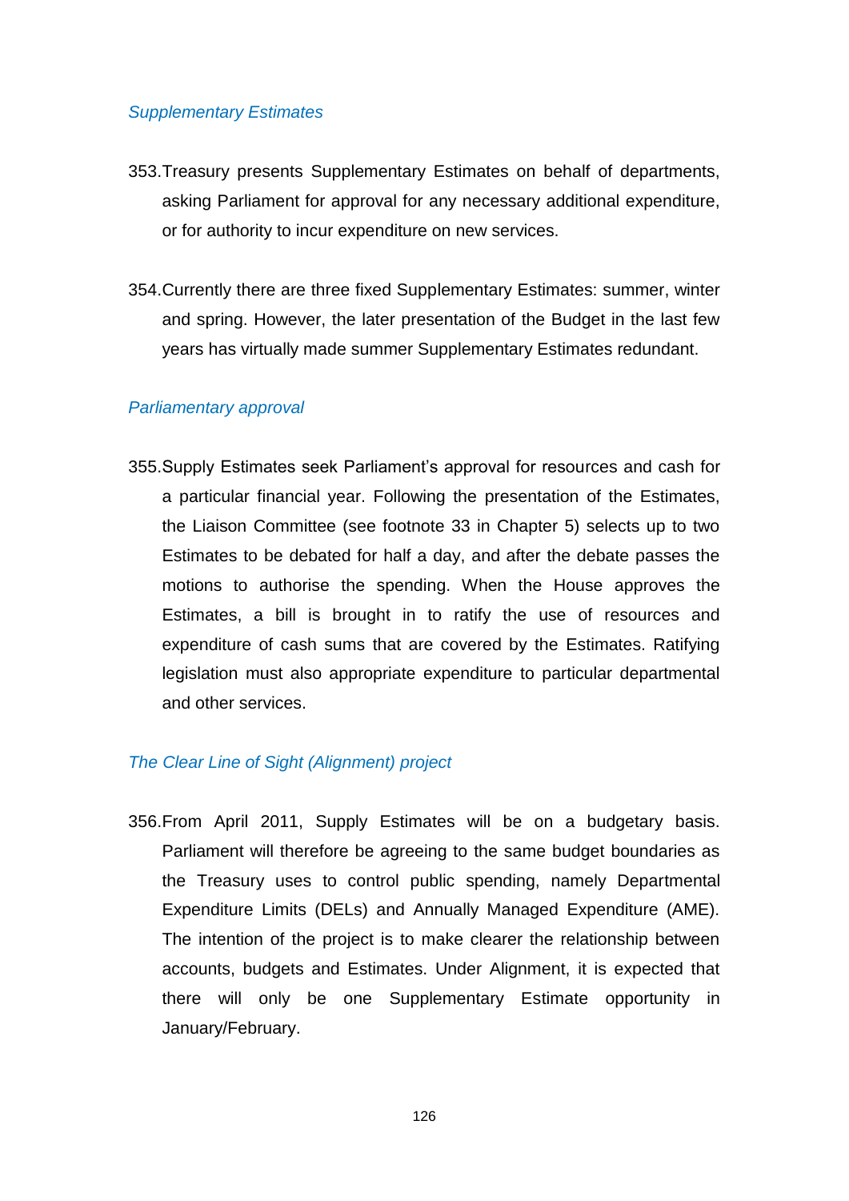*Supplementary Estimates*

353. Treasury presents Supplementary Estimates on behalf of departments, asking Parliament for approval for any necessary additional expenditure, or for authority to incur expenditure on new services.

354. Currently there are three fixed Supplementary Estimates: summer, winter and spring. However, the later presentation of the Budget in the last few years has virtually made summer Supplementary Estimates redundant.

*Parliamentary approval*

355. Supply Estimates seek Parliament's approval for resources and cash for a particular financial year. Following the presentation of the Estimates, the Liaison Committee (see footnote 33 in Chapter 5) selects up to two Estimates to be debated for half a day, and after the debate passes the motions to authorise the spending. When the House approves the Estimates, a bill is brought in to ratify the use of resources and expenditure of cash sums that are covered by the Estimates. Ratifying legislation must also appropriate expenditure to particular departmental and other services.

*The Clear Line of Sight (Alignment) project*

356. From April 2011, Supply Estimates will be on a budgetary basis. Parliament will therefore be agreeing to the same budget boundaries as the Treasury uses to control public spending, namely Departmental Expenditure Limits (DELs) and Annually Managed Expenditure (AME). The intention of the project is to make clearer the relationship between accounts, budgets and Estimates. Under Alignment, it is expected that there will only be one Supplementary Estimate opportunity in January/February.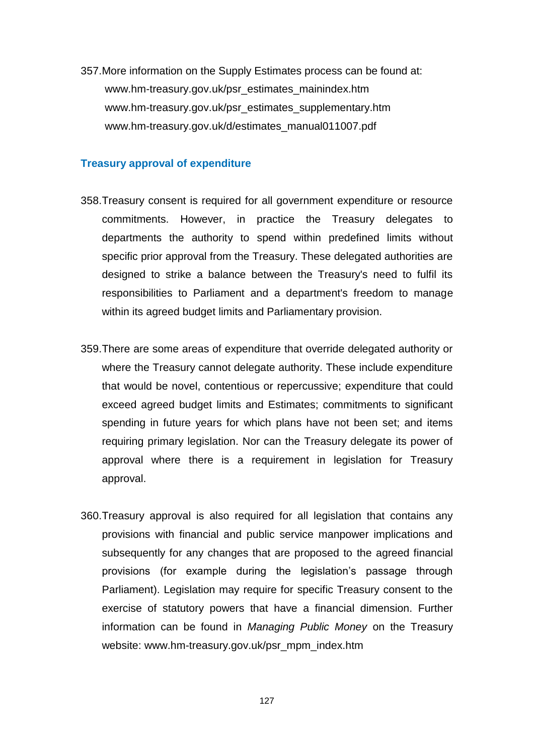357. More information on the Supply Estimates process can be found at:
www.hm-treasury.gov.uk/psr_estimates_mainindex.htm
www.hm-treasury.gov.uk/psr_estimates_supplementary.htm
www.hm-treasury.gov.uk/d/estimates_manual011007.pdf

### Treasury approval of expenditure

358. Treasury consent is required for all government expenditure or resource commitments. However, in practice the Treasury delegates to departments the authority to spend within predefined limits without specific prior approval from the Treasury. These delegated authorities are designed to strike a balance between the Treasury's need to fulfil its responsibilities to Parliament and a department's freedom to manage within its agreed budget limits and Parliamentary provision.

359. There are some areas of expenditure that override delegated authority or where the Treasury cannot delegate authority. These include expenditure that would be novel, contentious or repercussive; expenditure that could exceed agreed budget limits and Estimates; commitments to significant spending in future years for which plans have not been set; and items requiring primary legislation. Nor can the Treasury delegate its power of approval where there is a requirement in legislation for Treasury approval.

360. Treasury approval is also required for all legislation that contains any provisions with financial and public service manpower implications and subsequently for any changes that are proposed to the agreed financial provisions (for example during the legislation's passage through Parliament). Legislation may require for specific Treasury consent to the exercise of statutory powers that have a financial dimension. Further information can be found in *Managing Public Money* on the Treasury website: www.hm-treasury.gov.uk/psr_mpm_index.htm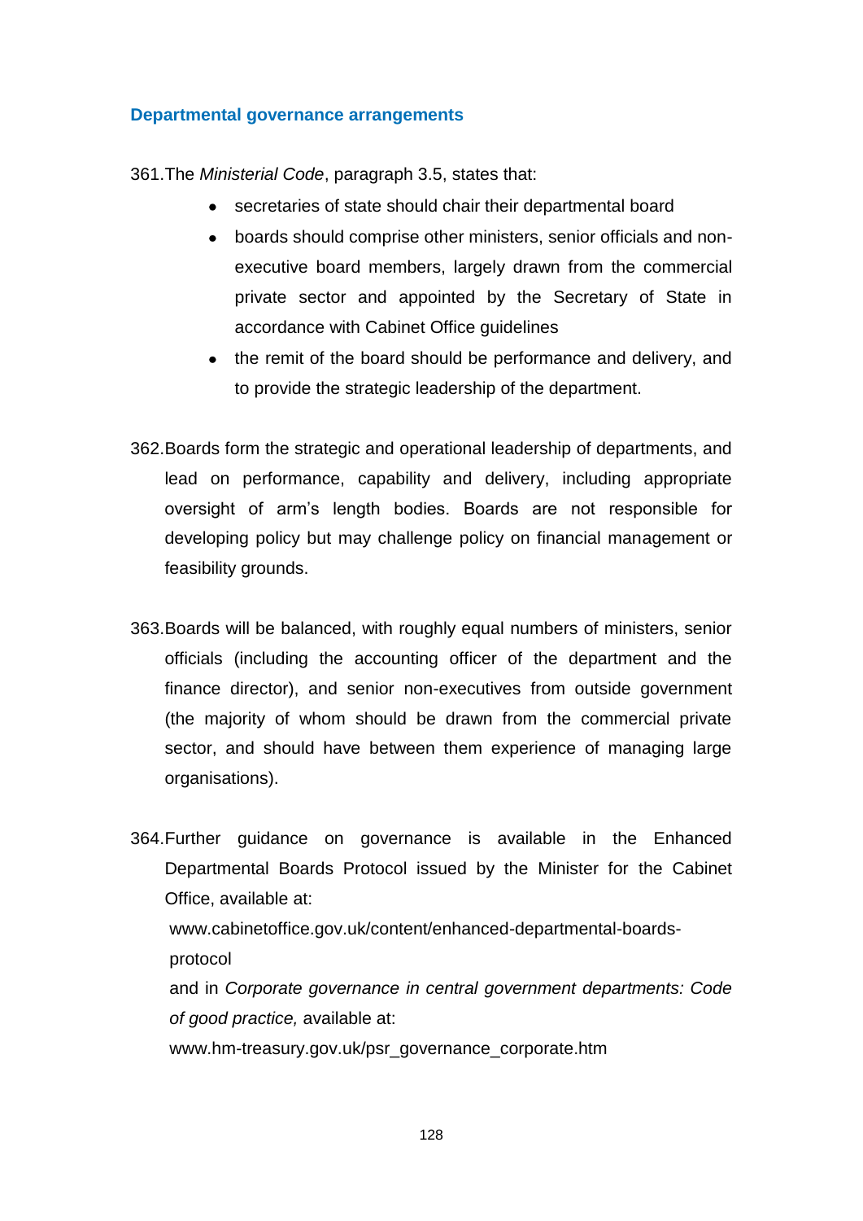### Departmental governance arrangements

361. The *Ministerial Code*, paragraph 3.5, states that:

- secretaries of state should chair their departmental board
- boards should comprise other ministers, senior officials and non-executive board members, largely drawn from the commercial private sector and appointed by the Secretary of State in accordance with Cabinet Office guidelines
- the remit of the board should be performance and delivery, and to provide the strategic leadership of the department.

362. Boards form the strategic and operational leadership of departments, and lead on performance, capability and delivery, including appropriate oversight of arm's length bodies. Boards are not responsible for developing policy but may challenge policy on financial management or feasibility grounds.

363. Boards will be balanced, with roughly equal numbers of ministers, senior officials (including the accounting officer of the department and the finance director), and senior non-executives from outside government (the majority of whom should be drawn from the commercial private sector, and should have between them experience of managing large organisations).

364. Further guidance on governance is available in the Enhanced Departmental Boards Protocol issued by the Minister for the Cabinet Office, available at:
www.cabinetoffice.gov.uk/content/enhanced-departmental-boards-protocol
and in *Corporate governance in central government departments: Code of good practice,* available at:
www.hm-treasury.gov.uk/psr_governance_corporate.htm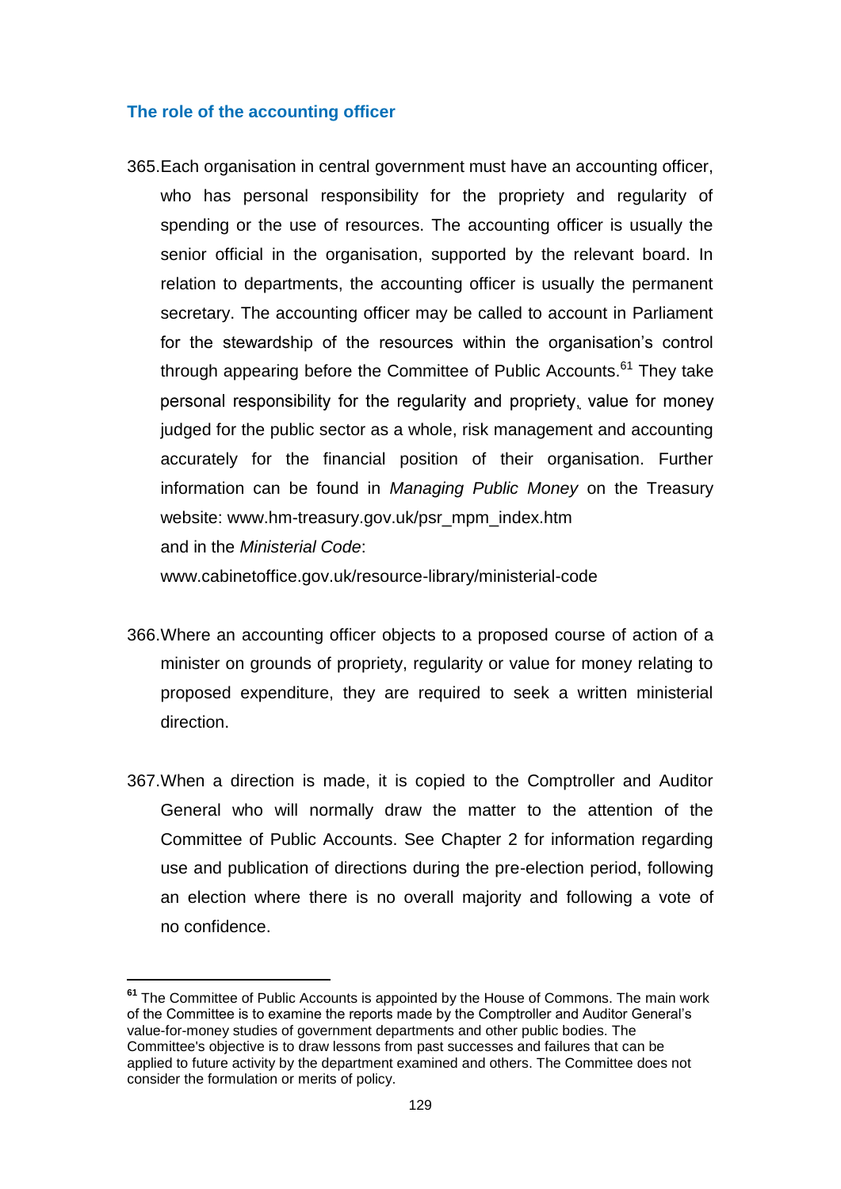### The role of the accounting officer

365. Each organisation in central government must have an accounting officer, who has personal responsibility for the propriety and regularity of spending or the use of resources. The accounting officer is usually the senior official in the organisation, supported by the relevant board. In relation to departments, the accounting officer is usually the permanent secretary. The accounting officer may be called to account in Parliament for the stewardship of the resources within the organisation's control through appearing before the Committee of Public Accounts.[61] They take personal responsibility for the regularity and propriety, value for money judged for the public sector as a whole, risk management and accounting accurately for the financial position of their organisation. Further information can be found in *Managing Public Money* on the Treasury website: www.hm-treasury.gov.uk/psr_mpm_index.htm
and in the *Ministerial Code*:
www.cabinetoffice.gov.uk/resource-library/ministerial-code

366. Where an accounting officer objects to a proposed course of action of a minister on grounds of propriety, regularity or value for money relating to proposed expenditure, they are required to seek a written ministerial direction.

367. When a direction is made, it is copied to the Comptroller and Auditor General who will normally draw the matter to the attention of the Committee of Public Accounts. See Chapter 2 for information regarding use and publication of directions during the pre-election period, following an election where there is no overall majority and following a vote of no confidence.

---

[61] The Committee of Public Accounts is appointed by the House of Commons. The main work of the Committee is to examine the reports made by the Comptroller and Auditor General's value-for-money studies of government departments and other public bodies. The Committee's objective is to draw lessons from past successes and failures that can be applied to future activity by the department examined and others. The Committee does not consider the formulation or merits of policy.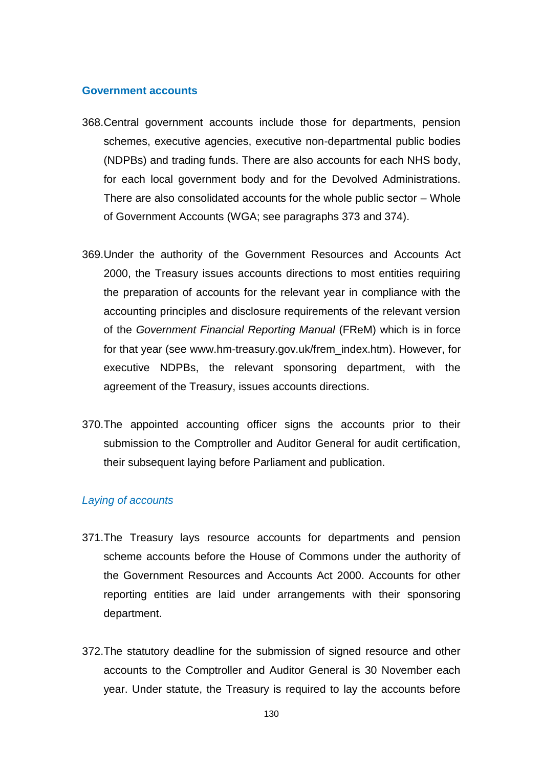## Government accounts

368. Central government accounts include those for departments, pension schemes, executive agencies, executive non-departmental public bodies (NDPBs) and trading funds. There are also accounts for each NHS body, for each local government body and for the Devolved Administrations. There are also consolidated accounts for the whole public sector – Whole of Government Accounts (WGA; see paragraphs 373 and 374).

369. Under the authority of the Government Resources and Accounts Act 2000, the Treasury issues accounts directions to most entities requiring the preparation of accounts for the relevant year in compliance with the accounting principles and disclosure requirements of the relevant version of the *Government Financial Reporting Manual* (FReM) which is in force for that year (see www.hm-treasury.gov.uk/frem_index.htm). However, for executive NDPBs, the relevant sponsoring department, with the agreement of the Treasury, issues accounts directions.

370. The appointed accounting officer signs the accounts prior to their submission to the Comptroller and Auditor General for audit certification, their subsequent laying before Parliament and publication.

### *Laying of accounts*

371. The Treasury lays resource accounts for departments and pension scheme accounts before the House of Commons under the authority of the Government Resources and Accounts Act 2000. Accounts for other reporting entities are laid under arrangements with their sponsoring department.

372. The statutory deadline for the submission of signed resource and other accounts to the Comptroller and Auditor General is 30 November each year. Under statute, the Treasury is required to lay the accounts before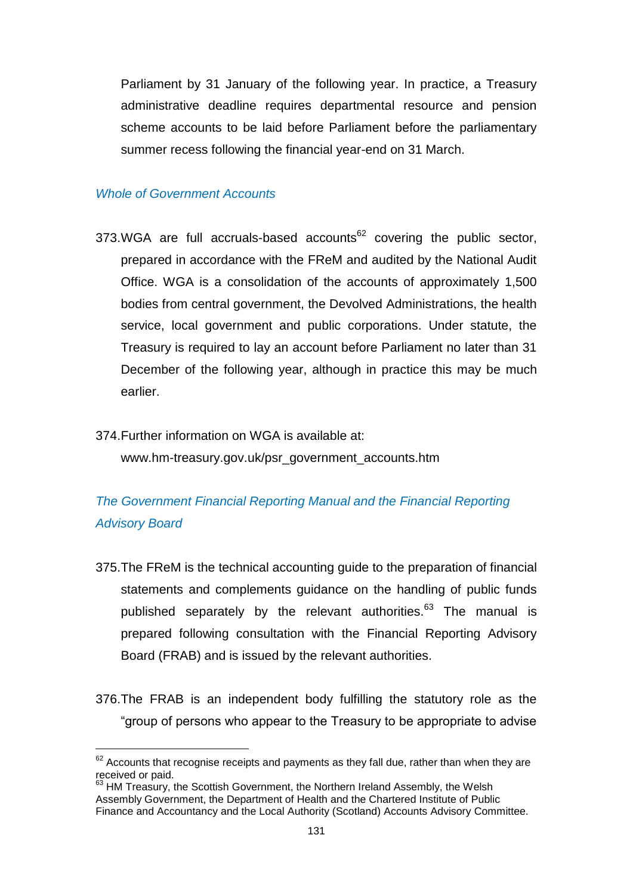Parliament by 31 January of the following year. In practice, a Treasury administrative deadline requires departmental resource and pension scheme accounts to be laid before Parliament before the parliamentary summer recess following the financial year-end on 31 March.

### *Whole of Government Accounts*

373. WGA are full accruals-based accounts[62] covering the public sector, prepared in accordance with the FReM and audited by the National Audit Office. WGA is a consolidation of the accounts of approximately 1,500 bodies from central government, the Devolved Administrations, the health service, local government and public corporations. Under statute, the Treasury is required to lay an account before Parliament no later than 31 December of the following year, although in practice this may be much earlier.

374. Further information on WGA is available at: www.hm-treasury.gov.uk/psr_government_accounts.htm

### *The Government Financial Reporting Manual and the Financial Reporting Advisory Board*

375. The FReM is the technical accounting guide to the preparation of financial statements and complements guidance on the handling of public funds published separately by the relevant authorities.[63] The manual is prepared following consultation with the Financial Reporting Advisory Board (FRAB) and is issued by the relevant authorities.

376. The FRAB is an independent body fulfilling the statutory role as the "group of persons who appear to the Treasury to be appropriate to advise

---

[62] Accounts that recognise receipts and payments as they fall due, rather than when they are received or paid.

[63] HM Treasury, the Scottish Government, the Northern Ireland Assembly, the Welsh Assembly Government, the Department of Health and the Chartered Institute of Public Finance and Accountancy and the Local Authority (Scotland) Accounts Advisory Committee.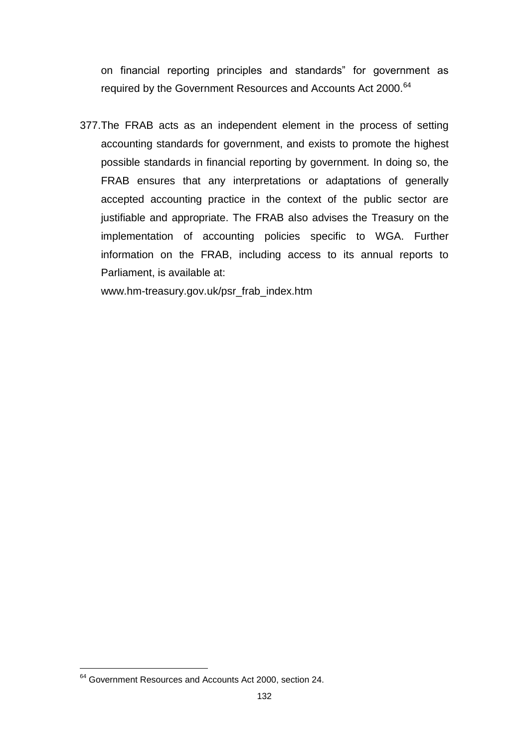on financial reporting principles and standards" for government as required by the Government Resources and Accounts Act 2000.[64]

377. The FRAB acts as an independent element in the process of setting accounting standards for government, and exists to promote the highest possible standards in financial reporting by government. In doing so, the FRAB ensures that any interpretations or adaptations of generally accepted accounting practice in the context of the public sector are justifiable and appropriate. The FRAB also advises the Treasury on the implementation of accounting policies specific to WGA. Further information on the FRAB, including access to its annual reports to Parliament, is available at:

     www.hm-treasury.gov.uk/psr_frab_index.htm

---

[64] Government Resources and Accounts Act 2000, section 24.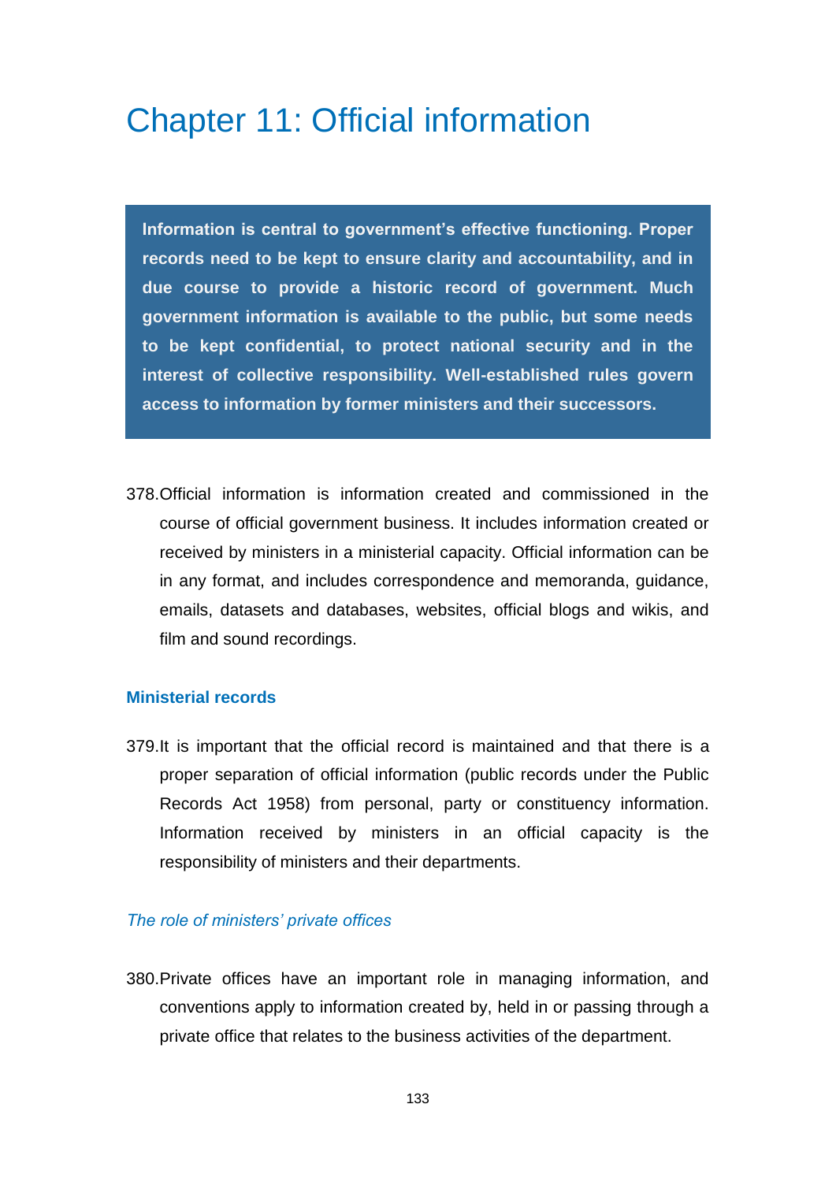# Chapter 11: Official information

**Information is central to government's effective functioning. Proper records need to be kept to ensure clarity and accountability, and in due course to provide a historic record of government. Much government information is available to the public, but some needs to be kept confidential, to protect national security and in the interest of collective responsibility. Well-established rules govern access to information by former ministers and their successors.**

378. Official information is information created and commissioned in the course of official government business. It includes information created or received by ministers in a ministerial capacity. Official information can be in any format, and includes correspondence and memoranda, guidance, emails, datasets and databases, websites, official blogs and wikis, and film and sound recordings.

## Ministerial records

379. It is important that the official record is maintained and that there is a proper separation of official information (public records under the Public Records Act 1958) from personal, party or constituency information. Information received by ministers in an official capacity is the responsibility of ministers and their departments.

### *The role of ministers' private offices*

380. Private offices have an important role in managing information, and conventions apply to information created by, held in or passing through a private office that relates to the business activities of the department.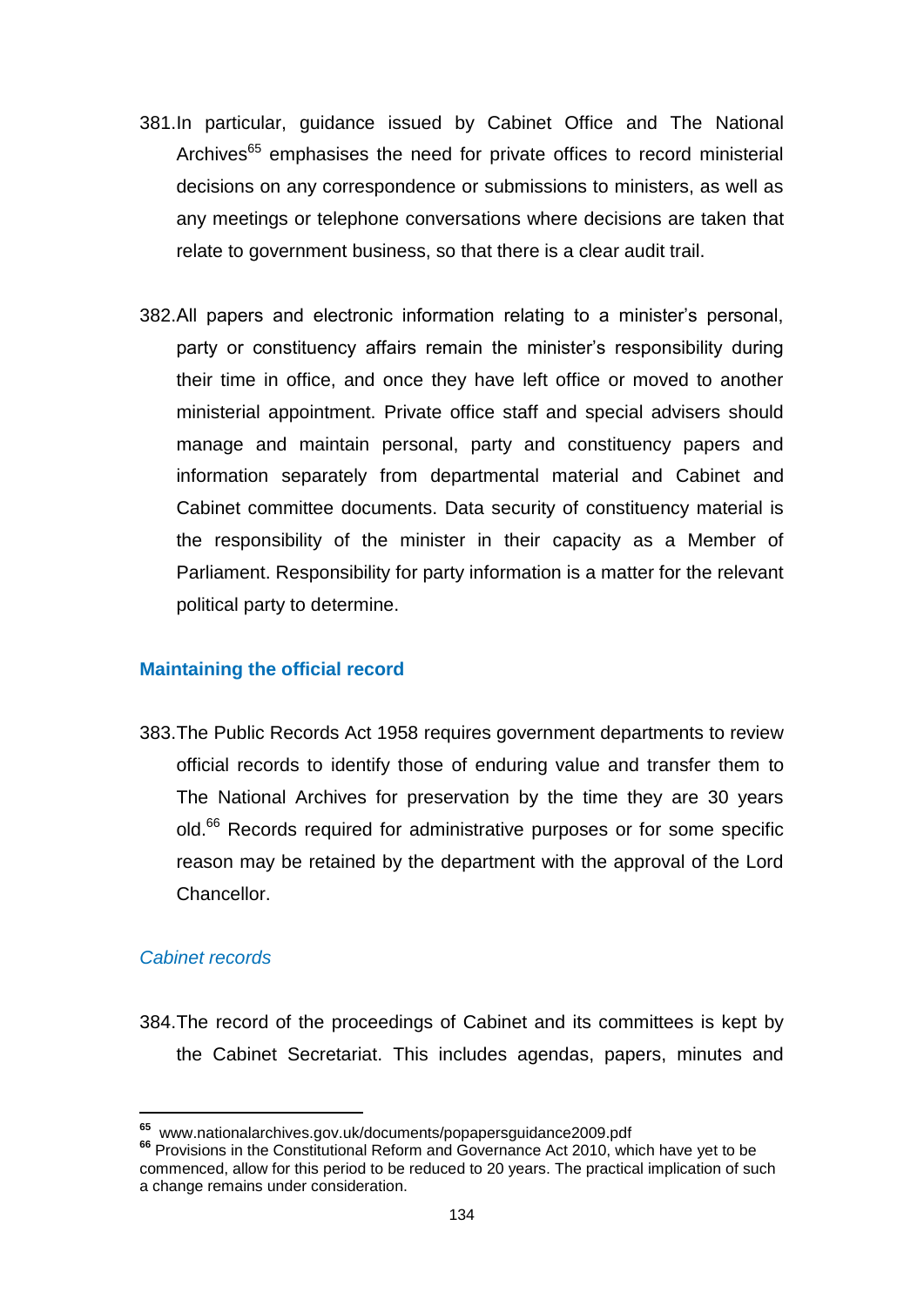381. In particular, guidance issued by Cabinet Office and The National Archives[65] emphasises the need for private offices to record ministerial decisions on any correspondence or submissions to ministers, as well as any meetings or telephone conversations where decisions are taken that relate to government business, so that there is a clear audit trail.

382. All papers and electronic information relating to a minister's personal, party or constituency affairs remain the minister's responsibility during their time in office, and once they have left office or moved to another ministerial appointment. Private office staff and special advisers should manage and maintain personal, party and constituency papers and information separately from departmental material and Cabinet and Cabinet committee documents. Data security of constituency material is the responsibility of the minister in their capacity as a Member of Parliament. Responsibility for party information is a matter for the relevant political party to determine.

## Maintaining the official record

383. The Public Records Act 1958 requires government departments to review official records to identify those of enduring value and transfer them to The National Archives for preservation by the time they are 30 years old.[66] Records required for administrative purposes or for some specific reason may be retained by the department with the approval of the Lord Chancellor.

### *Cabinet records*

384. The record of the proceedings of Cabinet and its committees is kept by the Cabinet Secretariat. This includes agendas, papers, minutes and

---

[65] www.nationalarchives.gov.uk/documents/popapersguidance2009.pdf

[66] Provisions in the Constitutional Reform and Governance Act 2010, which have yet to be commenced, allow for this period to be reduced to 20 years. The practical implication of such a change remains under consideration.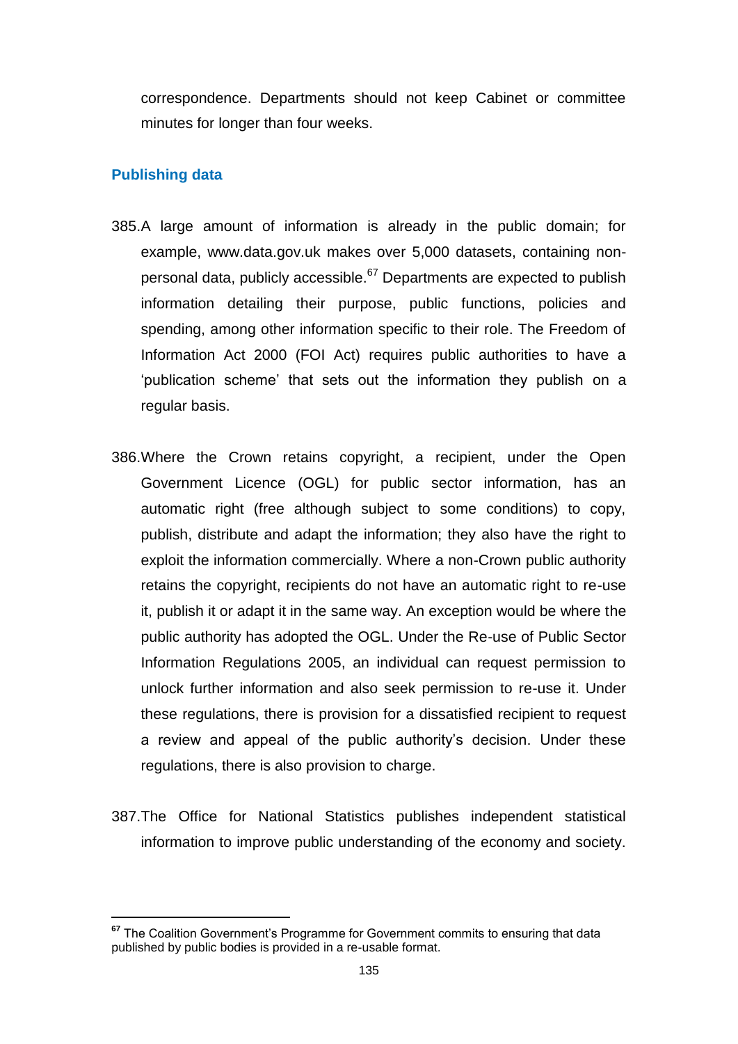correspondence. Departments should not keep Cabinet or committee minutes for longer than four weeks.

## Publishing data

385. A large amount of information is already in the public domain; for example, www.data.gov.uk makes over 5,000 datasets, containing non-personal data, publicly accessible.[67] Departments are expected to publish information detailing their purpose, public functions, policies and spending, among other information specific to their role. The Freedom of Information Act 2000 (FOI Act) requires public authorities to have a 'publication scheme' that sets out the information they publish on a regular basis.

386. Where the Crown retains copyright, a recipient, under the Open Government Licence (OGL) for public sector information, has an automatic right (free although subject to some conditions) to copy, publish, distribute and adapt the information; they also have the right to exploit the information commercially. Where a non-Crown public authority retains the copyright, recipients do not have an automatic right to re-use it, publish it or adapt it in the same way. An exception would be where the public authority has adopted the OGL. Under the Re-use of Public Sector Information Regulations 2005, an individual can request permission to unlock further information and also seek permission to re-use it. Under these regulations, there is provision for a dissatisfied recipient to request a review and appeal of the public authority's decision. Under these regulations, there is also provision to charge.

387. The Office for National Statistics publishes independent statistical information to improve public understanding of the economy and society.

[67] The Coalition Government's Programme for Government commits to ensuring that data published by public bodies is provided in a re-usable format.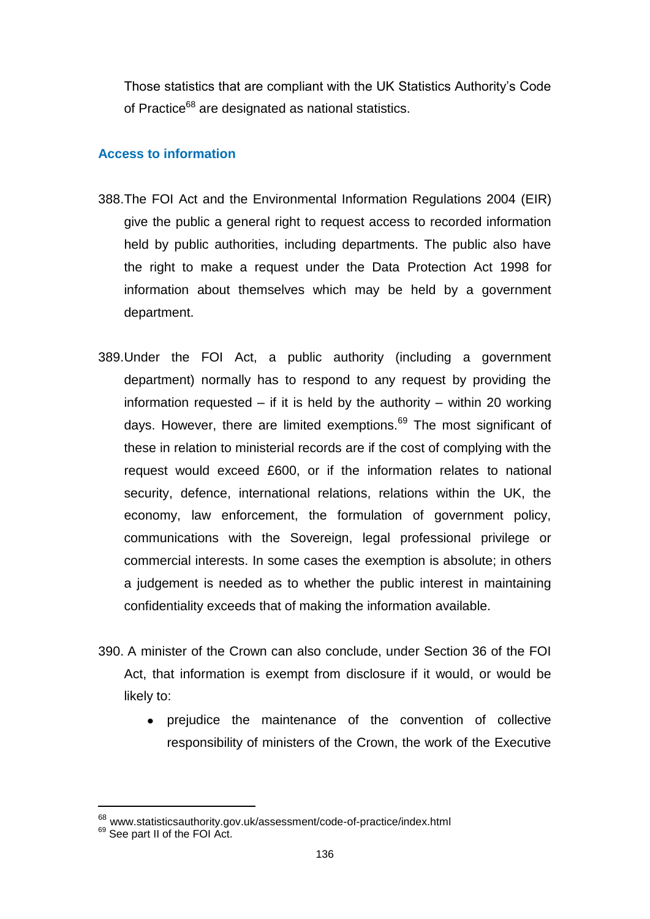Those statistics that are compliant with the UK Statistics Authority's Code of Practice[68] are designated as national statistics.

### Access to information

388. The FOI Act and the Environmental Information Regulations 2004 (EIR) give the public a general right to request access to recorded information held by public authorities, including departments. The public also have the right to make a request under the Data Protection Act 1998 for information about themselves which may be held by a government department.

389. Under the FOI Act, a public authority (including a government department) normally has to respond to any request by providing the information requested – if it is held by the authority – within 20 working days. However, there are limited exemptions.[69] The most significant of these in relation to ministerial records are if the cost of complying with the request would exceed £600, or if the information relates to national security, defence, international relations, relations within the UK, the economy, law enforcement, the formulation of government policy, communications with the Sovereign, legal professional privilege or commercial interests. In some cases the exemption is absolute; in others a judgement is needed as to whether the public interest in maintaining confidentiality exceeds that of making the information available.

390. A minister of the Crown can also conclude, under Section 36 of the FOI Act, that information is exempt from disclosure if it would, or would be likely to:

- prejudice the maintenance of the convention of collective responsibility of ministers of the Crown, the work of the Executive

[68] www.statisticsauthority.gov.uk/assessment/code-of-practice/index.html

[69] See part II of the FOI Act.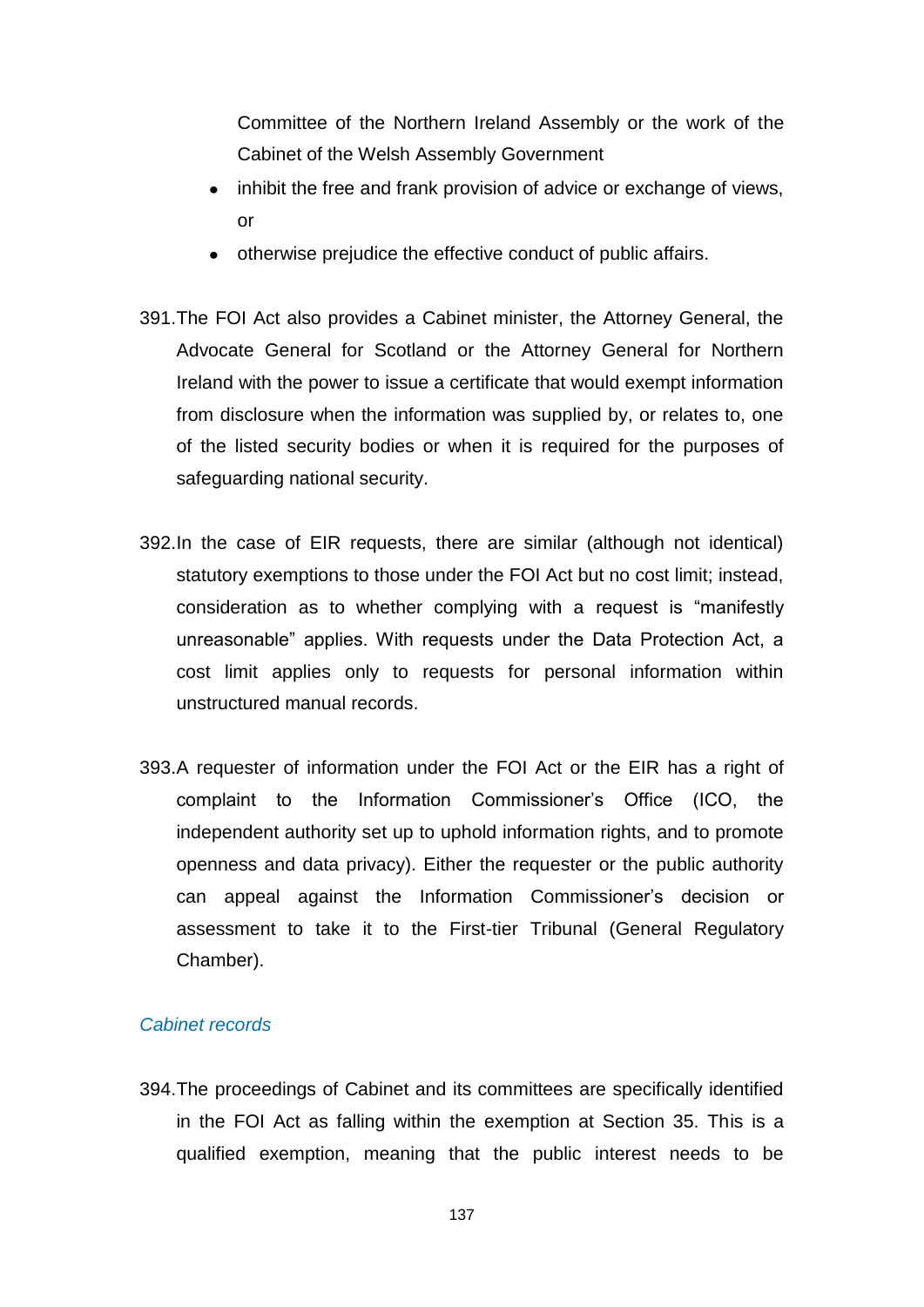Committee of the Northern Ireland Assembly or the work of the Cabinet of the Welsh Assembly Government

- inhibit the free and frank provision of advice or exchange of views, or
- otherwise prejudice the effective conduct of public affairs.

391. The FOI Act also provides a Cabinet minister, the Attorney General, the Advocate General for Scotland or the Attorney General for Northern Ireland with the power to issue a certificate that would exempt information from disclosure when the information was supplied by, or relates to, one of the listed security bodies or when it is required for the purposes of safeguarding national security.

392. In the case of EIR requests, there are similar (although not identical) statutory exemptions to those under the FOI Act but no cost limit; instead, consideration as to whether complying with a request is "manifestly unreasonable" applies. With requests under the Data Protection Act, a cost limit applies only to requests for personal information within unstructured manual records.

393. A requester of information under the FOI Act or the EIR has a right of complaint to the Information Commissioner's Office (ICO, the independent authority set up to uphold information rights, and to promote openness and data privacy). Either the requester or the public authority can appeal against the Information Commissioner's decision or assessment to take it to the First-tier Tribunal (General Regulatory Chamber).

### *Cabinet records*

394. The proceedings of Cabinet and its committees are specifically identified in the FOI Act as falling within the exemption at Section 35. This is a qualified exemption, meaning that the public interest needs to be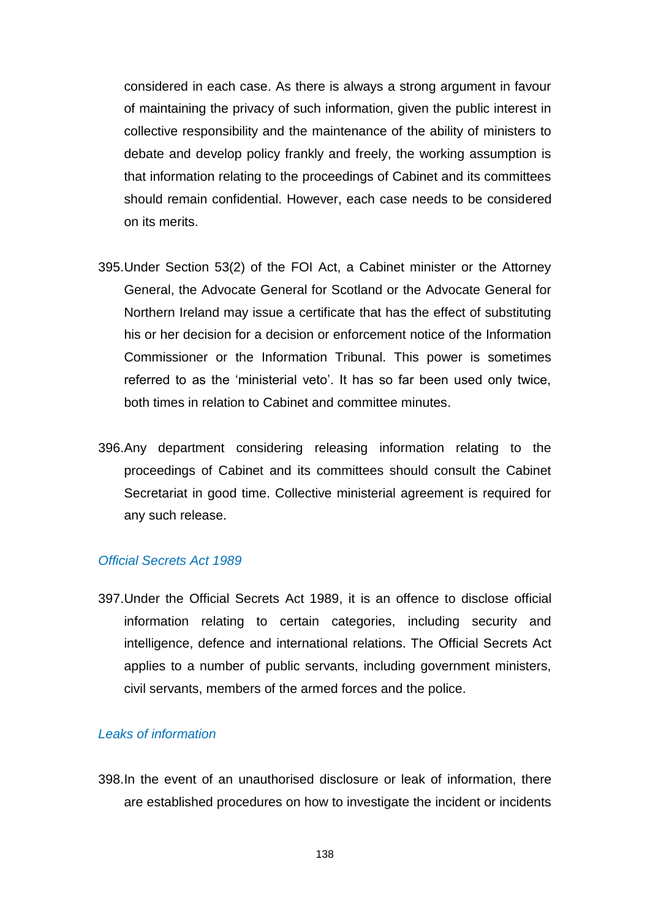considered in each case. As there is always a strong argument in favour of maintaining the privacy of such information, given the public interest in collective responsibility and the maintenance of the ability of ministers to debate and develop policy frankly and freely, the working assumption is that information relating to the proceedings of Cabinet and its committees should remain confidential. However, each case needs to be considered on its merits.

395. Under Section 53(2) of the FOI Act, a Cabinet minister or the Attorney General, the Advocate General for Scotland or the Advocate General for Northern Ireland may issue a certificate that has the effect of substituting his or her decision for a decision or enforcement notice of the Information Commissioner or the Information Tribunal. This power is sometimes referred to as the 'ministerial veto'. It has so far been used only twice, both times in relation to Cabinet and committee minutes.

396. Any department considering releasing information relating to the proceedings of Cabinet and its committees should consult the Cabinet Secretariat in good time. Collective ministerial agreement is required for any such release.

### *Official Secrets Act 1989*

397. Under the Official Secrets Act 1989, it is an offence to disclose official information relating to certain categories, including security and intelligence, defence and international relations. The Official Secrets Act applies to a number of public servants, including government ministers, civil servants, members of the armed forces and the police.

### *Leaks of information*

398. In the event of an unauthorised disclosure or leak of information, there are established procedures on how to investigate the incident or incidents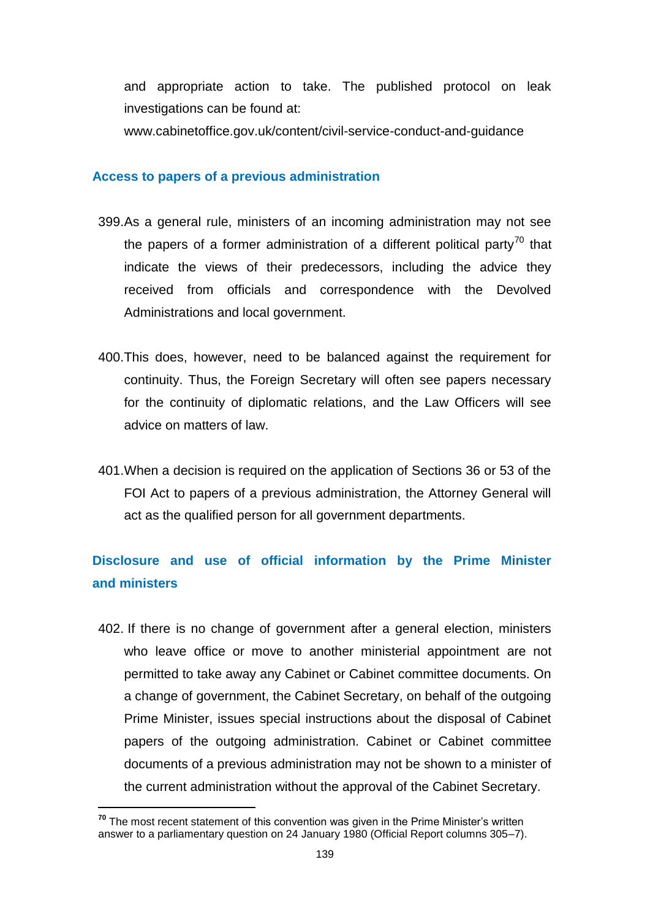and appropriate action to take. The published protocol on leak investigations can be found at: www.cabinetoffice.gov.uk/content/civil-service-conduct-and-guidance

## Access to papers of a previous administration

399. As a general rule, ministers of an incoming administration may not see the papers of a former administration of a different political party[70] that indicate the views of their predecessors, including the advice they received from officials and correspondence with the Devolved Administrations and local government.

400. This does, however, need to be balanced against the requirement for continuity. Thus, the Foreign Secretary will often see papers necessary for the continuity of diplomatic relations, and the Law Officers will see advice on matters of law.

401. When a decision is required on the application of Sections 36 or 53 of the FOI Act to papers of a previous administration, the Attorney General will act as the qualified person for all government departments.

## Disclosure and use of official information by the Prime Minister and ministers

402. If there is no change of government after a general election, ministers who leave office or move to another ministerial appointment are not permitted to take away any Cabinet or Cabinet committee documents. On a change of government, the Cabinet Secretary, on behalf of the outgoing Prime Minister, issues special instructions about the disposal of Cabinet papers of the outgoing administration. Cabinet or Cabinet committee documents of a previous administration may not be shown to a minister of the current administration without the approval of the Cabinet Secretary.

---

[70] The most recent statement of this convention was given in the Prime Minister's written answer to a parliamentary question on 24 January 1980 (Official Report columns 305–7).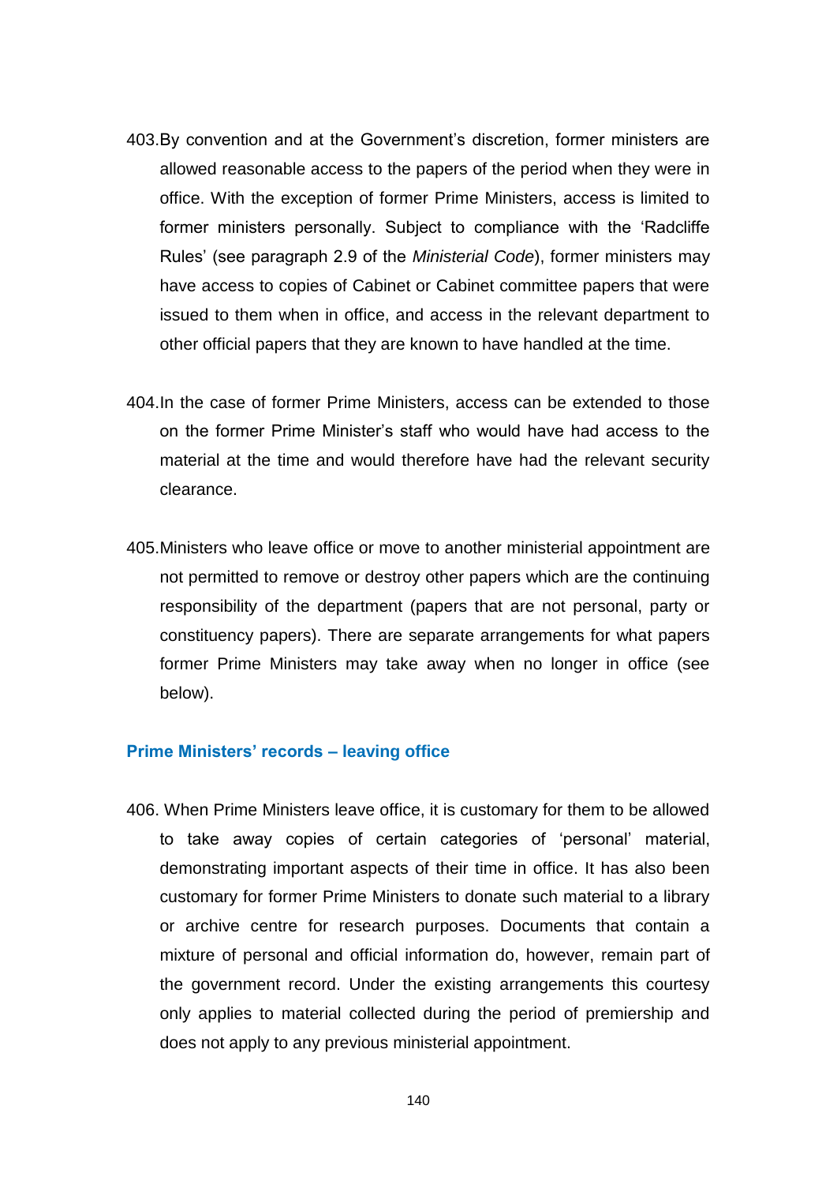403. By convention and at the Government's discretion, former ministers are allowed reasonable access to the papers of the period when they were in office. With the exception of former Prime Ministers, access is limited to former ministers personally. Subject to compliance with the 'Radcliffe Rules' (see paragraph 2.9 of the *Ministerial Code*), former ministers may have access to copies of Cabinet or Cabinet committee papers that were issued to them when in office, and access in the relevant department to other official papers that they are known to have handled at the time.

404. In the case of former Prime Ministers, access can be extended to those on the former Prime Minister's staff who would have had access to the material at the time and would therefore have had the relevant security clearance.

405. Ministers who leave office or move to another ministerial appointment are not permitted to remove or destroy other papers which are the continuing responsibility of the department (papers that are not personal, party or constituency papers). There are separate arrangements for what papers former Prime Ministers may take away when no longer in office (see below).

### Prime Ministers' records – leaving office

406. When Prime Ministers leave office, it is customary for them to be allowed to take away copies of certain categories of 'personal' material, demonstrating important aspects of their time in office. It has also been customary for former Prime Ministers to donate such material to a library or archive centre for research purposes. Documents that contain a mixture of personal and official information do, however, remain part of the government record. Under the existing arrangements this courtesy only applies to material collected during the period of premiership and does not apply to any previous ministerial appointment.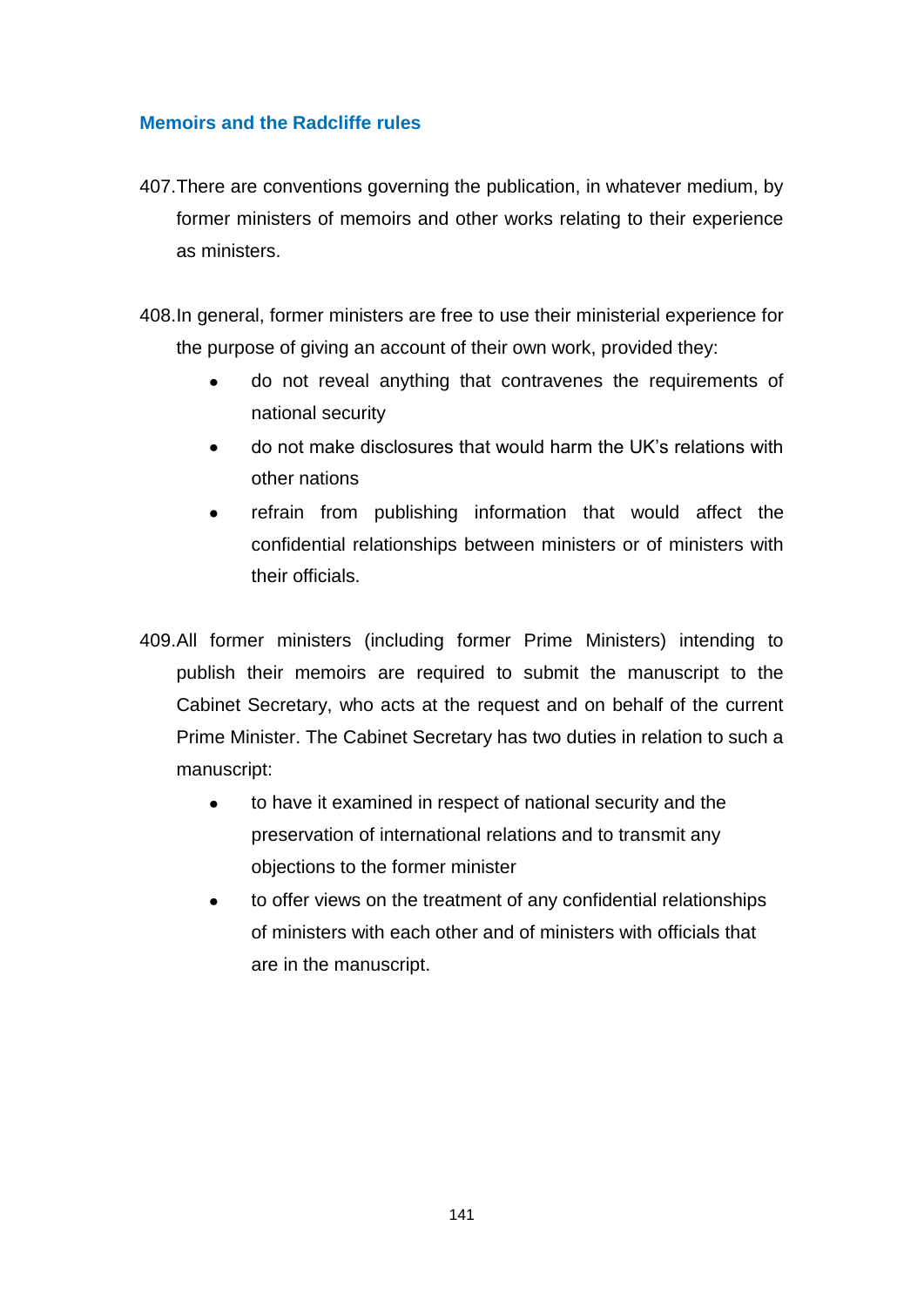## Memoirs and the Radcliffe rules

407. There are conventions governing the publication, in whatever medium, by former ministers of memoirs and other works relating to their experience as ministers.

408. In general, former ministers are free to use their ministerial experience for the purpose of giving an account of their own work, provided they:

- do not reveal anything that contravenes the requirements of national security
- do not make disclosures that would harm the UK's relations with other nations
- refrain from publishing information that would affect the confidential relationships between ministers or of ministers with their officials.

409. All former ministers (including former Prime Ministers) intending to publish their memoirs are required to submit the manuscript to the Cabinet Secretary, who acts at the request and on behalf of the current Prime Minister. The Cabinet Secretary has two duties in relation to such a manuscript:

- to have it examined in respect of national security and the preservation of international relations and to transmit any objections to the former minister
- to offer views on the treatment of any confidential relationships of ministers with each other and of ministers with officials that are in the manuscript.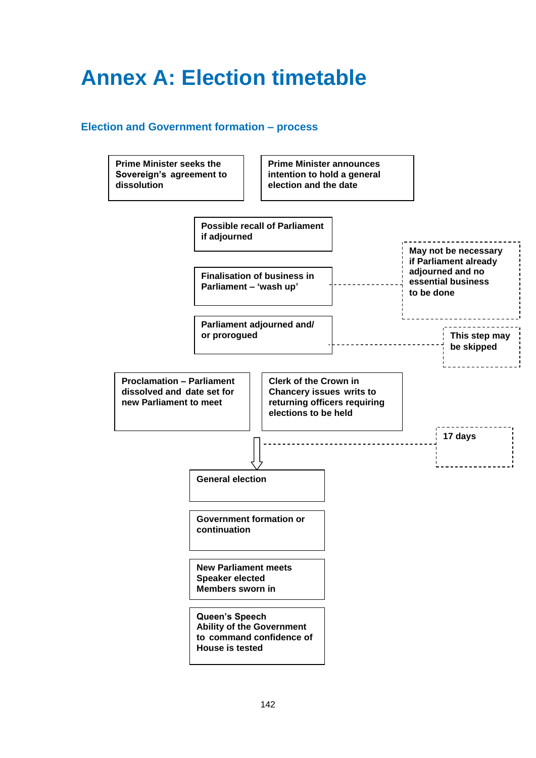# Annex A: Election timetable

## Election and Government formation – process

**Prime Minister seeks the Sovereign's agreement to dissolution**

**Prime Minister announces intention to hold a general election and the date**

**Possible recall of Parliament if adjourned**

**Finalisation of business in Parliament – 'wash up'**

**May not be necessary if Parliament already adjourned and no essential business to be done**

**Parliament adjourned and/ or prorogued**

**This step may be skipped**

**Proclamation – Parliament dissolved and date set for new Parliament to meet**

**Clerk of the Crown in Chancery issues writs to returning officers requiring elections to be held**

**17 days**

**General election**

**Government formation or continuation**

**New Parliament meets**
**Speaker elected**
**Members sworn in**

**Queen's Speech**
**Ability of the Government to command confidence of House is tested**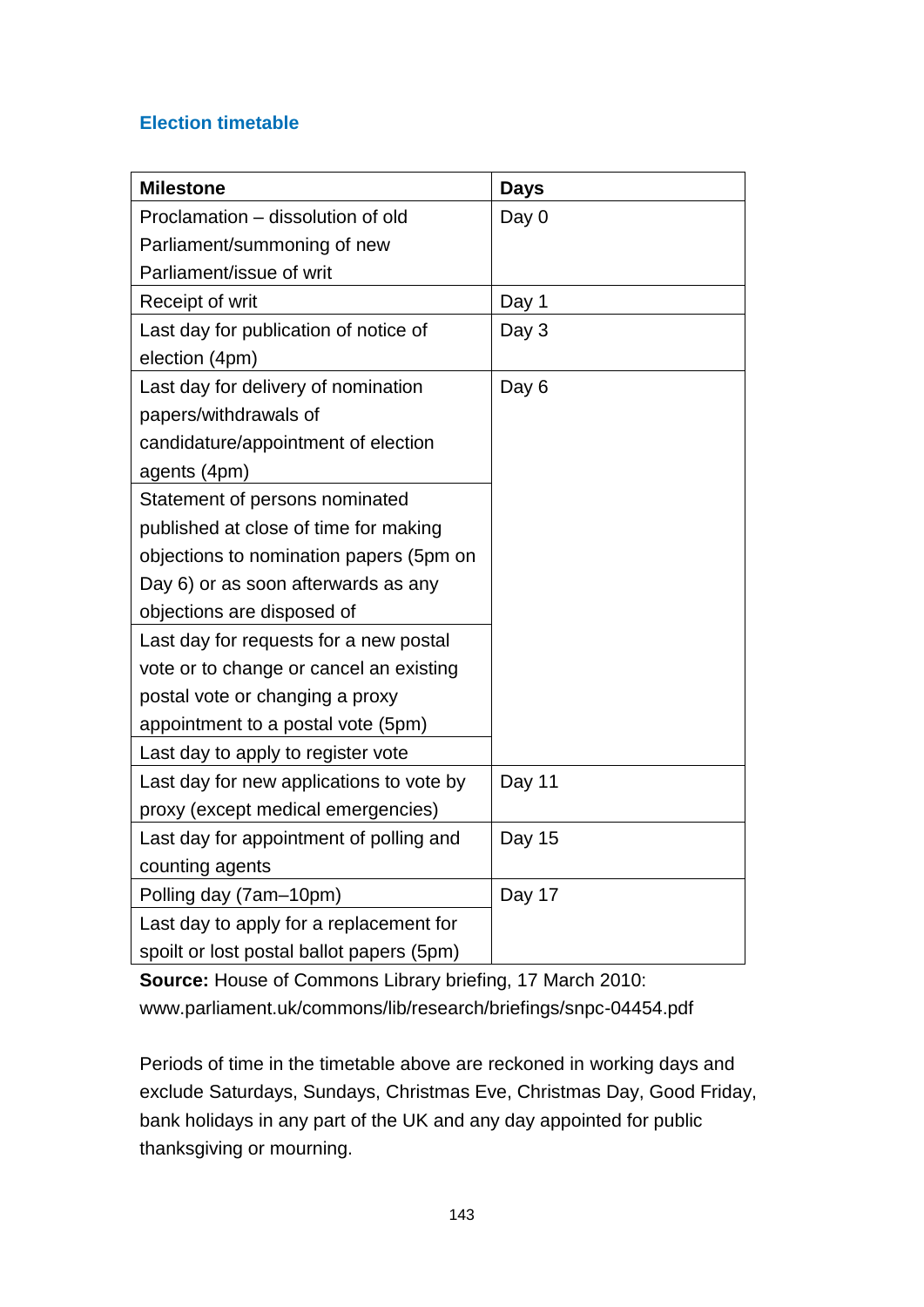### Election timetable

| Milestone | Days |
|---|---|
| Proclamation – dissolution of old Parliament/summoning of new Parliament/issue of writ | Day 0 |
| Receipt of writ | Day 1 |
| Last day for publication of notice of election (4pm) | Day 3 |
| Last day for delivery of nomination papers/withdrawals of candidature/appointment of election agents (4pm) | Day 6 |
| Statement of persons nominated published at close of time for making objections to nomination papers (5pm on Day 6) or as soon afterwards as any objections are disposed of | |
| Last day for requests for a new postal vote or to change or cancel an existing postal vote or changing a proxy appointment to a postal vote (5pm) | |
| Last day to apply to register vote | |
| Last day for new applications to vote by proxy (except medical emergencies) | Day 11 |
| Last day for appointment of polling and counting agents | Day 15 |
| Polling day (7am–10pm) | Day 17 |
| Last day to apply for a replacement for spoilt or lost postal ballot papers (5pm) | |

**Source:** House of Commons Library briefing, 17 March 2010: www.parliament.uk/commons/lib/research/briefings/snpc-04454.pdf

Periods of time in the timetable above are reckoned in working days and exclude Saturdays, Sundays, Christmas Eve, Christmas Day, Good Friday, bank holidays in any part of the UK and any day appointed for public thanksgiving or mourning.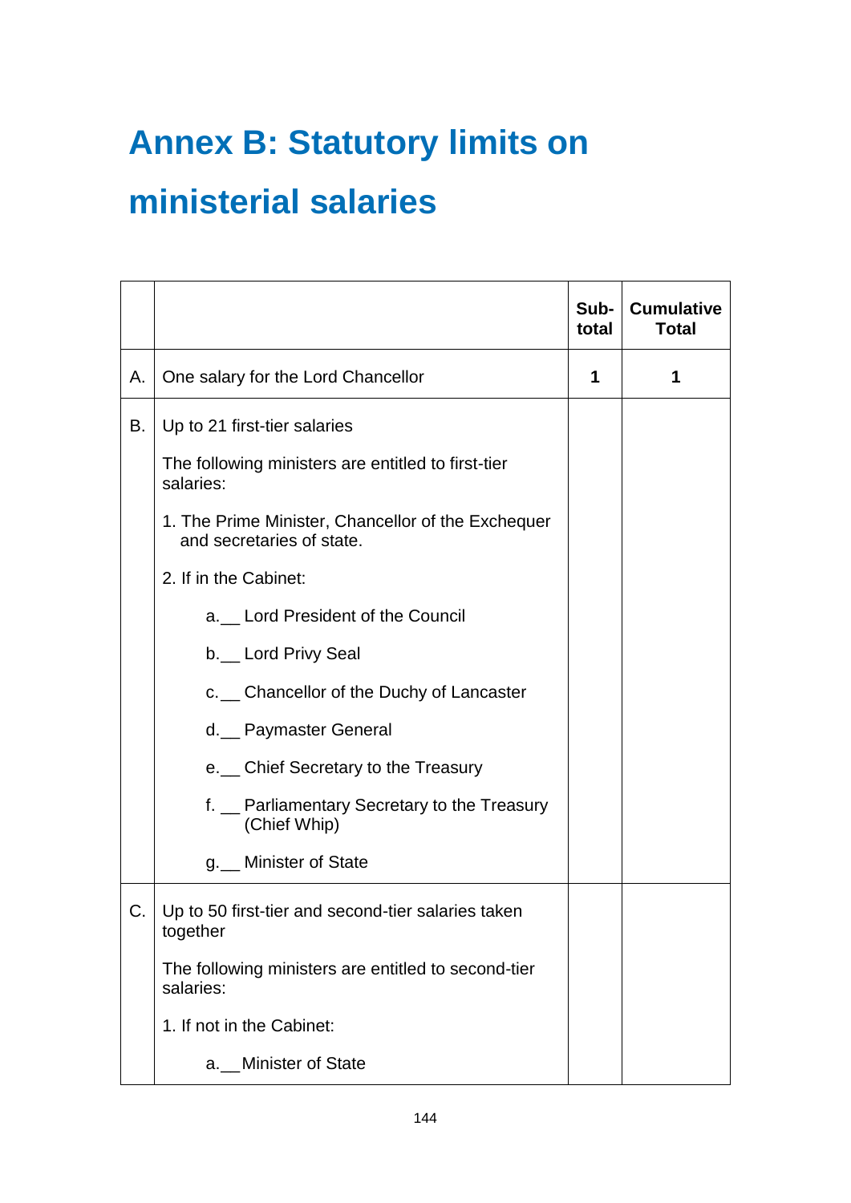# Annex B: Statutory limits on ministerial salaries

| | | Sub-total | Cumulative Total |
|---|---|---|---|
| A. | One salary for the Lord Chancellor | **1** | **1** |
| B. | Up to 21 first-tier salaries<br><br>The following ministers are entitled to first-tier salaries:<br><br>1. The Prime Minister, Chancellor of the Exchequer and secretaries of state.<br><br>2. If in the Cabinet:<br><br>a.__ Lord President of the Council<br><br>b.__ Lord Privy Seal<br><br>c.__ Chancellor of the Duchy of Lancaster<br><br>d.__ Paymaster General<br><br>e.__ Chief Secretary to the Treasury<br><br>f. __ Parliamentary Secretary to the Treasury (Chief Whip)<br><br>g.__ Minister of State | | |
| C. | Up to 50 first-tier and second-tier salaries taken together<br><br>The following ministers are entitled to second-tier salaries:<br><br>1. If not in the Cabinet:<br><br>a.__Minister of State | | |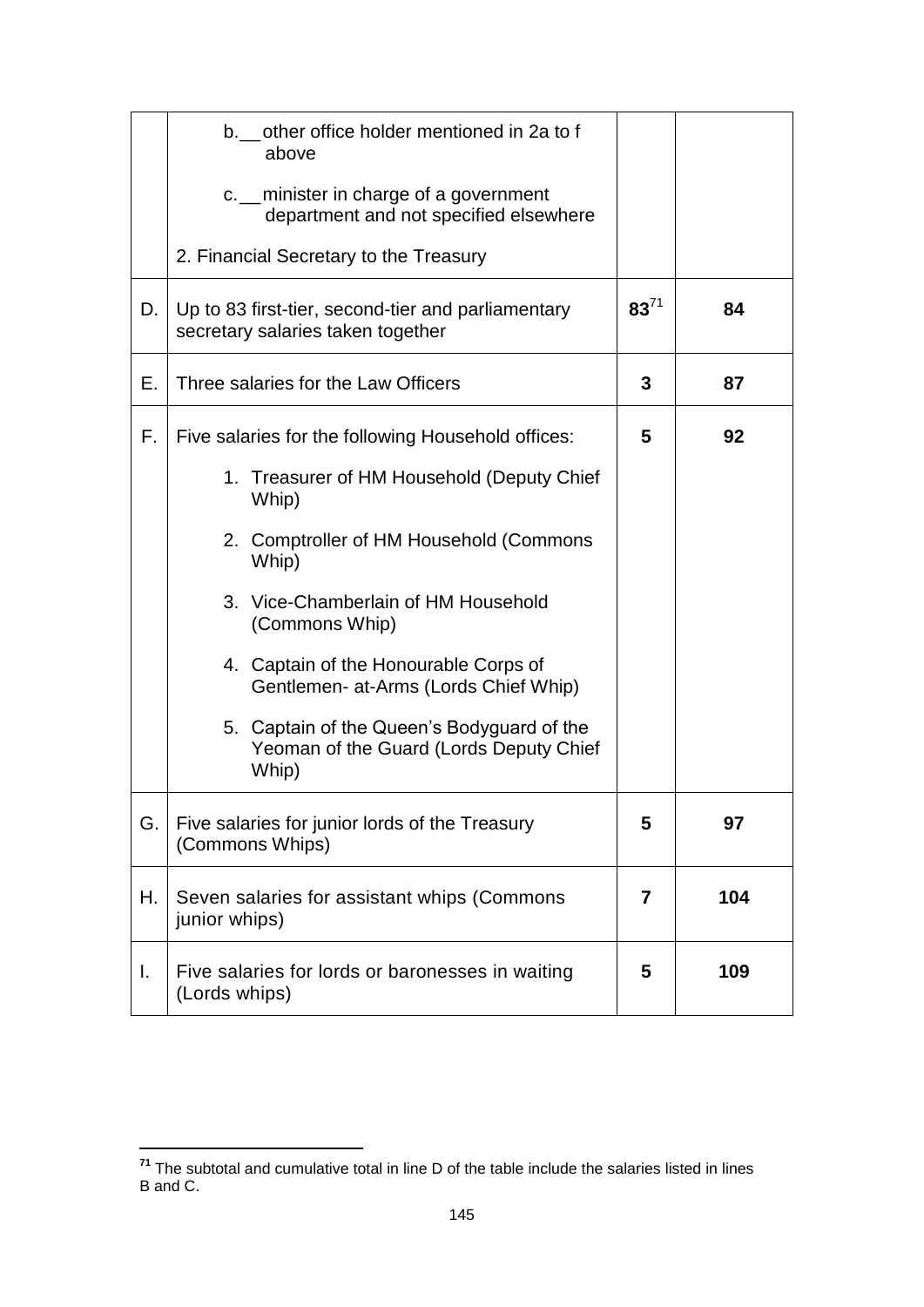| | | | |
|---|---|---|---|
| | b.__other office holder mentioned in 2a to f above<br><br>c.__minister in charge of a government department and not specified elsewhere<br><br>2. Financial Secretary to the Treasury | | |
| D. | Up to 83 first-tier, second-tier and parliamentary secretary salaries taken together | **83**[71] | **84** |
| E. | Three salaries for the Law Officers | **3** | **87** |
| F. | Five salaries for the following Household offices:<br><br>1. Treasurer of HM Household (Deputy Chief Whip)<br><br>2. Comptroller of HM Household (Commons Whip)<br><br>3. Vice-Chamberlain of HM Household (Commons Whip)<br><br>4. Captain of the Honourable Corps of Gentlemen- at-Arms (Lords Chief Whip)<br><br>5. Captain of the Queen's Bodyguard of the Yeoman of the Guard (Lords Deputy Chief Whip) | **5** | **92** |
| G. | Five salaries for junior lords of the Treasury (Commons Whips) | **5** | **97** |
| H. | Seven salaries for assistant whips (Commons junior whips) | **7** | **104** |
| I. | Five salaries for lords or baronesses in waiting (Lords whips) | **5** | **109** |

[71] The subtotal and cumulative total in line D of the table include the salaries listed in lines B and C.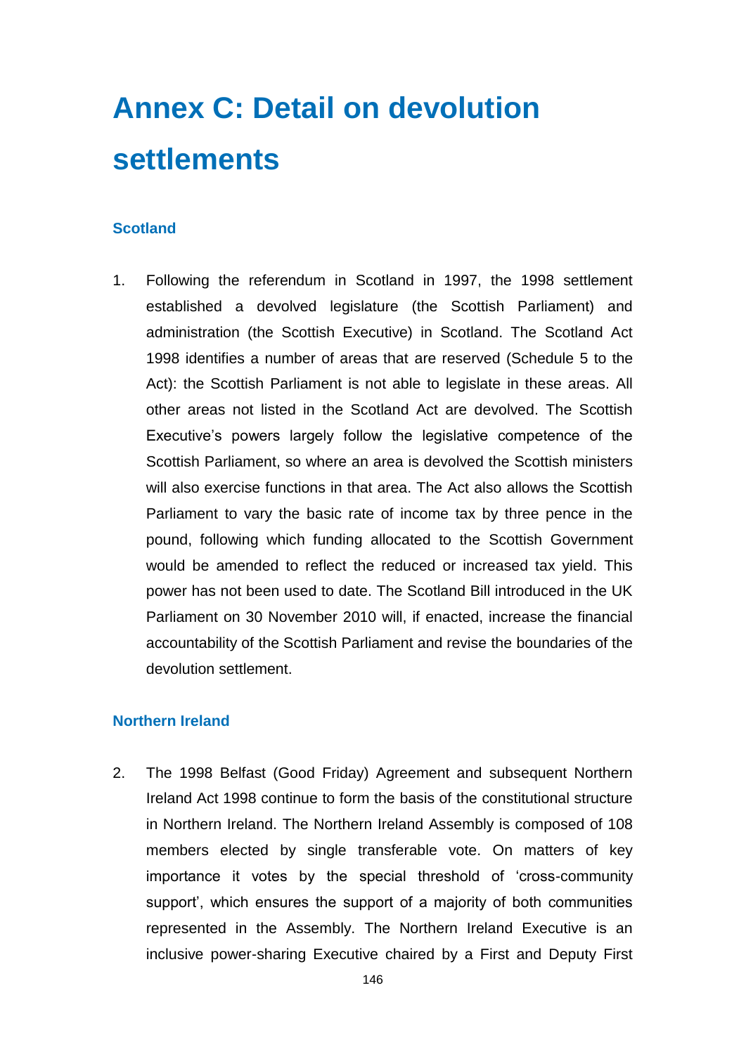# Annex C: Detail on devolution settlements

### Scotland

1. Following the referendum in Scotland in 1997, the 1998 settlement established a devolved legislature (the Scottish Parliament) and administration (the Scottish Executive) in Scotland. The Scotland Act 1998 identifies a number of areas that are reserved (Schedule 5 to the Act): the Scottish Parliament is not able to legislate in these areas. All other areas not listed in the Scotland Act are devolved. The Scottish Executive's powers largely follow the legislative competence of the Scottish Parliament, so where an area is devolved the Scottish ministers will also exercise functions in that area. The Act also allows the Scottish Parliament to vary the basic rate of income tax by three pence in the pound, following which funding allocated to the Scottish Government would be amended to reflect the reduced or increased tax yield. This power has not been used to date. The Scotland Bill introduced in the UK Parliament on 30 November 2010 will, if enacted, increase the financial accountability of the Scottish Parliament and revise the boundaries of the devolution settlement.

### Northern Ireland

2. The 1998 Belfast (Good Friday) Agreement and subsequent Northern Ireland Act 1998 continue to form the basis of the constitutional structure in Northern Ireland. The Northern Ireland Assembly is composed of 108 members elected by single transferable vote. On matters of key importance it votes by the special threshold of 'cross-community support', which ensures the support of a majority of both communities represented in the Assembly. The Northern Ireland Executive is an inclusive power-sharing Executive chaired by a First and Deputy First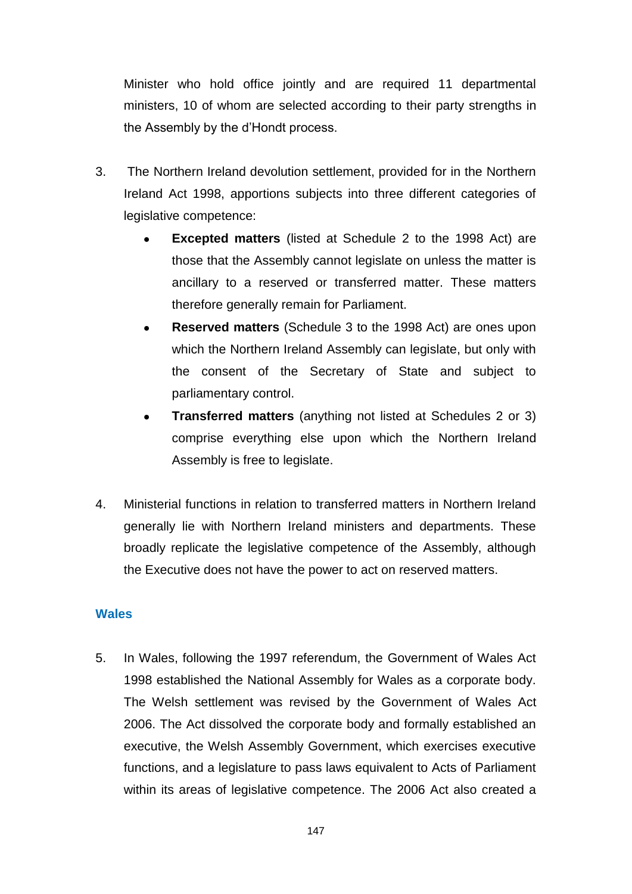Minister who hold office jointly and are required 11 departmental ministers, 10 of whom are selected according to their party strengths in the Assembly by the d'Hondt process.

3. The Northern Ireland devolution settlement, provided for in the Northern Ireland Act 1998, apportions subjects into three different categories of legislative competence:

   - **Excepted matters** (listed at Schedule 2 to the 1998 Act) are those that the Assembly cannot legislate on unless the matter is ancillary to a reserved or transferred matter. These matters therefore generally remain for Parliament.
   - **Reserved matters** (Schedule 3 to the 1998 Act) are ones upon which the Northern Ireland Assembly can legislate, but only with the consent of the Secretary of State and subject to parliamentary control.
   - **Transferred matters** (anything not listed at Schedules 2 or 3) comprise everything else upon which the Northern Ireland Assembly is free to legislate.

4. Ministerial functions in relation to transferred matters in Northern Ireland generally lie with Northern Ireland ministers and departments. These broadly replicate the legislative competence of the Assembly, although the Executive does not have the power to act on reserved matters.

### Wales

5. In Wales, following the 1997 referendum, the Government of Wales Act 1998 established the National Assembly for Wales as a corporate body. The Welsh settlement was revised by the Government of Wales Act 2006. The Act dissolved the corporate body and formally established an executive, the Welsh Assembly Government, which exercises executive functions, and a legislature to pass laws equivalent to Acts of Parliament within its areas of legislative competence. The 2006 Act also created a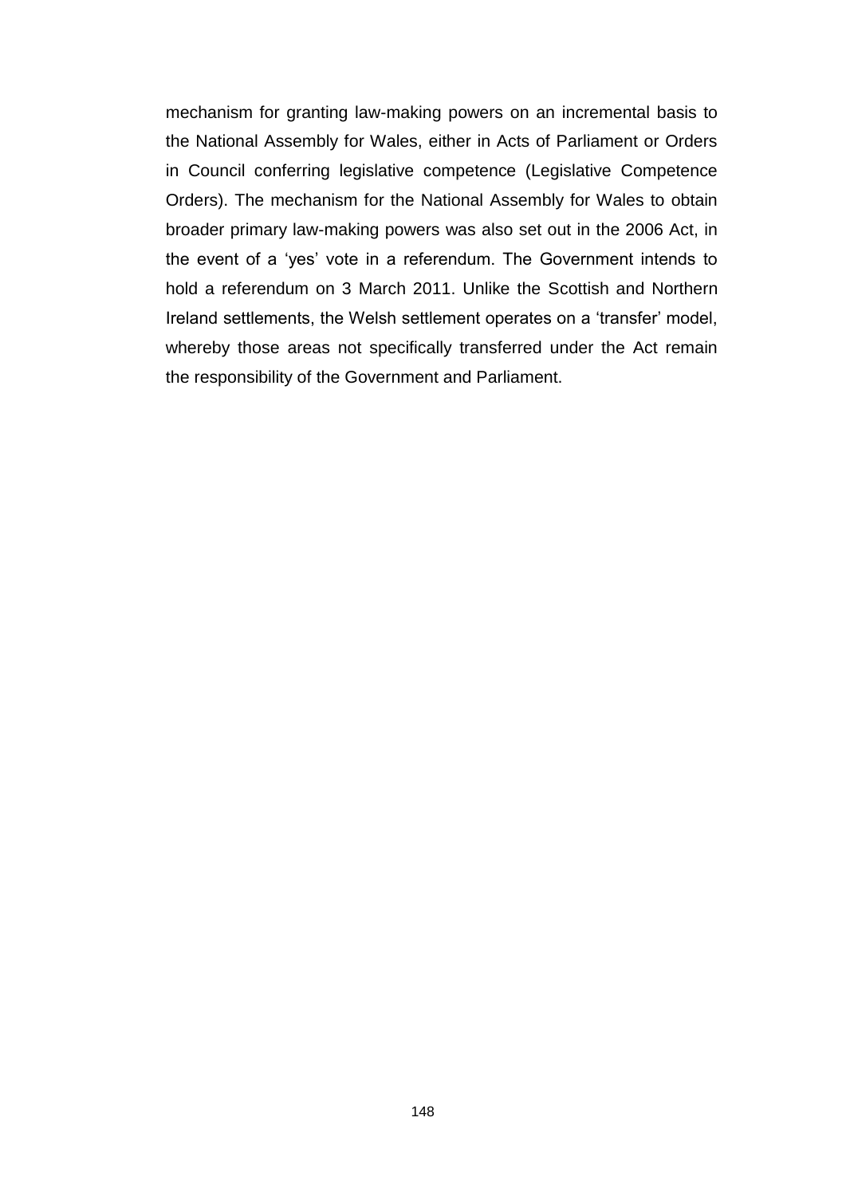mechanism for granting law-making powers on an incremental basis to the National Assembly for Wales, either in Acts of Parliament or Orders in Council conferring legislative competence (Legislative Competence Orders). The mechanism for the National Assembly for Wales to obtain broader primary law-making powers was also set out in the 2006 Act, in the event of a 'yes' vote in a referendum. The Government intends to hold a referendum on 3 March 2011. Unlike the Scottish and Northern Ireland settlements, the Welsh settlement operates on a 'transfer' model, whereby those areas not specifically transferred under the Act remain the responsibility of the Government and Parliament.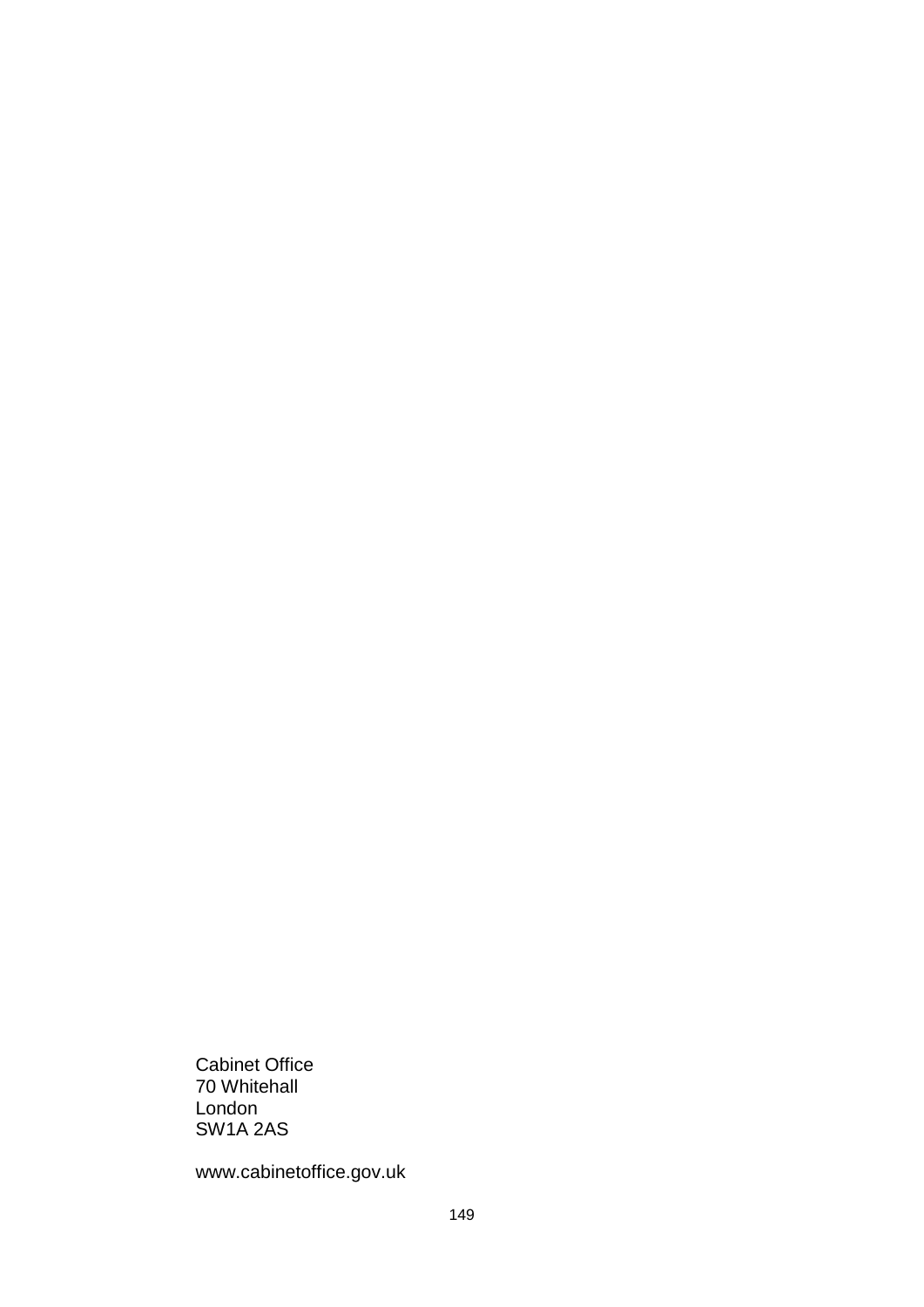Cabinet Office
70 Whitehall
London
SW1A 2AS

www.cabinetoffice.gov.uk